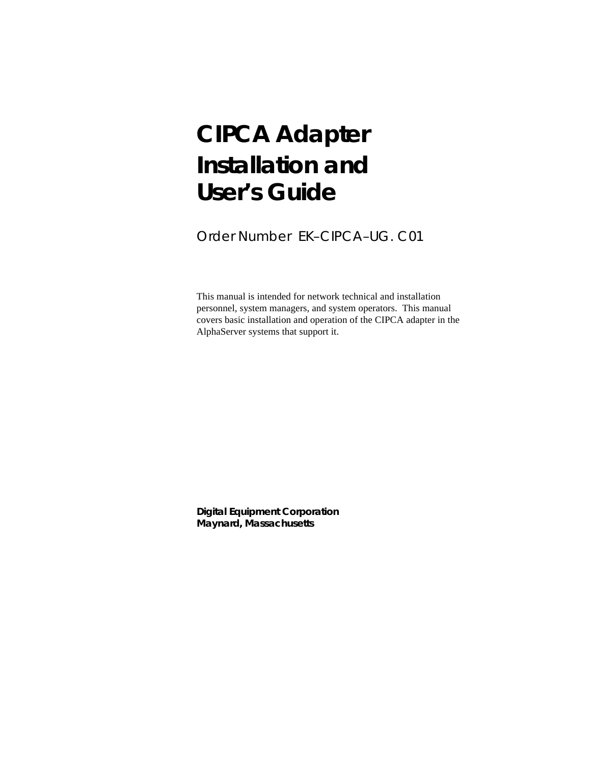# CIPCA Adapter Installation and User's Guide

Order Number EK–CIPCA–UG. C01

This manual is intended for network technical and installation personnel, system managers, and system operators. This manual covers basic installation and operation of the CIPCA adapter in the AlphaServer systems that support it.

**Digital Equipment Corporation**
**Maynard, Massachusetts**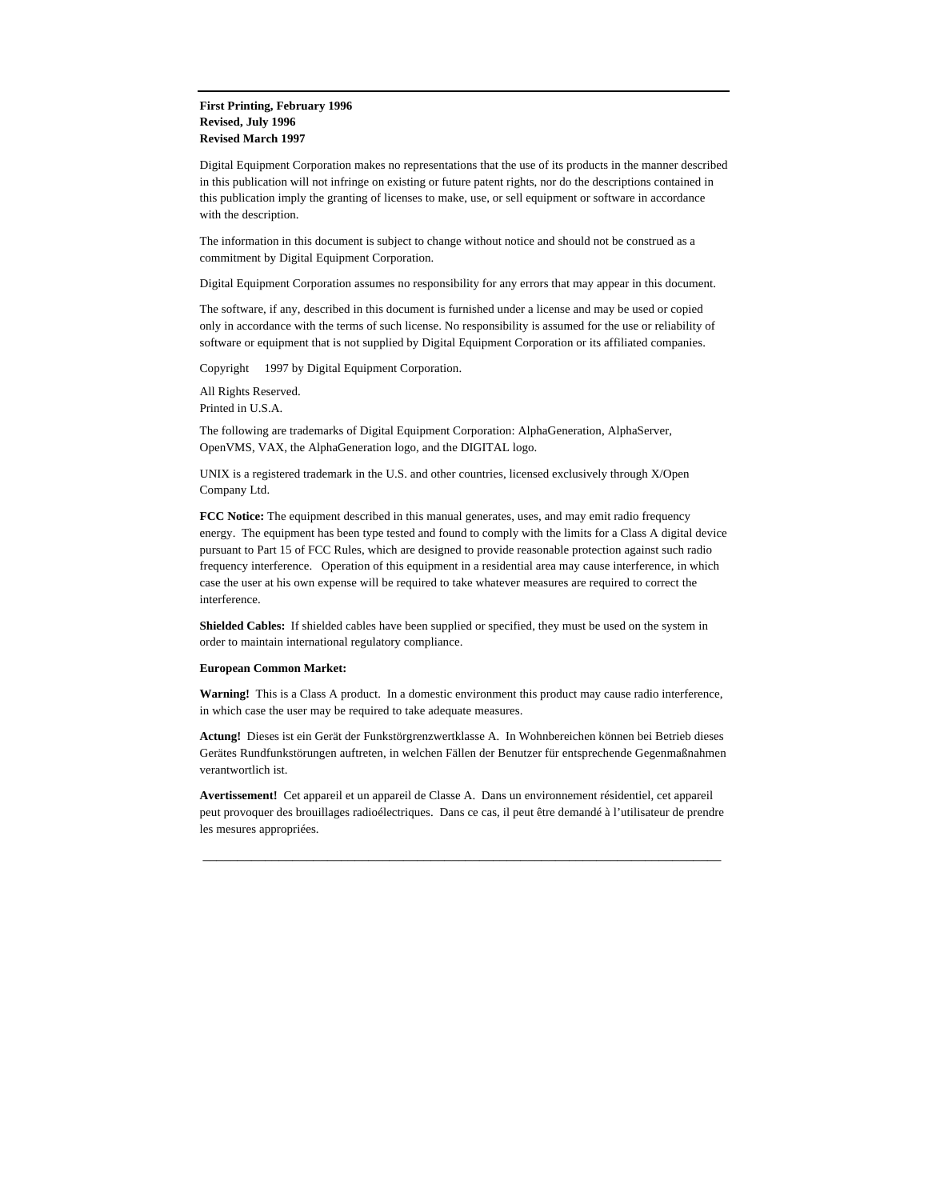**First Printing, February 1996**
**Revised, July 1996**
**Revised March 1997**

Digital Equipment Corporation makes no representations that the use of its products in the manner described in this publication will not infringe on existing or future patent rights, nor do the descriptions contained in this publication imply the granting of licenses to make, use, or sell equipment or software in accordance with the description.

The information in this document is subject to change without notice and should not be construed as a commitment by Digital Equipment Corporation.

Digital Equipment Corporation assumes no responsibility for any errors that may appear in this document.

The software, if any, described in this document is furnished under a license and may be used or copied only in accordance with the terms of such license. No responsibility is assumed for the use or reliability of software or equipment that is not supplied by Digital Equipment Corporation or its affiliated companies.

Copyright 1997 by Digital Equipment Corporation.

All Rights Reserved.
Printed in U.S.A.

The following are trademarks of Digital Equipment Corporation: AlphaGeneration, AlphaServer, OpenVMS, VAX, the AlphaGeneration logo, and the DIGITAL logo.

UNIX is a registered trademark in the U.S. and other countries, licensed exclusively through X/Open Company Ltd.

**FCC Notice:** The equipment described in this manual generates, uses, and may emit radio frequency energy. The equipment has been type tested and found to comply with the limits for a Class A digital device pursuant to Part 15 of FCC Rules, which are designed to provide reasonable protection against such radio frequency interference. Operation of this equipment in a residential area may cause interference, in which case the user at his own expense will be required to take whatever measures are required to correct the interference.

**Shielded Cables:** If shielded cables have been supplied or specified, they must be used on the system in order to maintain international regulatory compliance.

**European Common Market:**

**Warning!** This is a Class A product. In a domestic environment this product may cause radio interference, in which case the user may be required to take adequate measures.

**Actung!** Dieses ist ein Gerät der Funkstörgrenzwertklasse A. In Wohnbereichen können bei Betrieb dieses Gerätes Rundfunkstörungen auftreten, in welchen Fällen der Benutzer für entsprechende Gegenmaßnahmen verantwortlich ist.

**Avertissement!** Cet appareil et un appareil de Classe A. Dans un environnement résidentiel, cet appareil peut provoquer des brouillages radioélectriques. Dans ce cas, il peut être demandé à l'utilisateur de prendre les mesures appropriées.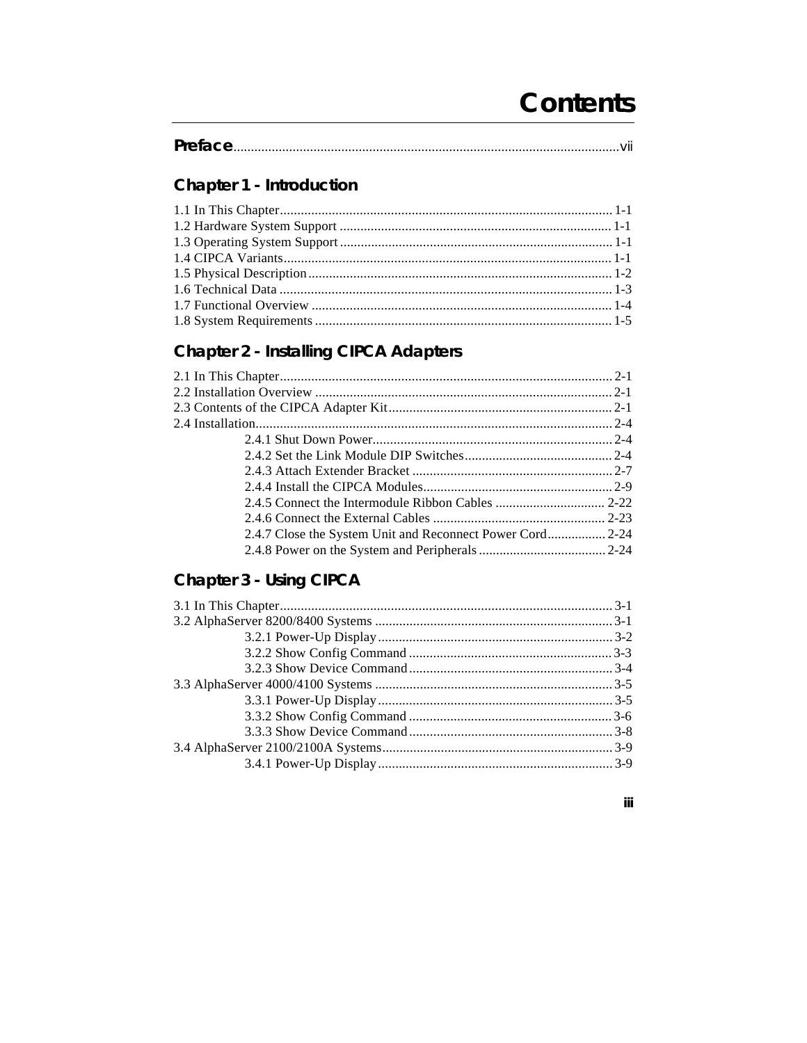# Contents

**Preface**..........vii

## Chapter 1 - Introduction

1.1 In This Chapter..........1-1
1.2 Hardware System Support..........1-1
1.3 Operating System Support..........1-1
1.4 CIPCA Variants..........1-1
1.5 Physical Description..........1-2
1.6 Technical Data..........1-3
1.7 Functional Overview..........1-4
1.8 System Requirements..........1-5

## Chapter 2 - Installing CIPCA Adapters

2.1 In This Chapter..........2-1
2.2 Installation Overview..........2-1
2.3 Contents of the CIPCA Adapter Kit..........2-1
2.4 Installation..........2-4
  2.4.1 Shut Down Power..........2-4
  2.4.2 Set the Link Module DIP Switches..........2-4
  2.4.3 Attach Extender Bracket..........2-7
  2.4.4 Install the CIPCA Modules..........2-9
  2.4.5 Connect the Intermodule Ribbon Cables..........2-22
  2.4.6 Connect the External Cables..........2-23
  2.4.7 Close the System Unit and Reconnect Power Cord..........2-24
  2.4.8 Power on the System and Peripherals..........2-24

## Chapter 3 - Using CIPCA

3.1 In This Chapter..........3-1
3.2 AlphaServer 8200/8400 Systems..........3-1
  3.2.1 Power-Up Display..........3-2
  3.2.2 Show Config Command..........3-3
  3.2.3 Show Device Command..........3-4
3.3 AlphaServer 4000/4100 Systems..........3-5
  3.3.1 Power-Up Display..........3-5
  3.3.2 Show Config Command..........3-6
  3.3.3 Show Device Command..........3-8
3.4 AlphaServer 2100/2100A Systems..........3-9
  3.4.1 Power-Up Display..........3-9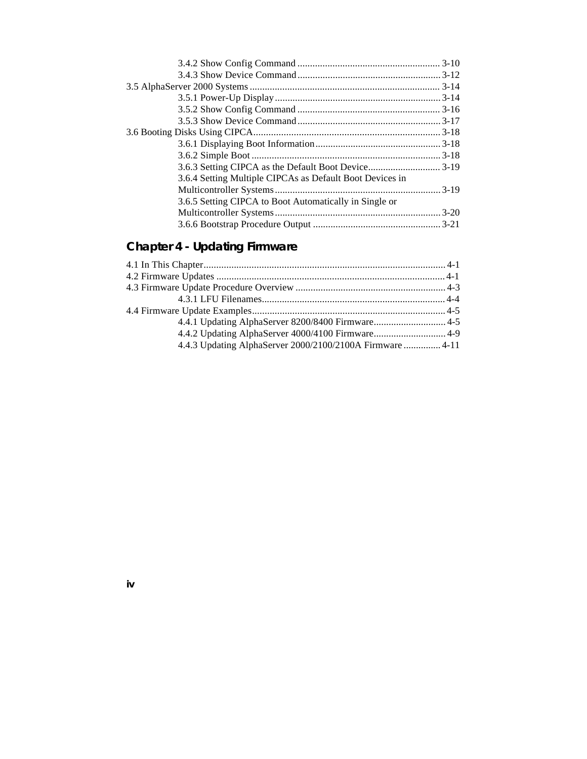3.4.2 Show Config Command ......................................................... 3-10
3.4.3 Show Device Command ......................................................... 3-12
3.5 AlphaServer 2000 Systems ........................................................................... 3-14
3.5.1 Power-Up Display ................................................................. 3-14
3.5.2 Show Config Command ......................................................... 3-16
3.5.3 Show Device Command ......................................................... 3-17
3.6 Booting Disks Using CIPCA ......................................................................... 3-18
3.6.1 Displaying Boot Information .................................................. 3-18
3.6.2 Simple Boot ........................................................................... 3-18
3.6.3 Setting CIPCA as the Default Boot Device ............................ 3-19
3.6.4 Setting Multiple CIPCAs as Default Boot Devices in Multicontroller Systems .................................................................. 3-19
3.6.5 Setting CIPCA to Boot Automatically in Single or Multicontroller Systems .................................................................. 3-20
3.6.6 Bootstrap Procedure Output ................................................... 3-21

## Chapter 4 - Updating Firmware

4.1 In This Chapter ................................................................................................ 4-1
4.2 Firmware Updates ........................................................................................... 4-1
4.3 Firmware Update Procedure Overview ............................................................ 4-3
4.3.1 LFU Filenames ......................................................................... 4-4
4.4 Firmware Update Examples ............................................................................. 4-5
4.4.1 Updating AlphaServer 8200/8400 Firmware ............................ 4-5
4.4.2 Updating AlphaServer 4000/4100 Firmware ............................ 4-9
4.4.3 Updating AlphaServer 2000/2100/2100A Firmware ............... 4-11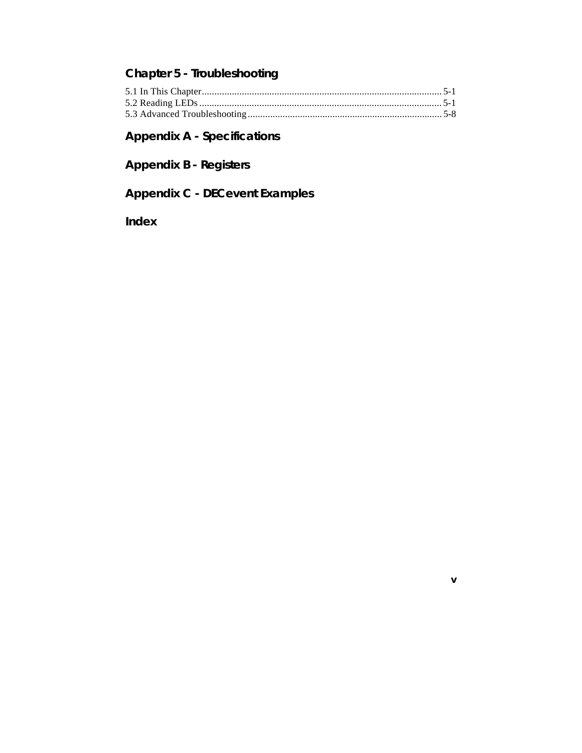## Chapter 5 - Troubleshooting

5.1 In This Chapter ................................................................................................ 5-1
5.2 Reading LEDs ................................................................................................ 5-1
5.3 Advanced Troubleshooting ............................................................................. 5-8

## Appendix A - Specifications

## Appendix B - Registers

## Appendix C - DECevent Examples

## Index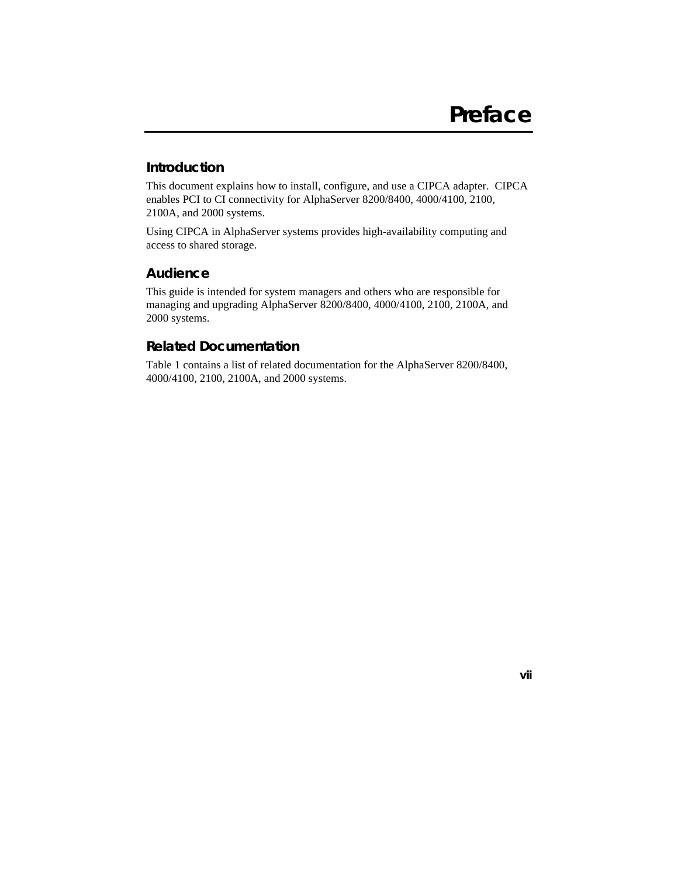# Preface

## Introduction

This document explains how to install, configure, and use a CIPCA adapter. CIPCA enables PCI to CI connectivity for AlphaServer 8200/8400, 4000/4100, 2100, 2100A, and 2000 systems.

Using CIPCA in AlphaServer systems provides high-availability computing and access to shared storage.

## Audience

This guide is intended for system managers and others who are responsible for managing and upgrading AlphaServer 8200/8400, 4000/4100, 2100, 2100A, and 2000 systems.

## Related Documentation

Table 1 contains a list of related documentation for the AlphaServer 8200/8400, 4000/4100, 2100, 2100A, and 2000 systems.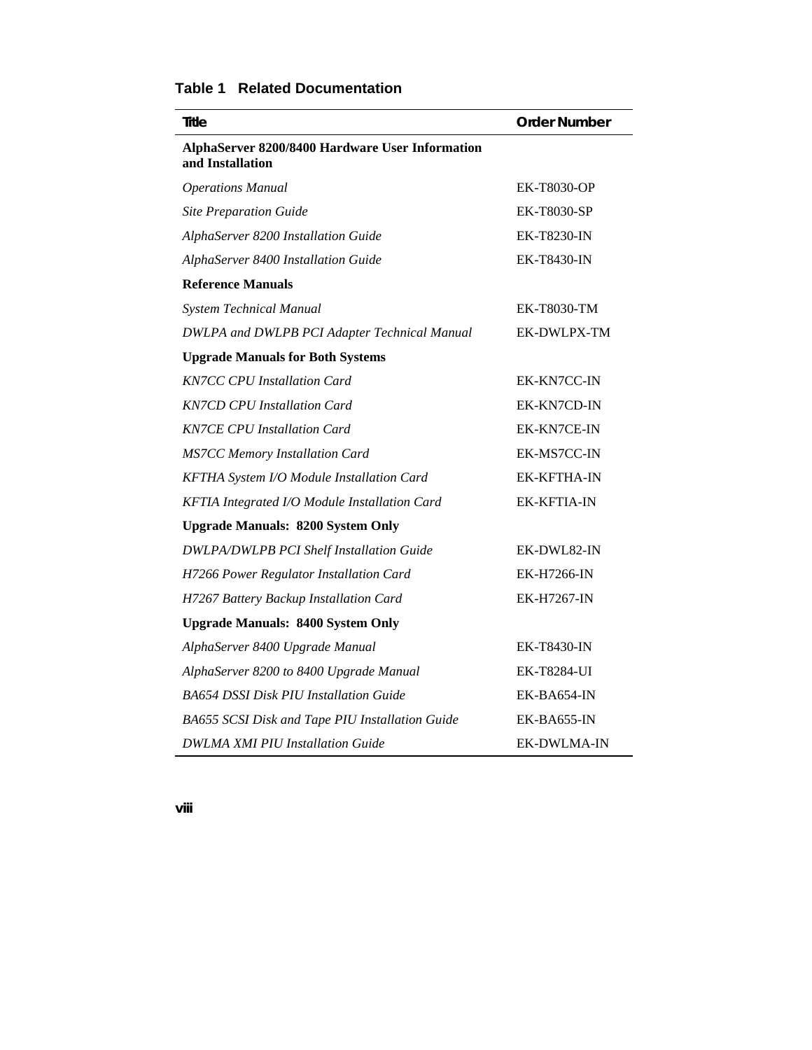**Table 1 Related Documentation**

| Title | Order Number |
|---|---|
| **AlphaServer 8200/8400 Hardware User Information and Installation** | |
| *Operations Manual* | EK-T8030-OP |
| *Site Preparation Guide* | EK-T8030-SP |
| *AlphaServer 8200 Installation Guide* | EK-T8230-IN |
| *AlphaServer 8400 Installation Guide* | EK-T8430-IN |
| **Reference Manuals** | |
| *System Technical Manual* | EK-T8030-TM |
| *DWLPA and DWLPB PCI Adapter Technical Manual* | EK-DWLPX-TM |
| **Upgrade Manuals for Both Systems** | |
| *KN7CC CPU Installation Card* | EK-KN7CC-IN |
| *KN7CD CPU Installation Card* | EK-KN7CD-IN |
| *KN7CE CPU Installation Card* | EK-KN7CE-IN |
| *MS7CC Memory Installation Card* | EK-MS7CC-IN |
| *KFTHA System I/O Module Installation Card* | EK-KFTHA-IN |
| *KFTIA Integrated I/O Module Installation Card* | EK-KFTIA-IN |
| **Upgrade Manuals: 8200 System Only** | |
| *DWLPA/DWLPB PCI Shelf Installation Guide* | EK-DWL82-IN |
| *H7266 Power Regulator Installation Card* | EK-H7266-IN |
| *H7267 Battery Backup Installation Card* | EK-H7267-IN |
| **Upgrade Manuals: 8400 System Only** | |
| *AlphaServer 8400 Upgrade Manual* | EK-T8430-IN |
| *AlphaServer 8200 to 8400 Upgrade Manual* | EK-T8284-UI |
| *BA654 DSSI Disk PIU Installation Guide* | EK-BA654-IN |
| *BA655 SCSI Disk and Tape PIU Installation Guide* | EK-BA655-IN |
| *DWLMA XMI PIU Installation Guide* | EK-DWLMA-IN |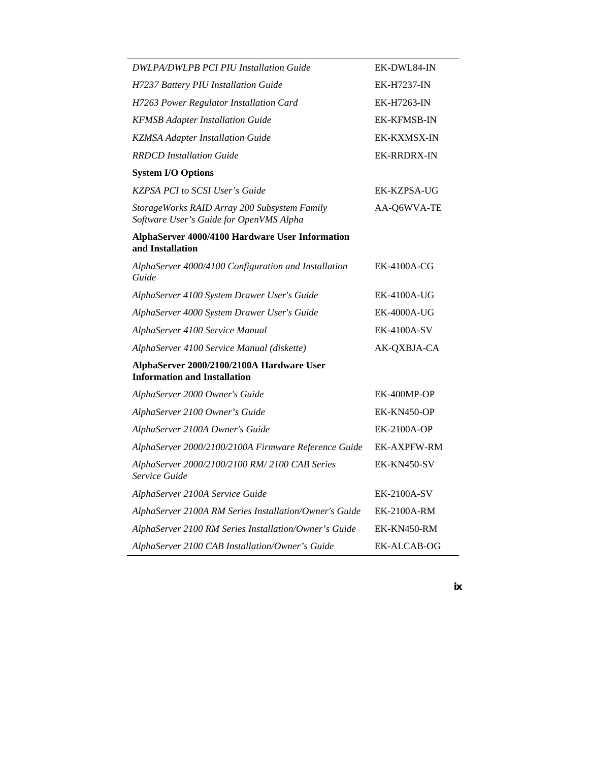| | |
|---|---|
| *DWLPA/DWLPB PCI PIU Installation Guide* | EK-DWL84-IN |
| *H7237 Battery PIU Installation Guide* | EK-H7237-IN |
| *H7263 Power Regulator Installation Card* | EK-H7263-IN |
| *KFMSB Adapter Installation Guide* | EK-KFMSB-IN |
| *KZMSA Adapter Installation Guide* | EK-KXMSX-IN |
| *RRDCD Installation Guide* | EK-RRDRX-IN |
| **System I/O Options** | |
| *KZPSA PCI to SCSI User's Guide* | EK-KZPSA-UG |
| *StorageWorks RAID Array 200 Subsystem Family Software User's Guide for OpenVMS Alpha* | AA-Q6WVA-TE |
| **AlphaServer 4000/4100 Hardware User Information and Installation** | |
| *AlphaServer 4000/4100 Configuration and Installation Guide* | EK-4100A-CG |
| *AlphaServer 4100 System Drawer User's Guide* | EK-4100A-UG |
| *AlphaServer 4000 System Drawer User's Guide* | EK-4000A-UG |
| *AlphaServer 4100 Service Manual* | EK-4100A-SV |
| *AlphaServer 4100 Service Manual (diskette)* | AK-QXBJA-CA |
| **AlphaServer 2000/2100/2100A Hardware User Information and Installation** | |
| *AlphaServer 2000 Owner's Guide* | EK-400MP-OP |
| *AlphaServer 2100 Owner's Guide* | EK-KN450-OP |
| *AlphaServer 2100A Owner's Guide* | EK-2100A-OP |
| *AlphaServer 2000/2100/2100A Firmware Reference Guide* | EK-AXPFW-RM |
| *AlphaServer 2000/2100/2100 RM/ 2100 CAB Series Service Guide* | EK-KN450-SV |
| *AlphaServer 2100A Service Guide* | EK-2100A-SV |
| *AlphaServer 2100A RM Series Installation/Owner's Guide* | EK-2100A-RM |
| *AlphaServer 2100 RM Series Installation/Owner's Guide* | EK-KN450-RM |
| *AlphaServer 2100 CAB Installation/Owner's Guide* | EK-ALCAB-OG |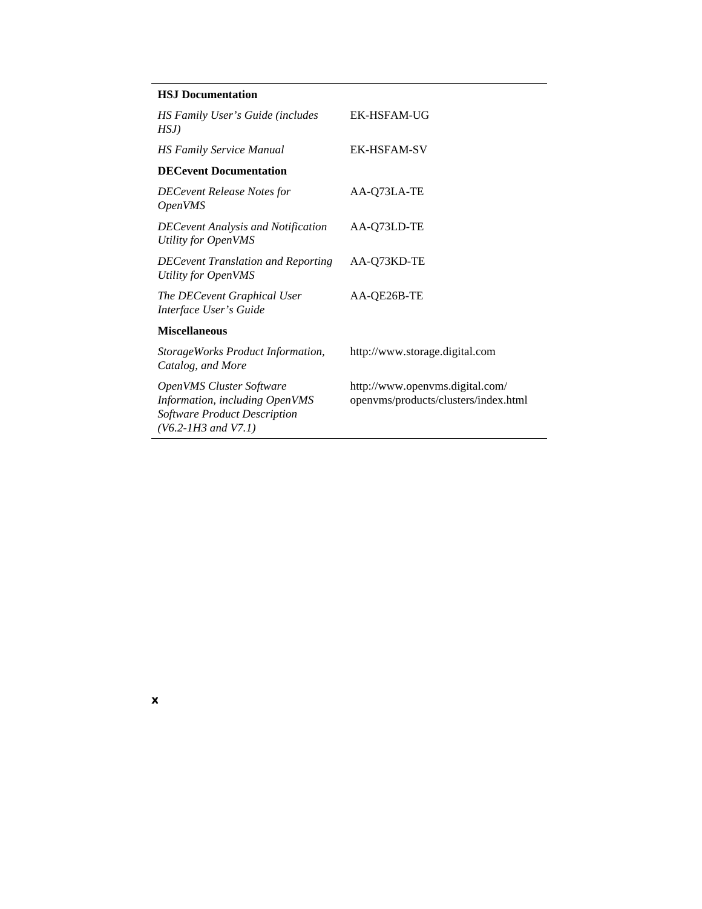| | |
|---|---|
| **HSJ Documentation** | |
| *HS Family User's Guide (includes HSJ)* | EK-HSFAM-UG |
| *HS Family Service Manual* | EK-HSFAM-SV |
| **DECevent Documentation** | |
| *DECevent Release Notes for OpenVMS* | AA-Q73LA-TE |
| *DECevent Analysis and Notification Utility for OpenVMS* | AA-Q73LD-TE |
| *DECevent Translation and Reporting Utility for OpenVMS* | AA-Q73KD-TE |
| *The DECevent Graphical User Interface User's Guide* | AA-QE26B-TE |
| **Miscellaneous** | |
| *StorageWorks Product Information, Catalog, and More* | http://www.storage.digital.com |
| *OpenVMS Cluster Software Information, including OpenVMS Software Product Description (V6.2-1H3 and V7.1)* | http://www.openvms.digital.com/openvms/products/clusters/index.html |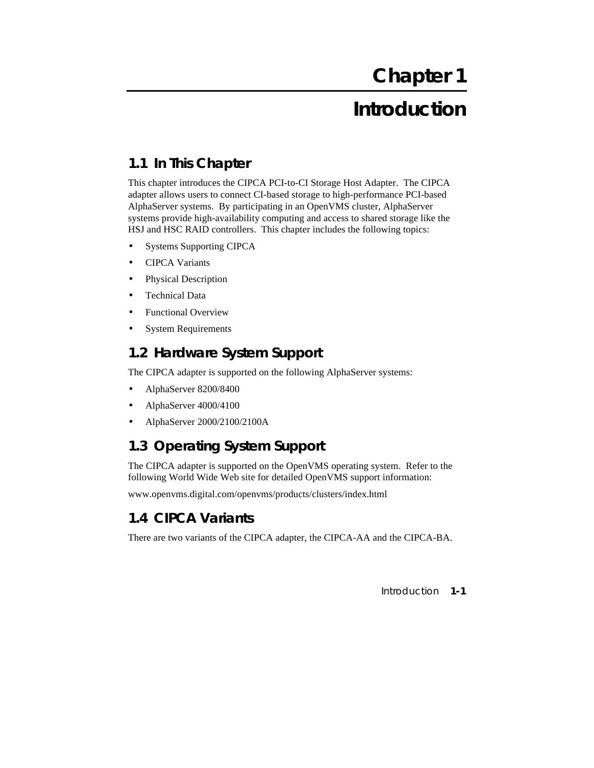# Chapter 1

# Introduction

## 1.1 In This Chapter

This chapter introduces the CIPCA PCI-to-CI Storage Host Adapter. The CIPCA adapter allows users to connect CI-based storage to high-performance PCI-based AlphaServer systems. By participating in an OpenVMS cluster, AlphaServer systems provide high-availability computing and access to shared storage like the HSJ and HSC RAID controllers. This chapter includes the following topics:

- Systems Supporting CIPCA
- CIPCA Variants
- Physical Description
- Technical Data
- Functional Overview
- System Requirements

## 1.2 Hardware System Support

The CIPCA adapter is supported on the following AlphaServer systems:

- AlphaServer 8200/8400
- AlphaServer 4000/4100
- AlphaServer 2000/2100/2100A

## 1.3 Operating System Support

The CIPCA adapter is supported on the OpenVMS operating system. Refer to the following World Wide Web site for detailed OpenVMS support information:

www.openvms.digital.com/openvms/products/clusters/index.html

## 1.4 CIPCA Variants

There are two variants of the CIPCA adapter, the CIPCA-AA and the CIPCA-BA.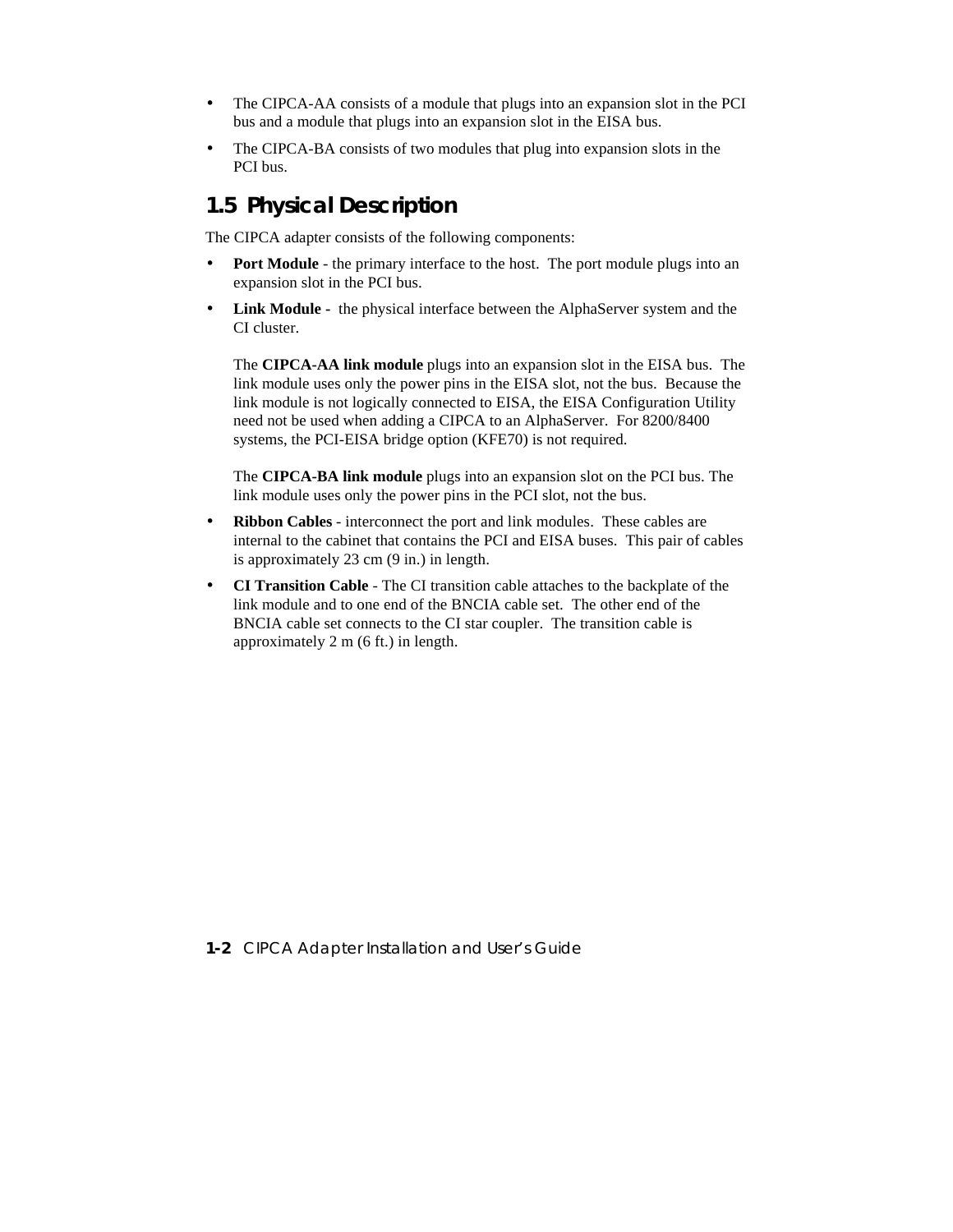- The CIPCA-AA consists of a module that plugs into an expansion slot in the PCI bus and a module that plugs into an expansion slot in the EISA bus.
- The CIPCA-BA consists of two modules that plug into expansion slots in the PCI bus.

## 1.5 Physical Description

The CIPCA adapter consists of the following components:

- **Port Module** - the primary interface to the host. The port module plugs into an expansion slot in the PCI bus.
- **Link Module** - the physical interface between the AlphaServer system and the CI cluster.

  The **CIPCA-AA link module** plugs into an expansion slot in the EISA bus. The link module uses only the power pins in the EISA slot, not the bus. Because the link module is not logically connected to EISA, the EISA Configuration Utility need not be used when adding a CIPCA to an AlphaServer. For 8200/8400 systems, the PCI-EISA bridge option (KFE70) is not required.

  The **CIPCA-BA link module** plugs into an expansion slot on the PCI bus. The link module uses only the power pins in the PCI slot, not the bus.
- **Ribbon Cables** - interconnect the port and link modules. These cables are internal to the cabinet that contains the PCI and EISA buses. This pair of cables is approximately 23 cm (9 in.) in length.
- **CI Transition Cable** - The CI transition cable attaches to the backplate of the link module and to one end of the BNCIA cable set. The other end of the BNCIA cable set connects to the CI star coupler. The transition cable is approximately 2 m (6 ft.) in length.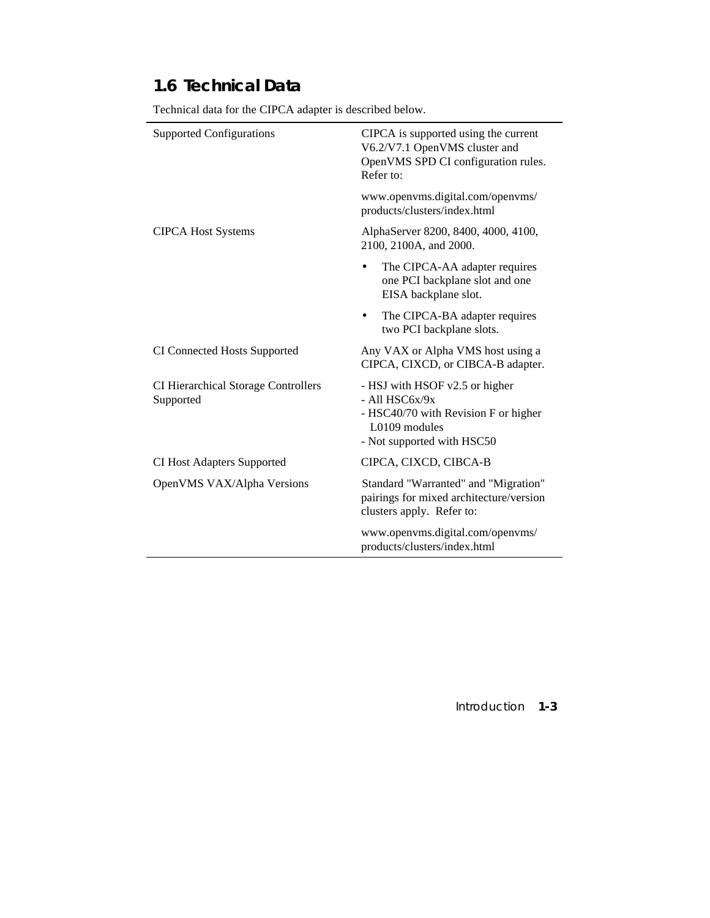## 1.6 Technical Data

Technical data for the CIPCA adapter is described below.

| | |
|---|---|
| Supported Configurations | CIPCA is supported using the current V6.2/V7.1 OpenVMS cluster and OpenVMS SPD CI configuration rules. Refer to:<br><br>www.openvms.digital.com/openvms/products/clusters/index.html |
| CIPCA Host Systems | AlphaServer 8200, 8400, 4000, 4100, 2100, 2100A, and 2000.<br><br>• The CIPCA-AA adapter requires one PCI backplane slot and one EISA backplane slot.<br><br>• The CIPCA-BA adapter requires two PCI backplane slots. |
| CI Connected Hosts Supported | Any VAX or Alpha VMS host using a CIPCA, CIXCD, or CIBCA-B adapter. |
| CI Hierarchical Storage Controllers Supported | - HSJ with HSOF v2.5 or higher<br>- All HSC6x/9x<br>- HSC40/70 with Revision F or higher L0109 modules<br>- Not supported with HSC50 |
| CI Host Adapters Supported | CIPCA, CIXCD, CIBCA-B |
| OpenVMS VAX/Alpha Versions | Standard "Warranted" and "Migration" pairings for mixed architecture/version clusters apply. Refer to:<br><br>www.openvms.digital.com/openvms/products/clusters/index.html |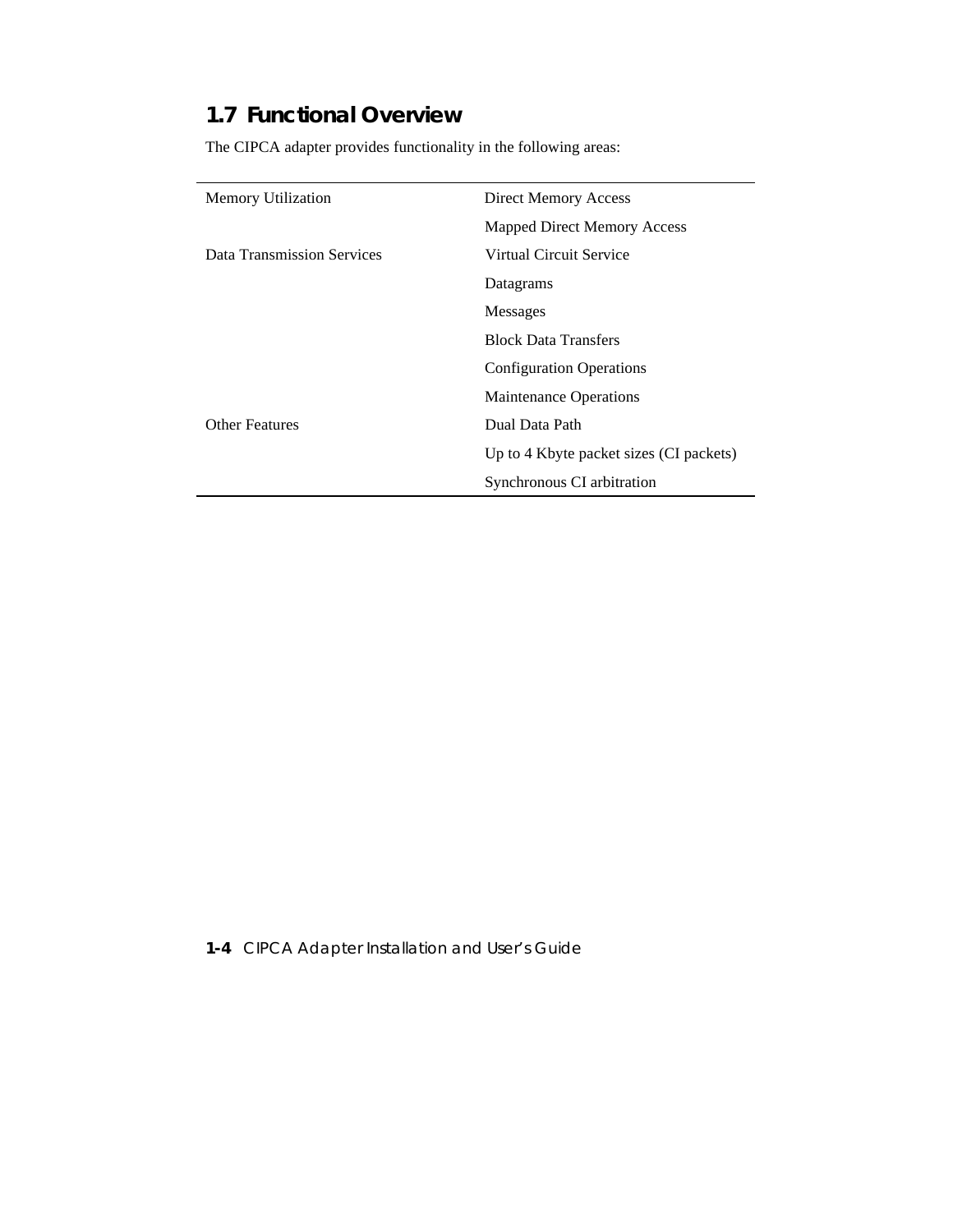## 1.7 Functional Overview

The CIPCA adapter provides functionality in the following areas:

| | |
|---|---|
| Memory Utilization | Direct Memory Access |
| | Mapped Direct Memory Access |
| Data Transmission Services | Virtual Circuit Service |
| | Datagrams |
| | Messages |
| | Block Data Transfers |
| | Configuration Operations |
| | Maintenance Operations |
| Other Features | Dual Data Path |
| | Up to 4 Kbyte packet sizes (CI packets) |
| | Synchronous CI arbitration |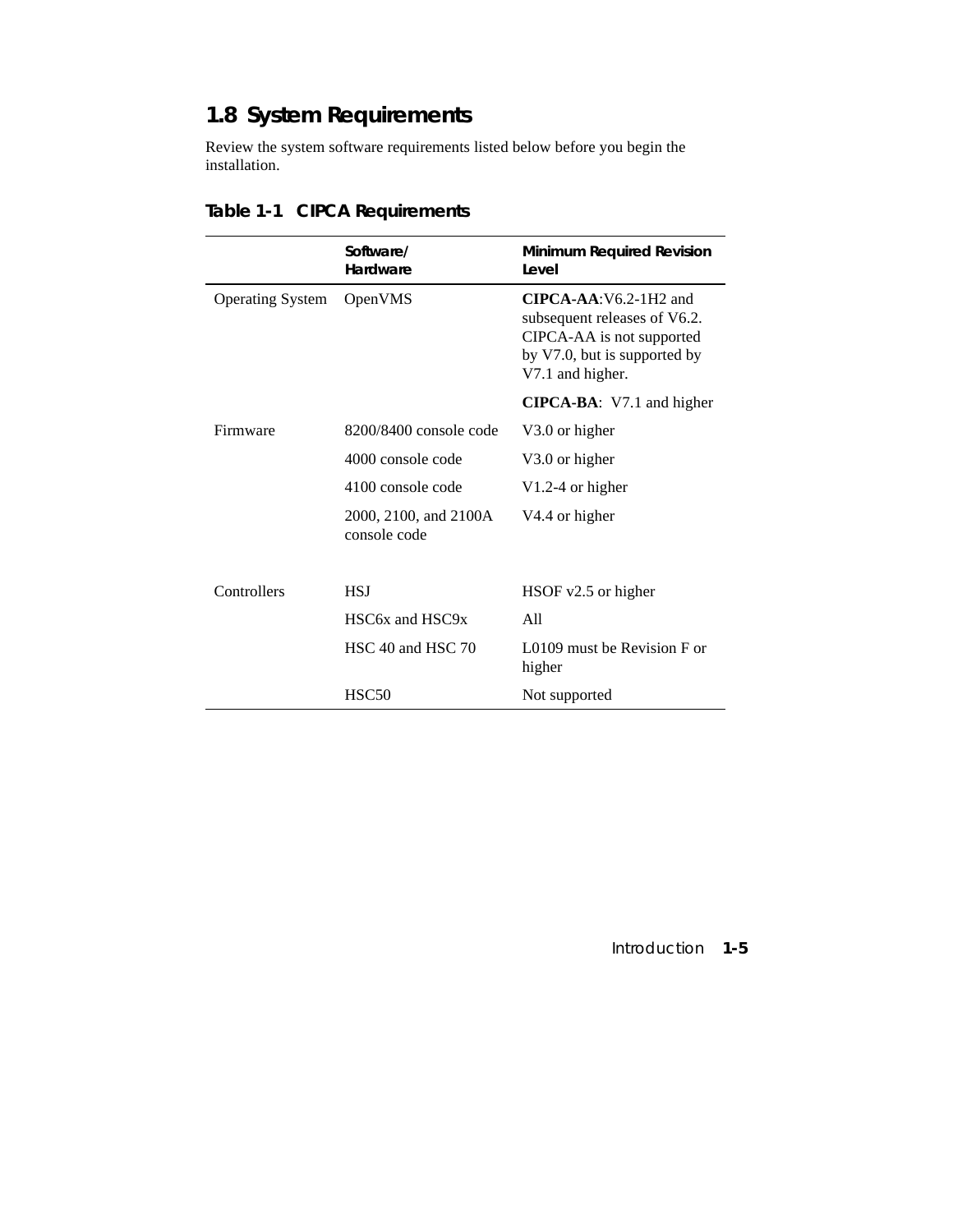## 1.8 System Requirements

Review the system software requirements listed below before you begin the installation.

**Table 1-1 CIPCA Requirements**

| | Software/ Hardware | Minimum Required Revision Level |
|---|---|---|
| Operating System | OpenVMS | **CIPCA-AA**:V6.2-1H2 and subsequent releases of V6.2. CIPCA-AA is not supported by V7.0, but is supported by V7.1 and higher. |
| | | **CIPCA-BA**: V7.1 and higher |
| Firmware | 8200/8400 console code | V3.0 or higher |
| | 4000 console code | V3.0 or higher |
| | 4100 console code | V1.2-4 or higher |
| | 2000, 2100, and 2100A console code | V4.4 or higher |
| Controllers | HSJ | HSOF v2.5 or higher |
| | HSC6x and HSC9x | All |
| | HSC 40 and HSC 70 | L0109 must be Revision F or higher |
| | HSC50 | Not supported |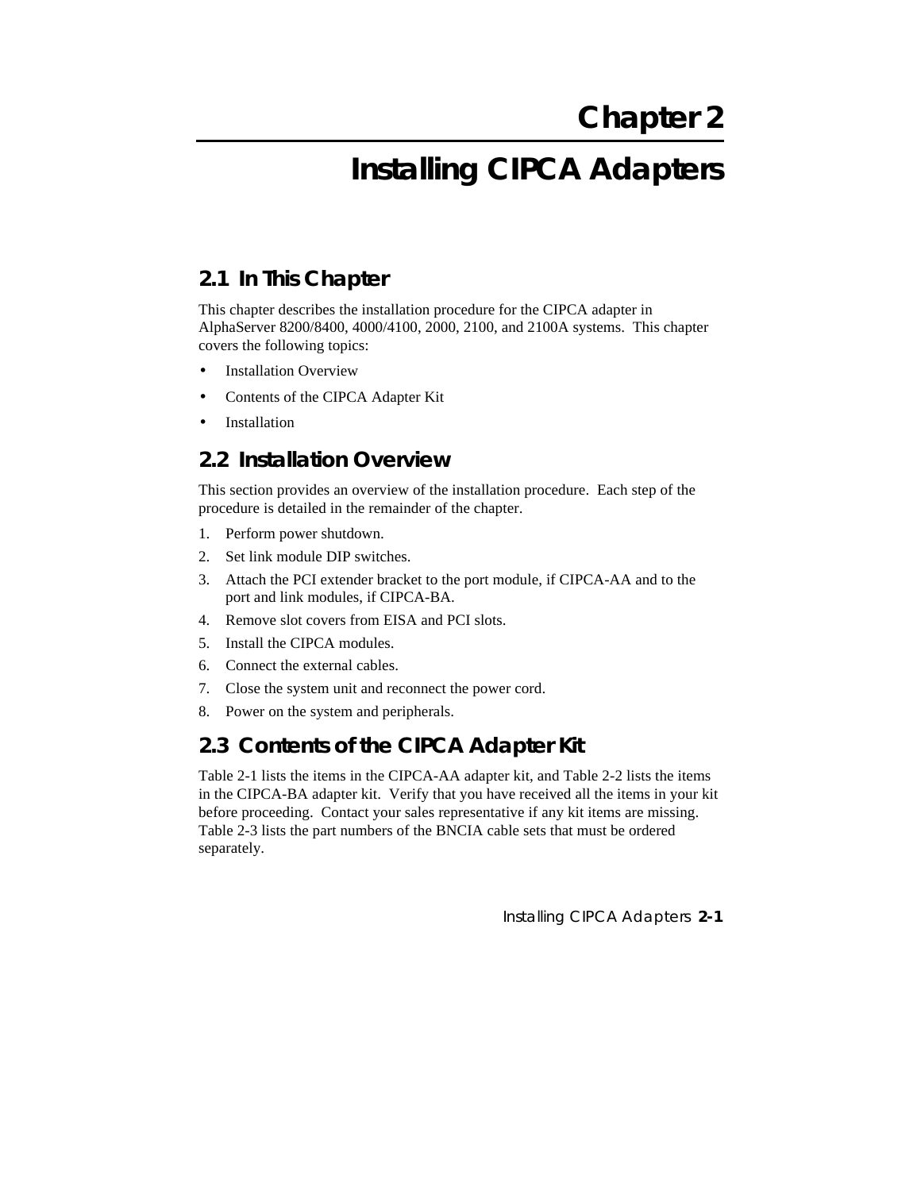# Chapter 2

# Installing CIPCA Adapters

## 2.1 In This Chapter

This chapter describes the installation procedure for the CIPCA adapter in AlphaServer 8200/8400, 4000/4100, 2000, 2100, and 2100A systems. This chapter covers the following topics:

- Installation Overview
- Contents of the CIPCA Adapter Kit
- Installation

## 2.2 Installation Overview

This section provides an overview of the installation procedure. Each step of the procedure is detailed in the remainder of the chapter.

1. Perform power shutdown.
2. Set link module DIP switches.
3. Attach the PCI extender bracket to the port module, if CIPCA-AA and to the port and link modules, if CIPCA-BA.
4. Remove slot covers from EISA and PCI slots.
5. Install the CIPCA modules.
6. Connect the external cables.
7. Close the system unit and reconnect the power cord.
8. Power on the system and peripherals.

## 2.3 Contents of the CIPCA Adapter Kit

Table 2-1 lists the items in the CIPCA-AA adapter kit, and Table 2-2 lists the items in the CIPCA-BA adapter kit. Verify that you have received all the items in your kit before proceeding. Contact your sales representative if any kit items are missing. Table 2-3 lists the part numbers of the BNCIA cable sets that must be ordered separately.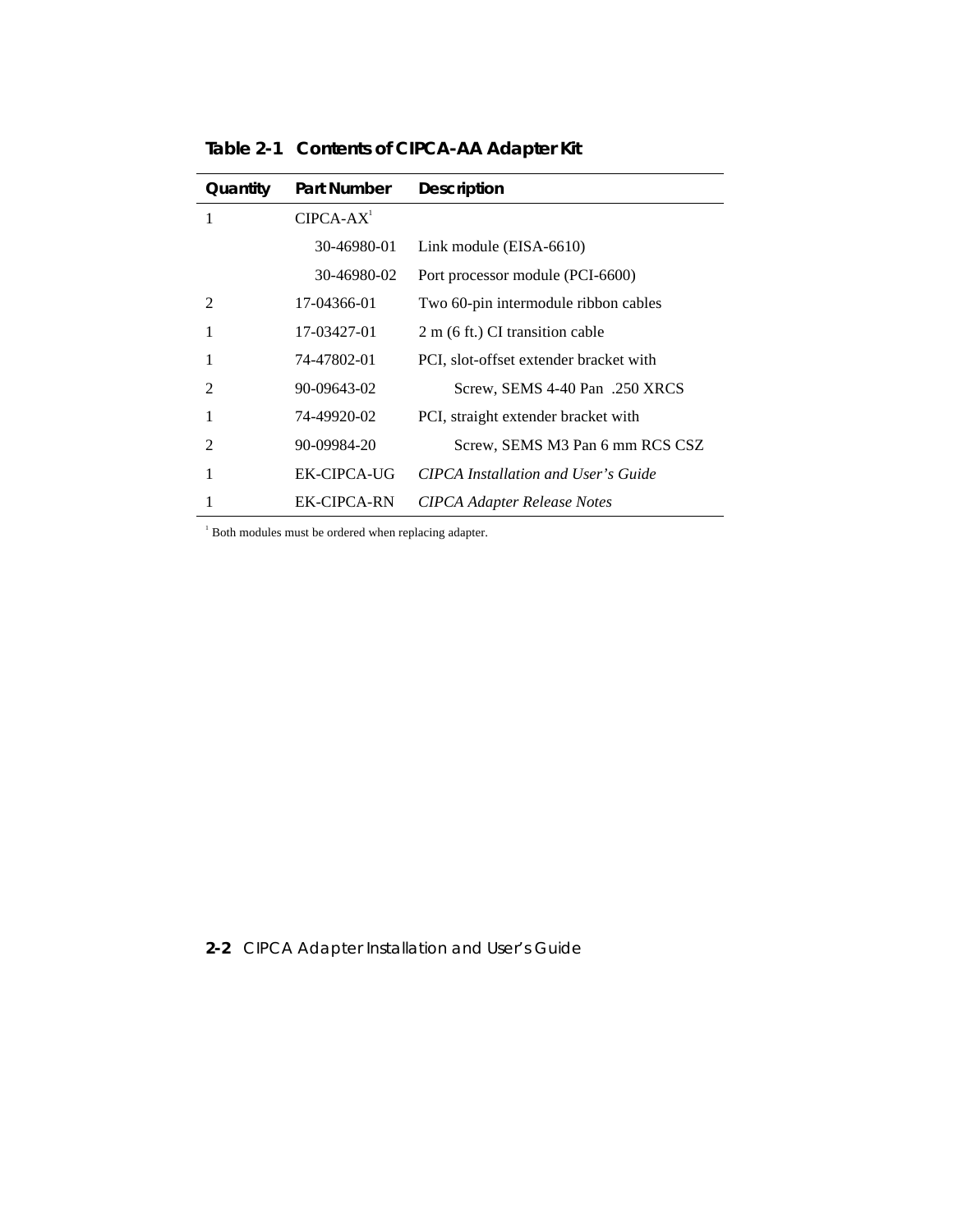**Table 2-1 Contents of CIPCA-AA Adapter Kit**

| Quantity | Part Number | Description |
|---|---|---|
| 1 | CIPCA-AX[1] | |
| | 30-46980-01 | Link module (EISA-6610) |
| | 30-46980-02 | Port processor module (PCI-6600) |
| 2 | 17-04366-01 | Two 60-pin intermodule ribbon cables |
| 1 | 17-03427-01 | 2 m (6 ft.) CI transition cable |
| 1 | 74-47802-01 | PCI, slot-offset extender bracket with |
| 2 | 90-09643-02 | Screw, SEMS 4-40 Pan .250 XRCS |
| 1 | 74-49920-02 | PCI, straight extender bracket with |
| 2 | 90-09984-20 | Screw, SEMS M3 Pan 6 mm RCS CSZ |
| 1 | EK-CIPCA-UG | *CIPCA Installation and User's Guide* |
| 1 | EK-CIPCA-RN | *CIPCA Adapter Release Notes* |

[1] Both modules must be ordered when replacing adapter.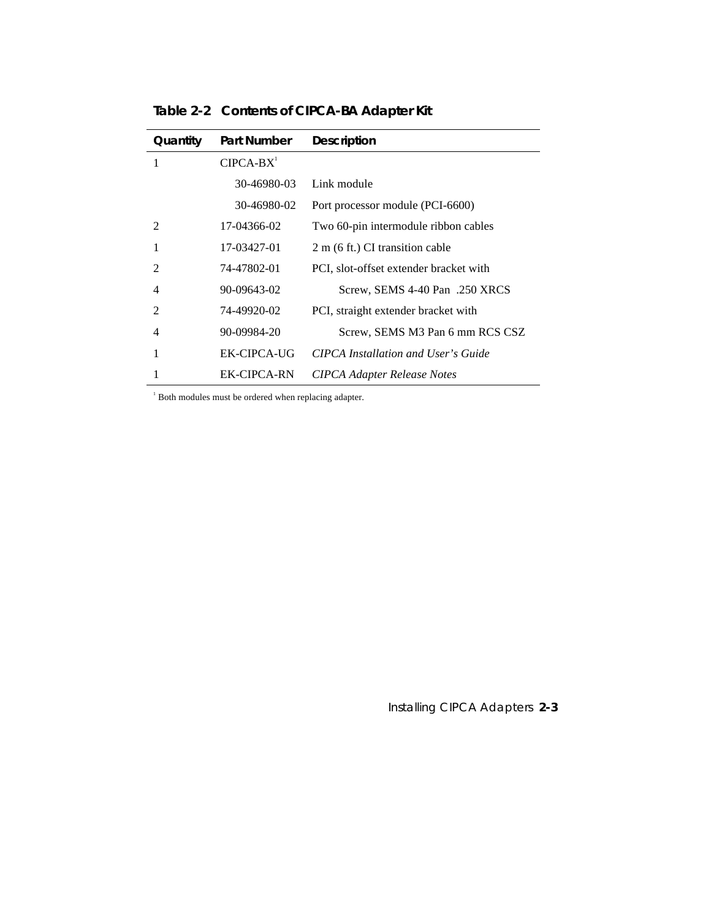**Table 2-2 Contents of CIPCA-BA Adapter Kit**

| Quantity | Part Number | Description |
|---|---|---|
| 1 | CIPCA-BX[1] | |
| | 30-46980-03 | Link module |
| | 30-46980-02 | Port processor module (PCI-6600) |
| 2 | 17-04366-02 | Two 60-pin intermodule ribbon cables |
| 1 | 17-03427-01 | 2 m (6 ft.) CI transition cable |
| 2 | 74-47802-01 | PCI, slot-offset extender bracket with |
| 4 | 90-09643-02 | Screw, SEMS 4-40 Pan .250 XRCS |
| 2 | 74-49920-02 | PCI, straight extender bracket with |
| 4 | 90-09984-20 | Screw, SEMS M3 Pan 6 mm RCS CSZ |
| 1 | EK-CIPCA-UG | *CIPCA Installation and User's Guide* |
| 1 | EK-CIPCA-RN | *CIPCA Adapter Release Notes* |

[1] Both modules must be ordered when replacing adapter.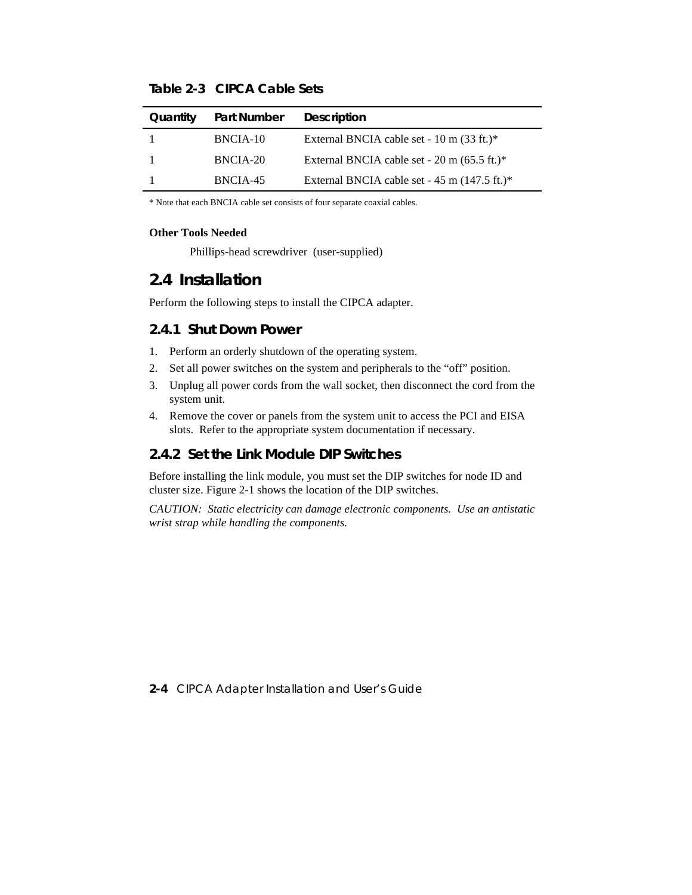**Table 2-3 CIPCA Cable Sets**

| Quantity | Part Number | Description |
|---|---|---|
| 1 | BNCIA-10 | External BNCIA cable set - 10 m (33 ft.)* |
| 1 | BNCIA-20 | External BNCIA cable set - 20 m (65.5 ft.)* |
| 1 | BNCIA-45 | External BNCIA cable set - 45 m (147.5 ft.)* |

* Note that each BNCIA cable set consists of four separate coaxial cables.

**Other Tools Needed**

Phillips-head screwdriver (user-supplied)

## 2.4 Installation

Perform the following steps to install the CIPCA adapter.

### 2.4.1 Shut Down Power

1. Perform an orderly shutdown of the operating system.
2. Set all power switches on the system and peripherals to the “off” position.
3. Unplug all power cords from the wall socket, then disconnect the cord from the system unit.
4. Remove the cover or panels from the system unit to access the PCI and EISA slots. Refer to the appropriate system documentation if necessary.

### 2.4.2 Set the Link Module DIP Switches

Before installing the link module, you must set the DIP switches for node ID and cluster size. Figure 2-1 shows the location of the DIP switches.

*CAUTION: Static electricity can damage electronic components. Use an antistatic wrist strap while handling the components.*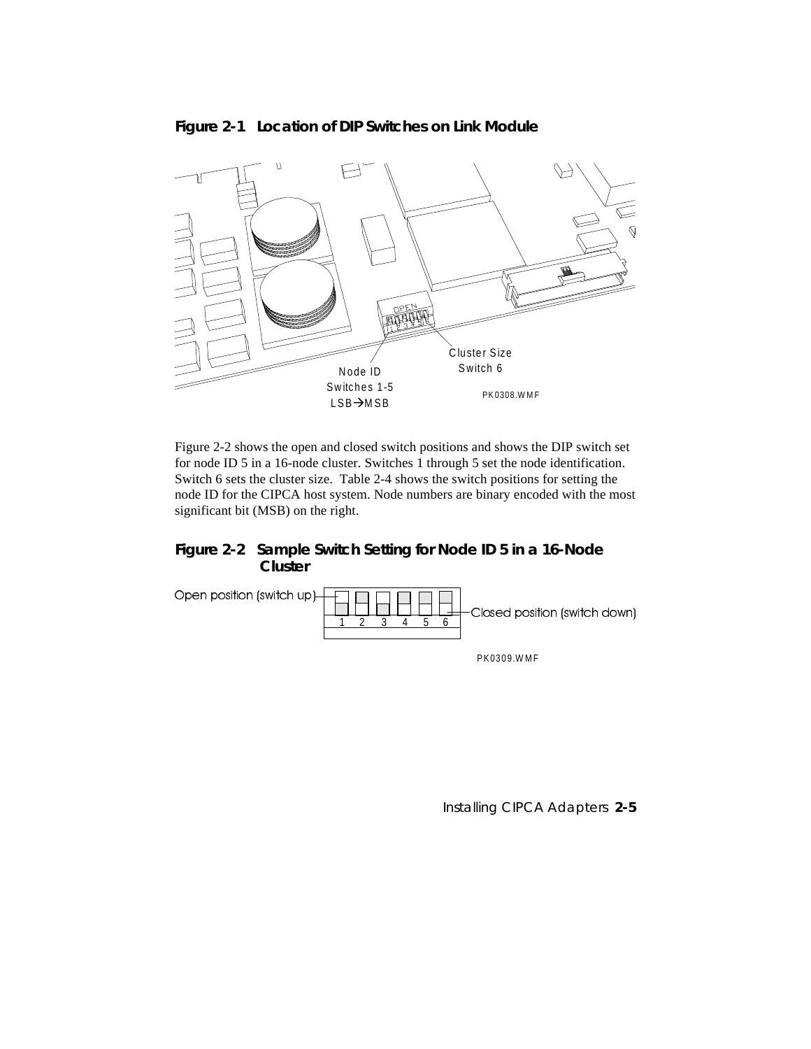**Figure 2-1 Location of DIP Switches on Link Module**

Node ID Switches 1-5 LSB→MSB

Cluster Size Switch 6

PK0308.WMF

Figure 2-2 shows the open and closed switch positions and shows the DIP switch set for node ID 5 in a 16-node cluster. Switches 1 through 5 set the node identification. Switch 6 sets the cluster size. Table 2-4 shows the switch positions for setting the node ID for the CIPCA host system. Node numbers are binary encoded with the most significant bit (MSB) on the right.

**Figure 2-2 Sample Switch Setting for Node ID 5 in a 16-Node Cluster**

Open position (switch up)

1 2 3 4 5 6

Closed position (switch down)

PK0309.WMF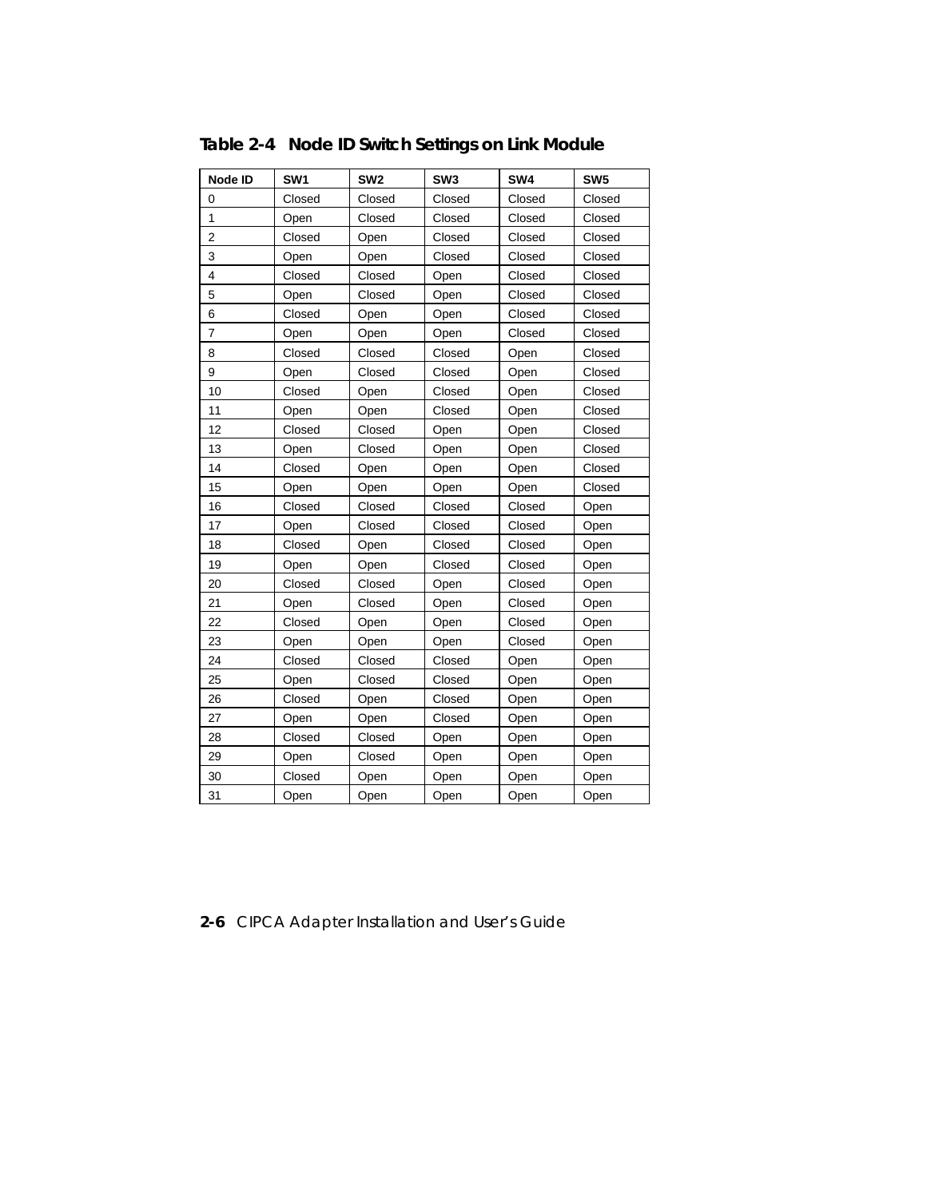**Table 2-4 Node ID Switch Settings on Link Module**

| Node ID | SW1 | SW2 | SW3 | SW4 | SW5 |
|---|---|---|---|---|---|
| 0 | Closed | Closed | Closed | Closed | Closed |
| 1 | Open | Closed | Closed | Closed | Closed |
| 2 | Closed | Open | Closed | Closed | Closed |
| 3 | Open | Open | Closed | Closed | Closed |
| 4 | Closed | Closed | Open | Closed | Closed |
| 5 | Open | Closed | Open | Closed | Closed |
| 6 | Closed | Open | Open | Closed | Closed |
| 7 | Open | Open | Open | Closed | Closed |
| 8 | Closed | Closed | Closed | Open | Closed |
| 9 | Open | Closed | Closed | Open | Closed |
| 10 | Closed | Open | Closed | Open | Closed |
| 11 | Open | Open | Closed | Open | Closed |
| 12 | Closed | Closed | Open | Open | Closed |
| 13 | Open | Closed | Open | Open | Closed |
| 14 | Closed | Open | Open | Open | Closed |
| 15 | Open | Open | Open | Open | Closed |
| 16 | Closed | Closed | Closed | Closed | Open |
| 17 | Open | Closed | Closed | Closed | Open |
| 18 | Closed | Open | Closed | Closed | Open |
| 19 | Open | Open | Closed | Closed | Open |
| 20 | Closed | Closed | Open | Closed | Open |
| 21 | Open | Closed | Open | Closed | Open |
| 22 | Closed | Open | Open | Closed | Open |
| 23 | Open | Open | Open | Closed | Open |
| 24 | Closed | Closed | Closed | Open | Open |
| 25 | Open | Closed | Closed | Open | Open |
| 26 | Closed | Open | Closed | Open | Open |
| 27 | Open | Open | Closed | Open | Open |
| 28 | Closed | Closed | Open | Open | Open |
| 29 | Open | Closed | Open | Open | Open |
| 30 | Closed | Open | Open | Open | Open |
| 31 | Open | Open | Open | Open | Open |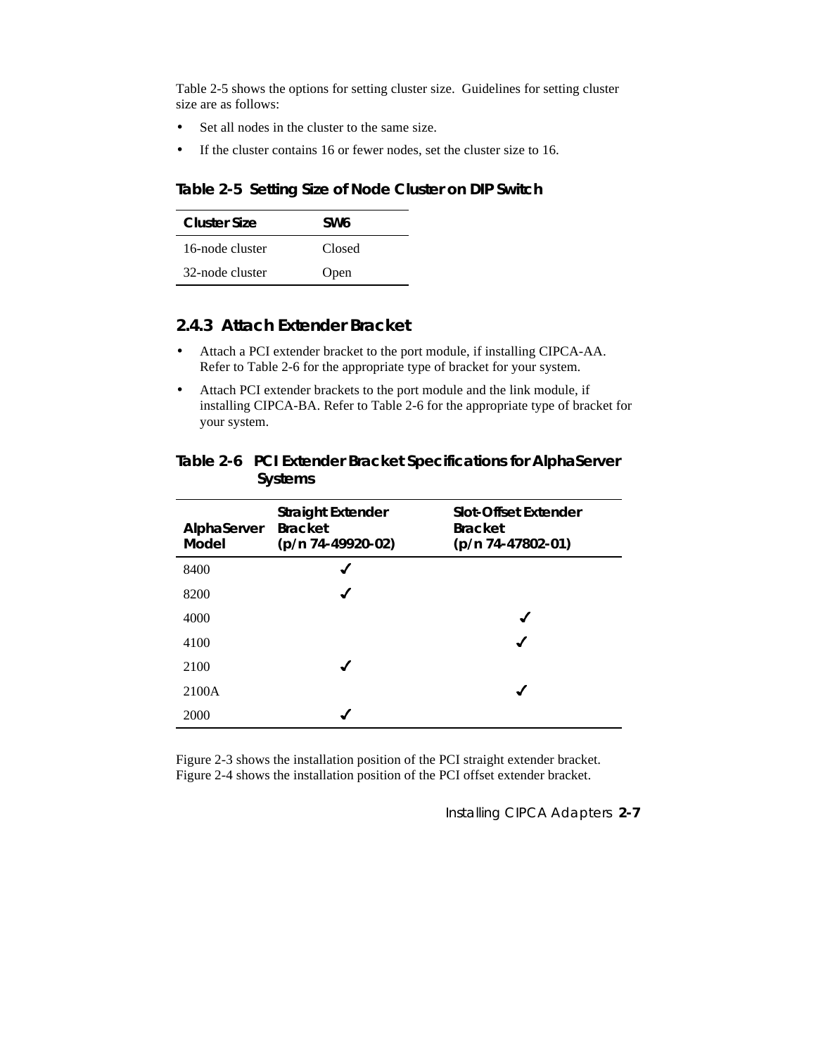Table 2-5 shows the options for setting cluster size. Guidelines for setting cluster size are as follows:

- Set all nodes in the cluster to the same size.
- If the cluster contains 16 or fewer nodes, set the cluster size to 16.

**Table 2-5 Setting Size of Node Cluster on DIP Switch**

| Cluster Size | SW6 |
| --- | --- |
| 16-node cluster | Closed |
| 32-node cluster | Open |

### 2.4.3 Attach Extender Bracket

- Attach a PCI extender bracket to the port module, if installing CIPCA-AA. Refer to Table 2-6 for the appropriate type of bracket for your system.
- Attach PCI extender brackets to the port module and the link module, if installing CIPCA-BA. Refer to Table 2-6 for the appropriate type of bracket for your system.

**Table 2-6 PCI Extender Bracket Specifications for AlphaServer Systems**

| AlphaServer Model | Straight Extender Bracket (p/n 74-49920-02) | Slot-Offset Extender Bracket (p/n 74-47802-01) |
| --- | --- | --- |
| 8400 | ✓ | |
| 8200 | ✓ | |
| 4000 | | ✓ |
| 4100 | | ✓ |
| 2100 | ✓ | |
| 2100A | | ✓ |
| 2000 | ✓ | |

Figure 2-3 shows the installation position of the PCI straight extender bracket. Figure 2-4 shows the installation position of the PCI offset extender bracket.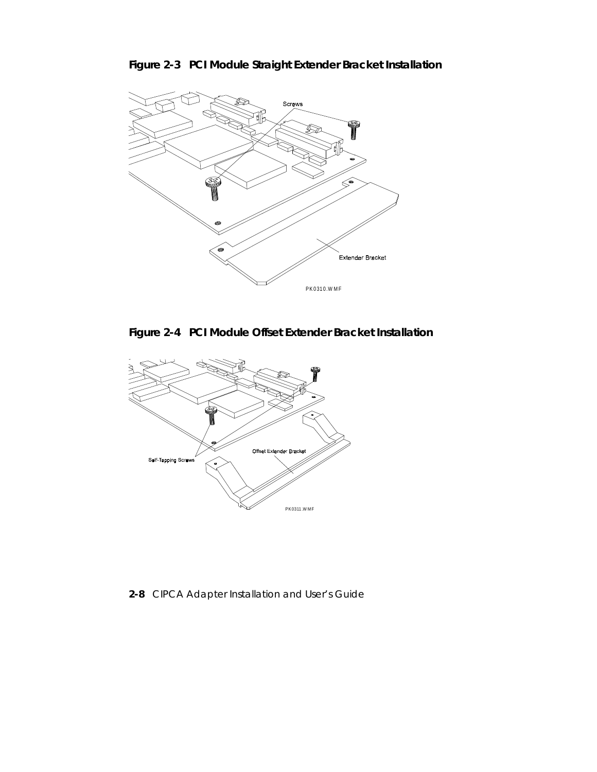**Figure 2-3 PCI Module Straight Extender Bracket Installation**

Screws

Extender Bracket

PK0310.WMF

**Figure 2-4 PCI Module Offset Extender Bracket Installation**

Self-Tapping Screws

Offset Extender Bracket

PK0311.WMF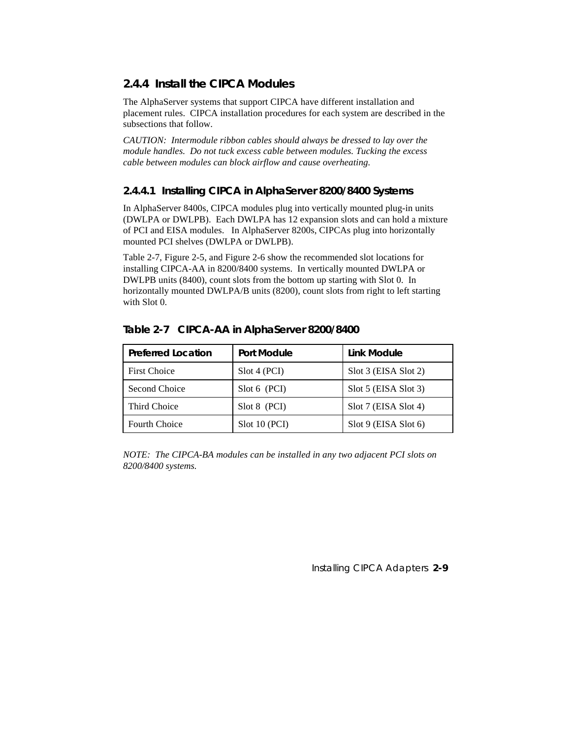### 2.4.4 Install the CIPCA Modules

The AlphaServer systems that support CIPCA have different installation and placement rules. CIPCA installation procedures for each system are described in the subsections that follow.

*CAUTION: Intermodule ribbon cables should always be dressed to lay over the module handles. Do not tuck excess cable between modules. Tucking the excess cable between modules can block airflow and cause overheating.*

#### 2.4.4.1 Installing CIPCA in AlphaServer 8200/8400 Systems

In AlphaServer 8400s, CIPCA modules plug into vertically mounted plug-in units (DWLPA or DWLPB). Each DWLPA has 12 expansion slots and can hold a mixture of PCI and EISA modules. In AlphaServer 8200s, CIPCAs plug into horizontally mounted PCI shelves (DWLPA or DWLPB).

Table 2-7, Figure 2-5, and Figure 2-6 show the recommended slot locations for installing CIPCA-AA in 8200/8400 systems. In vertically mounted DWLPA or DWLPB units (8400), count slots from the bottom up starting with Slot 0. In horizontally mounted DWLPA/B units (8200), count slots from right to left starting with Slot 0.

**Table 2-7 CIPCA-AA in AlphaServer 8200/8400**

| Preferred Location | Port Module | Link Module |
|---|---|---|
| First Choice | Slot 4 (PCI) | Slot 3 (EISA Slot 2) |
| Second Choice | Slot 6 (PCI) | Slot 5 (EISA Slot 3) |
| Third Choice | Slot 8 (PCI) | Slot 7 (EISA Slot 4) |
| Fourth Choice | Slot 10 (PCI) | Slot 9 (EISA Slot 6) |

*NOTE: The CIPCA-BA modules can be installed in any two adjacent PCI slots on 8200/8400 systems.*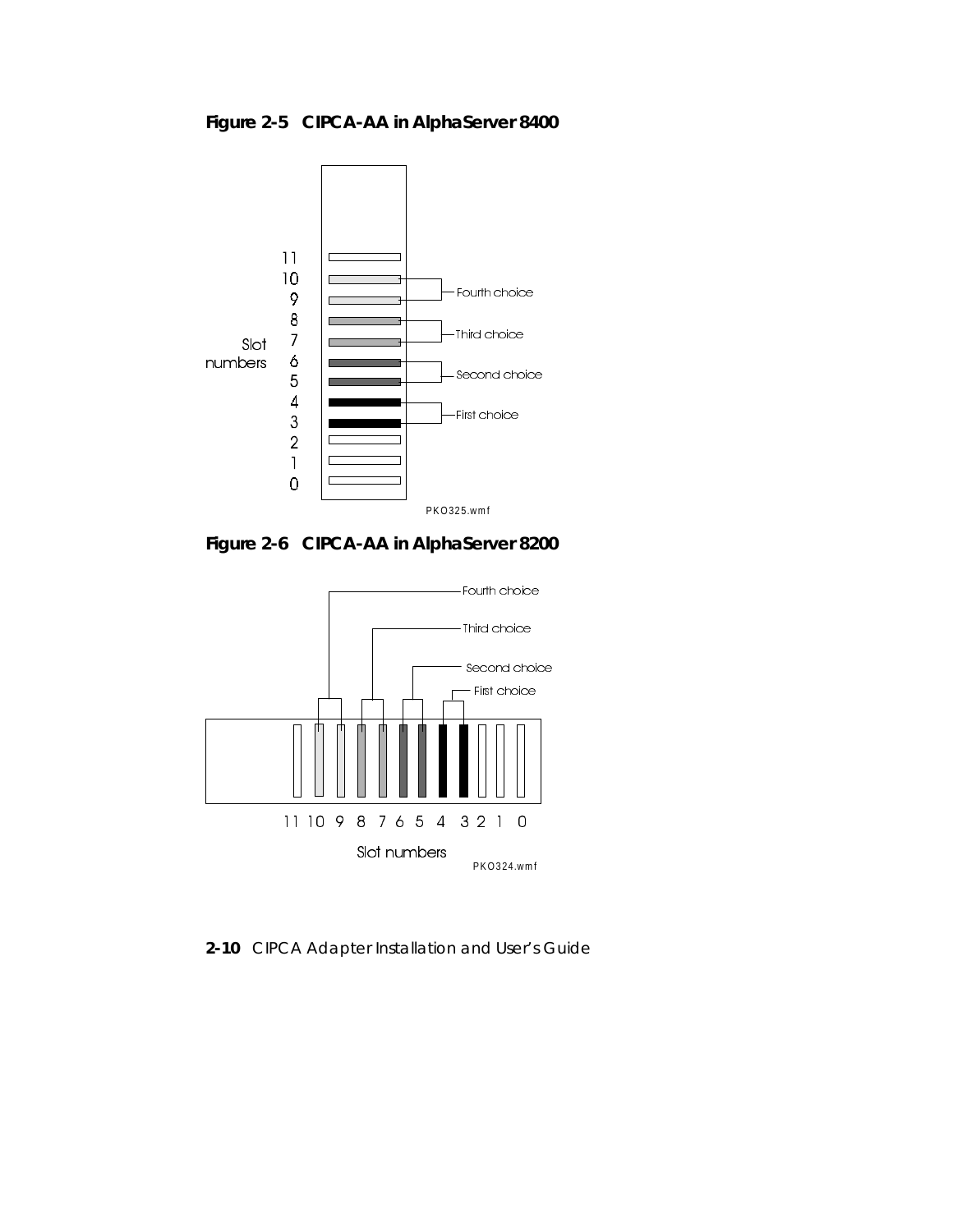**Figure 2-5 CIPCA-AA in AlphaServer 8400**

**Figure 2-6 CIPCA-AA in AlphaServer 8200**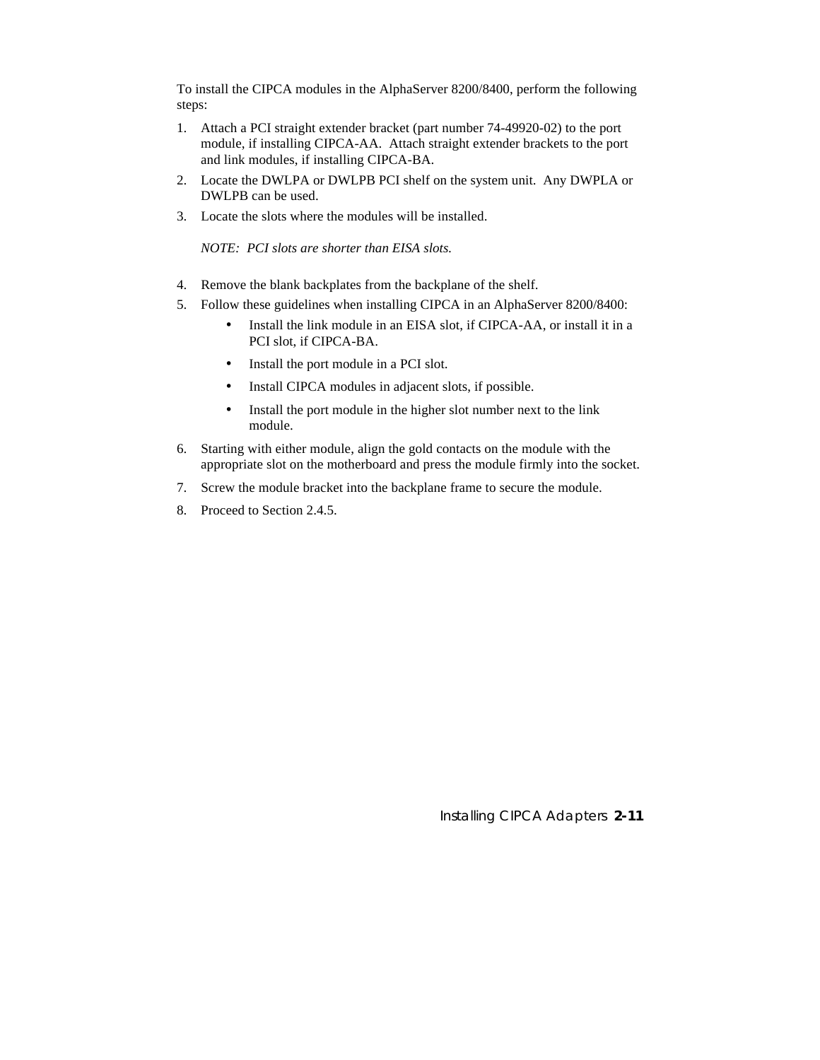To install the CIPCA modules in the AlphaServer 8200/8400, perform the following steps:

1. Attach a PCI straight extender bracket (part number 74-49920-02) to the port module, if installing CIPCA-AA. Attach straight extender brackets to the port and link modules, if installing CIPCA-BA.
2. Locate the DWLPA or DWLPB PCI shelf on the system unit. Any DWPLA or DWLPB can be used.
3. Locate the slots where the modules will be installed.

   *NOTE: PCI slots are shorter than EISA slots.*

4. Remove the blank backplates from the backplane of the shelf.
5. Follow these guidelines when installing CIPCA in an AlphaServer 8200/8400:
   - Install the link module in an EISA slot, if CIPCA-AA, or install it in a PCI slot, if CIPCA-BA.
   - Install the port module in a PCI slot.
   - Install CIPCA modules in adjacent slots, if possible.
   - Install the port module in the higher slot number next to the link module.
6. Starting with either module, align the gold contacts on the module with the appropriate slot on the motherboard and press the module firmly into the socket.
7. Screw the module bracket into the backplane frame to secure the module.
8. Proceed to Section 2.4.5.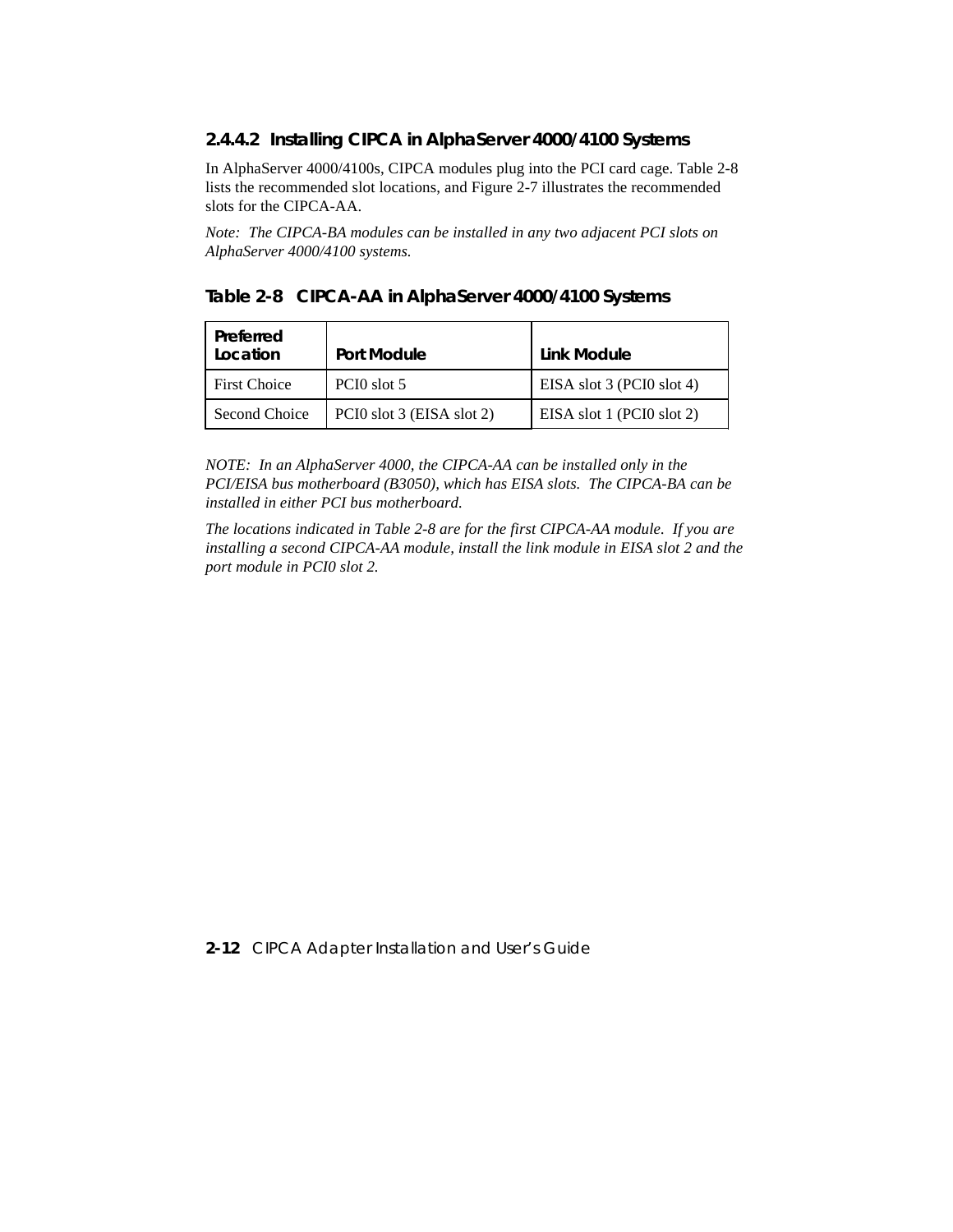### 2.4.4.2 Installing CIPCA in AlphaServer 4000/4100 Systems

In AlphaServer 4000/4100s, CIPCA modules plug into the PCI card cage. Table 2-8 lists the recommended slot locations, and Figure 2-7 illustrates the recommended slots for the CIPCA-AA.

*Note: The CIPCA-BA modules can be installed in any two adjacent PCI slots on AlphaServer 4000/4100 systems.*

**Table 2-8 CIPCA-AA in AlphaServer 4000/4100 Systems**

| Preferred Location | Port Module | Link Module |
|---|---|---|
| First Choice | PCI0 slot 5 | EISA slot 3 (PCI0 slot 4) |
| Second Choice | PCI0 slot 3 (EISA slot 2) | EISA slot 1 (PCI0 slot 2) |

*NOTE: In an AlphaServer 4000, the CIPCA-AA can be installed only in the PCI/EISA bus motherboard (B3050), which has EISA slots. The CIPCA-BA can be installed in either PCI bus motherboard.*

*The locations indicated in Table 2-8 are for the first CIPCA-AA module. If you are installing a second CIPCA-AA module, install the link module in EISA slot 2 and the port module in PCI0 slot 2.*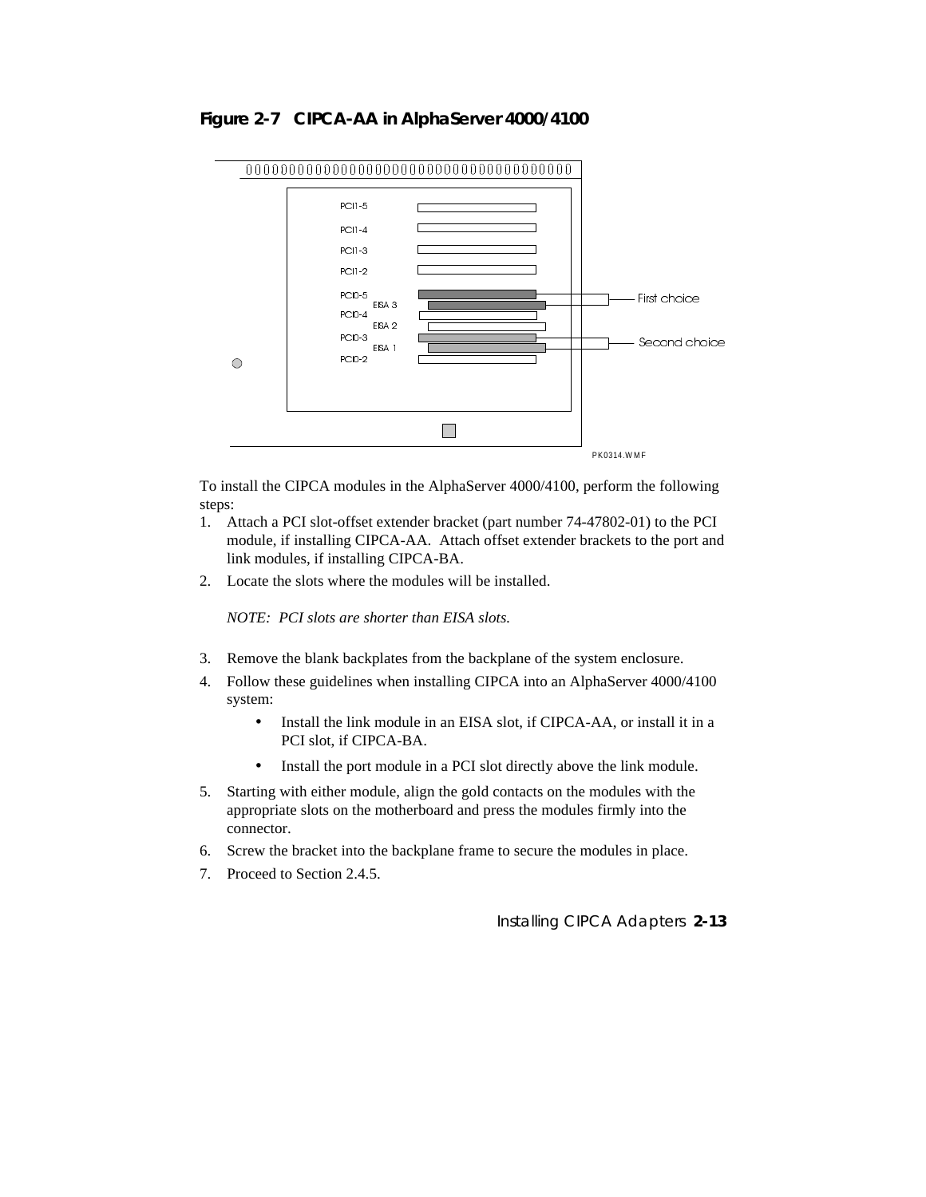**Figure 2-7 CIPCA-AA in AlphaServer 4000/4100**

To install the CIPCA modules in the AlphaServer 4000/4100, perform the following steps:

1. Attach a PCI slot-offset extender bracket (part number 74-47802-01) to the PCI module, if installing CIPCA-AA. Attach offset extender brackets to the port and link modules, if installing CIPCA-BA.
2. Locate the slots where the modules will be installed.

   *NOTE: PCI slots are shorter than EISA slots.*

3. Remove the blank backplates from the backplane of the system enclosure.
4. Follow these guidelines when installing CIPCA into an AlphaServer 4000/4100 system:
   - Install the link module in an EISA slot, if CIPCA-AA, or install it in a PCI slot, if CIPCA-BA.
   - Install the port module in a PCI slot directly above the link module.
5. Starting with either module, align the gold contacts on the modules with the appropriate slots on the motherboard and press the modules firmly into the connector.
6. Screw the bracket into the backplane frame to secure the modules in place.
7. Proceed to Section 2.4.5.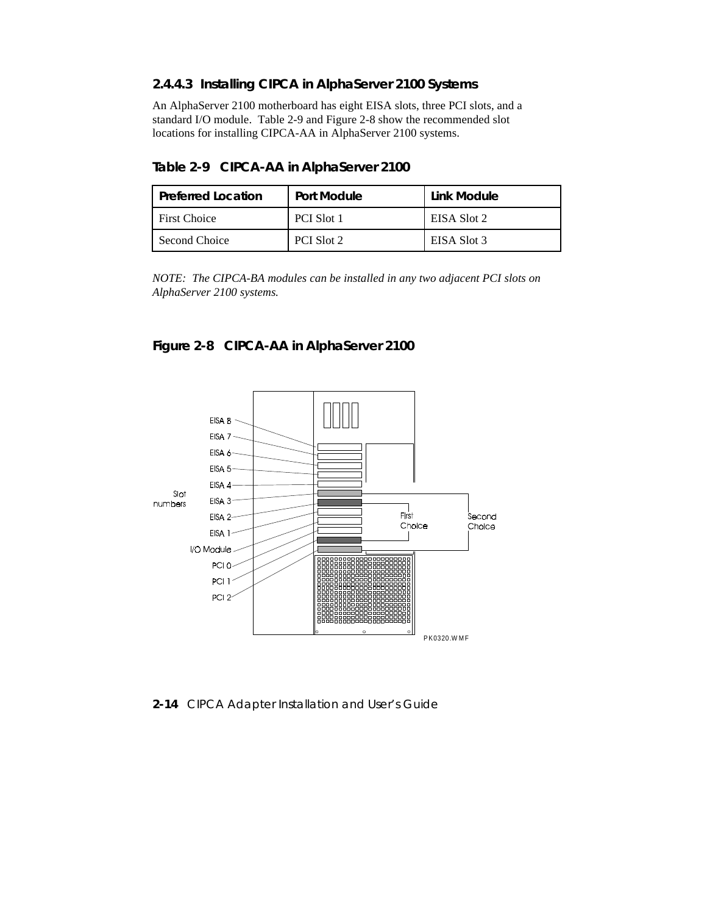### 2.4.4.3 Installing CIPCA in AlphaServer 2100 Systems

An AlphaServer 2100 motherboard has eight EISA slots, three PCI slots, and a standard I/O module. Table 2-9 and Figure 2-8 show the recommended slot locations for installing CIPCA-AA in AlphaServer 2100 systems.

**Table 2-9 CIPCA-AA in AlphaServer 2100**

| Preferred Location | Port Module | Link Module |
| --- | --- | --- |
| First Choice | PCI Slot 1 | EISA Slot 2 |
| Second Choice | PCI Slot 2 | EISA Slot 3 |

*NOTE: The CIPCA-BA modules can be installed in any two adjacent PCI slots on AlphaServer 2100 systems.*

**Figure 2-8 CIPCA-AA in AlphaServer 2100**

Slot numbers: EISA 8, EISA 7, EISA 6, EISA 5, EISA 4, EISA 3, EISA 2, EISA 1, I/O Module, PCI 0, PCI 1, PCI 2

First Choice

Second Choice

PK0320.WMF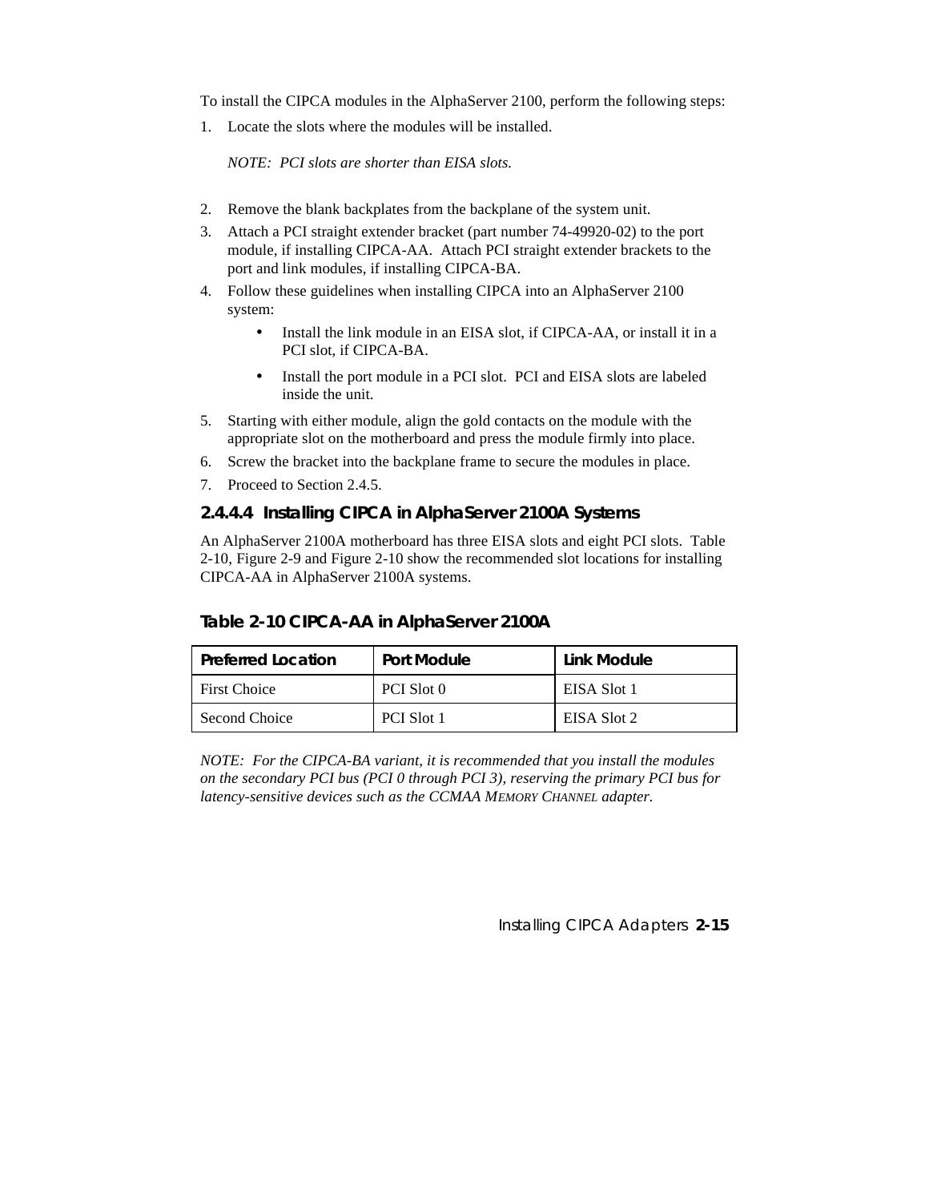To install the CIPCA modules in the AlphaServer 2100, perform the following steps:

1. Locate the slots where the modules will be installed.

   *NOTE: PCI slots are shorter than EISA slots.*

2. Remove the blank backplates from the backplane of the system unit.
3. Attach a PCI straight extender bracket (part number 74-49920-02) to the port module, if installing CIPCA-AA. Attach PCI straight extender brackets to the port and link modules, if installing CIPCA-BA.
4. Follow these guidelines when installing CIPCA into an AlphaServer 2100 system:
   - Install the link module in an EISA slot, if CIPCA-AA, or install it in a PCI slot, if CIPCA-BA.
   - Install the port module in a PCI slot. PCI and EISA slots are labeled inside the unit.
5. Starting with either module, align the gold contacts on the module with the appropriate slot on the motherboard and press the module firmly into place.
6. Screw the bracket into the backplane frame to secure the modules in place.
7. Proceed to Section 2.4.5.

#### 2.4.4.4 Installing CIPCA in AlphaServer 2100A Systems

An AlphaServer 2100A motherboard has three EISA slots and eight PCI slots. Table 2-10, Figure 2-9 and Figure 2-10 show the recommended slot locations for installing CIPCA-AA in AlphaServer 2100A systems.

**Table 2-10 CIPCA-AA in AlphaServer 2100A**

| Preferred Location | Port Module | Link Module |
|---|---|---|
| First Choice | PCI Slot 0 | EISA Slot 1 |
| Second Choice | PCI Slot 1 | EISA Slot 2 |

*NOTE: For the CIPCA-BA variant, it is recommended that you install the modules on the secondary PCI bus (PCI 0 through PCI 3), reserving the primary PCI bus for latency-sensitive devices such as the CCMAA MEMORY CHANNEL adapter.*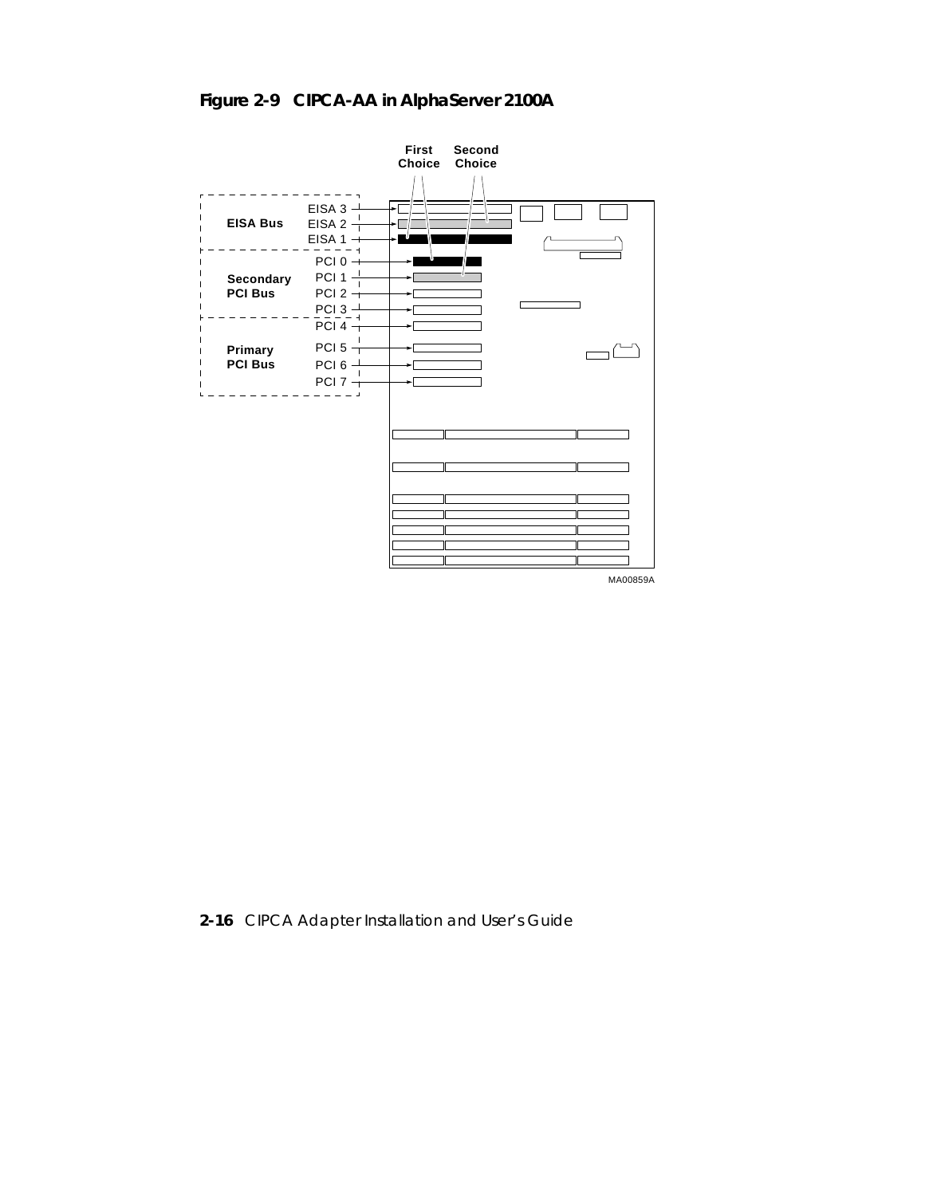**Figure 2-9 CIPCA-AA in AlphaServer 2100A**

First Choice

Second Choice

EISA Bus: EISA 3, EISA 2, EISA 1

Secondary PCI Bus: PCI 0, PCI 1, PCI 2, PCI 3

Primary PCI Bus: PCI 4, PCI 5, PCI 6, PCI 7

MA00859A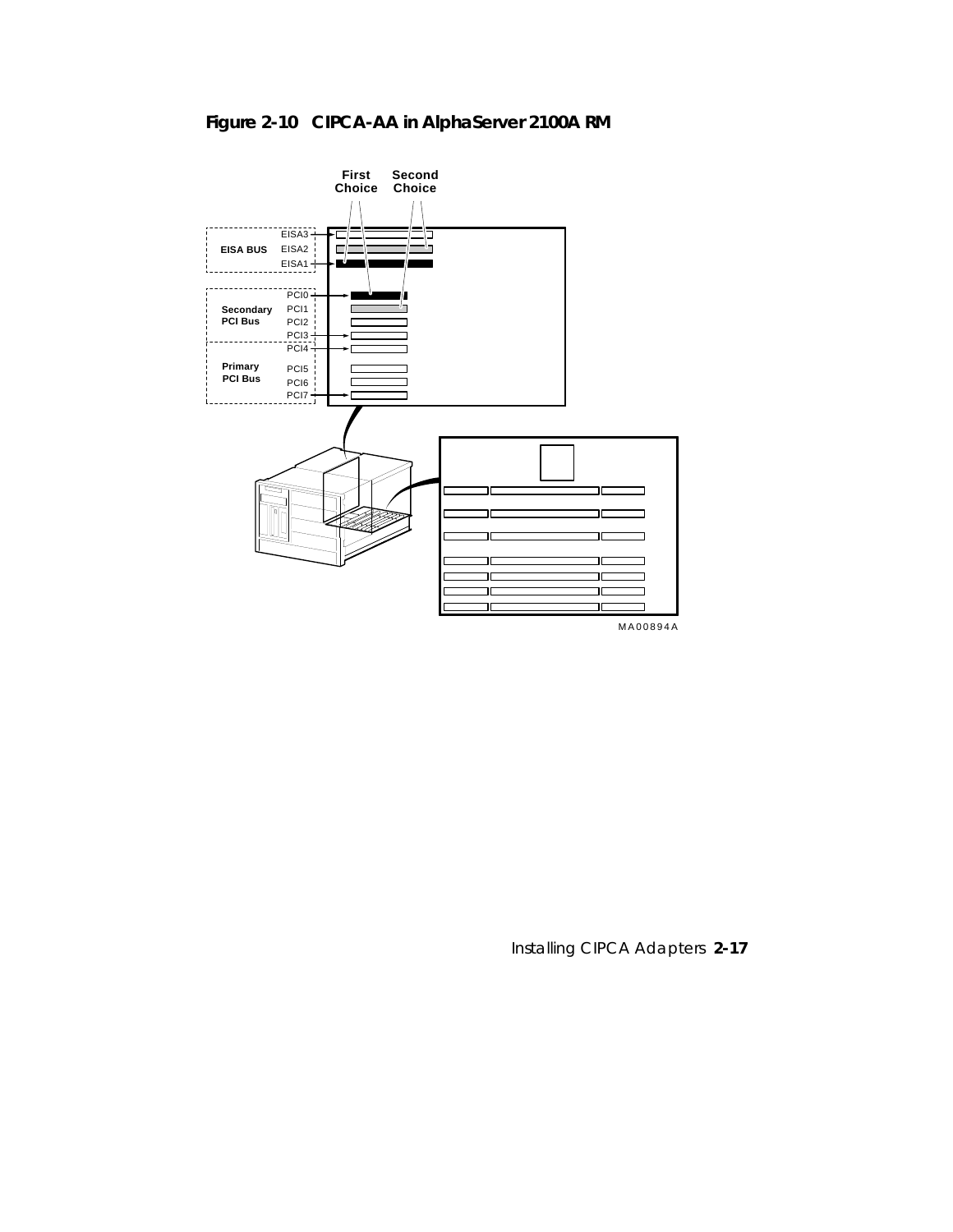**Figure 2-10 CIPCA-AA in AlphaServer 2100A RM**

First Choice

Second Choice

EISA BUS

EISA3

EISA2

EISA1

Secondary PCI Bus

PCI0

PCI1

PCI2

PCI3

Primary PCI Bus

PCI4

PCI5

PCI6

PCI7

MA00894A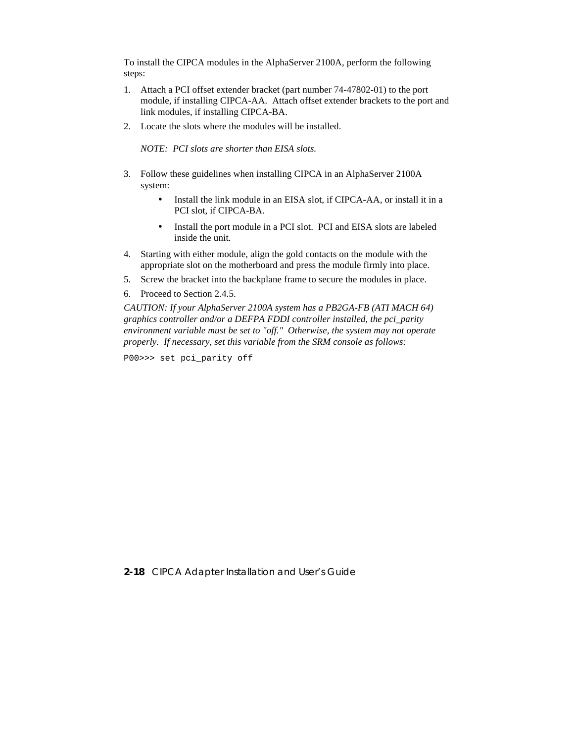To install the CIPCA modules in the AlphaServer 2100A, perform the following steps:

1. Attach a PCI offset extender bracket (part number 74-47802-01) to the port module, if installing CIPCA-AA. Attach offset extender brackets to the port and link modules, if installing CIPCA-BA.
2. Locate the slots where the modules will be installed.

   *NOTE: PCI slots are shorter than EISA slots.*

3. Follow these guidelines when installing CIPCA in an AlphaServer 2100A system:
   - Install the link module in an EISA slot, if CIPCA-AA, or install it in a PCI slot, if CIPCA-BA.
   - Install the port module in a PCI slot. PCI and EISA slots are labeled inside the unit.
4. Starting with either module, align the gold contacts on the module with the appropriate slot on the motherboard and press the module firmly into place.
5. Screw the bracket into the backplane frame to secure the modules in place.
6. Proceed to Section 2.4.5.

*CAUTION: If your AlphaServer 2100A system has a PB2GA-FB (ATI MACH 64) graphics controller and/or a DEFPA FDDI controller installed, the pci_parity environment variable must be set to "off." Otherwise, the system may not operate properly. If necessary, set this variable from the SRM console as follows:*

```
P00>>> set pci_parity off
```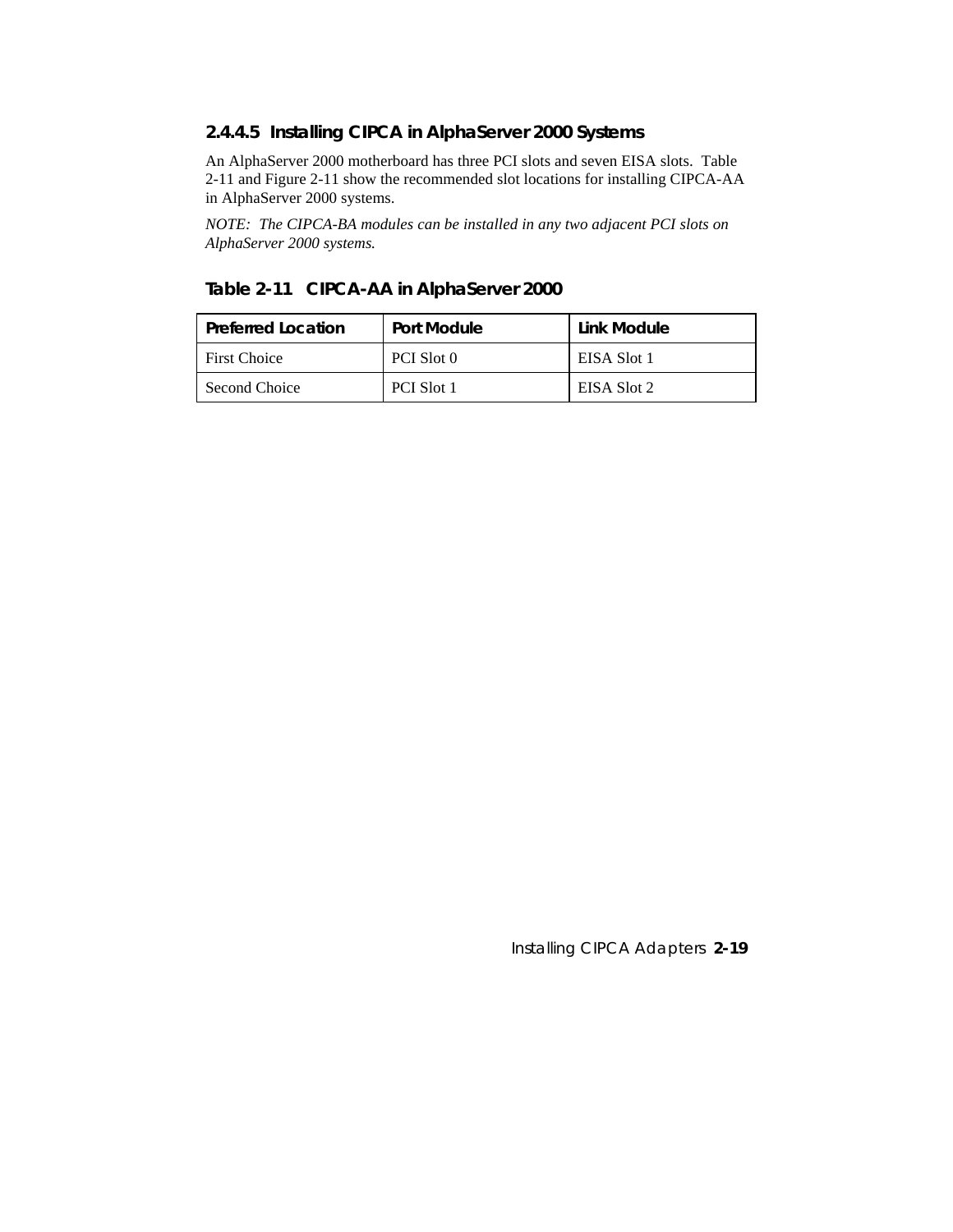#### 2.4.4.5 Installing CIPCA in AlphaServer 2000 Systems

An AlphaServer 2000 motherboard has three PCI slots and seven EISA slots. Table 2-11 and Figure 2-11 show the recommended slot locations for installing CIPCA-AA in AlphaServer 2000 systems.

*NOTE: The CIPCA-BA modules can be installed in any two adjacent PCI slots on AlphaServer 2000 systems.*

**Table 2-11 CIPCA-AA in AlphaServer 2000**

| Preferred Location | Port Module | Link Module |
|---|---|---|
| First Choice | PCI Slot 0 | EISA Slot 1 |
| Second Choice | PCI Slot 1 | EISA Slot 2 |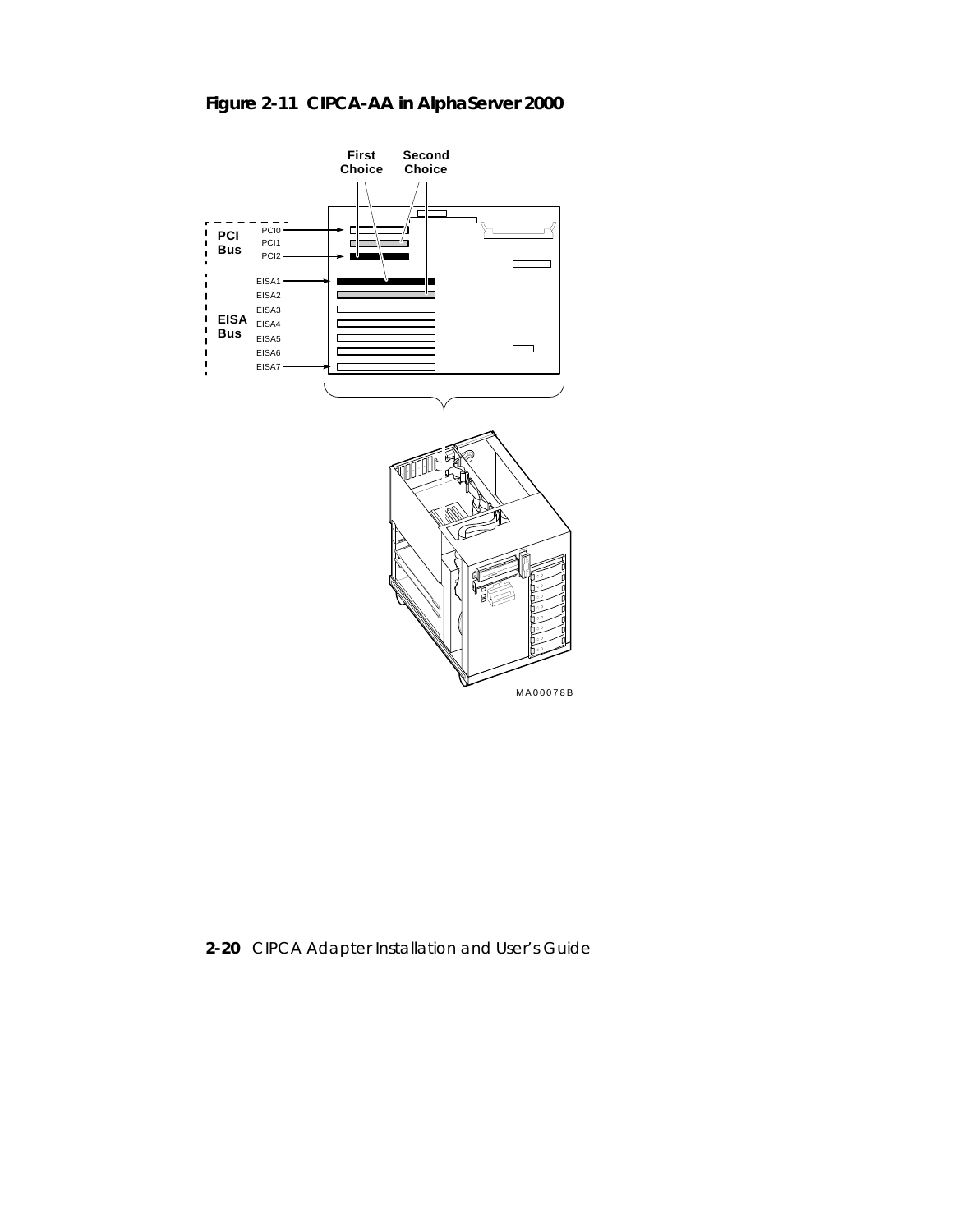**Figure 2-11 CIPCA-AA in AlphaServer 2000**

First Choice

Second Choice

PCI Bus

PCI0

PCI1

PCI2

EISA Bus

EISA1

EISA2

EISA3

EISA4

EISA5

EISA6

EISA7

MA00078B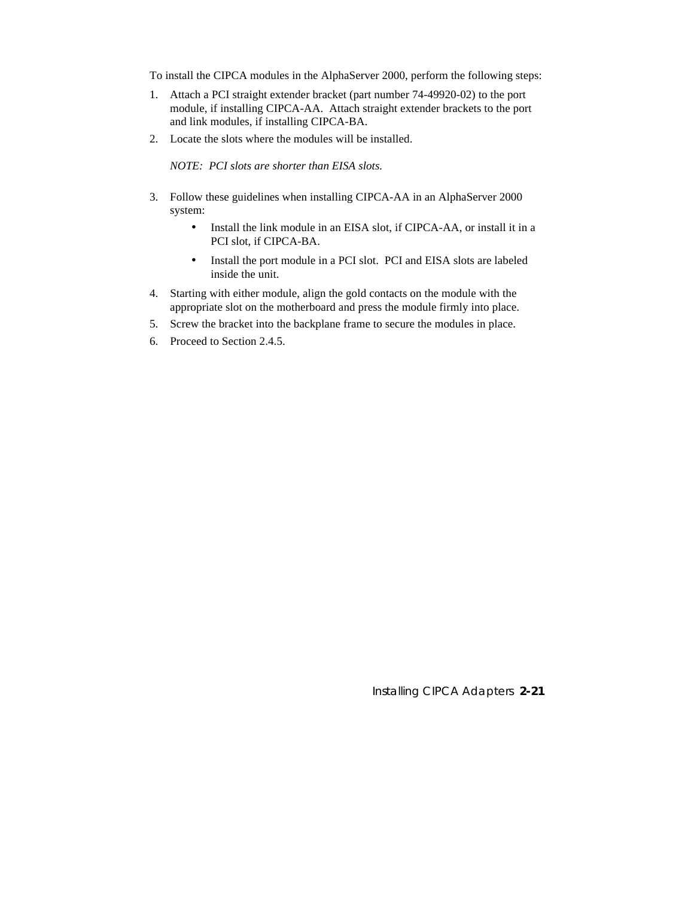To install the CIPCA modules in the AlphaServer 2000, perform the following steps:

1. Attach a PCI straight extender bracket (part number 74-49920-02) to the port module, if installing CIPCA-AA. Attach straight extender brackets to the port and link modules, if installing CIPCA-BA.
2. Locate the slots where the modules will be installed.

   *NOTE: PCI slots are shorter than EISA slots.*

3. Follow these guidelines when installing CIPCA-AA in an AlphaServer 2000 system:
   - Install the link module in an EISA slot, if CIPCA-AA, or install it in a PCI slot, if CIPCA-BA.
   - Install the port module in a PCI slot. PCI and EISA slots are labeled inside the unit.
4. Starting with either module, align the gold contacts on the module with the appropriate slot on the motherboard and press the module firmly into place.
5. Screw the bracket into the backplane frame to secure the modules in place.
6. Proceed to Section 2.4.5.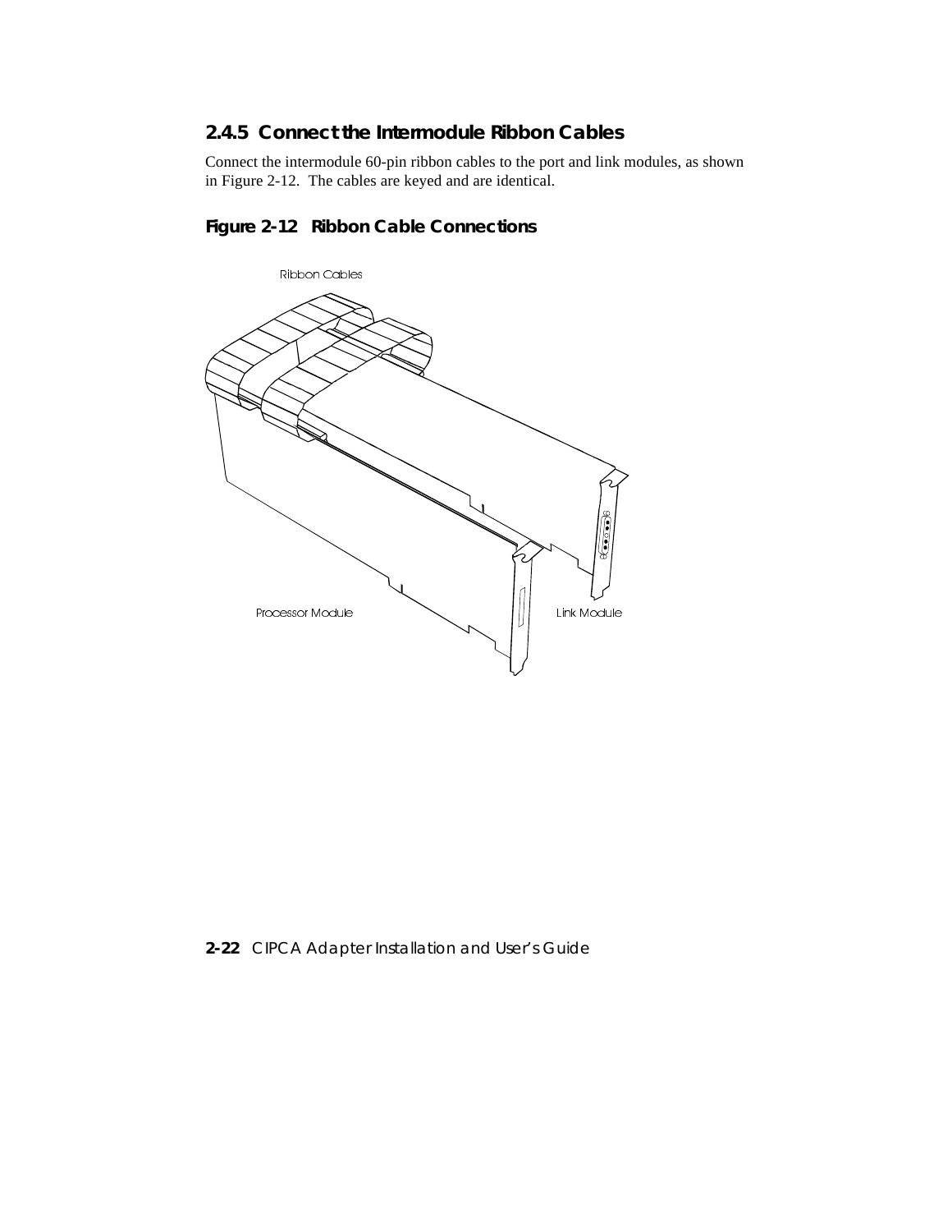### 2.4.5 Connect the Intermodule Ribbon Cables

Connect the intermodule 60-pin ribbon cables to the port and link modules, as shown in Figure 2-12. The cables are keyed and are identical.

**Figure 2-12 Ribbon Cable Connections**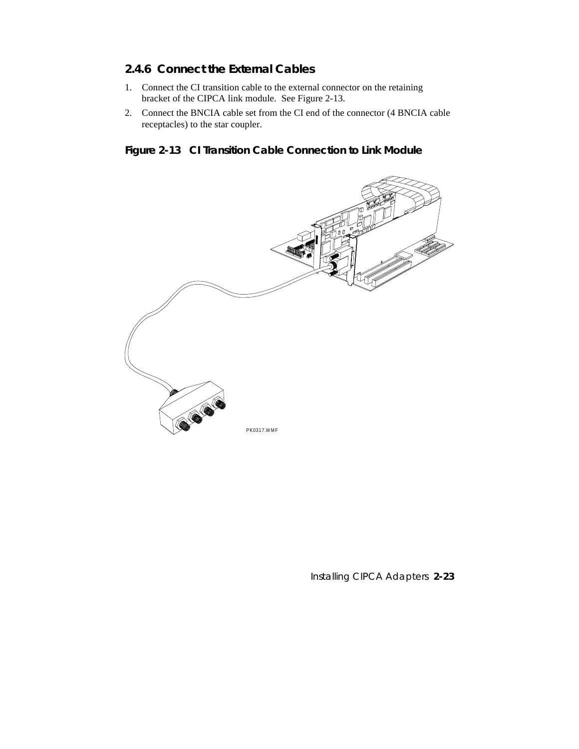### 2.4.6 Connect the External Cables

1. Connect the CI transition cable to the external connector on the retaining bracket of the CIPCA link module. See Figure 2-13.
2. Connect the BNCIA cable set from the CI end of the connector (4 BNCIA cable receptacles) to the star coupler.

**Figure 2-13 CI Transition Cable Connection to Link Module**

PK0317.WMF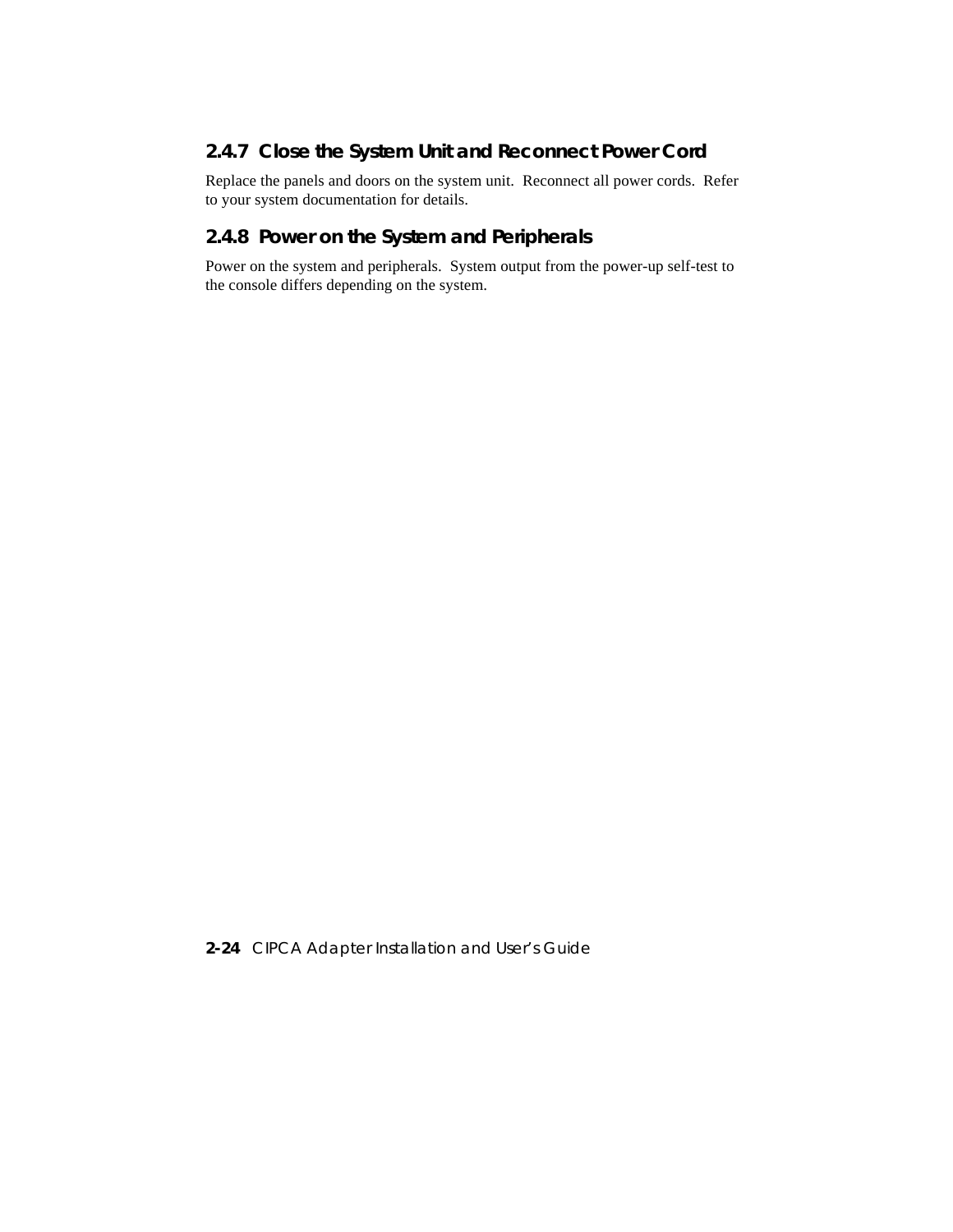### 2.4.7 Close the System Unit and Reconnect Power Cord

Replace the panels and doors on the system unit. Reconnect all power cords. Refer to your system documentation for details.

### 2.4.8 Power on the System and Peripherals

Power on the system and peripherals. System output from the power-up self-test to the console differs depending on the system.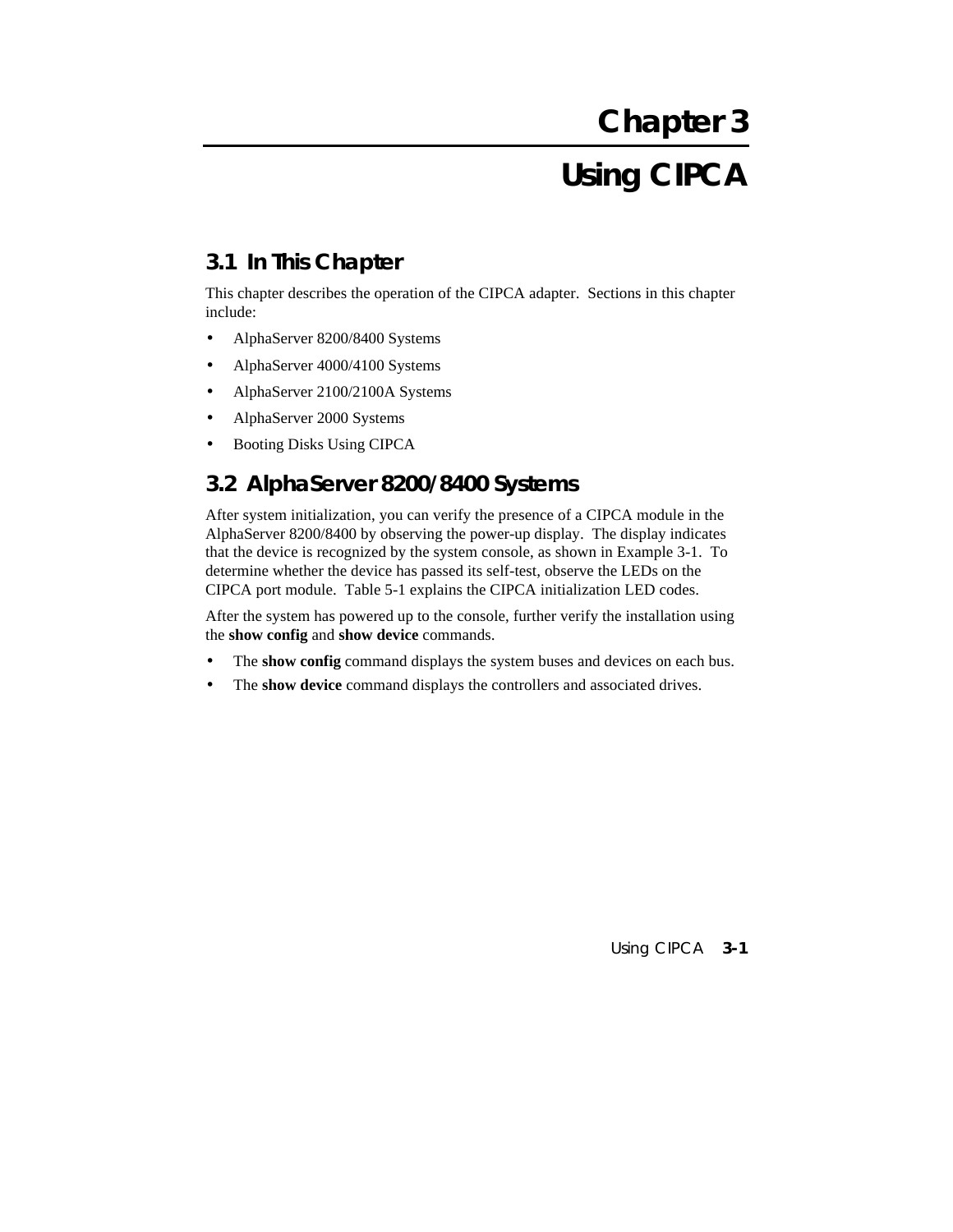# Chapter 3

# Using CIPCA

## 3.1 In This Chapter

This chapter describes the operation of the CIPCA adapter. Sections in this chapter include:

- AlphaServer 8200/8400 Systems
- AlphaServer 4000/4100 Systems
- AlphaServer 2100/2100A Systems
- AlphaServer 2000 Systems
- Booting Disks Using CIPCA

## 3.2 AlphaServer 8200/8400 Systems

After system initialization, you can verify the presence of a CIPCA module in the AlphaServer 8200/8400 by observing the power-up display. The display indicates that the device is recognized by the system console, as shown in Example 3-1. To determine whether the device has passed its self-test, observe the LEDs on the CIPCA port module. Table 5-1 explains the CIPCA initialization LED codes.

After the system has powered up to the console, further verify the installation using the **show config** and **show device** commands.

- The **show config** command displays the system buses and devices on each bus.
- The **show device** command displays the controllers and associated drives.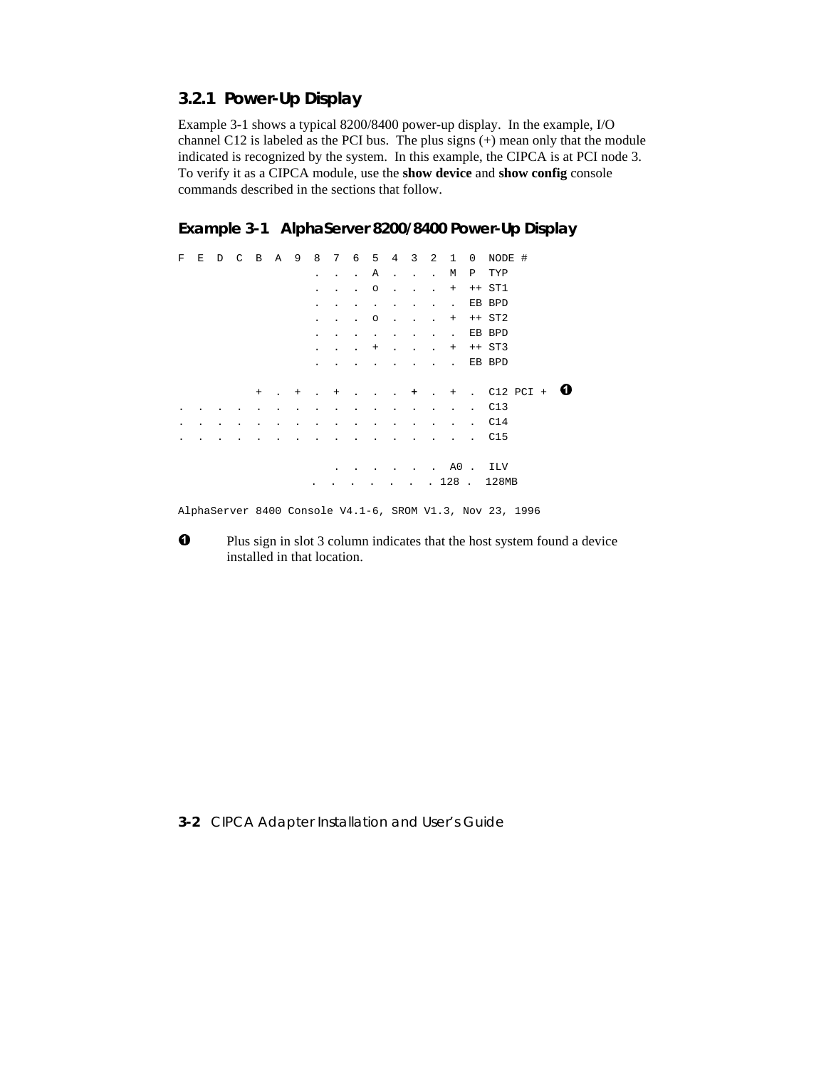### 3.2.1 Power-Up Display

Example 3-1 shows a typical 8200/8400 power-up display. In the example, I/O channel C12 is labeled as the PCI bus. The plus signs (+) mean only that the module indicated is recognized by the system. In this example, the CIPCA is at PCI node 3. To verify it as a CIPCA module, use the **show device** and **show config** console commands described in the sections that follow.

#### Example 3-1 AlphaServer 8200/8400 Power-Up Display

```
F  E  D  C  B  A  9  8  7  6  5  4  3  2  1  0  NODE #
                     .  .  .  A  .  .  .  M  P  TYP
                     .  .  .  o  .  .  .  +  ++ ST1
                     .  .  .  .  .  .  .  .  EB BPD
                     .  .  .  o  .  .  .  +  ++ ST2
                     .  .  .  .  .  .  .  .  EB BPD
                     .  .  .  +  .  .  .  +  ++ ST3
                     .  .  .  .  .  .  .  .  EB BPD

            +  .  +  .  +  .  .  .  +  .  +  .  C12 PCI +   ❶
.  .  .  .  .  .  .  .  .  .  .  .  .  .  .  .  C13
.  .  .  .  .  .  .  .  .  .  .  .  .  .  .  .  C14
.  .  .  .  .  .  .  .  .  .  .  .  .  .  .  .  C15

                        .  .  .  .  .  .  A0 .  ILV
                     .  .  .  .  .  .  . 128 .  128MB

AlphaServer 8400 Console V4.1-6, SROM V1.3, Nov 23, 1996
```

❶ Plus sign in slot 3 column indicates that the host system found a device installed in that location.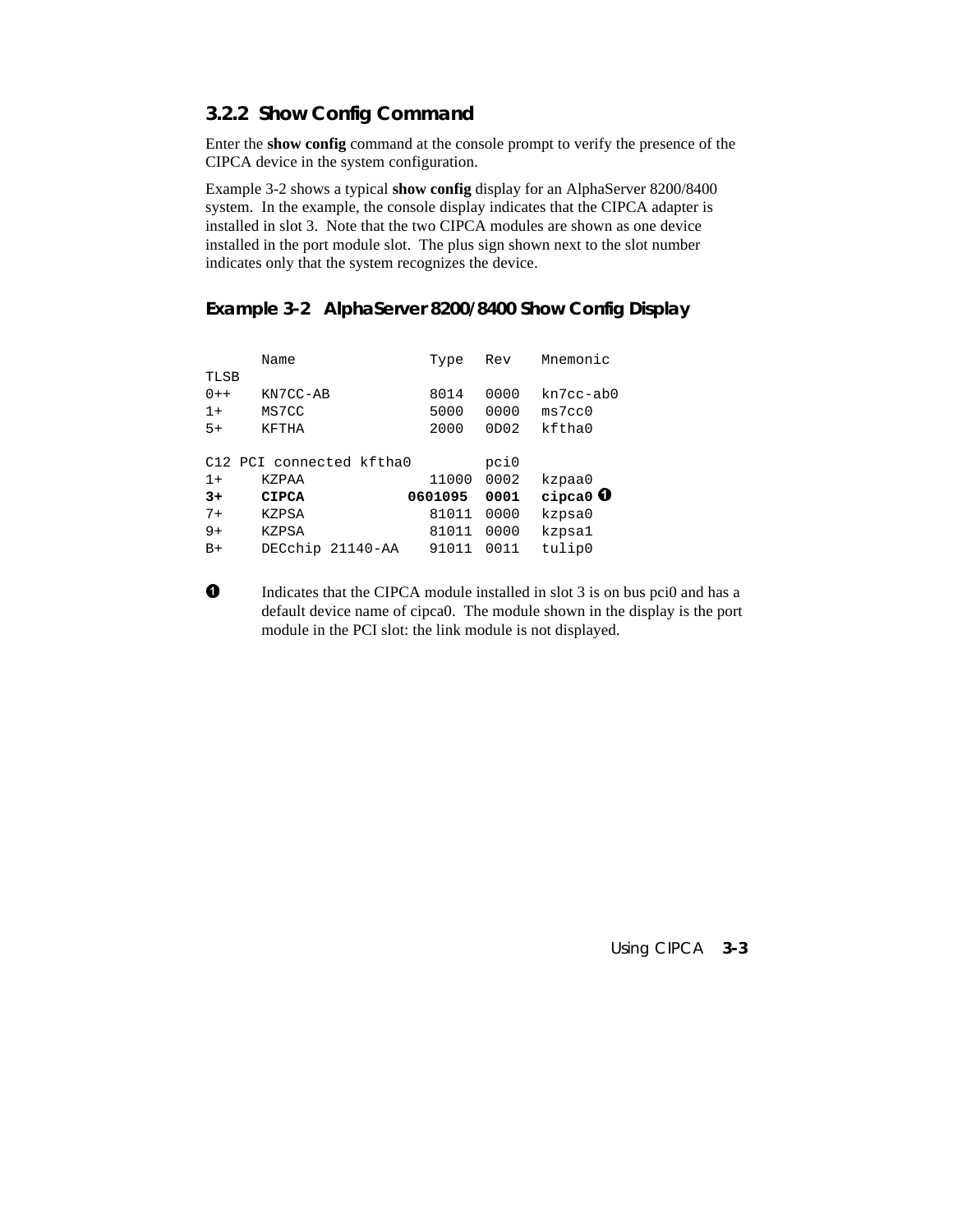### 3.2.2 Show Config Command

Enter the **show config** command at the console prompt to verify the presence of the CIPCA device in the system configuration.

Example 3-2 shows a typical **show config** display for an AlphaServer 8200/8400 system. In the example, the console display indicates that the CIPCA adapter is installed in slot 3. Note that the two CIPCA modules are shown as one device installed in the port module slot. The plus sign shown next to the slot number indicates only that the system recognizes the device.

#### Example 3-2 AlphaServer 8200/8400 Show Config Display

```
      Name               Type   Rev    Mnemonic
TLSB
0++   KN7CC-AB           8014   0000   kn7cc-ab0
1+    MS7CC              5000   0000   ms7cc0
5+    KFTHA              2000   0D02   kftha0

C12 PCI connected kftha0        pci0
1+    KZPAA             11000   0002   kzpaa0
3+    CIPCA           0601095   0001   cipca0 ❶
7+    KZPSA             81011   0000   kzpsa0
9+    KZPSA             81011   0000   kzpsa1
B+    DECchip 21140-AA  91011   0011   tulip0
```

❶ Indicates that the CIPCA module installed in slot 3 is on bus pci0 and has a default device name of cipca0. The module shown in the display is the port module in the PCI slot: the link module is not displayed.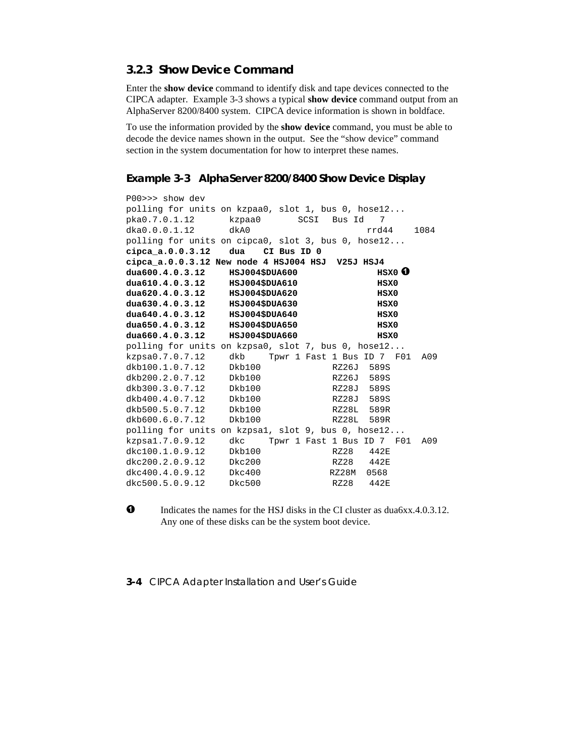### 3.2.3 Show Device Command

Enter the **show device** command to identify disk and tape devices connected to the CIPCA adapter. Example 3-3 shows a typical **show device** command output from an AlphaServer 8200/8400 system. CIPCA device information is shown in boldface.

To use the information provided by the **show device** command, you must be able to decode the device names shown in the output. See the “show device” command section in the system documentation for how to interpret these names.

#### Example 3-3 AlphaServer 8200/8400 Show Device Display

```
P00>>> show dev
polling for units on kzpaa0, slot 1, bus 0, hose12...
pka0.7.0.1.12       kzpaa0       SCSI   Bus Id   7
dka0.0.0.1.12       dkA0                     rrd44    1084
polling for units on cipca0, slot 3, bus 0, hose12...
cipca_a.0.0.3.12    dua    CI Bus ID 0
cipca_a.0.0.3.12 New node 4 HSJ004 HSJ  V25J HSJ4
dua600.4.0.3.12     HSJ004$DUA600              HSX0 ❶
dua610.4.0.3.12     HSJ004$DUA610              HSX0
dua620.4.0.3.12     HSJ004$DUA620              HSX0
dua630.4.0.3.12     HSJ004$DUA630              HSX0
dua640.4.0.3.12     HSJ004$DUA640              HSX0
dua650.4.0.3.12     HSJ004$DUA650              HSX0
dua660.4.0.3.12     HSJ004$DUA660              HSX0
polling for units on kzpsa0, slot 7, bus 0, hose12...
kzpsa0.7.0.7.12     dkb    Tpwr 1 Fast 1 Bus ID 7  F01  A09
dkb100.1.0.7.12     Dkb100             RZ26J  589S
dkb200.2.0.7.12     Dkb100             RZ26J  589S
dkb300.3.0.7.12     Dkb100             RZ28J  589S
dkb400.4.0.7.12     Dkb100             RZ28J  589S
dkb500.5.0.7.12     Dkb100             RZ28L  589R
dkb600.6.0.7.12     Dkb100             RZ28L  589R
polling for units on kzpsa1, slot 9, bus 0, hose12...
kzpsa1.7.0.9.12     dkc    Tpwr 1 Fast 1 Bus ID 7  F01  A09
dkc100.1.0.9.12     Dkb100             RZ28   442E
dkc200.2.0.9.12     Dkc200             RZ28   442E
dkc400.4.0.9.12     Dkc400            RZ28M  0568
dkc500.5.0.9.12     Dkc500             RZ28   442E
```

❶ Indicates the names for the HSJ disks in the CI cluster as dua6xx.4.0.3.12. Any one of these disks can be the system boot device.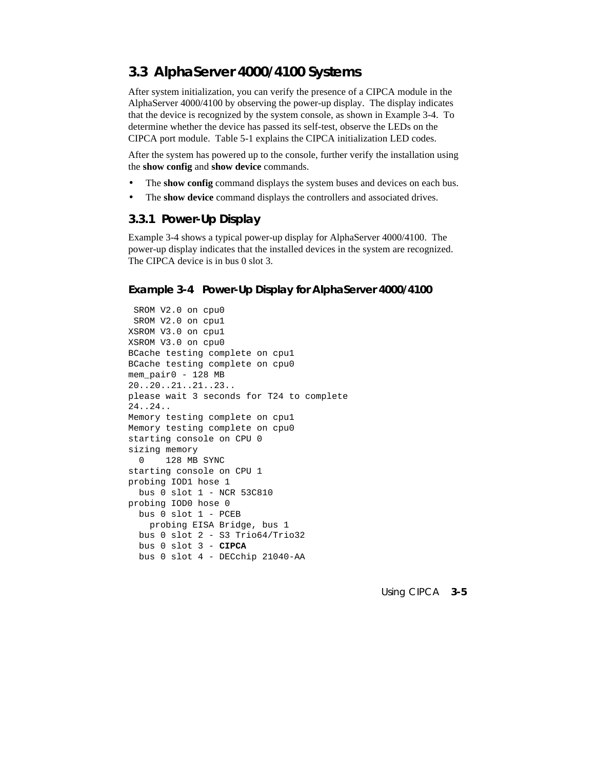## 3.3 AlphaServer 4000/4100 Systems

After system initialization, you can verify the presence of a CIPCA module in the AlphaServer 4000/4100 by observing the power-up display. The display indicates that the device is recognized by the system console, as shown in Example 3-4. To determine whether the device has passed its self-test, observe the LEDs on the CIPCA port module. Table 5-1 explains the CIPCA initialization LED codes.

After the system has powered up to the console, further verify the installation using the **show config** and **show device** commands.

- The **show config** command displays the system buses and devices on each bus.
- The **show device** command displays the controllers and associated drives.

### 3.3.1 Power-Up Display

Example 3-4 shows a typical power-up display for AlphaServer 4000/4100. The power-up display indicates that the installed devices in the system are recognized. The CIPCA device is in bus 0 slot 3.

#### Example 3-4 Power-Up Display for AlphaServer 4000/4100

```
 SROM V2.0 on cpu0
 SROM V2.0 on cpu1
XSROM V3.0 on cpu1
XSROM V3.0 on cpu0
BCache testing complete on cpu1
BCache testing complete on cpu0
mem_pair0 - 128 MB
20..20..21..21..23..
please wait 3 seconds for T24 to complete
24..24..
Memory testing complete on cpu1
Memory testing complete on cpu0
starting console on CPU 0
sizing memory
  0    128 MB SYNC
starting console on CPU 1
probing IOD1 hose 1
  bus 0 slot 1 - NCR 53C810
probing IOD0 hose 0
  bus 0 slot 1 - PCEB
    probing EISA Bridge, bus 1
  bus 0 slot 2 - S3 Trio64/Trio32
  bus 0 slot 3 - CIPCA
  bus 0 slot 4 - DECchip 21040-AA
```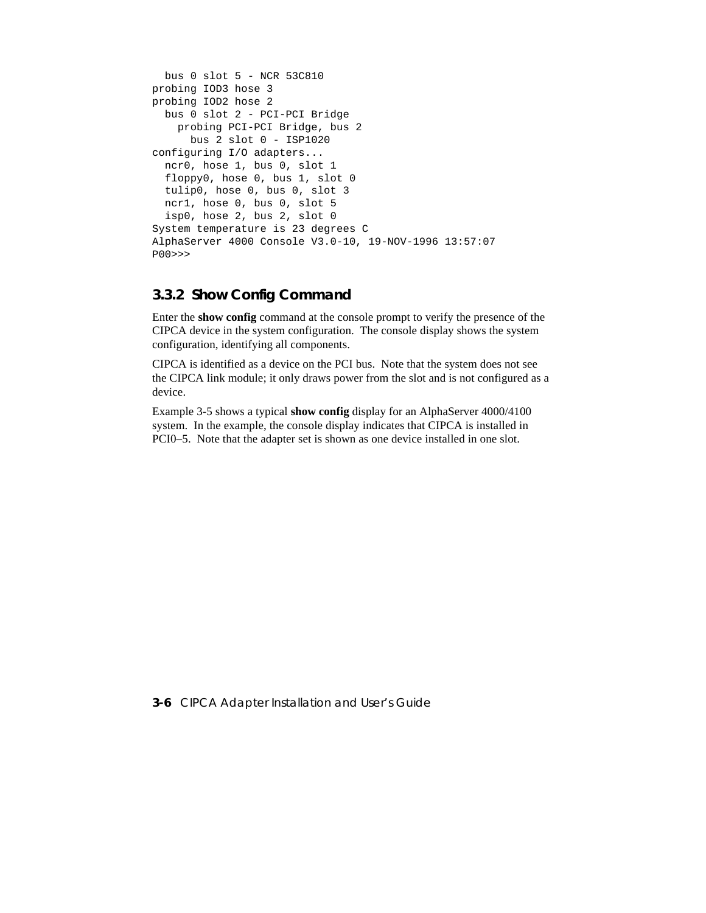```
  bus 0 slot 5 - NCR 53C810
probing IOD3 hose 3
probing IOD2 hose 2
  bus 0 slot 2 - PCI-PCI Bridge
    probing PCI-PCI Bridge, bus 2
      bus 2 slot 0 - ISP1020
configuring I/O adapters...
  ncr0, hose 1, bus 0, slot 1
  floppy0, hose 0, bus 1, slot 0
  tulip0, hose 0, bus 0, slot 3
  ncr1, hose 0, bus 0, slot 5
  isp0, hose 2, bus 2, slot 0
System temperature is 23 degrees C
AlphaServer 4000 Console V3.0-10, 19-NOV-1996 13:57:07
P00>>>
```

### 3.3.2 Show Config Command

Enter the **show config** command at the console prompt to verify the presence of the CIPCA device in the system configuration. The console display shows the system configuration, identifying all components.

CIPCA is identified as a device on the PCI bus. Note that the system does not see the CIPCA link module; it only draws power from the slot and is not configured as a device.

Example 3-5 shows a typical **show config** display for an AlphaServer 4000/4100 system. In the example, the console display indicates that CIPCA is installed in PCI0–5. Note that the adapter set is shown as one device installed in one slot.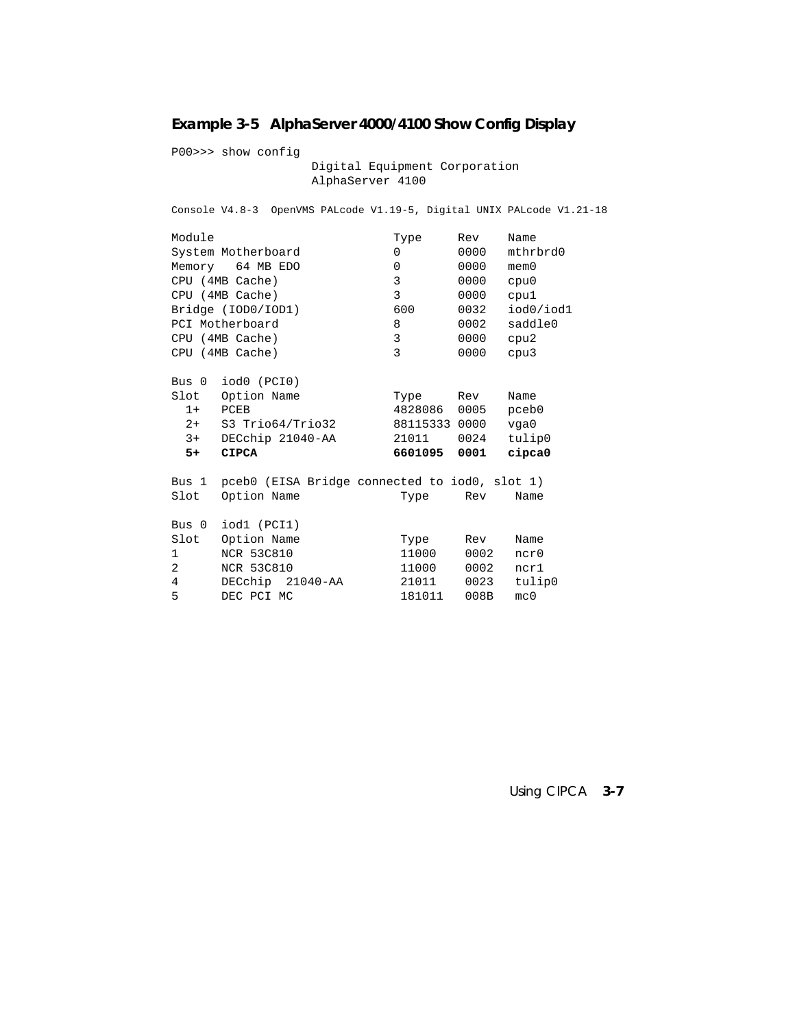**Example 3-5 AlphaServer 4000/4100 Show Config Display**

```
P00>>> show config
                    Digital Equipment Corporation
                    AlphaServer 4100

Console V4.8-3  OpenVMS PALcode V1.19-5, Digital UNIX PALcode V1.21-18

Module                          Type     Rev    Name
System Motherboard              0        0000   mthrbrd0
Memory   64 MB EDO              0        0000   mem0
CPU (4MB Cache)                 3        0000   cpu0
CPU (4MB Cache)                 3        0000   cpu1
Bridge (IOD0/IOD1)              600      0032   iod0/iod1
PCI Motherboard                 8        0002   saddle0
CPU (4MB Cache)                 3        0000   cpu2
CPU (4MB Cache)                 3        0000   cpu3

Bus 0  iod0 (PCI0)
Slot   Option Name              Type     Rev    Name
  1+   PCEB                     4828086  0005   pceb0
  2+   S3 Trio64/Trio32         88115333 0000   vga0
  3+   DECchip 21040-AA         21011    0024   tulip0
  5+   CIPCA                    6601095  0001   cipca0

Bus 1  pceb0 (EISA Bridge connected to iod0, slot 1)
Slot   Option Name               Type     Rev    Name

Bus 0  iod1 (PCI1)
Slot   Option Name               Type     Rev    Name
1      NCR 53C810                11000    0002   ncr0
2      NCR 53C810                11000    0002   ncr1
4      DECchip  21040-AA         21011    0023   tulip0
5      DEC PCI MC                181011   008B   mc0
```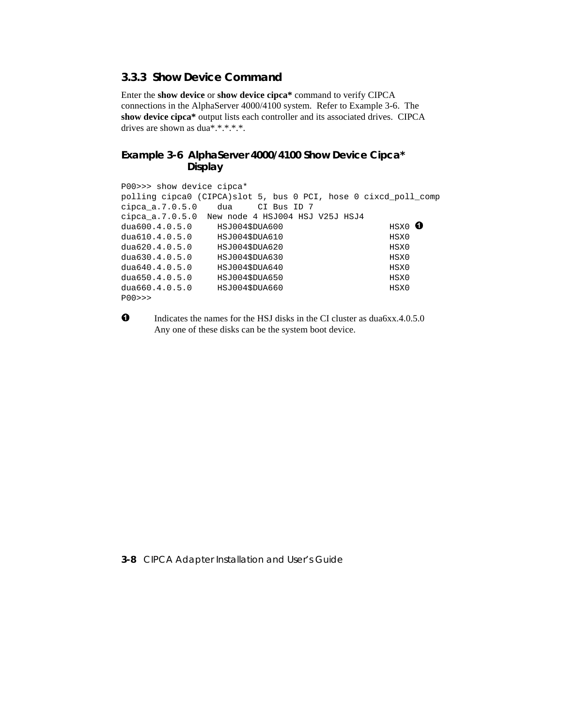### 3.3.3 Show Device Command

Enter the **show device** or **show device cipca*** command to verify CIPCA connections in the AlphaServer 4000/4100 system. Refer to Example 3-6. The **show device cipca*** output lists each controller and its associated drives. CIPCA drives are shown as dua*.*.*.*.*.

#### Example 3-6 AlphaServer 4000/4100 Show Device Cipca* Display

```
P00>>> show device cipca*
polling cipca0 (CIPCA)slot 5, bus 0 PCI, hose 0 cixcd_poll_comp
cipca_a.7.0.5.0    dua     CI Bus ID 7
cipca_a.7.0.5.0  New node 4 HSJ004 HSJ V25J HSJ4
dua600.4.0.5.0     HSJ004$DUA600                    HSX0 ➊
dua610.4.0.5.0     HSJ004$DUA610                    HSX0
dua620.4.0.5.0     HSJ004$DUA620                    HSX0
dua630.4.0.5.0     HSJ004$DUA630                    HSX0
dua640.4.0.5.0     HSJ004$DUA640                    HSX0
dua650.4.0.5.0     HSJ004$DUA650                    HSX0
dua660.4.0.5.0     HSJ004$DUA660                    HSX0
P00>>>
```

➊ Indicates the names for the HSJ disks in the CI cluster as dua6xx.4.0.5.0 Any one of these disks can be the system boot device.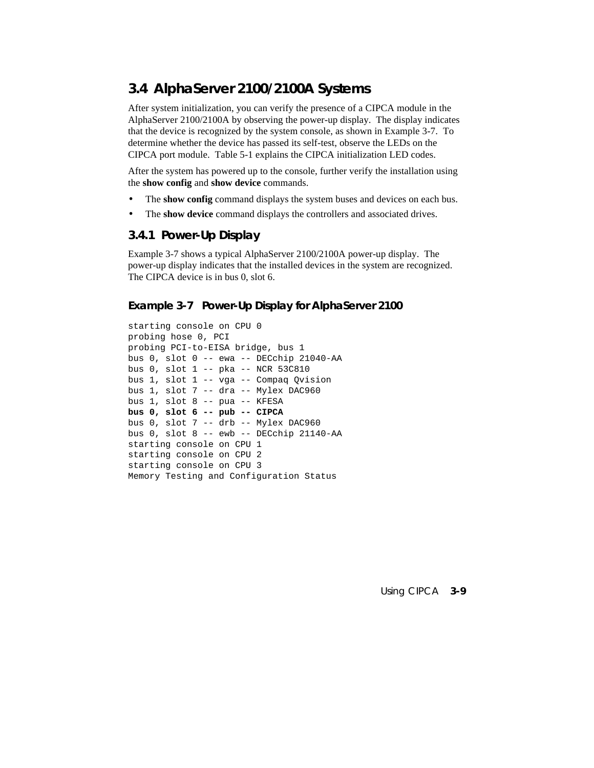## 3.4 AlphaServer 2100/2100A Systems

After system initialization, you can verify the presence of a CIPCA module in the AlphaServer 2100/2100A by observing the power-up display. The display indicates that the device is recognized by the system console, as shown in Example 3-7. To determine whether the device has passed its self-test, observe the LEDs on the CIPCA port module. Table 5-1 explains the CIPCA initialization LED codes.

After the system has powered up to the console, further verify the installation using the **show config** and **show device** commands.

- The **show config** command displays the system buses and devices on each bus.
- The **show device** command displays the controllers and associated drives.

### 3.4.1 Power-Up Display

Example 3-7 shows a typical AlphaServer 2100/2100A power-up display. The power-up display indicates that the installed devices in the system are recognized. The CIPCA device is in bus 0, slot 6.

#### Example 3-7 Power-Up Display for AlphaServer 2100

```
starting console on CPU 0
probing hose 0, PCI
probing PCI-to-EISA bridge, bus 1
bus 0, slot 0 -- ewa -- DECchip 21040-AA
bus 0, slot 1 -- pka -- NCR 53C810
bus 1, slot 1 -- vga -- Compaq Qvision
bus 1, slot 7 -- dra -- Mylex DAC960
bus 1, slot 8 -- pua -- KFESA
bus 0, slot 6 -- pub -- CIPCA
bus 0, slot 7 -- drb -- Mylex DAC960
bus 0, slot 8 -- ewb -- DECchip 21140-AA
starting console on CPU 1
starting console on CPU 2
starting console on CPU 3
Memory Testing and Configuration Status
```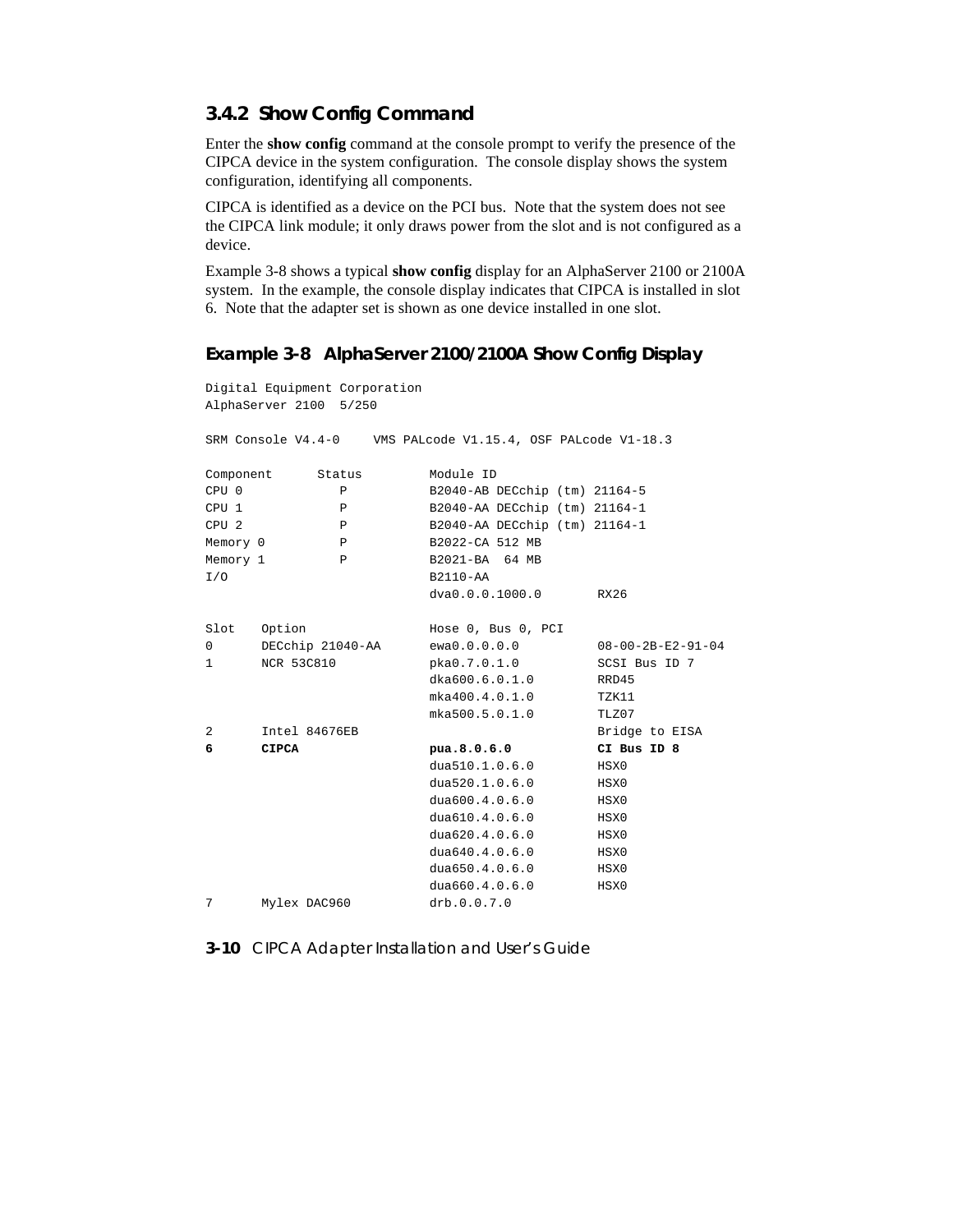### 3.4.2 Show Config Command

Enter the **show config** command at the console prompt to verify the presence of the CIPCA device in the system configuration. The console display shows the system configuration, identifying all components.

CIPCA is identified as a device on the PCI bus. Note that the system does not see the CIPCA link module; it only draws power from the slot and is not configured as a device.

Example 3-8 shows a typical **show config** display for an AlphaServer 2100 or 2100A system. In the example, the console display indicates that CIPCA is installed in slot 6. Note that the adapter set is shown as one device installed in one slot.

#### Example 3-8 AlphaServer 2100/2100A Show Config Display

```
Digital Equipment Corporation
AlphaServer 2100  5/250

SRM Console V4.4-0    VMS PALcode V1.15.4, OSF PALcode V1-18.3

Component      Status         Module ID
CPU 0             P           B2040-AB DECchip (tm) 21164-5
CPU 1             P           B2040-AA DECchip (tm) 21164-1
CPU 2             P           B2040-AA DECchip (tm) 21164-1
Memory 0          P           B2022-CA 512 MB
Memory 1          P           B2021-BA  64 MB
I/O                           B2110-AA
                              dva0.0.0.1000.0       RX26

Slot   Option                 Hose 0, Bus 0, PCI
0      DECchip 21040-AA       ewa0.0.0.0.0          08-00-2B-E2-91-04
1      NCR 53C810             pka0.7.0.1.0          SCSI Bus ID 7
                              dka600.6.0.1.0        RRD45
                              mka400.4.0.1.0        TZK11
                              mka500.5.0.1.0        TLZ07
2      Intel 84676EB                                Bridge to EISA
6      CIPCA                  pua.8.0.6.0           CI Bus ID 8
                              dua510.1.0.6.0        HSX0
                              dua520.1.0.6.0        HSX0
                              dua600.4.0.6.0        HSX0
                              dua610.4.0.6.0        HSX0
                              dua620.4.0.6.0        HSX0
                              dua640.4.0.6.0        HSX0
                              dua650.4.0.6.0        HSX0
                              dua660.4.0.6.0        HSX0
7      Mylex DAC960           drb.0.0.7.0
```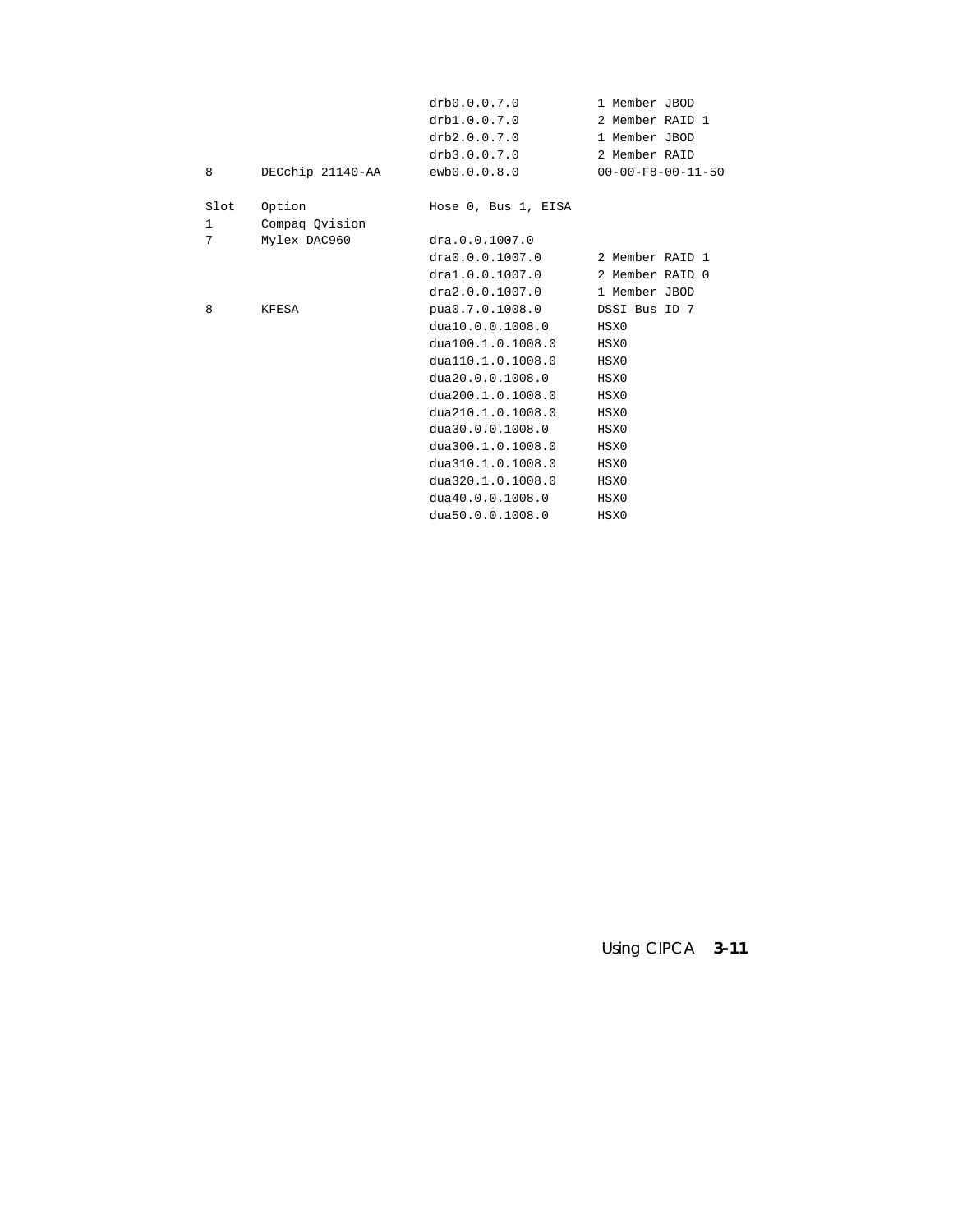```
                          drb0.0.0.7.0          1 Member JBOD
                          drb1.0.0.7.0          2 Member RAID 1
                          drb2.0.0.7.0          1 Member JBOD
                          drb3.0.0.7.0          2 Member RAID
8       DECchip 21140-AA  ewb0.0.0.8.0          00-00-F8-00-11-50

Slot    Option            Hose 0, Bus 1, EISA
1       Compaq Qvision
7       Mylex DAC960      dra.0.0.1007.0
                          dra0.0.0.1007.0       2 Member RAID 1
                          dra1.0.0.1007.0       2 Member RAID 0
                          dra2.0.0.1007.0       1 Member JBOD
8       KFESA             pua0.7.0.1008.0       DSSI Bus ID 7
                          dua10.0.0.1008.0      HSX0
                          dua100.1.0.1008.0     HSX0
                          dua110.1.0.1008.0     HSX0
                          dua20.0.0.1008.0      HSX0
                          dua200.1.0.1008.0     HSX0
                          dua210.1.0.1008.0     HSX0
                          dua30.0.0.1008.0      HSX0
                          dua300.1.0.1008.0     HSX0
                          dua310.1.0.1008.0     HSX0
                          dua320.1.0.1008.0     HSX0
                          dua40.0.0.1008.0      HSX0
                          dua50.0.0.1008.0      HSX0
```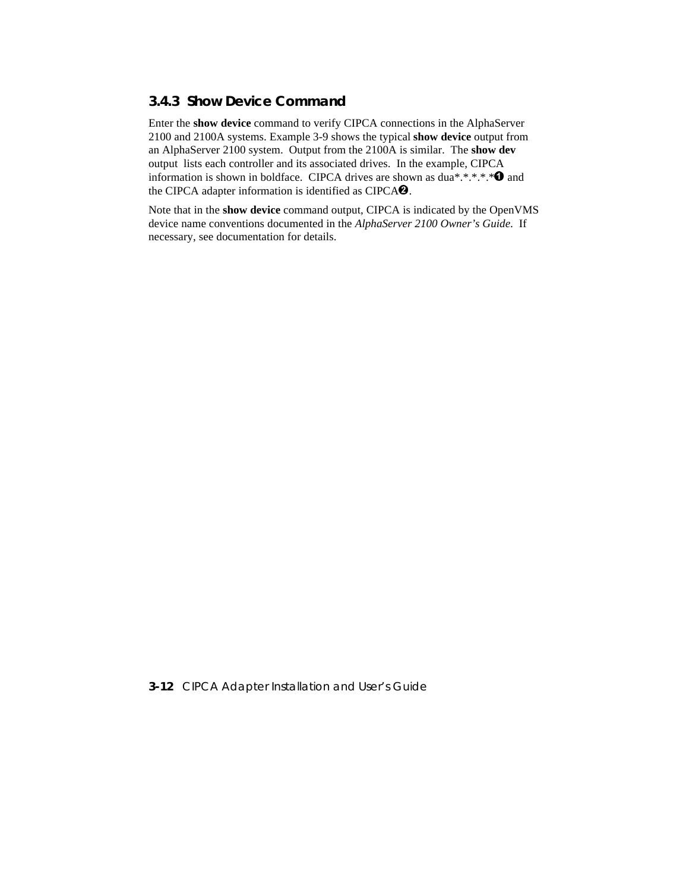### 3.4.3 Show Device Command

Enter the **show device** command to verify CIPCA connections in the AlphaServer 2100 and 2100A systems. Example 3-9 shows the typical **show device** output from an AlphaServer 2100 system. Output from the 2100A is similar. The **show dev** output lists each controller and its associated drives. In the example, CIPCA information is shown in boldface. CIPCA drives are shown as dua*.*.*.*.*❶ and the CIPCA adapter information is identified as CIPCA❷.

Note that in the **show device** command output, CIPCA is indicated by the OpenVMS device name conventions documented in the *AlphaServer 2100 Owner's Guide*. If necessary, see documentation for details.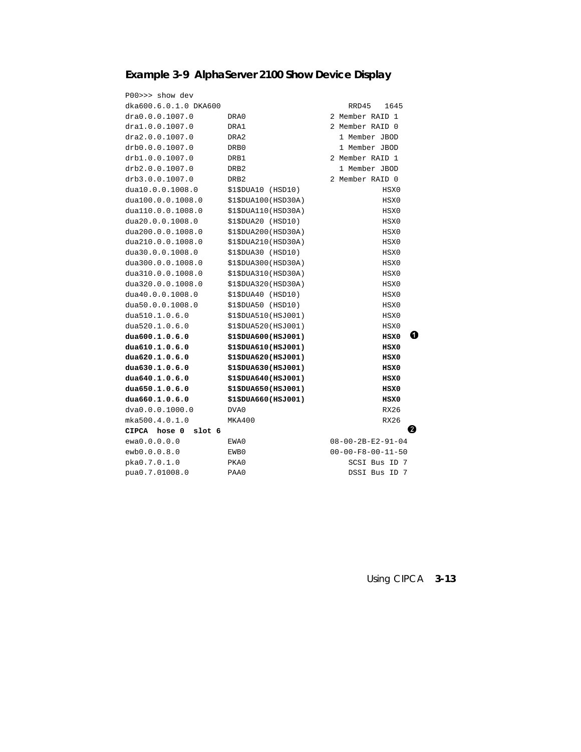**Example 3-9 AlphaServer 2100 Show Device Display**

```
P00>>> show dev
dka600.6.0.1.0 DKA600                         RRD45   1645
dra0.0.0.1007.0       DRA0                  2 Member RAID 1
dra1.0.0.1007.0       DRA1                  2 Member RAID 0
dra2.0.0.1007.0       DRA2                    1 Member JBOD
drb0.0.0.1007.0       DRB0                    1 Member JBOD
drb1.0.0.1007.0       DRB1                  2 Member RAID 1
drb2.0.0.1007.0       DRB2                    1 Member JBOD
drb3.0.0.1007.0       DRB2                  2 Member RAID 0
dua10.0.0.1008.0      $1$DUA10 (HSD10)                HSX0
dua100.0.0.1008.0     $1$DUA100(HSD30A)               HSX0
dua110.0.0.1008.0     $1$DUA110(HSD30A)               HSX0
dua20.0.0.1008.0      $1$DUA20 (HSD10)                HSX0
dua200.0.0.1008.0     $1$DUA200(HSD30A)               HSX0
dua210.0.0.1008.0     $1$DUA210(HSD30A)               HSX0
dua30.0.0.1008.0      $1$DUA30 (HSD10)                HSX0
dua300.0.0.1008.0     $1$DUA300(HSD30A)               HSX0
dua310.0.0.1008.0     $1$DUA310(HSD30A)               HSX0
dua320.0.0.1008.0     $1$DUA320(HSD30A)               HSX0
dua40.0.0.1008.0      $1$DUA40 (HSD10)                HSX0
dua50.0.0.1008.0      $1$DUA50 (HSD10)                HSX0
dua510.1.0.6.0        $1$DUA510(HSJ001)               HSX0
dua520.1.0.6.0        $1$DUA520(HSJ001)               HSX0
dua600.1.0.6.0        $1$DUA600(HSJ001)               HSX0  (1)
dua610.1.0.6.0        $1$DUA610(HSJ001)               HSX0
dua620.1.0.6.0        $1$DUA620(HSJ001)               HSX0
dua630.1.0.6.0        $1$DUA630(HSJ001)               HSX0
dua640.1.0.6.0        $1$DUA640(HSJ001)               HSX0
dua650.1.0.6.0        $1$DUA650(HSJ001)               HSX0
dua660.1.0.6.0        $1$DUA660(HSJ001)               HSX0
dva0.0.0.1000.0       DVA0                            RX26
mka500.4.0.1.0        MKA400                          RX26
CIPCA  hose 0  slot 6                                       (2)
ewa0.0.0.0.0          EWA0                  08-00-2B-E2-91-04
ewb0.0.0.8.0          EWB0                  00-00-F8-00-11-50
pka0.7.0.1.0          PKA0                      SCSI Bus ID 7
pua0.7.01008.0        PAA0                      DSSI Bus ID 7
```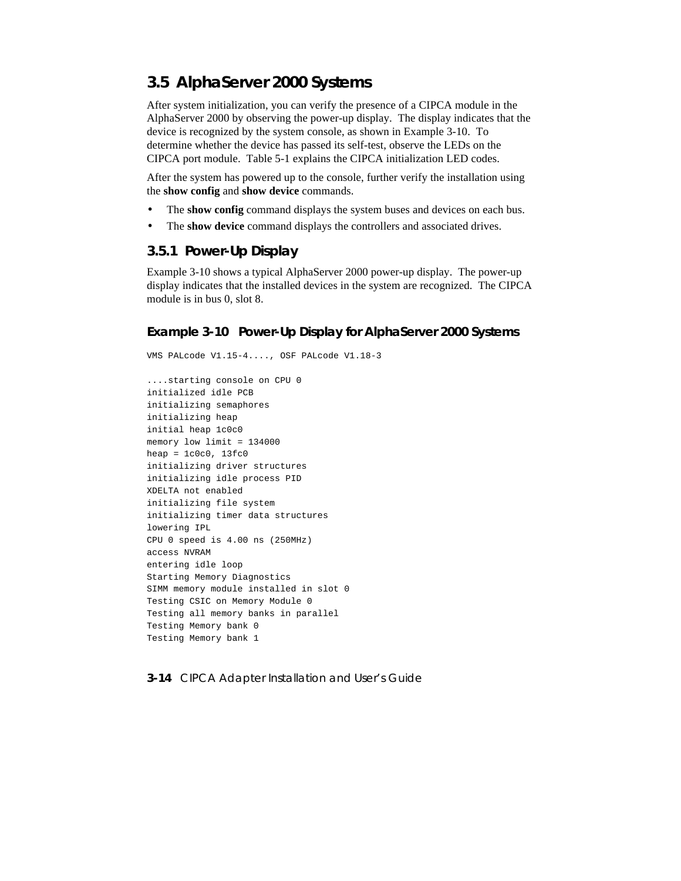## 3.5 AlphaServer 2000 Systems

After system initialization, you can verify the presence of a CIPCA module in the AlphaServer 2000 by observing the power-up display. The display indicates that the device is recognized by the system console, as shown in Example 3-10. To determine whether the device has passed its self-test, observe the LEDs on the CIPCA port module. Table 5-1 explains the CIPCA initialization LED codes.

After the system has powered up to the console, further verify the installation using the **show config** and **show device** commands.

- The **show config** command displays the system buses and devices on each bus.
- The **show device** command displays the controllers and associated drives.

### 3.5.1 Power-Up Display

Example 3-10 shows a typical AlphaServer 2000 power-up display. The power-up display indicates that the installed devices in the system are recognized. The CIPCA module is in bus 0, slot 8.

#### Example 3-10 Power-Up Display for AlphaServer 2000 Systems

```
VMS PALcode V1.15-4...., OSF PALcode V1.18-3

....starting console on CPU 0
initialized idle PCB
initializing semaphores
initializing heap
initial heap 1c0c0
memory low limit = 134000
heap = 1c0c0, 13fc0
initializing driver structures
initializing idle process PID
XDELTA not enabled
initializing file system
initializing timer data structures
lowering IPL
CPU 0 speed is 4.00 ns (250MHz)
access NVRAM
entering idle loop
Starting Memory Diagnostics
SIMM memory module installed in slot 0
Testing CSIC on Memory Module 0
Testing all memory banks in parallel
Testing Memory bank 0
Testing Memory bank 1
```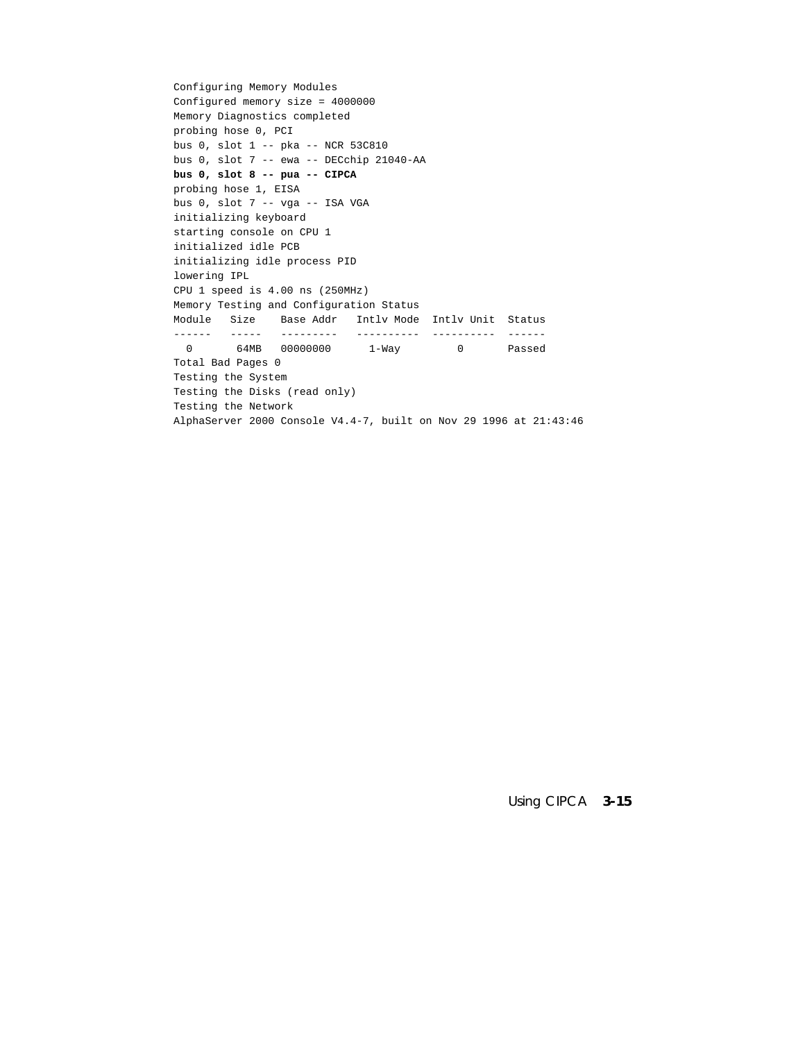```
Configuring Memory Modules
Configured memory size = 4000000
Memory Diagnostics completed
probing hose 0, PCI
bus 0, slot 1 -- pka -- NCR 53C810
bus 0, slot 7 -- ewa -- DECchip 21040-AA
bus 0, slot 8 -- pua -- CIPCA
probing hose 1, EISA
bus 0, slot 7 -- vga -- ISA VGA
initializing keyboard
starting console on CPU 1
initialized idle PCB
initializing idle process PID
lowering IPL
CPU 1 speed is 4.00 ns (250MHz)
Memory Testing and Configuration Status
Module   Size    Base Addr   Intlv Mode  Intlv Unit  Status
------   -----   ---------   ----------  ----------  ------
  0       64MB   00000000      1-Way         0       Passed
Total Bad Pages 0
Testing the System
Testing the Disks (read only)
Testing the Network
AlphaServer 2000 Console V4.4-7, built on Nov 29 1996 at 21:43:46
```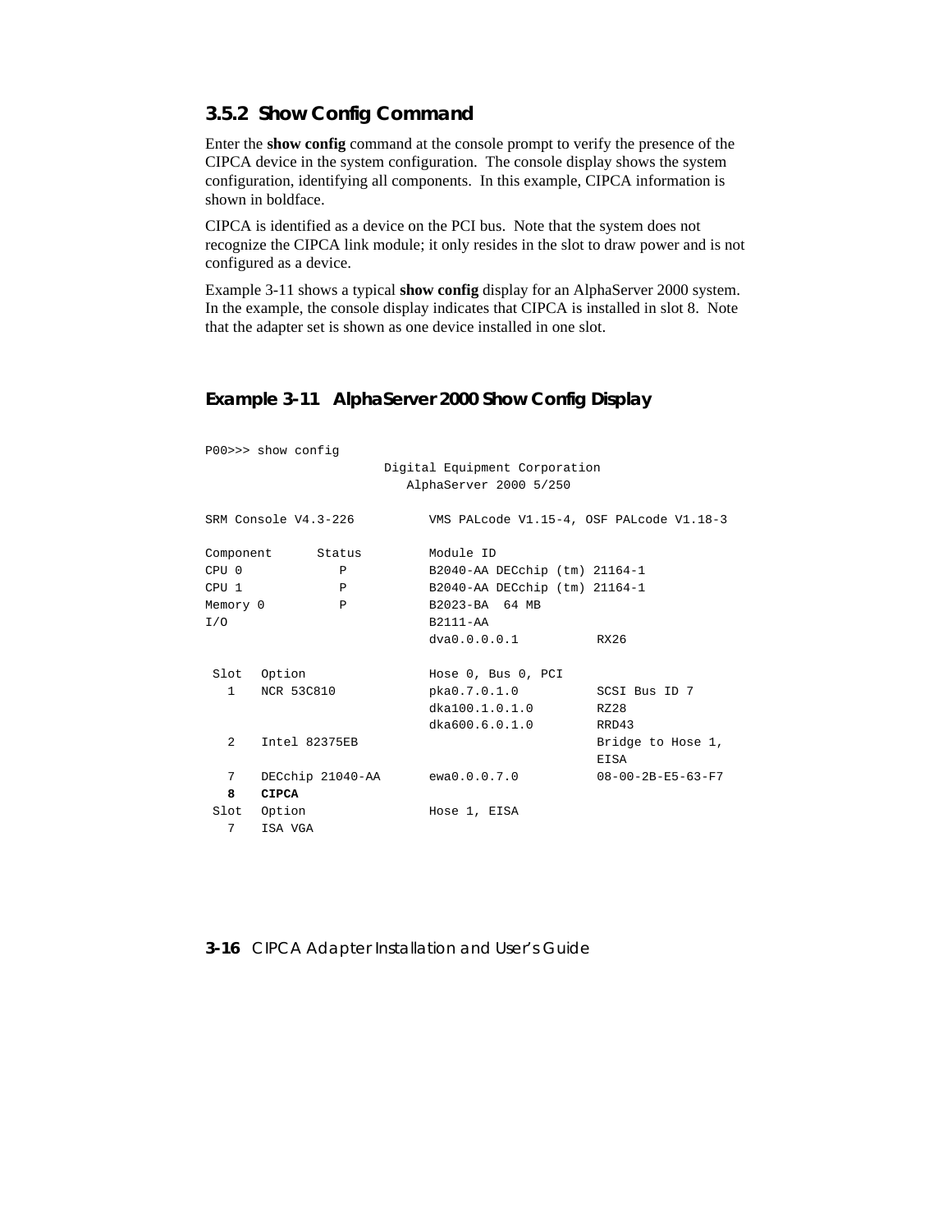### 3.5.2 Show Config Command

Enter the **show config** command at the console prompt to verify the presence of the CIPCA device in the system configuration. The console display shows the system configuration, identifying all components. In this example, CIPCA information is shown in boldface.

CIPCA is identified as a device on the PCI bus. Note that the system does not recognize the CIPCA link module; it only resides in the slot to draw power and is not configured as a device.

Example 3-11 shows a typical **show config** display for an AlphaServer 2000 system. In the example, the console display indicates that CIPCA is installed in slot 8. Note that the adapter set is shown as one device installed in one slot.

#### Example 3-11 AlphaServer 2000 Show Config Display

```
P00>>> show config
                        Digital Equipment Corporation
                           AlphaServer 2000 5/250

SRM Console V4.3-226          VMS PALcode V1.15-4, OSF PALcode V1.18-3

Component      Status         Module ID
CPU 0             P           B2040-AA DECchip (tm) 21164-1
CPU 1             P           B2040-AA DECchip (tm) 21164-1
Memory 0          P           B2023-BA  64 MB
I/O                           B2111-AA
                              dva0.0.0.0.1          RX26

 Slot   Option                Hose 0, Bus 0, PCI
   1    NCR 53C810            pka0.7.0.1.0          SCSI Bus ID 7
                              dka100.1.0.1.0        RZ28
                              dka600.6.0.1.0        RRD43
   2    Intel 82375EB                               Bridge to Hose 1,
                                                    EISA
   7    DECchip 21040-AA      ewa0.0.0.7.0          08-00-2B-E5-63-F7
   8    CIPCA
 Slot   Option                Hose 1, EISA
   7    ISA VGA
```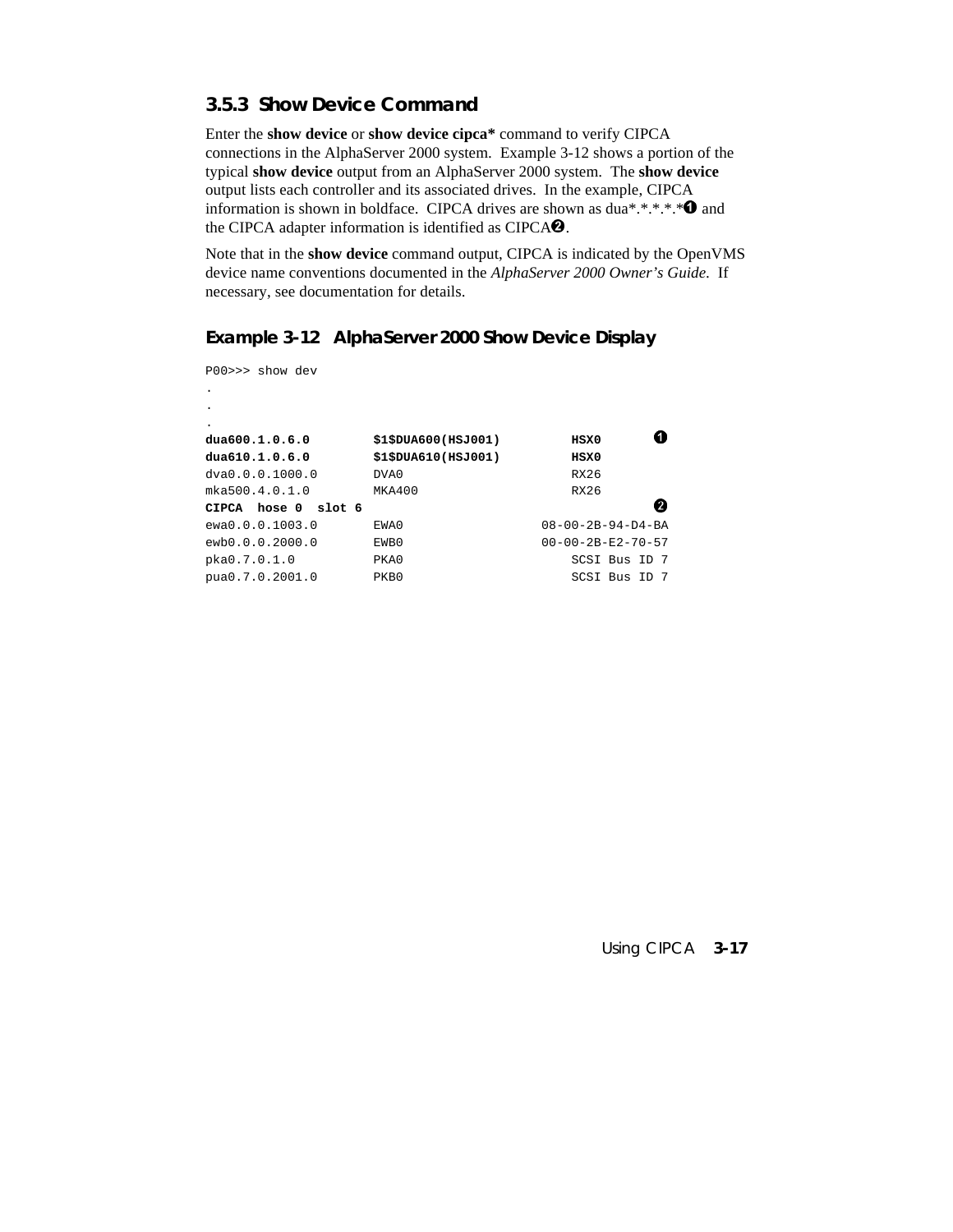### 3.5.3 Show Device Command

Enter the **show device** or **show device cipca*** command to verify CIPCA connections in the AlphaServer 2000 system. Example 3-12 shows a portion of the typical **show device** output from an AlphaServer 2000 system. The **show device** output lists each controller and its associated drives. In the example, CIPCA information is shown in boldface. CIPCA drives are shown as dua*.*.*.*.*❶ and the CIPCA adapter information is identified as CIPCA❷.

Note that in the **show device** command output, CIPCA is indicated by the OpenVMS device name conventions documented in the *AlphaServer 2000 Owner's Guide*. If necessary, see documentation for details.

#### Example 3-12 AlphaServer 2000 Show Device Display

```
P00>>> show dev
.
.
.
dua600.1.0.6.0         $1$DUA600(HSJ001)         HSX0        ❶
dua610.1.0.6.0         $1$DUA610(HSJ001)         HSX0
dva0.0.0.1000.0        DVA0                      RX26
mka500.4.0.1.0         MKA400                    RX26
CIPCA  hose 0  slot 6                                        ❷
ewa0.0.0.1003.0        EWA0                  08-00-2B-94-D4-BA
ewb0.0.0.2000.0        EWB0                  00-00-2B-E2-70-57
pka0.7.0.1.0           PKA0                      SCSI Bus ID 7
pua0.7.0.2001.0        PKB0                      SCSI Bus ID 7
```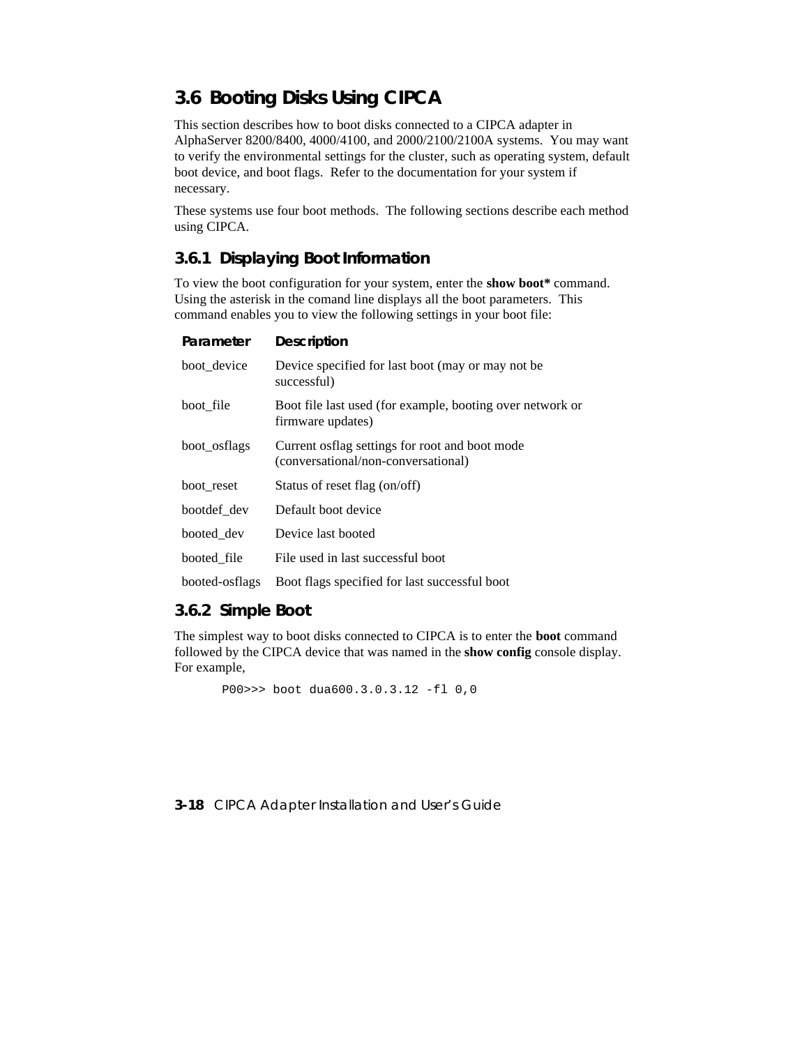## 3.6 Booting Disks Using CIPCA

This section describes how to boot disks connected to a CIPCA adapter in AlphaServer 8200/8400, 4000/4100, and 2000/2100/2100A systems. You may want to verify the environmental settings for the cluster, such as operating system, default boot device, and boot flags. Refer to the documentation for your system if necessary.

These systems use four boot methods. The following sections describe each method using CIPCA.

### 3.6.1 Displaying Boot Information

To view the boot configuration for your system, enter the **show boot*** command. Using the asterisk in the comand line displays all the boot parameters. This command enables you to view the following settings in your boot file:

| Parameter | Description |
|---|---|
| boot_device | Device specified for last boot (may or may not be successful) |
| boot_file | Boot file last used (for example, booting over network or firmware updates) |
| boot_osflags | Current osflag settings for root and boot mode (conversational/non-conversational) |
| boot_reset | Status of reset flag (on/off) |
| bootdef_dev | Default boot device |
| booted_dev | Device last booted |
| booted_file | File used in last successful boot |
| booted-osflags | Boot flags specified for last successful boot |

### 3.6.2 Simple Boot

The simplest way to boot disks connected to CIPCA is to enter the **boot** command followed by the CIPCA device that was named in the **show config** console display. For example,

```
P00>>> boot dua600.3.0.3.12 -fl 0,0
```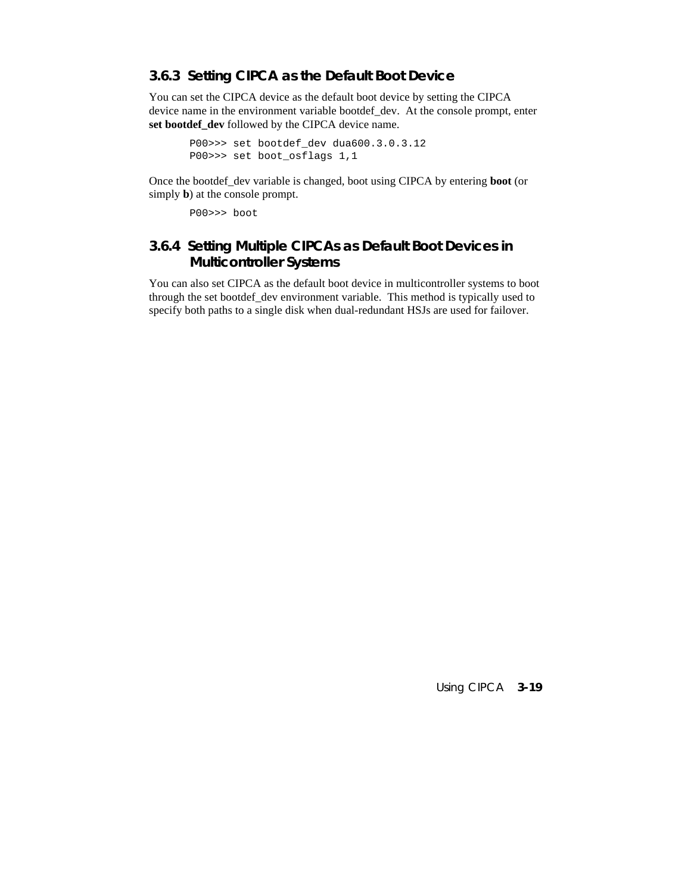### 3.6.3 Setting CIPCA as the Default Boot Device

You can set the CIPCA device as the default boot device by setting the CIPCA device name in the environment variable bootdef_dev. At the console prompt, enter **set bootdef_dev** followed by the CIPCA device name.

```
P00>>> set bootdef_dev dua600.3.0.3.12
P00>>> set boot_osflags 1,1
```

Once the bootdef_dev variable is changed, boot using CIPCA by entering **boot** (or simply **b**) at the console prompt.

```
P00>>> boot
```

### 3.6.4 Setting Multiple CIPCAs as Default Boot Devices in Multicontroller Systems

You can also set CIPCA as the default boot device in multicontroller systems to boot through the set bootdef_dev environment variable. This method is typically used to specify both paths to a single disk when dual-redundant HSJs are used for failover.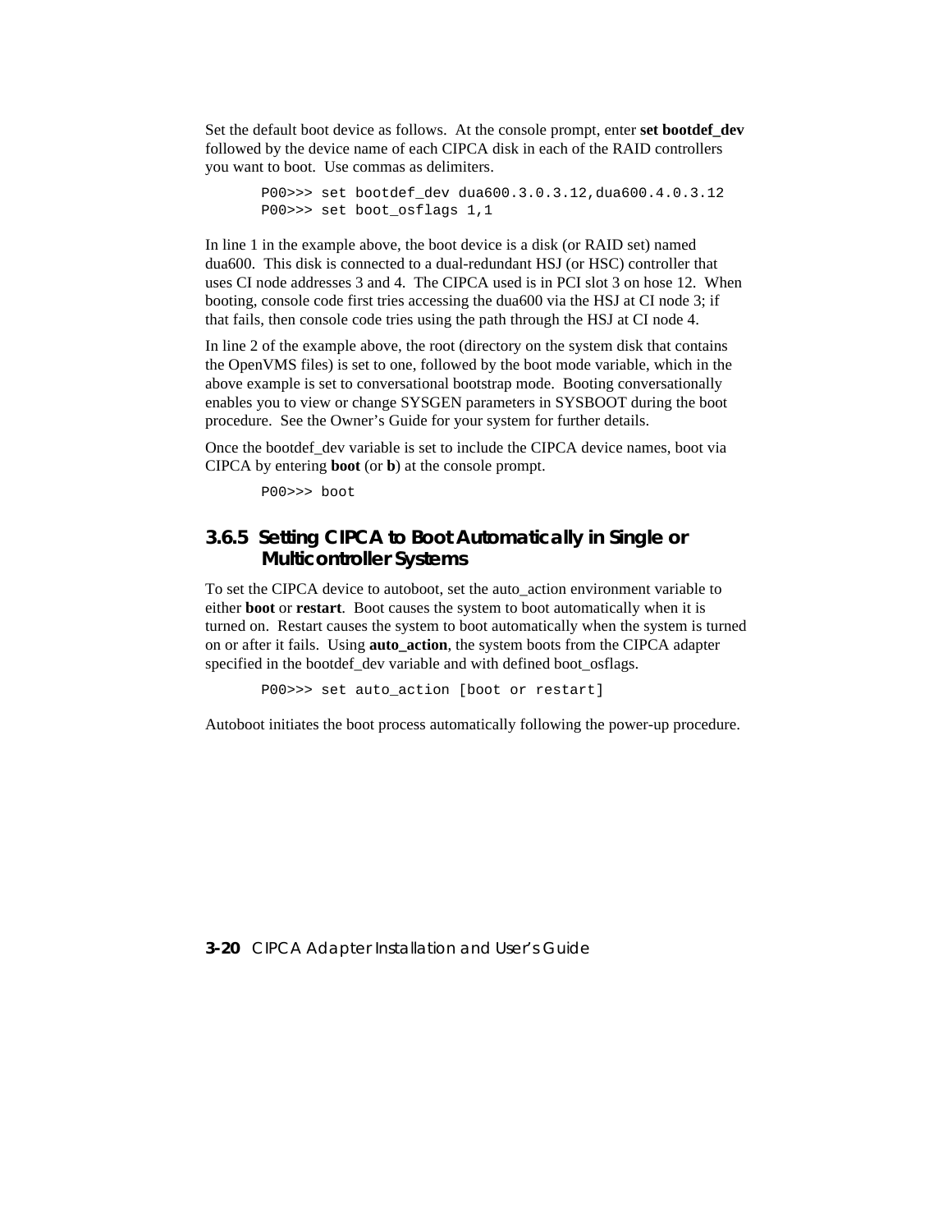Set the default boot device as follows. At the console prompt, enter **set bootdef_dev** followed by the device name of each CIPCA disk in each of the RAID controllers you want to boot. Use commas as delimiters.

```
P00>>> set bootdef_dev dua600.3.0.3.12,dua600.4.0.3.12
P00>>> set boot_osflags 1,1
```

In line 1 in the example above, the boot device is a disk (or RAID set) named dua600. This disk is connected to a dual-redundant HSJ (or HSC) controller that uses CI node addresses 3 and 4. The CIPCA used is in PCI slot 3 on hose 12. When booting, console code first tries accessing the dua600 via the HSJ at CI node 3; if that fails, then console code tries using the path through the HSJ at CI node 4.

In line 2 of the example above, the root (directory on the system disk that contains the OpenVMS files) is set to one, followed by the boot mode variable, which in the above example is set to conversational bootstrap mode. Booting conversationally enables you to view or change SYSGEN parameters in SYSBOOT during the boot procedure. See the Owner's Guide for your system for further details.

Once the bootdef_dev variable is set to include the CIPCA device names, boot via CIPCA by entering **boot** (or **b**) at the console prompt.

```
P00>>> boot
```

### 3.6.5 Setting CIPCA to Boot Automatically in Single or Multicontroller Systems

To set the CIPCA device to autoboot, set the auto_action environment variable to either **boot** or **restart**. Boot causes the system to boot automatically when it is turned on. Restart causes the system to boot automatically when the system is turned on or after it fails. Using **auto_action**, the system boots from the CIPCA adapter specified in the bootdef_dev variable and with defined boot_osflags.

```
P00>>> set auto_action [boot or restart]
```

Autoboot initiates the boot process automatically following the power-up procedure.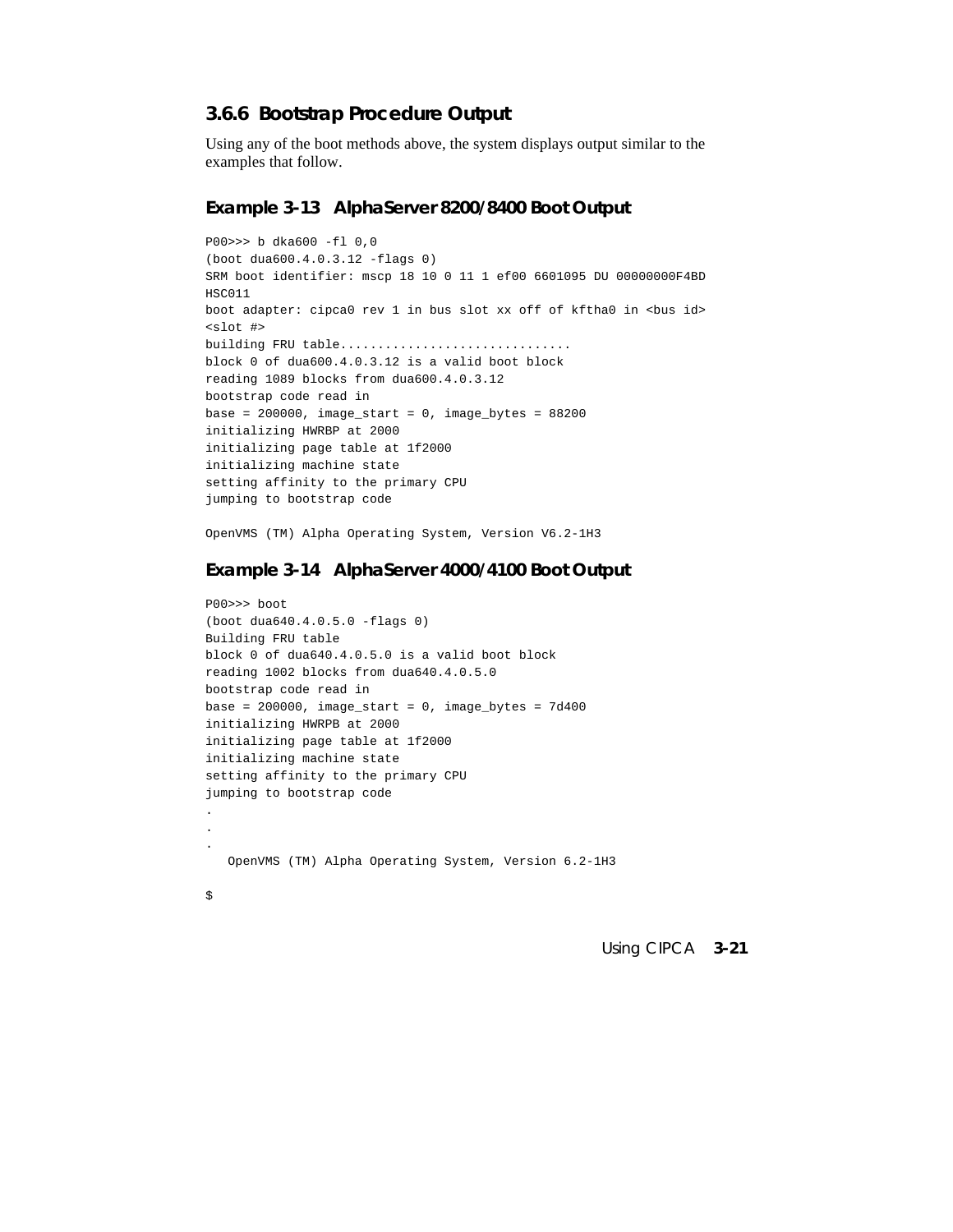### 3.6.6 Bootstrap Procedure Output

Using any of the boot methods above, the system displays output similar to the examples that follow.

#### Example 3-13 AlphaServer 8200/8400 Boot Output

```
P00>>> b dka600 -fl 0,0
(boot dua600.4.0.3.12 -flags 0)
SRM boot identifier: mscp 18 10 0 11 1 ef00 6601095 DU 00000000F4BD
HSC011
boot adapter: cipca0 rev 1 in bus slot xx off of kftha0 in <bus id>
<slot #>
building FRU table..............................
block 0 of dua600.4.0.3.12 is a valid boot block
reading 1089 blocks from dua600.4.0.3.12
bootstrap code read in
base = 200000, image_start = 0, image_bytes = 88200
initializing HWRBP at 2000
initializing page table at 1f2000
initializing machine state
setting affinity to the primary CPU
jumping to bootstrap code

OpenVMS (TM) Alpha Operating System, Version V6.2-1H3
```

#### Example 3-14 AlphaServer 4000/4100 Boot Output

```
P00>>> boot
(boot dua640.4.0.5.0 -flags 0)
Building FRU table
block 0 of dua640.4.0.5.0 is a valid boot block
reading 1002 blocks from dua640.4.0.5.0
bootstrap code read in
base = 200000, image_start = 0, image_bytes = 7d400
initializing HWRPB at 2000
initializing page table at 1f2000
initializing machine state
setting affinity to the primary CPU
jumping to bootstrap code
.
.
.
   OpenVMS (TM) Alpha Operating System, Version 6.2-1H3

$
```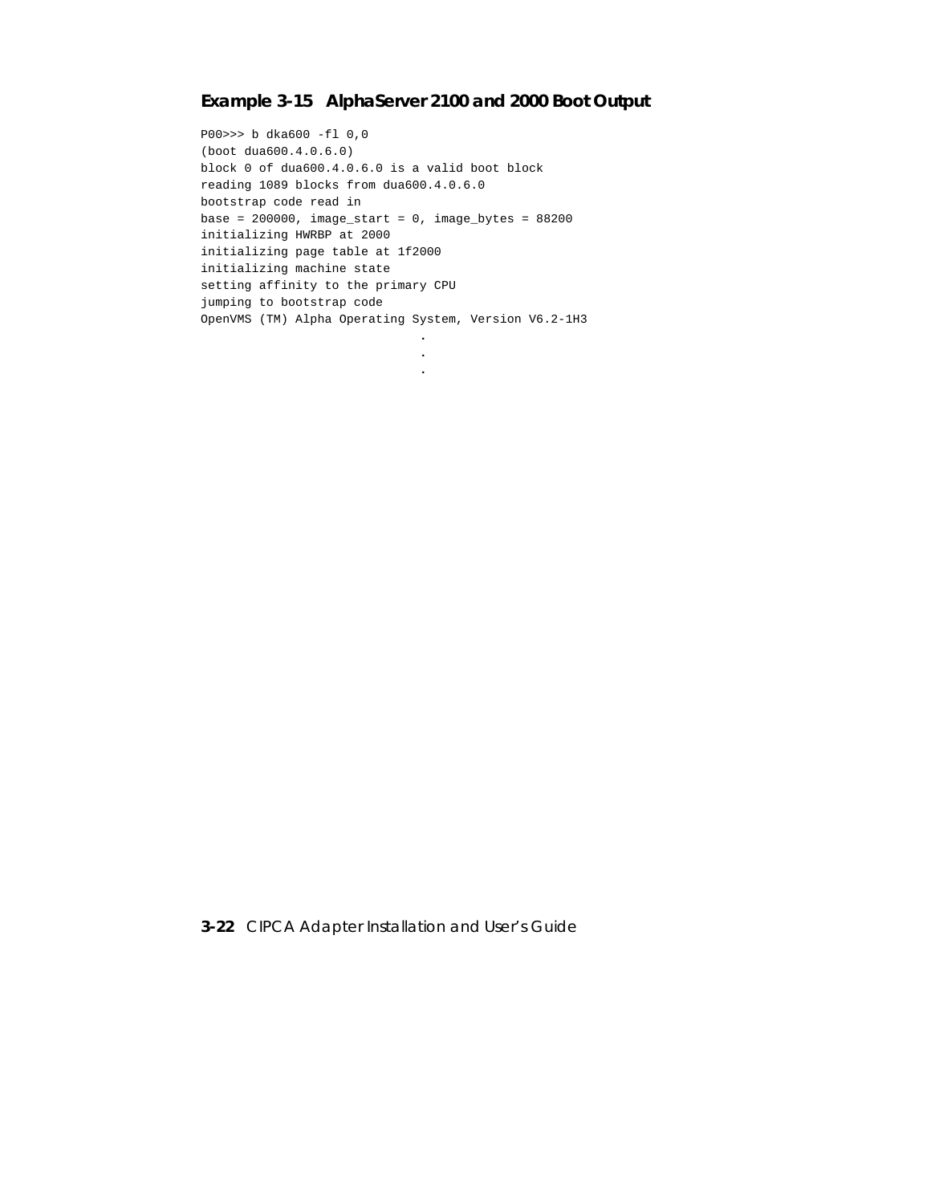### Example 3-15 AlphaServer 2100 and 2000 Boot Output

```
P00>>> b dka600 -fl 0,0
(boot dua600.4.0.6.0)
block 0 of dua600.4.0.6.0 is a valid boot block
reading 1089 blocks from dua600.4.0.6.0
bootstrap code read in
base = 200000, image_start = 0, image_bytes = 88200
initializing HWRBP at 2000
initializing page table at 1f2000
initializing machine state
setting affinity to the primary CPU
jumping to bootstrap code
OpenVMS (TM) Alpha Operating System, Version V6.2-1H3
                              .
                              .
                              .
```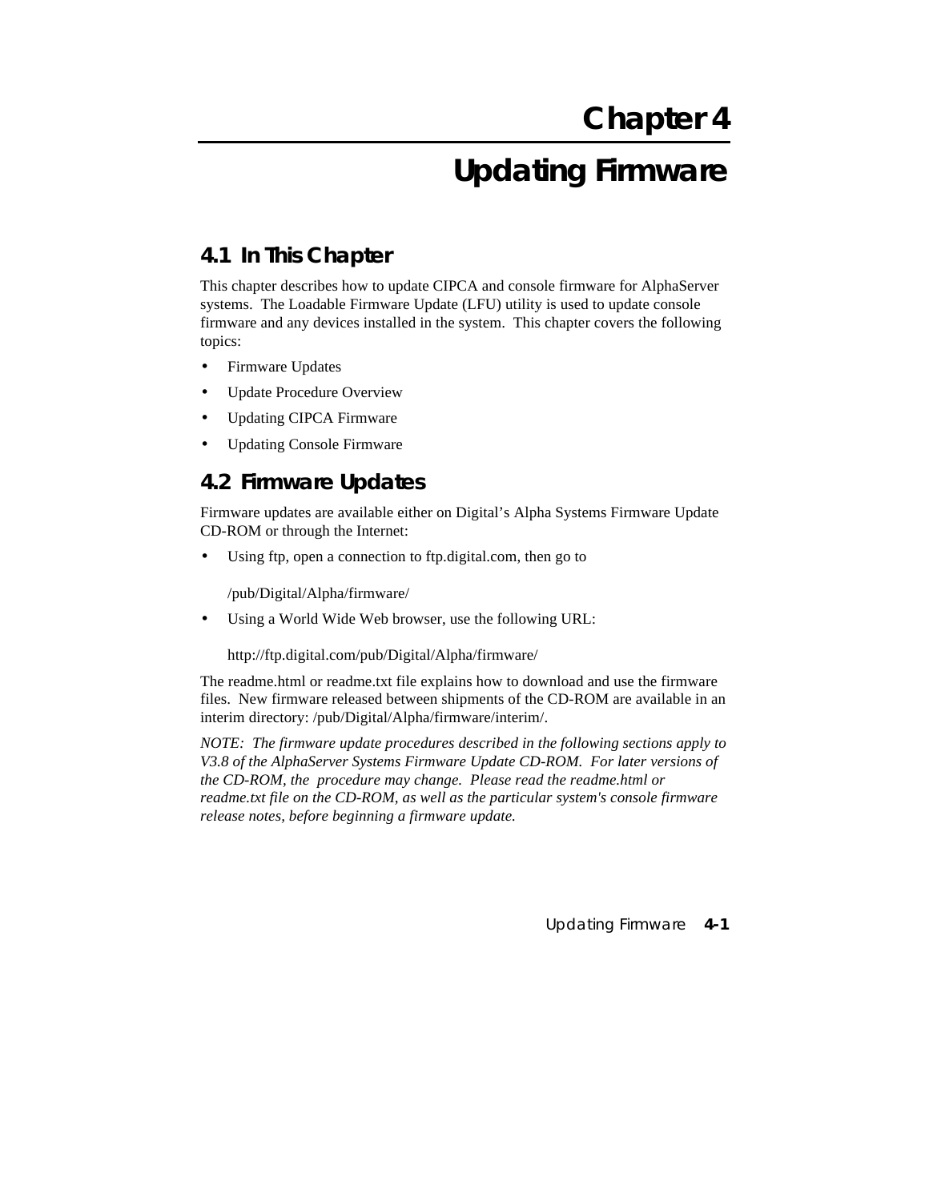# Chapter 4

# Updating Firmware

## 4.1 In This Chapter

This chapter describes how to update CIPCA and console firmware for AlphaServer systems. The Loadable Firmware Update (LFU) utility is used to update console firmware and any devices installed in the system. This chapter covers the following topics:

- Firmware Updates
- Update Procedure Overview
- Updating CIPCA Firmware
- Updating Console Firmware

## 4.2 Firmware Updates

Firmware updates are available either on Digital's Alpha Systems Firmware Update CD-ROM or through the Internet:

- Using ftp, open a connection to ftp.digital.com, then go to

  /pub/Digital/Alpha/firmware/

- Using a World Wide Web browser, use the following URL:

  http://ftp.digital.com/pub/Digital/Alpha/firmware/

The readme.html or readme.txt file explains how to download and use the firmware files. New firmware released between shipments of the CD-ROM are available in an interim directory: /pub/Digital/Alpha/firmware/interim/.

*NOTE: The firmware update procedures described in the following sections apply to V3.8 of the AlphaServer Systems Firmware Update CD-ROM. For later versions of the CD-ROM, the procedure may change. Please read the readme.html or readme.txt file on the CD-ROM, as well as the particular system's console firmware release notes, before beginning a firmware update.*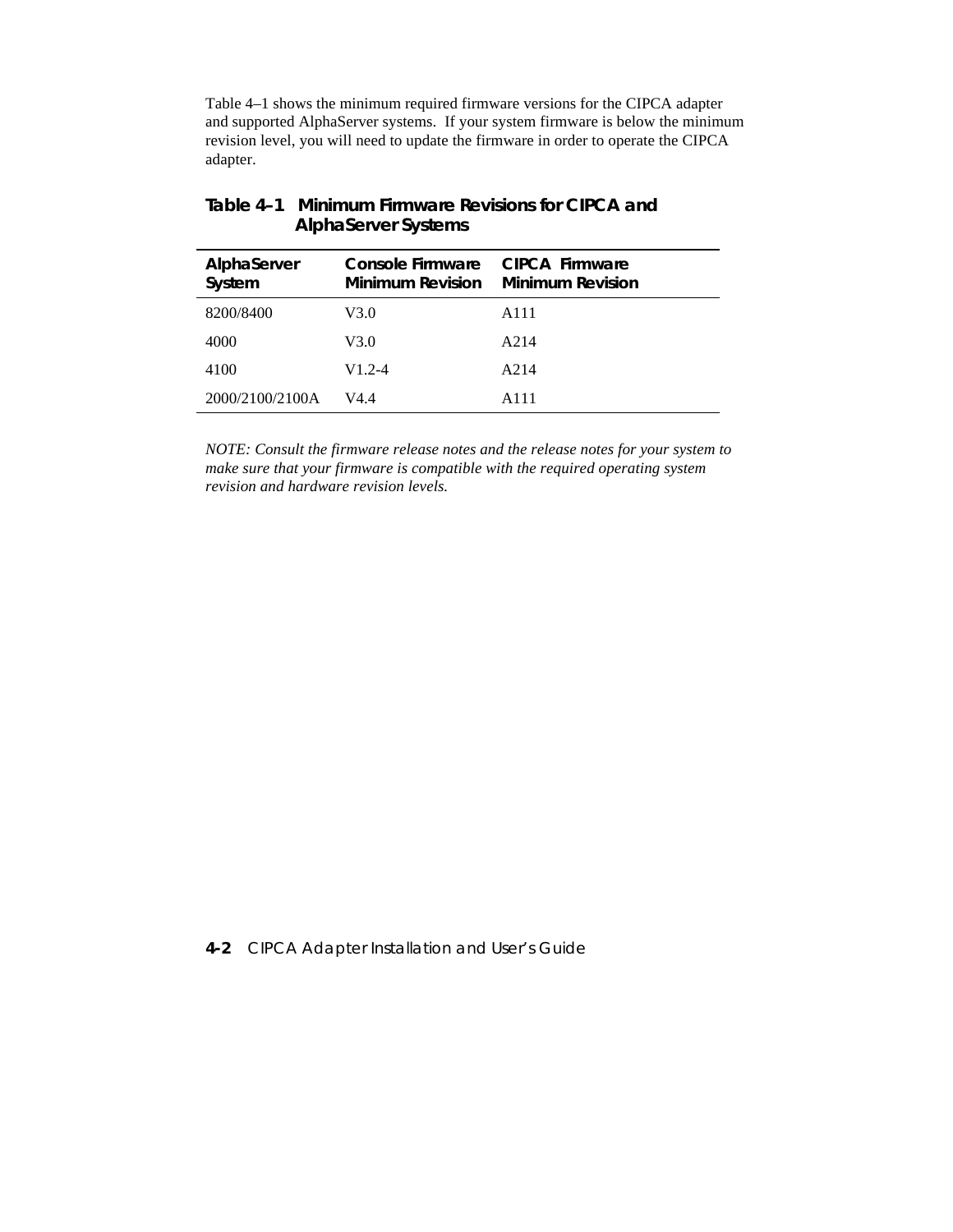Table 4–1 shows the minimum required firmware versions for the CIPCA adapter and supported AlphaServer systems. If your system firmware is below the minimum revision level, you will need to update the firmware in order to operate the CIPCA adapter.

**Table 4–1 Minimum Firmware Revisions for CIPCA and AlphaServer Systems**

| AlphaServer System | Console Firmware Minimum Revision | CIPCA Firmware Minimum Revision |
|---|---|---|
| 8200/8400 | V3.0 | A111 |
| 4000 | V3.0 | A214 |
| 4100 | V1.2-4 | A214 |
| 2000/2100/2100A | V4.4 | A111 |

*NOTE: Consult the firmware release notes and the release notes for your system to make sure that your firmware is compatible with the required operating system revision and hardware revision levels.*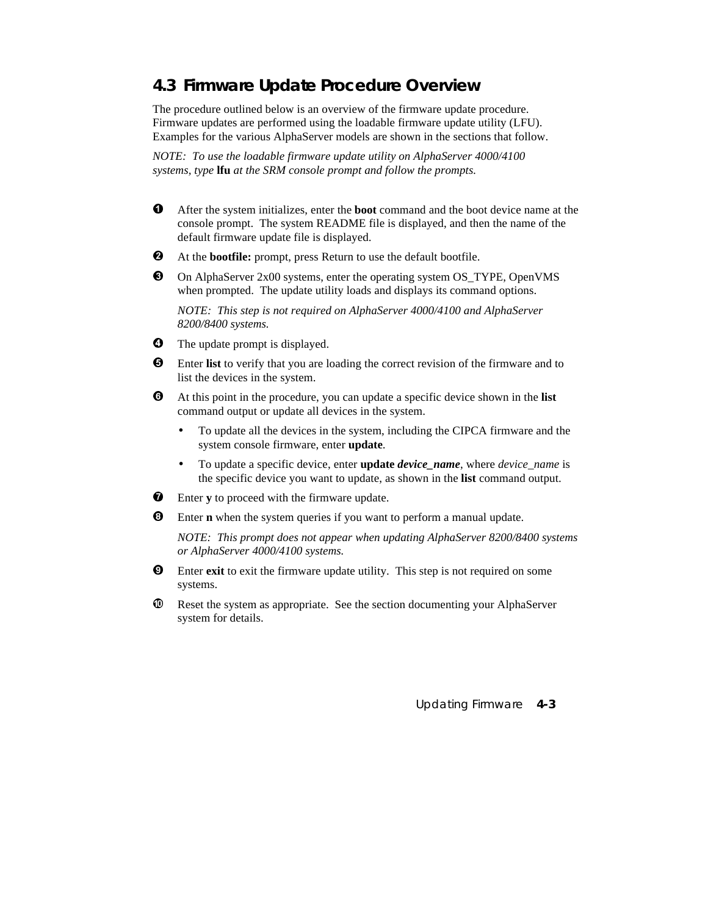## 4.3 Firmware Update Procedure Overview

The procedure outlined below is an overview of the firmware update procedure. Firmware updates are performed using the loadable firmware update utility (LFU). Examples for the various AlphaServer models are shown in the sections that follow.

*NOTE: To use the loadable firmware update utility on AlphaServer 4000/4100 systems, type* **lfu** *at the SRM console prompt and follow the prompts.*

❶ After the system initializes, enter the **boot** command and the boot device name at the console prompt. The system README file is displayed, and then the name of the default firmware update file is displayed.

❷ At the **bootfile:** prompt, press Return to use the default bootfile.

❸ On AlphaServer 2x00 systems, enter the operating system OS_TYPE, OpenVMS when prompted. The update utility loads and displays its command options.

*NOTE: This step is not required on AlphaServer 4000/4100 and AlphaServer 8200/8400 systems.*

❹ The update prompt is displayed.

❺ Enter **list** to verify that you are loading the correct revision of the firmware and to list the devices in the system.

❻ At this point in the procedure, you can update a specific device shown in the **list** command output or update all devices in the system.

- To update all the devices in the system, including the CIPCA firmware and the system console firmware, enter **update**.
- To update a specific device, enter **update *device_name***, where *device_name* is the specific device you want to update, as shown in the **list** command output.

❼ Enter **y** to proceed with the firmware update.

❽ Enter **n** when the system queries if you want to perform a manual update.

*NOTE: This prompt does not appear when updating AlphaServer 8200/8400 systems or AlphaServer 4000/4100 systems.*

❾ Enter **exit** to exit the firmware update utility. This step is not required on some systems.

❿ Reset the system as appropriate. See the section documenting your AlphaServer system for details.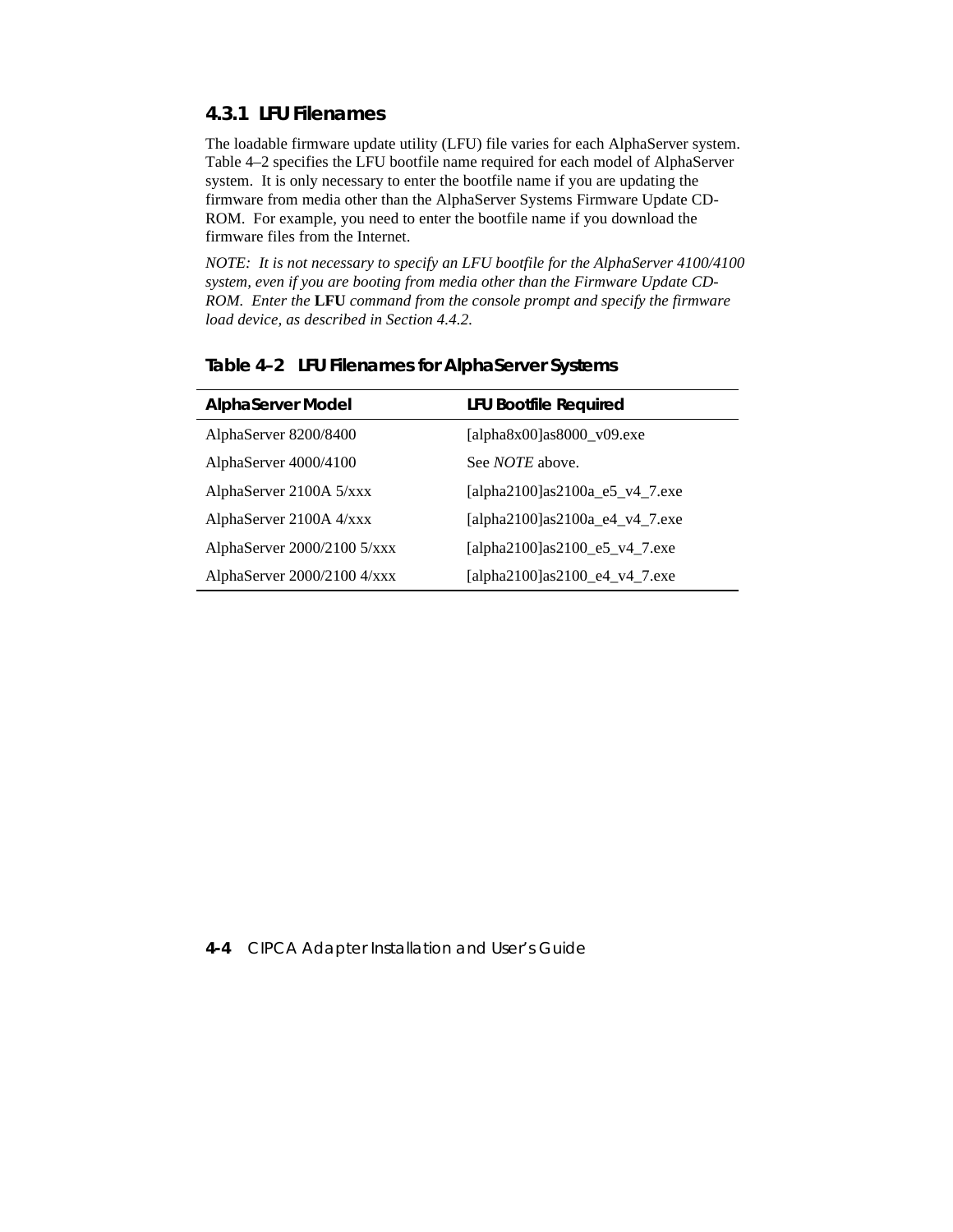### 4.3.1 LFU Filenames

The loadable firmware update utility (LFU) file varies for each AlphaServer system. Table 4–2 specifies the LFU bootfile name required for each model of AlphaServer system. It is only necessary to enter the bootfile name if you are updating the firmware from media other than the AlphaServer Systems Firmware Update CD-ROM. For example, you need to enter the bootfile name if you download the firmware files from the Internet.

*NOTE: It is not necessary to specify an LFU bootfile for the AlphaServer 4100/4100 system, even if you are booting from media other than the Firmware Update CD-ROM. Enter the* **LFU** *command from the console prompt and specify the firmware load device, as described in Section 4.4.2.*

**Table 4–2 LFU Filenames for AlphaServer Systems**

| AlphaServer Model | LFU Bootfile Required |
|---|---|
| AlphaServer 8200/8400 | [alpha8x00]as8000_v09.exe |
| AlphaServer 4000/4100 | See *NOTE* above. |
| AlphaServer 2100A 5/xxx | [alpha2100]as2100a_e5_v4_7.exe |
| AlphaServer 2100A 4/xxx | [alpha2100]as2100a_e4_v4_7.exe |
| AlphaServer 2000/2100 5/xxx | [alpha2100]as2100_e5_v4_7.exe |
| AlphaServer 2000/2100 4/xxx | [alpha2100]as2100_e4_v4_7.exe |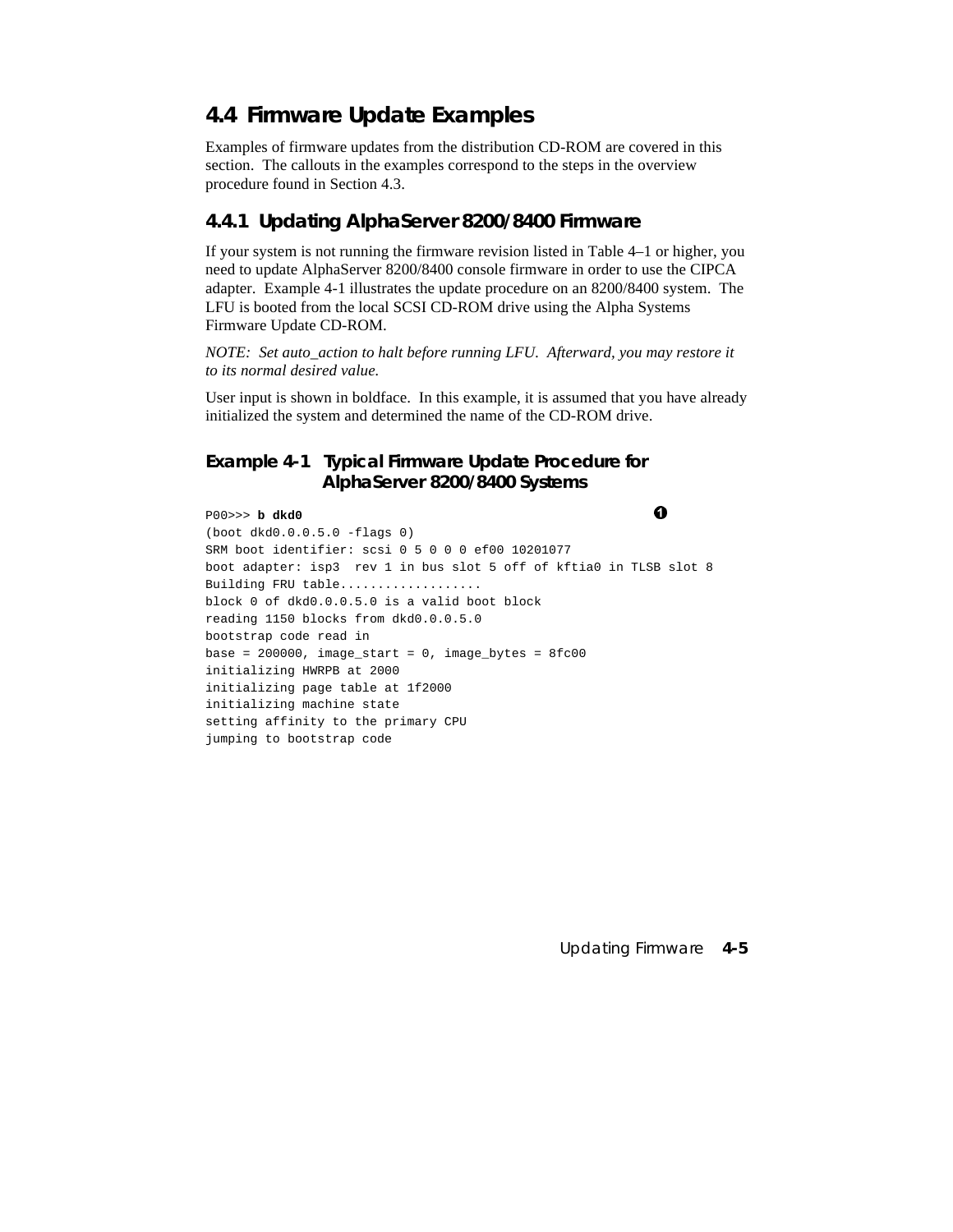## 4.4 Firmware Update Examples

Examples of firmware updates from the distribution CD-ROM are covered in this section. The callouts in the examples correspond to the steps in the overview procedure found in Section 4.3.

### 4.4.1 Updating AlphaServer 8200/8400 Firmware

If your system is not running the firmware revision listed in Table 4–1 or higher, you need to update AlphaServer 8200/8400 console firmware in order to use the CIPCA adapter. Example 4-1 illustrates the update procedure on an 8200/8400 system. The LFU is booted from the local SCSI CD-ROM drive using the Alpha Systems Firmware Update CD-ROM.

*NOTE: Set auto_action to halt before running LFU. Afterward, you may restore it to its normal desired value.*

User input is shown in boldface. In this example, it is assumed that you have already initialized the system and determined the name of the CD-ROM drive.

#### Example 4-1 Typical Firmware Update Procedure for AlphaServer 8200/8400 Systems

```
P00>>> b dkd0                                                    ❶
(boot dkd0.0.0.5.0 -flags 0)
SRM boot identifier: scsi 0 5 0 0 0 ef00 10201077
boot adapter: isp3  rev 1 in bus slot 5 off of kftia0 in TLSB slot 8
Building FRU table...................
block 0 of dkd0.0.0.5.0 is a valid boot block
reading 1150 blocks from dkd0.0.0.5.0
bootstrap code read in
base = 200000, image_start = 0, image_bytes = 8fc00
initializing HWRPB at 2000
initializing page table at 1f2000
initializing machine state
setting affinity to the primary CPU
jumping to bootstrap code
```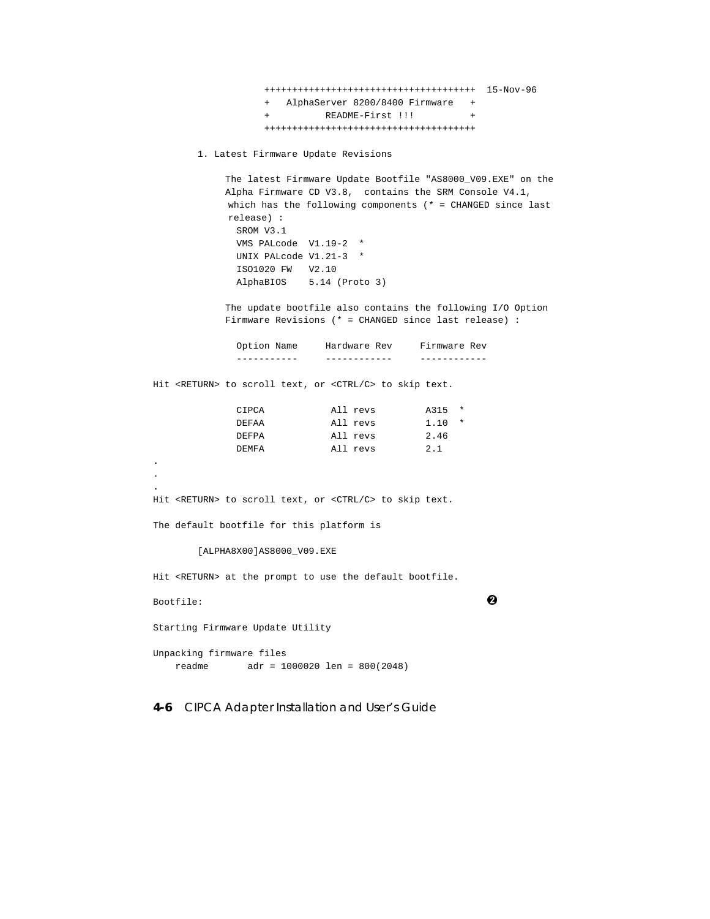```
                 +++++++++++++++++++++++++++++++++++++++  15-Nov-96
                 +   AlphaServer 8200/8400 Firmware   +
                 +          README-First !!!          +
                 +++++++++++++++++++++++++++++++++++++++

        1. Latest Firmware Update Revisions

             The latest Firmware Update Bootfile "AS8000_V09.EXE" on the
             Alpha Firmware CD V3.8,  contains the SRM Console V4.1,
              which has the following components (* = CHANGED since last
              release) :
               SROM V3.1
               VMS PALcode  V1.19-2  *
               UNIX PALcode V1.21-3  *
               ISO1020 FW   V2.10
               AlphaBIOS    5.14 (Proto 3)

             The update bootfile also contains the following I/O Option
             Firmware Revisions (* = CHANGED since last release) :

               Option Name     Hardware Rev     Firmware Rev
               -----------     ------------     ------------

Hit <RETURN> to scroll text, or <CTRL/C> to skip text.

               CIPCA            All revs         A315  *
               DEFAA            All revs         1.10  *
               DEFPA            All revs         2.46
               DEMFA            All revs         2.1
.
.
.
Hit <RETURN> to scroll text, or <CTRL/C> to skip text.

The default bootfile for this platform is

        [ALPHA8X00]AS8000_V09.EXE

Hit <RETURN> at the prompt to use the default bootfile.

Bootfile:                                                   ❷

Starting Firmware Update Utility

Unpacking firmware files
    readme       adr = 1000020 len = 800(2048)
```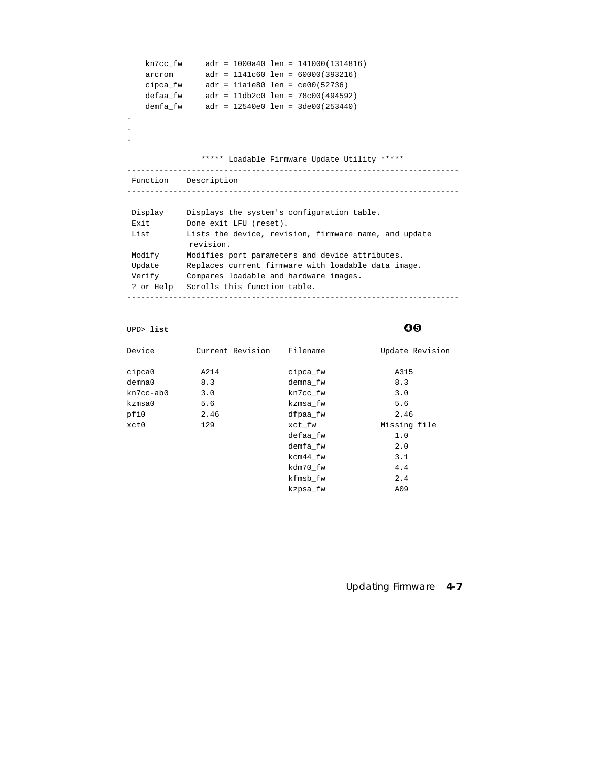```
    kn7cc_fw     adr = 1000a40 len = 141000(1314816)
    arcrom       adr = 1141c60 len = 60000(393216)
    cipca_fw     adr = 11a1e80 len = ce00(52736)
    defaa_fw     adr = 11db2c0 len = 78c00(494592)
    demfa_fw     adr = 12540e0 len = 3de00(253440)
.
.
.

                ***** Loadable Firmware Update Utility *****
------------------------------------------------------------------------
 Function    Description
------------------------------------------------------------------------

 Display     Displays the system's configuration table.
 Exit        Done exit LFU (reset).
 List        Lists the device, revision, firmware name, and update
              revision.
 Modify      Modifies port parameters and device attributes.
 Update      Replaces current firmware with loadable data image.
 Verify      Compares loadable and hardware images.
 ? or Help   Scrolls this function table.
------------------------------------------------------------------------


UPD> list                                                       ❹❺

Device         Current Revision    Filename           Update Revision

cipca0          A214               cipca_fw              A315
demna0          8.3                demna_fw              8.3
kn7cc-ab0       3.0                kn7cc_fw              3.0
kzmsa0          5.6                kzmsa_fw              5.6
pfi0            2.46               dfpaa_fw              2.46
xct0            129                xct_fw             Missing file
                                   defaa_fw              1.0
                                   demfa_fw              2.0
                                   kcm44_fw              3.1
                                   kdm70_fw              4.4
                                   kfmsb_fw              2.4
                                   kzpsa_fw              A09
```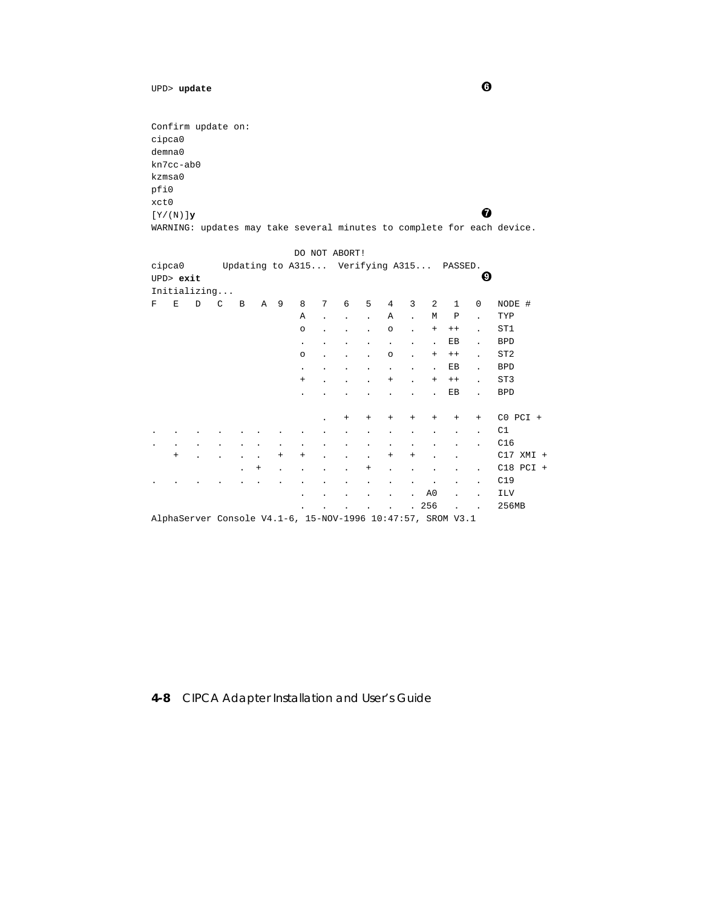```
UPD> update                                                         ❻


Confirm update on:
cipca0
demna0
kn7cc-ab0
kzmsa0
pfi0
xct0
[Y/(N)]y                                                            ❼
WARNING: updates may take several minutes to complete for each device.

                          DO NOT ABORT!
cipca0       Updating to A315...  Verifying A315...  PASSED.
UPD> exit                                                           ❾
Initializing...
F   E   D   C   B   A  9   8   7   6   5   4   3   2   1   0   NODE #
                           A   .   .   .   A   .   M   P   .   TYP
                           o   .   .   .   o   .   +   ++  .   ST1
                           .   .   .   .   .   .   .   EB  .   BPD
                           o   .   .   .   o   .   +   ++  .   ST2
                           .   .   .   .   .   .   .   EB  .   BPD
                           +   .   .   .   +   .   +   ++  .   ST3
                           .   .   .   .   .   .   .   EB  .   BPD

                               .   +   +   +   +   +   +   +   C0 PCI +
.   .   .   .   .   .  .   .   .   .   .   .   .   .   .   .   C1
.   .   .   .   .   .  .   .   .   .   .   .   .   .   .   .   C16
    +   .   .   .   .  +   +   .   .   .   +   +   .   .       C17 XMI +
                .   +  .   .   .   .   +   .   .   .   .   .   C18 PCI +
.   .   .   .   .   .  .   .   .   .   .   .   .   .   .   .   C19
                           .   .   .   .   .   .   A0  .   .   ILV
                           .   .   .   .   .   .  256  .   .   256MB
AlphaServer Console V4.1-6, 15-NOV-1996 10:47:57, SROM V3.1
```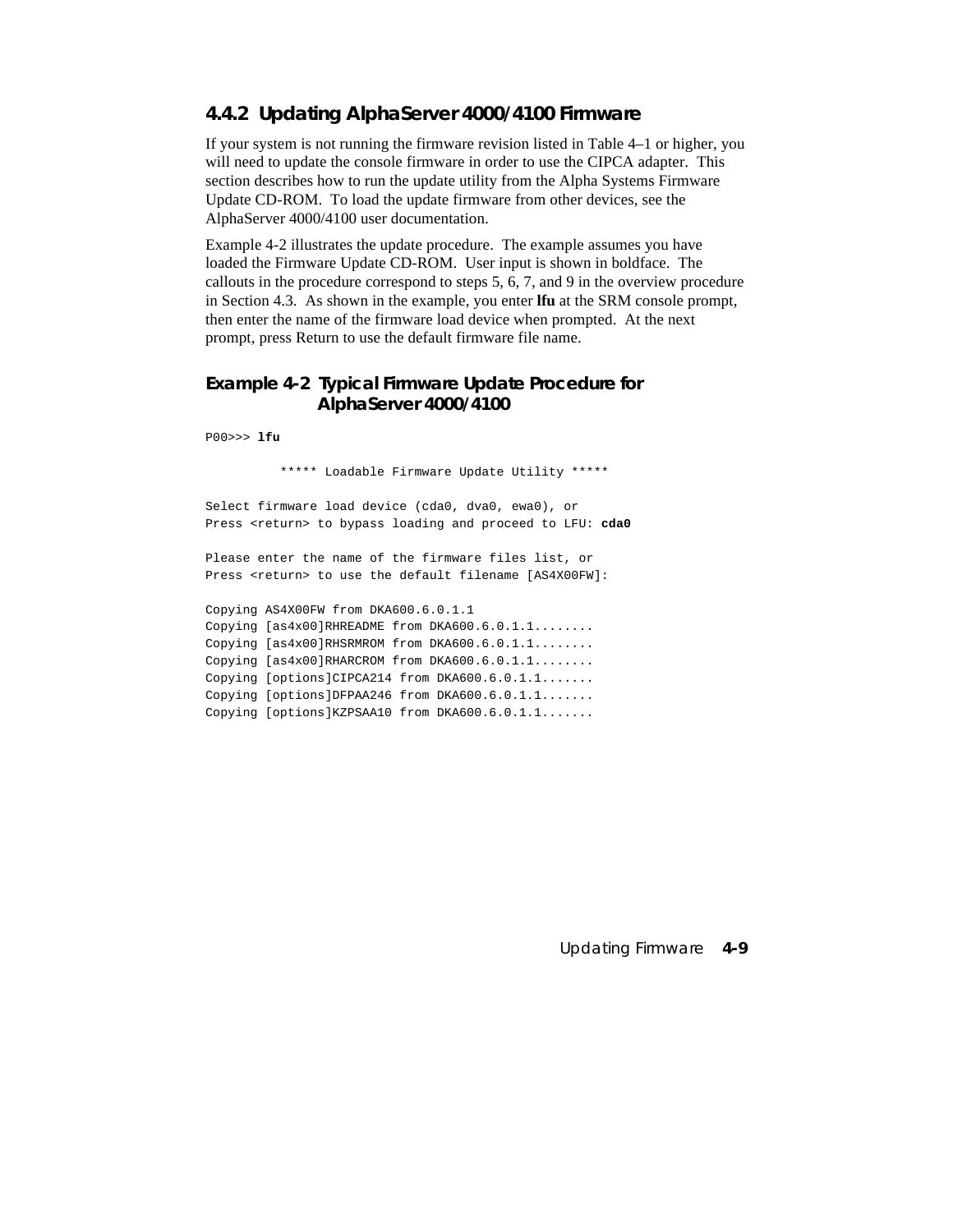### 4.4.2 Updating AlphaServer 4000/4100 Firmware

If your system is not running the firmware revision listed in Table 4–1 or higher, you will need to update the console firmware in order to use the CIPCA adapter. This section describes how to run the update utility from the Alpha Systems Firmware Update CD-ROM. To load the update firmware from other devices, see the AlphaServer 4000/4100 user documentation.

Example 4-2 illustrates the update procedure. The example assumes you have loaded the Firmware Update CD-ROM. User input is shown in boldface. The callouts in the procedure correspond to steps 5, 6, 7, and 9 in the overview procedure in Section 4.3. As shown in the example, you enter **lfu** at the SRM console prompt, then enter the name of the firmware load device when prompted. At the next prompt, press Return to use the default firmware file name.

#### Example 4-2 Typical Firmware Update Procedure for AlphaServer 4000/4100

```
P00>>> lfu

          ***** Loadable Firmware Update Utility *****

Select firmware load device (cda0, dva0, ewa0), or
Press <return> to bypass loading and proceed to LFU: cda0

Please enter the name of the firmware files list, or
Press <return> to use the default filename [AS4X00FW]:

Copying AS4X00FW from DKA600.6.0.1.1
Copying [as4x00]RHREADME from DKA600.6.0.1.1........
Copying [as4x00]RHSRMROM from DKA600.6.0.1.1........
Copying [as4x00]RHARCROM from DKA600.6.0.1.1........
Copying [options]CIPCA214 from DKA600.6.0.1.1.......
Copying [options]DFPAA246 from DKA600.6.0.1.1.......
Copying [options]KZPSAA10 from DKA600.6.0.1.1.......
```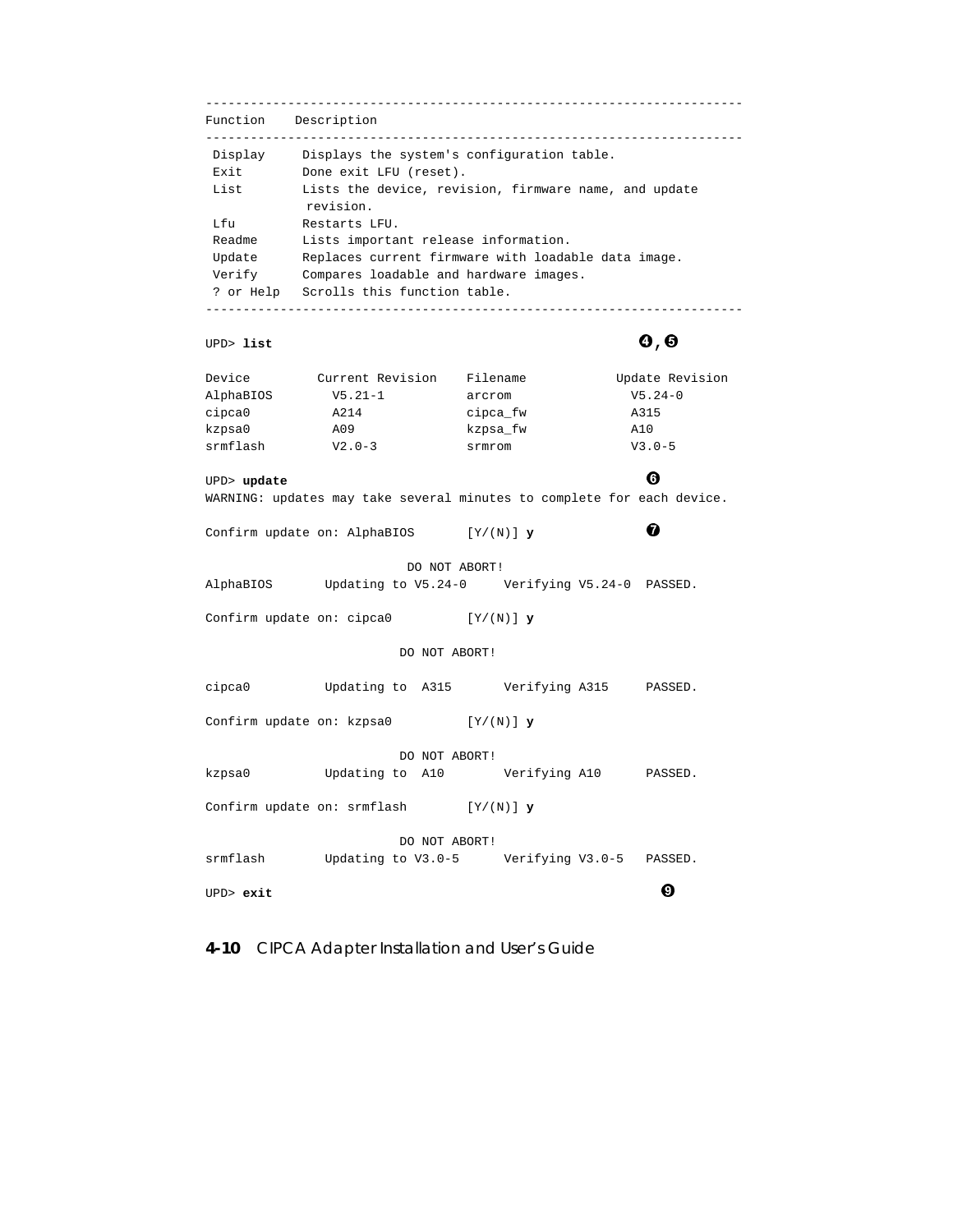```
---------------------------------------------------------------------
Function    Description
---------------------------------------------------------------------
 Display     Displays the system's configuration table.
 Exit        Done exit LFU (reset).
 List        Lists the device, revision, firmware name, and update
              revision.
 Lfu         Restarts LFU.
 Readme      Lists important release information.
 Update      Replaces current firmware with loadable data image.
 Verify      Compares loadable and hardware images.
 ? or Help   Scrolls this function table.
---------------------------------------------------------------------

UPD> list                                                  ❹,❺

Device         Current Revision    Filename           Update Revision
AlphaBIOS        V5.21-1           arcrom               V5.24-0
cipca0           A214              cipca_fw             A315
kzpsa0           A09               kzpsa_fw             A10
srmflash         V2.0-3            srmrom               V3.0-5

UPD> update                                                  ❻
WARNING: updates may take several minutes to complete for each device.

Confirm update on: AlphaBIOS       [Y/(N)] y                 ❼

                           DO NOT ABORT!
AlphaBIOS       Updating to V5.24-0     Verifying V5.24-0  PASSED.

Confirm update on: cipca0          [Y/(N)] y

                          DO NOT ABORT!

cipca0          Updating to  A315       Verifying A315     PASSED.

Confirm update on: kzpsa0          [Y/(N)] y

                          DO NOT ABORT!
kzpsa0          Updating to  A10        Verifying A10      PASSED.

Confirm update on: srmflash        [Y/(N)] y

                          DO NOT ABORT!
srmflash        Updating to V3.0-5      Verifying V3.0-5   PASSED.

UPD> exit                                                      ❾
```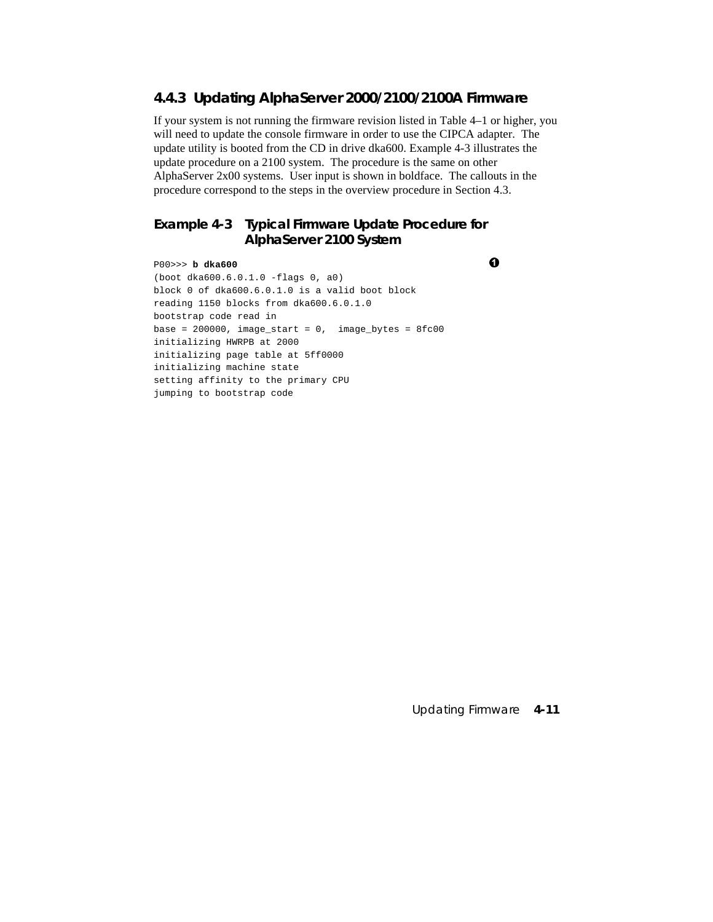### 4.4.3 Updating AlphaServer 2000/2100/2100A Firmware

If your system is not running the firmware revision listed in Table 4–1 or higher, you will need to update the console firmware in order to use the CIPCA adapter. The update utility is booted from the CD in drive dka600. Example 4-3 illustrates the update procedure on a 2100 system. The procedure is the same on other AlphaServer 2x00 systems. User input is shown in boldface. The callouts in the procedure correspond to the steps in the overview procedure in Section 4.3.

#### Example 4-3 Typical Firmware Update Procedure for AlphaServer 2100 System

```
P00>>> b dka600                                                        ❶
(boot dka600.6.0.1.0 -flags 0, a0)
block 0 of dka600.6.0.1.0 is a valid boot block
reading 1150 blocks from dka600.6.0.1.0
bootstrap code read in
base = 200000, image_start = 0,  image_bytes = 8fc00
initializing HWRPB at 2000
initializing page table at 5ff0000
initializing machine state
setting affinity to the primary CPU
jumping to bootstrap code
```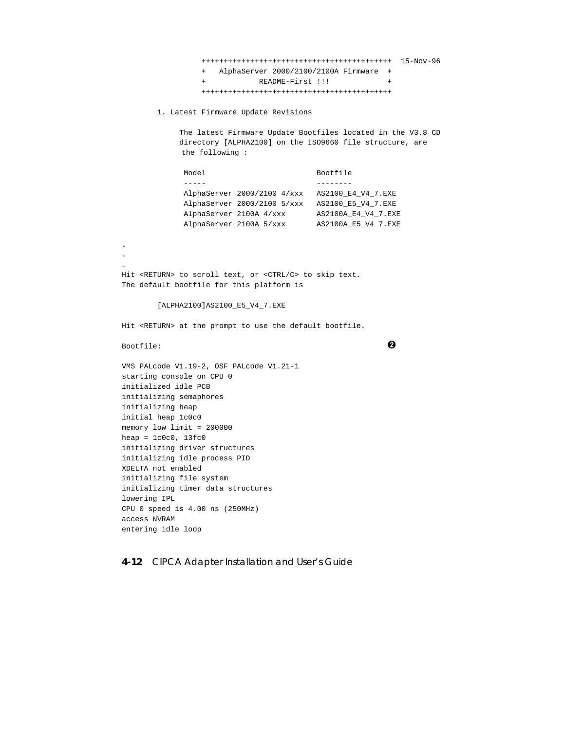```
                 ++++++++++++++++++++++++++++++++++++++++++  15-Nov-96
                 +   AlphaServer 2000/2100/2100A Firmware  +
                 +            README-First !!!             +
                 ++++++++++++++++++++++++++++++++++++++++++

        1. Latest Firmware Update Revisions

             The latest Firmware Update Bootfiles located in the V3.8 CD
             directory [ALPHA2100] on the ISO9660 file structure, are
              the following :

              Model                         Bootfile
              -----                         --------
              AlphaServer 2000/2100 4/xxx   AS2100_E4_V4_7.EXE
              AlphaServer 2000/2100 5/xxx   AS2100_E5_V4_7.EXE
              AlphaServer 2100A 4/xxx       AS2100A_E4_V4_7.EXE
              AlphaServer 2100A 5/xxx       AS2100A_E5_V4_7.EXE

.
.
.
Hit <RETURN> to scroll text, or <CTRL/C> to skip text.
The default bootfile for this platform is

        [ALPHA2100]AS2100_E5_V4_7.EXE

Hit <RETURN> at the prompt to use the default bootfile.

Bootfile:                                                   ❷

VMS PALcode V1.19-2, OSF PALcode V1.21-1
starting console on CPU 0
initialized idle PCB
initializing semaphores
initializing heap
initial heap 1c0c0
memory low limit = 200000
heap = 1c0c0, 13fc0
initializing driver structures
initializing idle process PID
XDELTA not enabled
initializing file system
initializing timer data structures
lowering IPL
CPU 0 speed is 4.00 ns (250MHz)
access NVRAM
entering idle loop
```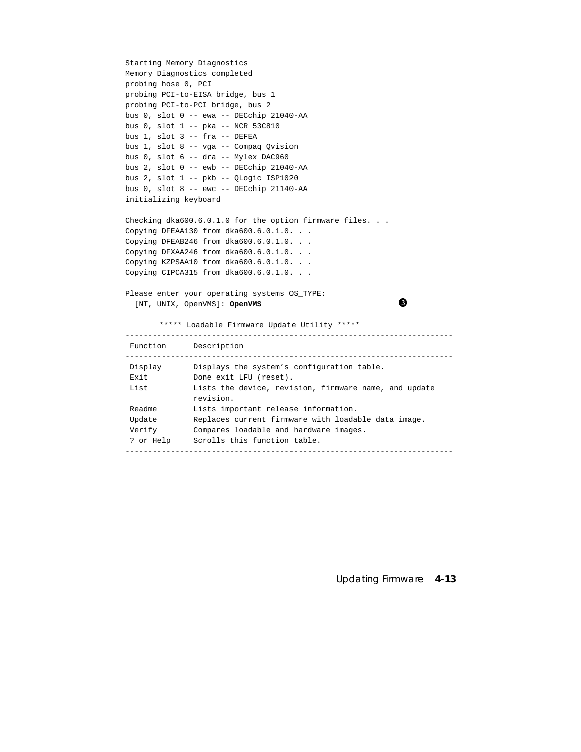```
Starting Memory Diagnostics
Memory Diagnostics completed
probing hose 0, PCI
probing PCI-to-EISA bridge, bus 1
probing PCI-to-PCI bridge, bus 2
bus 0, slot 0 -- ewa -- DECchip 21040-AA
bus 0, slot 1 -- pka -- NCR 53C810
bus 1, slot 3 -- fra -- DEFEA
bus 1, slot 8 -- vga -- Compaq Qvision
bus 0, slot 6 -- dra -- Mylex DAC960
bus 2, slot 0 -- ewb -- DECchip 21040-AA
bus 2, slot 1 -- pkb -- QLogic ISP1020
bus 0, slot 8 -- ewc -- DECchip 21140-AA
initializing keyboard

Checking dka600.6.0.1.0 for the option firmware files. . .
Copying DFEAA130 from dka600.6.0.1.0. . .
Copying DFEAB246 from dka600.6.0.1.0. . .
Copying DFXAA246 from dka600.6.0.1.0. . .
Copying KZPSAA10 from dka600.6.0.1.0. . .
Copying CIPCA315 from dka600.6.0.1.0. . .

Please enter your operating systems OS_TYPE:
  [NT, UNIX, OpenVMS]: OpenVMS                                  ❸

       ***** Loadable Firmware Update Utility *****
------------------------------------------------------------------------
 Function      Description
------------------------------------------------------------------------
 Display       Displays the system’s configuration table.
 Exit          Done exit LFU (reset).
 List          Lists the device, revision, firmware name, and update
               revision.
 Readme        Lists important release information.
 Update        Replaces current firmware with loadable data image.
 Verify        Compares loadable and hardware images.
 ? or Help     Scrolls this function table.
------------------------------------------------------------------------
```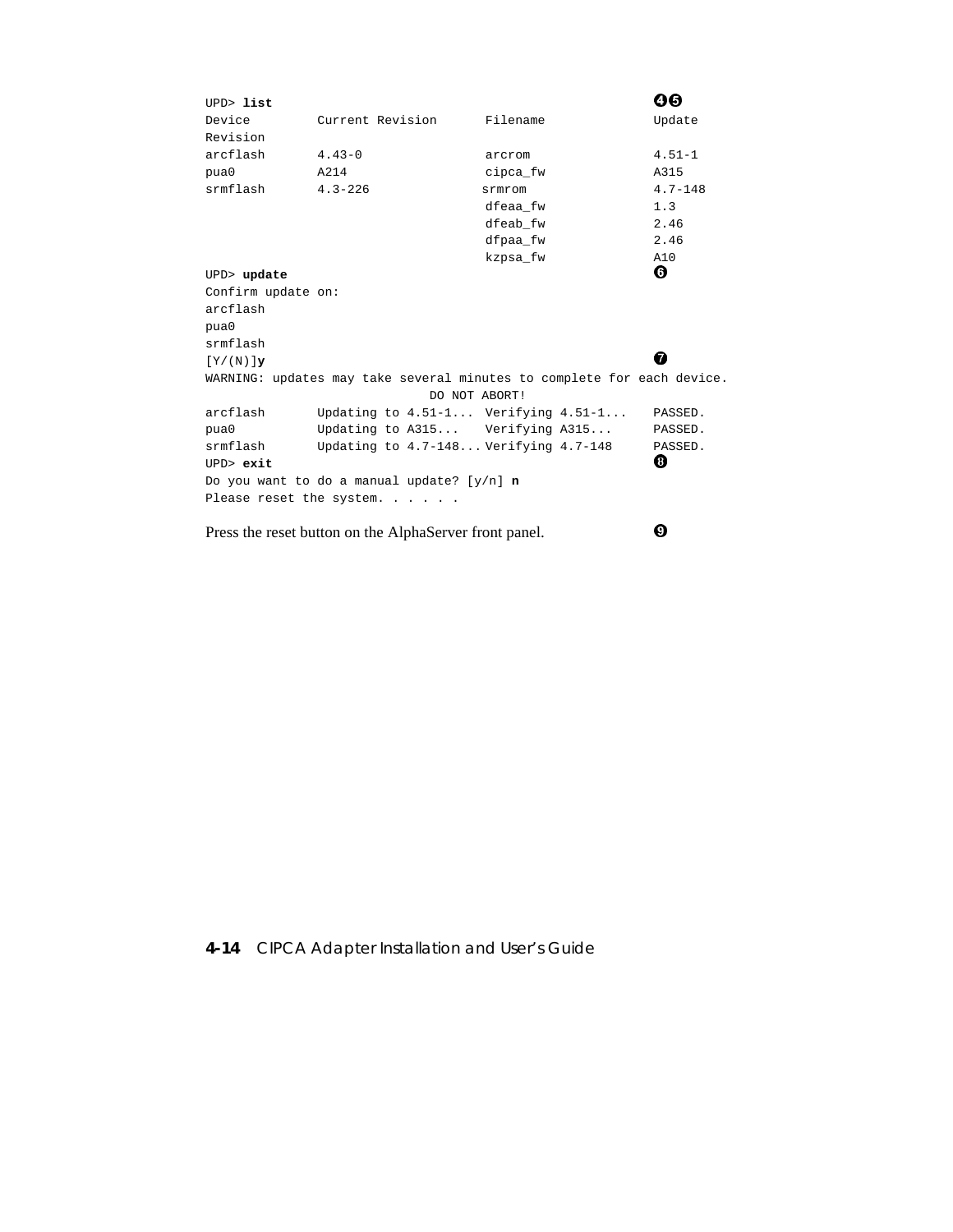```
UPD> list                                                        ❹❺
Device         Current Revision      Filename              Update
Revision
arcflash       4.43-0                arcrom                4.51-1
pua0           A214                  cipca_fw              A315
srmflash       4.3-226               srmrom                4.7-148
                                     dfeaa_fw              1.3
                                     dfeab_fw              2.46
                                     dfpaa_fw              2.46
                                     kzpsa_fw              A10
UPD> update                                                      ❻
Confirm update on:
arcflash
pua0
srmflash
[Y/(N)]y                                                         ❼
WARNING: updates may take several minutes to complete for each device.
                              DO NOT ABORT!
arcflash       Updating to 4.51-1...  Verifying 4.51-1...    PASSED.
pua0           Updating to A315...    Verifying A315...      PASSED.
srmflash       Updating to 4.7-148... Verifying 4.7-148      PASSED.
UPD> exit                                                        ❽
Do you want to do a manual update? [y/n] n
Please reset the system. . . . . .
```

Press the reset button on the AlphaServer front panel. ❾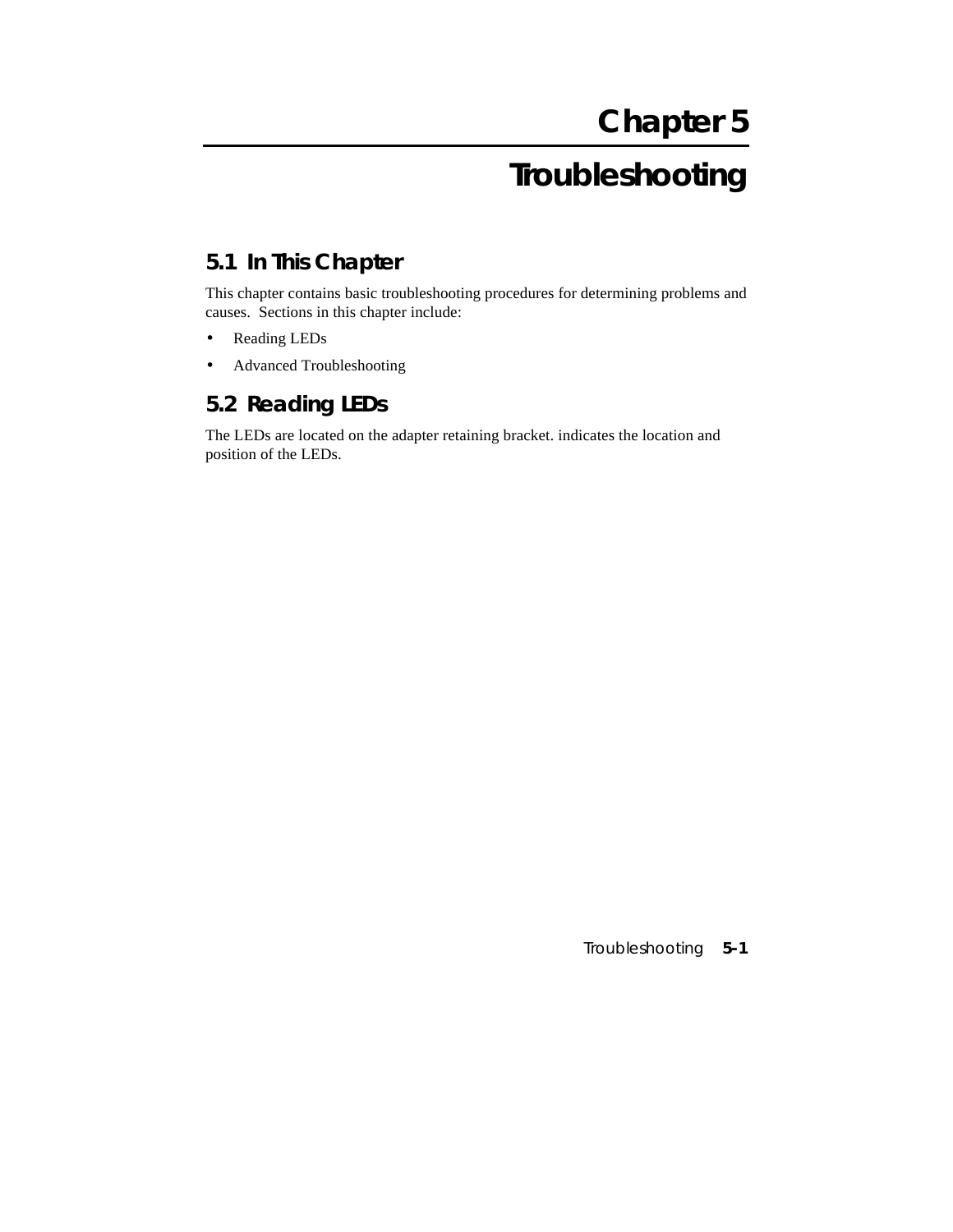# Chapter 5

# Troubleshooting

## 5.1 In This Chapter

This chapter contains basic troubleshooting procedures for determining problems and causes.  Sections in this chapter include:

- Reading LEDs
- Advanced Troubleshooting

## 5.2 Reading LEDs

The LEDs are located on the adapter retaining bracket. indicates the location and position of the LEDs.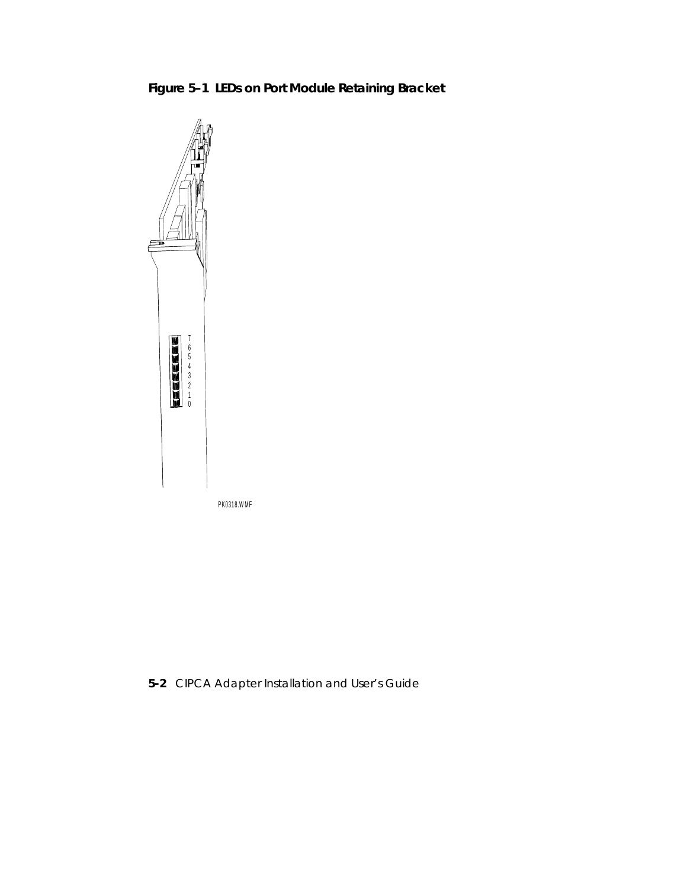**Figure 5–1 LEDs on Port Module Retaining Bracket**

7
6
5
4
3
2
1
0

PK0318.WMF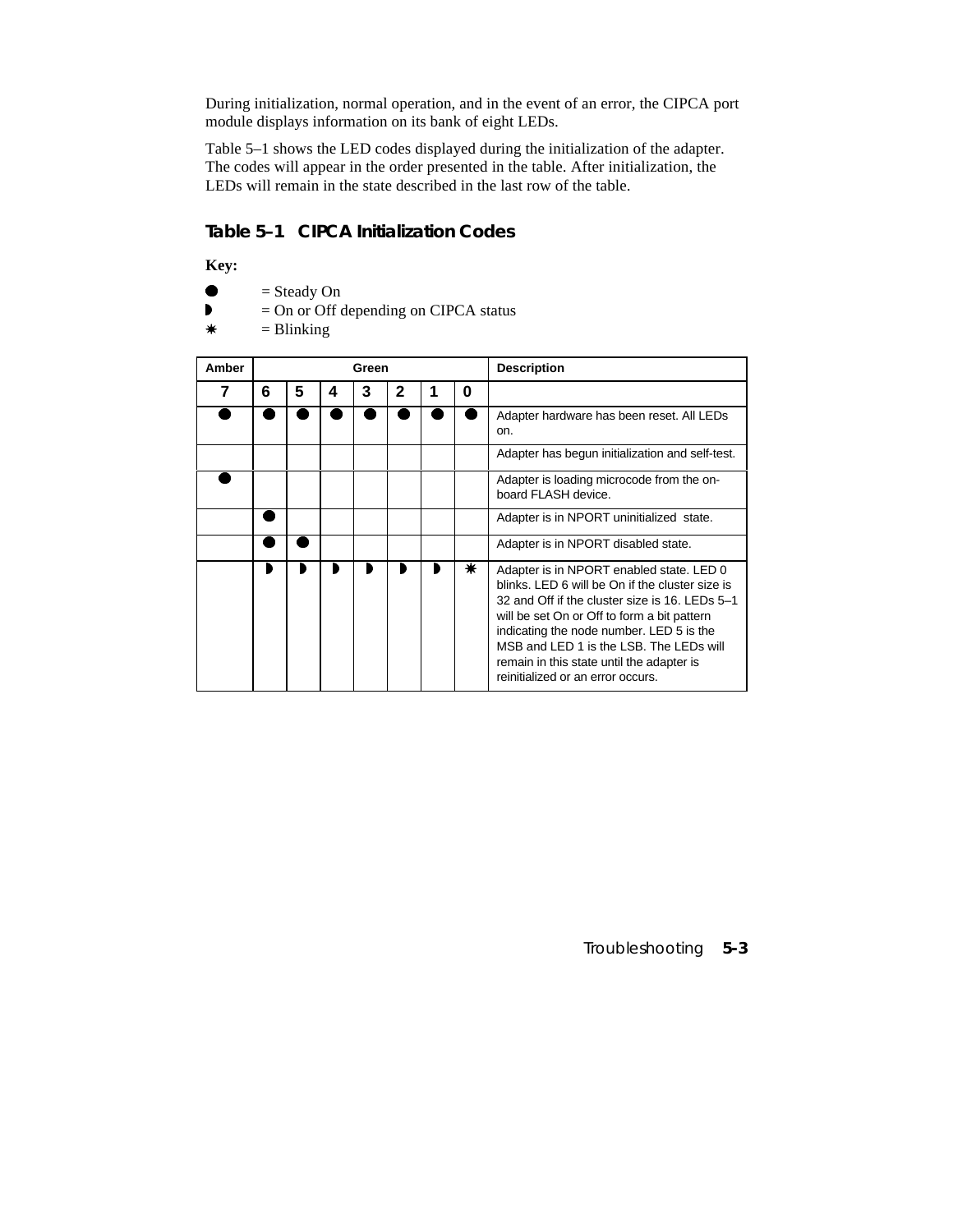During initialization, normal operation, and in the event of an error, the CIPCA port module displays information on its bank of eight LEDs.

Table 5–1 shows the LED codes displayed during the initialization of the adapter. The codes will appear in the order presented in the table. After initialization, the LEDs will remain in the state described in the last row of the table.

### Table 5–1 CIPCA Initialization Codes

**Key:**

● = Steady On
◗ = On or Off depending on CIPCA status
✳ = Blinking

| Amber | Green | | | | | | | Description |
|---|---|---|---|---|---|---|---|---|
| 7 | 6 | 5 | 4 | 3 | 2 | 1 | 0 | |
| ● | ● | ● | ● | ● | ● | ● | ● | Adapter hardware has been reset. All LEDs on. |
| | | | | | | | | Adapter has begun initialization and self-test. |
| ● | | | | | | | | Adapter is loading microcode from the on-board FLASH device. |
| | ● | | | | | | | Adapter is in NPORT uninitialized state. |
| | ● | ● | | | | | | Adapter is in NPORT disabled state. |
| | ◗ | ◗ | ◗ | ◗ | ◗ | ◗ | ✳ | Adapter is in NPORT enabled state. LED 0 blinks. LED 6 will be On if the cluster size is 32 and Off if the cluster size is 16. LEDs 5–1 will be set On or Off to form a bit pattern indicating the node number. LED 5 is the MSB and LED 1 is the LSB. The LEDs will remain in this state until the adapter is reinitialized or an error occurs. |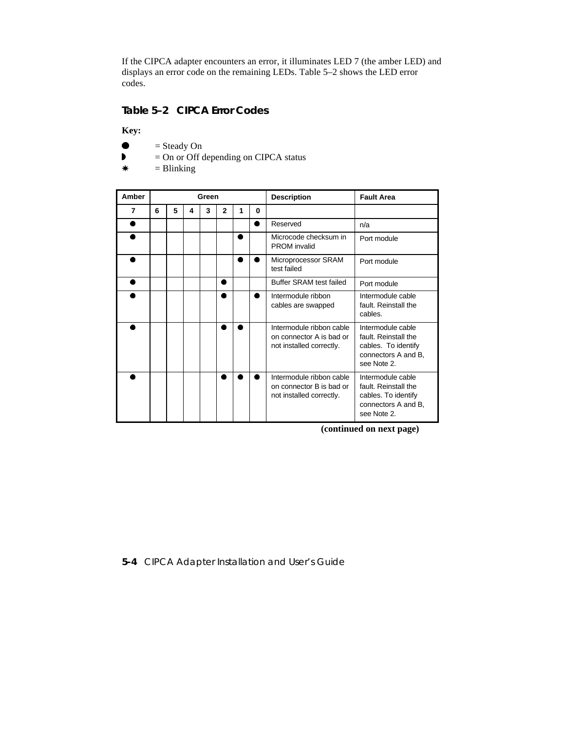If the CIPCA adapter encounters an error, it illuminates LED 7 (the amber LED) and displays an error code on the remaining LEDs. Table 5–2 shows the LED error codes.

### Table 5–2 CIPCA Error Codes

**Key:**

● = Steady On
◗ = On or Off depending on CIPCA status
✷ = Blinking

| Amber | Green | | | | | | | Description | Fault Area |
|---|---|---|---|---|---|---|---|---|---|
| 7 | 6 | 5 | 4 | 3 | 2 | 1 | 0 | | |
| ● | | | | | | | ● | Reserved | n/a |
| ● | | | | | | ● | | Microcode checksum in PROM invalid | Port module |
| ● | | | | | | ● | ● | Microprocessor SRAM test failed | Port module |
| ● | | | | | ● | | | Buffer SRAM test failed | Port module |
| ● | | | | | ● | | ● | Intermodule ribbon cables are swapped | Intermodule cable fault. Reinstall the cables. |
| ● | | | | | ● | ● | | Intermodule ribbon cable on connector A is bad or not installed correctly. | Intermodule cable fault. Reinstall the cables. To identify connectors A and B, see Note 2. |
| ● | | | | | ● | ● | ● | Intermodule ribbon cable on connector B is bad or not installed correctly. | Intermodule cable fault. Reinstall the cables. To identify connectors A and B, see Note 2. |

**(continued on next page)**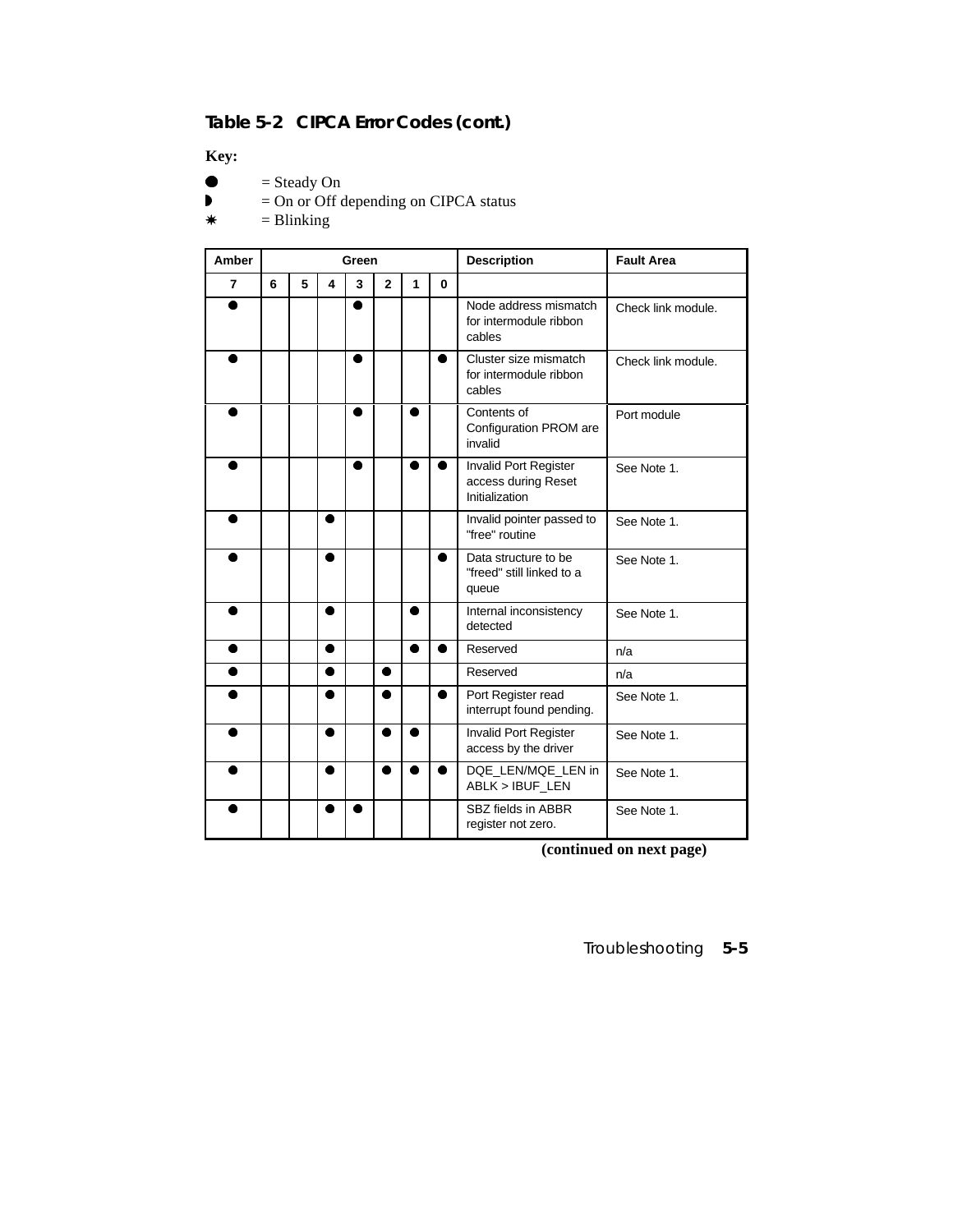**Table 5-2 CIPCA Error Codes (cont.)**

**Key:**

● = Steady On
◗ = On or Off depending on CIPCA status
✷ = Blinking

| Amber | Green | | | | | | | Description | Fault Area |
|---|---|---|---|---|---|---|---|---|---|
| 7 | 6 | 5 | 4 | 3 | 2 | 1 | 0 | | |
| ● | | | | ● | | | | Node address mismatch for intermodule ribbon cables | Check link module. |
| ● | | | | ● | | | ● | Cluster size mismatch for intermodule ribbon cables | Check link module. |
| ● | | | | ● | | ● | | Contents of Configuration PROM are invalid | Port module |
| ● | | | | ● | | ● | ● | Invalid Port Register access during Reset Initialization | See Note 1. |
| ● | | | ● | | | | | Invalid pointer passed to "free" routine | See Note 1. |
| ● | | | ● | | | | ● | Data structure to be "freed" still linked to a queue | See Note 1. |
| ● | | | ● | | | ● | | Internal inconsistency detected | See Note 1. |
| ● | | | ● | | | ● | ● | Reserved | n/a |
| ● | | | ● | | ● | | | Reserved | n/a |
| ● | | | ● | | ● | | ● | Port Register read interrupt found pending. | See Note 1. |
| ● | | | ● | | ● | ● | | Invalid Port Register access by the driver | See Note 1. |
| ● | | | ● | | ● | ● | ● | DQE_LEN/MQE_LEN in ABLK > IBUF_LEN | See Note 1. |
| ● | | | ● | ● | | | | SBZ fields in ABBR register not zero. | See Note 1. |

**(continued on next page)**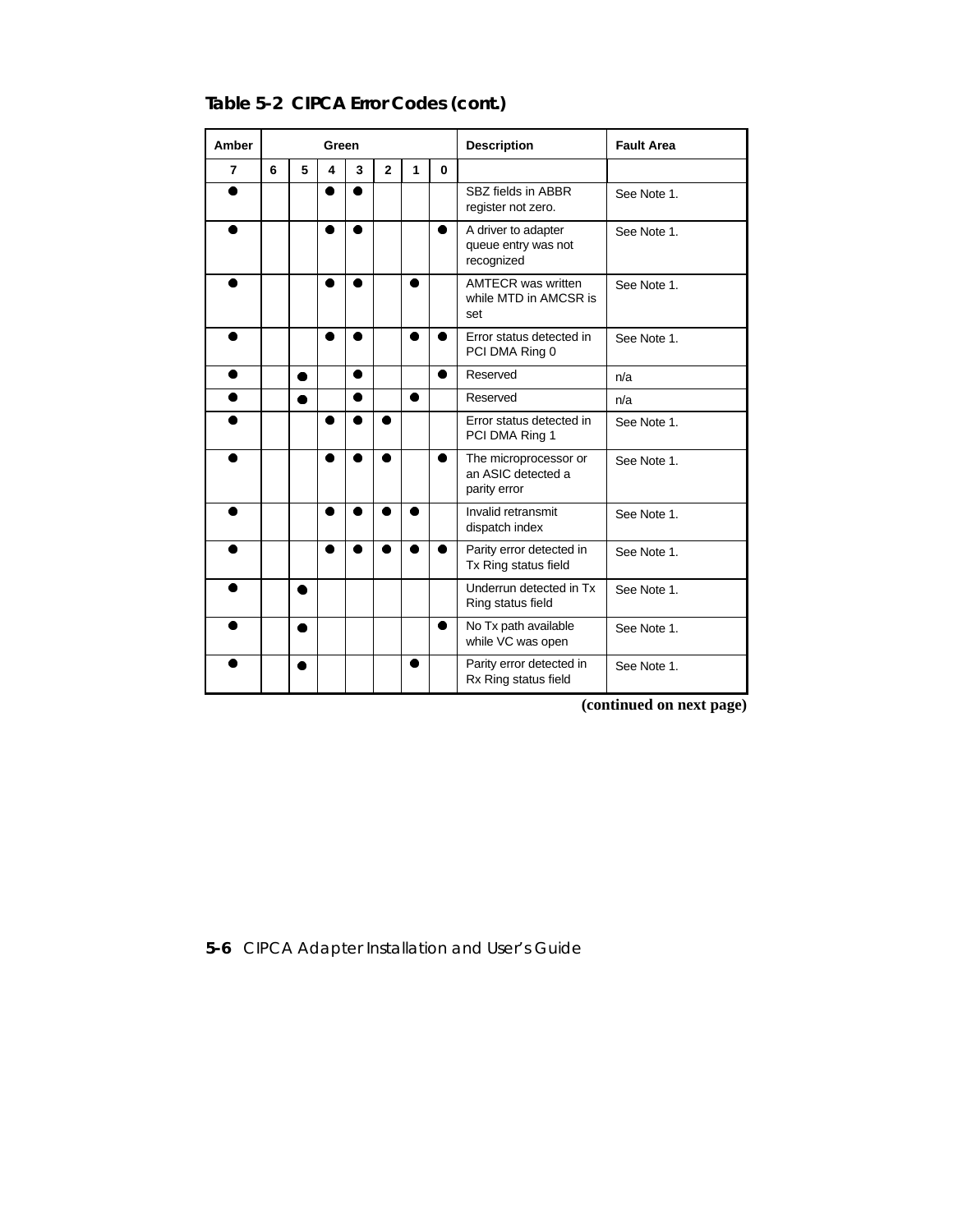**Table 5-2 CIPCA Error Codes (cont.)**

| Amber | Green | | | | | | | Description | Fault Area |
|---|---|---|---|---|---|---|---|---|---|
| 7 | 6 | 5 | 4 | 3 | 2 | 1 | 0 | | |
| ● | | | ● | ● | | | | SBZ fields in ABBR register not zero. | See Note 1. |
| ● | | | ● | ● | | | ● | A driver to adapter queue entry was not recognized | See Note 1. |
| ● | | | ● | ● | | ● | | AMTECR was written while MTD in AMCSR is set | See Note 1. |
| ● | | | ● | ● | | ● | ● | Error status detected in PCI DMA Ring 0 | See Note 1. |
| ● | | ● | | ● | | | ● | Reserved | n/a |
| ● | | ● | | ● | | ● | | Reserved | n/a |
| ● | | | ● | ● | ● | | | Error status detected in PCI DMA Ring 1 | See Note 1. |
| ● | | | ● | ● | ● | | ● | The microprocessor or an ASIC detected a parity error | See Note 1. |
| ● | | | ● | ● | ● | ● | | Invalid retransmit dispatch index | See Note 1. |
| ● | | | ● | ● | ● | ● | ● | Parity error detected in Tx Ring status field | See Note 1. |
| ● | | ● | | | | | | Underrun detected in Tx Ring status field | See Note 1. |
| ● | | ● | | | | | ● | No Tx path available while VC was open | See Note 1. |
| ● | | ● | | | | ● | | Parity error detected in Rx Ring status field | See Note 1. |

**(continued on next page)**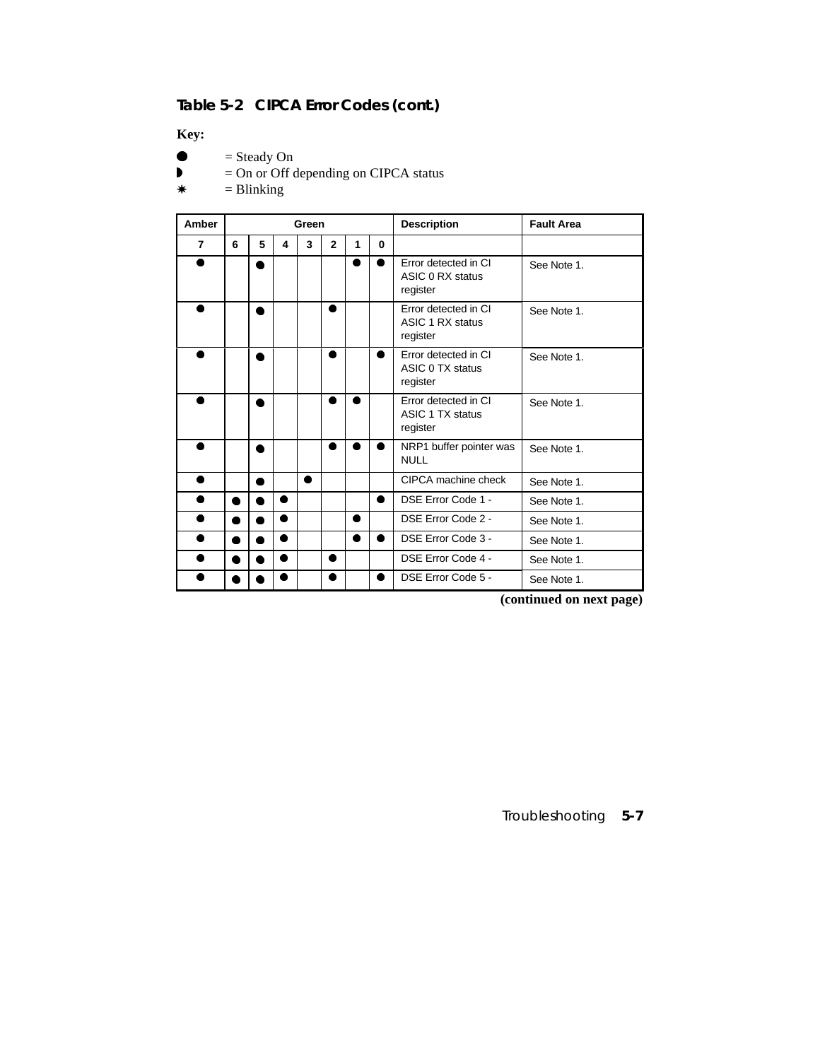**Table 5-2 CIPCA Error Codes (cont.)**

**Key:**

● = Steady On
◗ = On or Off depending on CIPCA status
✷ = Blinking

| Amber | Green | | | | | | | Description | Fault Area |
|---|---|---|---|---|---|---|---|---|---|
| 7 | 6 | 5 | 4 | 3 | 2 | 1 | 0 | | |
| ● | | ● | | | | ● | ● | Error detected in CI ASIC 0 RX status register | See Note 1. |
| ● | | ● | | | ● | | | Error detected in CI ASIC 1 RX status register | See Note 1. |
| ● | | ● | | | ● | | ● | Error detected in CI ASIC 0 TX status register | See Note 1. |
| ● | | ● | | | ● | ● | | Error detected in CI ASIC 1 TX status register | See Note 1. |
| ● | | ● | | | ● | ● | ● | NRP1 buffer pointer was NULL | See Note 1. |
| ● | | ● | | ● | | | | CIPCA machine check | See Note 1. |
| ● | ● | ● | ● | | | | ● | DSE Error Code 1 - | See Note 1. |
| ● | ● | ● | ● | | | ● | | DSE Error Code 2 - | See Note 1. |
| ● | ● | ● | ● | | | ● | ● | DSE Error Code 3 - | See Note 1. |
| ● | ● | ● | ● | | ● | | | DSE Error Code 4 - | See Note 1. |
| ● | ● | ● | ● | | ● | | ● | DSE Error Code 5 - | See Note 1. |

**(continued on next page)**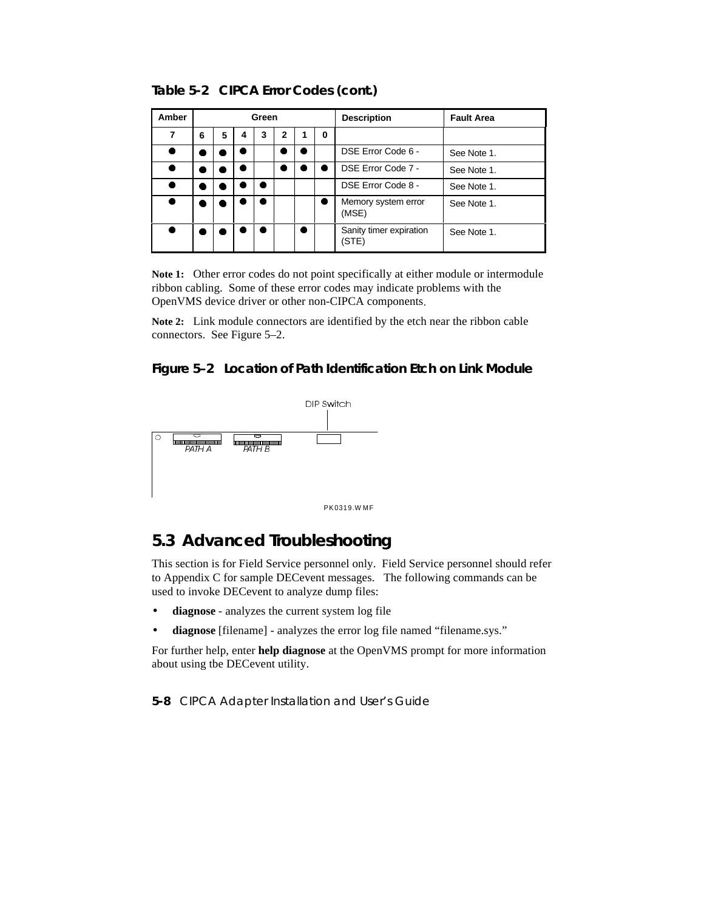**Table 5-2 CIPCA Error Codes (cont.)**

| Amber | Green | | | | | | | Description | Fault Area |
|---|---|---|---|---|---|---|---|---|---|
| 7 | 6 | 5 | 4 | 3 | 2 | 1 | 0 | | |
| ● | ● | ● | ● | | ● | ● | | DSE Error Code 6 - | See Note 1. |
| ● | ● | ● | ● | | ● | ● | ● | DSE Error Code 7 - | See Note 1. |
| ● | ● | ● | ● | ● | | | | DSE Error Code 8 - | See Note 1. |
| ● | ● | ● | ● | ● | | | ● | Memory system error (MSE) | See Note 1. |
| ● | ● | ● | ● | ● | | ● | | Sanity timer expiration (STE) | See Note 1. |

**Note 1:** Other error codes do not point specifically at either module or intermodule ribbon cabling. Some of these error codes may indicate problems with the OpenVMS device driver or other non-CIPCA components.

**Note 2:** Link module connectors are identified by the etch near the ribbon cable connectors. See Figure 5–2.

**Figure 5–2 Location of Path Identification Etch on Link Module**

DIP Switch

PATH A PATH B

PK0319.WMF

## 5.3 Advanced Troubleshooting

This section is for Field Service personnel only. Field Service personnel should refer to Appendix C for sample DECevent messages. The following commands can be used to invoke DECevent to analyze dump files:

- **diagnose** - analyzes the current system log file
- **diagnose** [filename] - analyzes the error log file named “filename.sys.”

For further help, enter **help diagnose** at the OpenVMS prompt for more information about using tbe DECevent utility.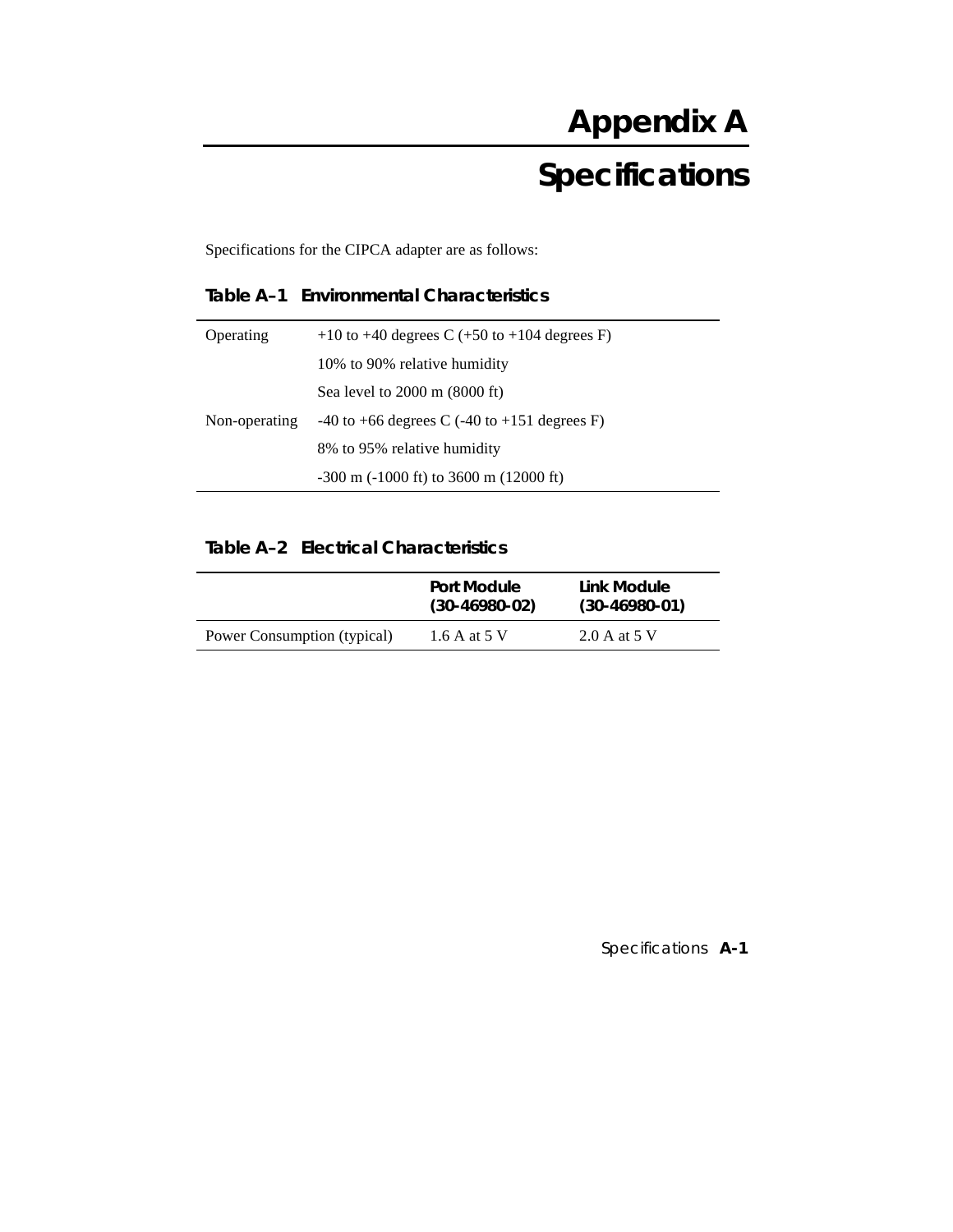# Appendix A

# Specifications

Specifications for the CIPCA adapter are as follows:

**Table A–1 Environmental Characteristics**

| | |
|---|---|
| Operating | +10 to +40 degrees C (+50 to +104 degrees F) |
| | 10% to 90% relative humidity |
| | Sea level to 2000 m (8000 ft) |
| Non-operating | -40 to +66 degrees C (-40 to +151 degrees F) |
| | 8% to 95% relative humidity |
| | -300 m (-1000 ft) to 3600 m (12000 ft) |

**Table A–2 Electrical Characteristics**

| | Port Module (30-46980-02) | Link Module (30-46980-01) |
|---|---|---|
| Power Consumption (typical) | 1.6 A at 5 V | 2.0 A at 5 V |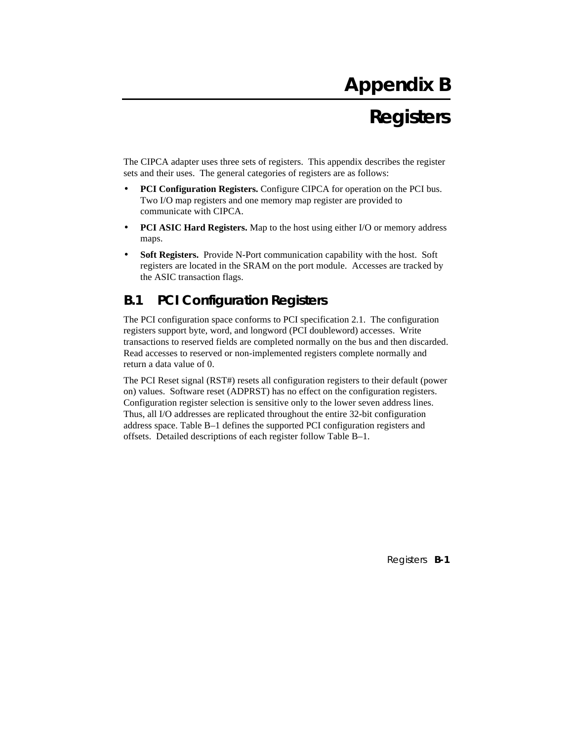# Appendix B

# Registers

The CIPCA adapter uses three sets of registers. This appendix describes the register sets and their uses. The general categories of registers are as follows:

- **PCI Configuration Registers.** Configure CIPCA for operation on the PCI bus. Two I/O map registers and one memory map register are provided to communicate with CIPCA.
- **PCI ASIC Hard Registers.** Map to the host using either I/O or memory address maps.
- **Soft Registers.** Provide N-Port communication capability with the host. Soft registers are located in the SRAM on the port module. Accesses are tracked by the ASIC transaction flags.

## B.1 PCI Configuration Registers

The PCI configuration space conforms to PCI specification 2.1. The configuration registers support byte, word, and longword (PCI doubleword) accesses. Write transactions to reserved fields are completed normally on the bus and then discarded. Read accesses to reserved or non-implemented registers complete normally and return a data value of 0.

The PCI Reset signal (RST#) resets all configuration registers to their default (power on) values. Software reset (ADPRST) has no effect on the configuration registers. Configuration register selection is sensitive only to the lower seven address lines. Thus, all I/O addresses are replicated throughout the entire 32-bit configuration address space. Table B–1 defines the supported PCI configuration registers and offsets. Detailed descriptions of each register follow Table B–1.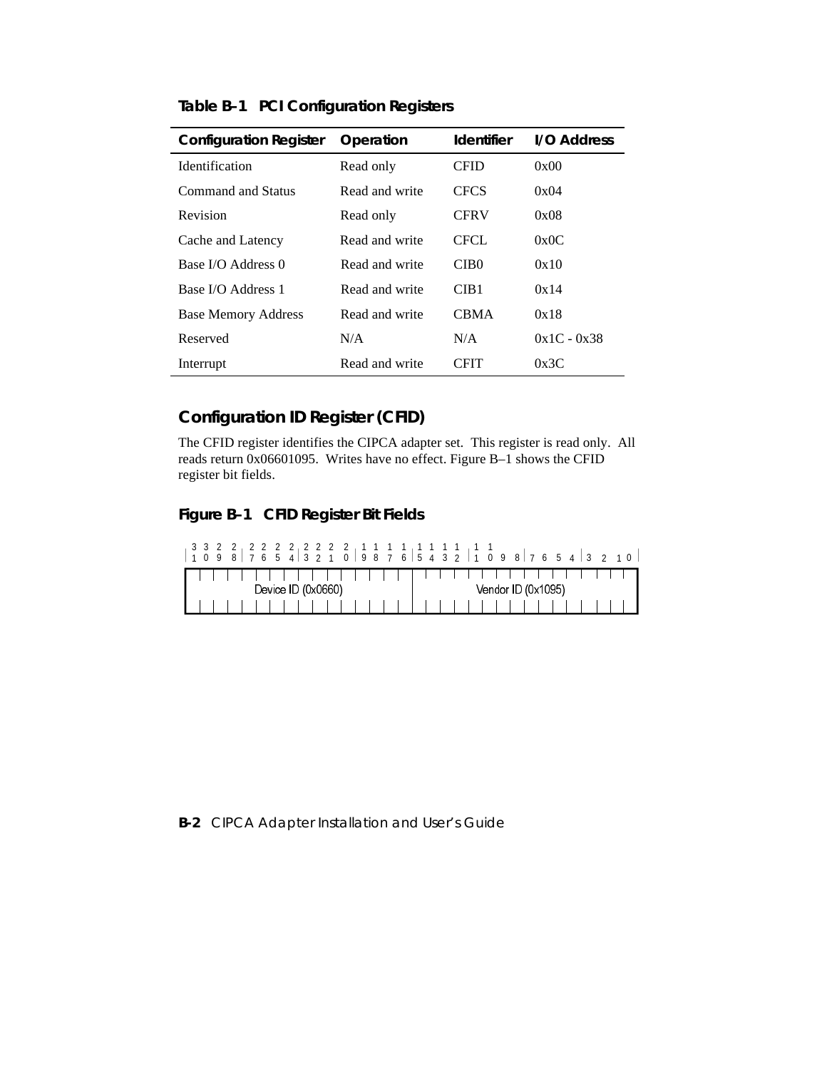**Table B–1 PCI Configuration Registers**

| Configuration Register | Operation | Identifier | I/O Address |
|---|---|---|---|
| Identification | Read only | CFID | 0x00 |
| Command and Status | Read and write | CFCS | 0x04 |
| Revision | Read only | CFRV | 0x08 |
| Cache and Latency | Read and write | CFCL | 0x0C |
| Base I/O Address 0 | Read and write | CIB0 | 0x10 |
| Base I/O Address 1 | Read and write | CIB1 | 0x14 |
| Base Memory Address | Read and write | CBMA | 0x18 |
| Reserved | N/A | N/A | 0x1C - 0x38 |
| Interrupt | Read and write | CFIT | 0x3C |

## Configuration ID Register (CFID)

The CFID register identifies the CIPCA adapter set. This register is read only. All reads return 0x06601095. Writes have no effect. Figure B–1 shows the CFID register bit fields.

### Figure B–1 CFID Register Bit Fields

| Bits 31–16 | Bits 15–0 |
|---|---|
| Device ID (0x0660) | Vendor ID (0x1095) |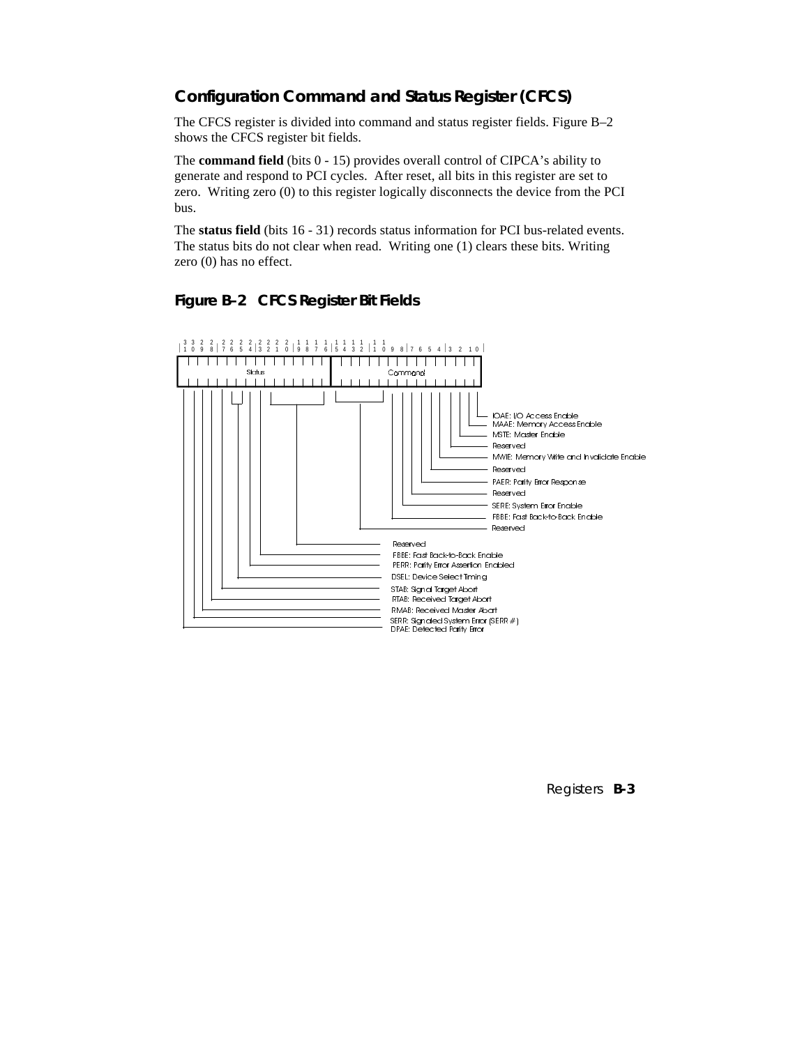## Configuration Command and Status Register (CFCS)

The CFCS register is divided into command and status register fields. Figure B–2 shows the CFCS register bit fields.

The **command field** (bits 0 - 15) provides overall control of CIPCA's ability to generate and respond to PCI cycles. After reset, all bits in this register are set to zero. Writing zero (0) to this register logically disconnects the device from the PCI bus.

The **status field** (bits 16 - 31) records status information for PCI bus-related events. The status bits do not clear when read. Writing one (1) clears these bits. Writing zero (0) has no effect.

### Figure B–2 CFCS Register Bit Fields

Status (bits 31–16) | Command (bits 15–0)

Command field:

- IOAE: I/O Access Enable
- MAAE: Memory Access Enable
- MSTE: Master Enable
- Reserved
- MWIE: Memory Write and Invalidate Enable
- Reserved
- PAER: Parity Error Response
- Reserved
- SERE: System Error Enable
- FBBE: Fast Back-to-Back Enable
- Reserved

Status field:

- Reserved
- FBBE: Fast Back-to-Back Enable
- PERR: Parity Error Assertion Enabled
- DSEL: Device Select Timing
- STAB: Signal Target Abort
- RTAB: Received Target Abort
- RMAB: Received Master Abort
- SERR: Signaled System Error (SERR #)
- DPAE: Detected Parity Error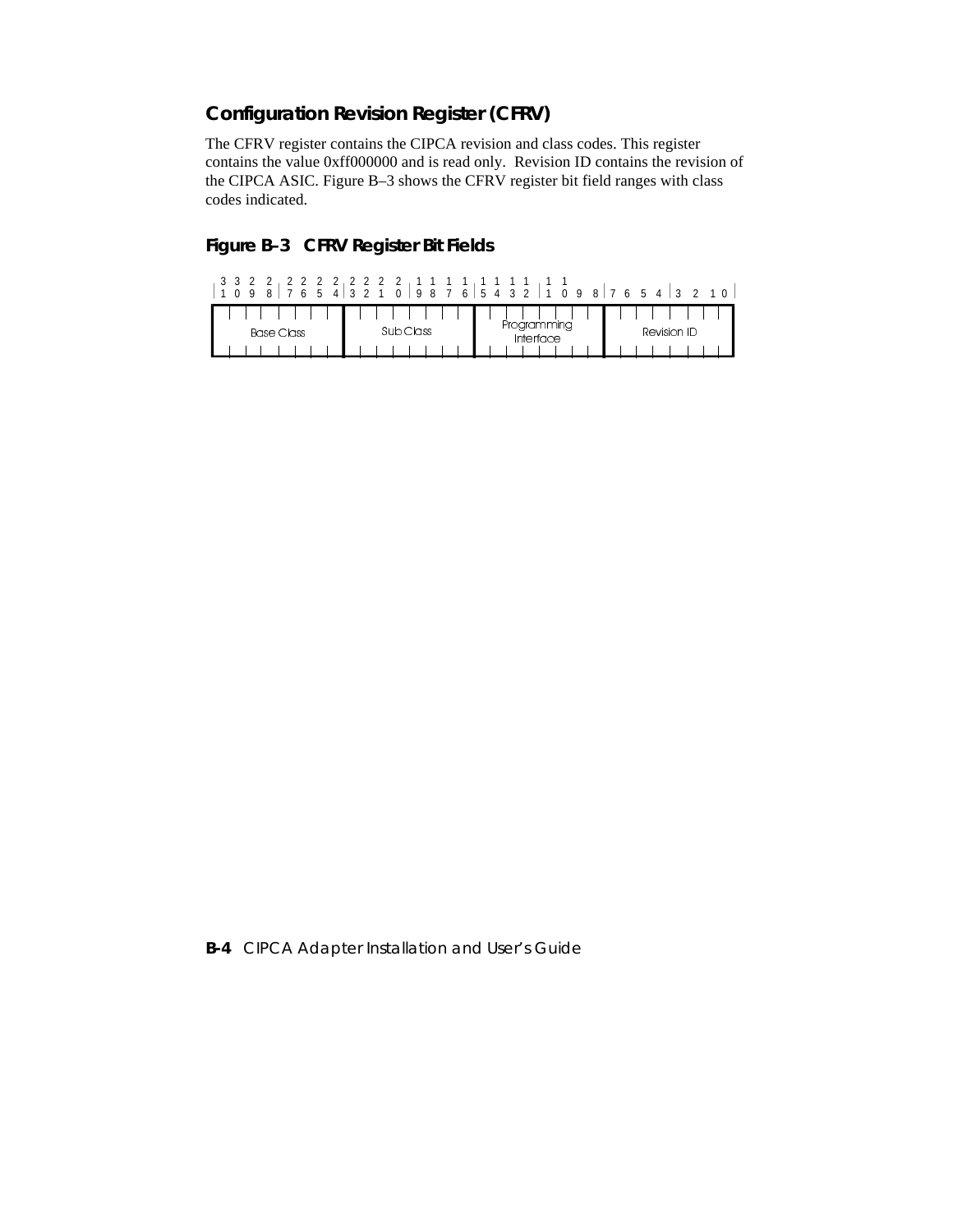## Configuration Revision Register (CFRV)

The CFRV register contains the CIPCA revision and class codes. This register contains the value 0xff000000 and is read only. Revision ID contains the revision of the CIPCA ASIC. Figure B–3 shows the CFRV register bit field ranges with class codes indicated.

### Figure B–3 CFRV Register Bit Fields

| 31–24 | 23–16 | 15–8 | 7–0 |
|---|---|---|---|
| Base Class | Sub Class | Programming Interface | Revision ID |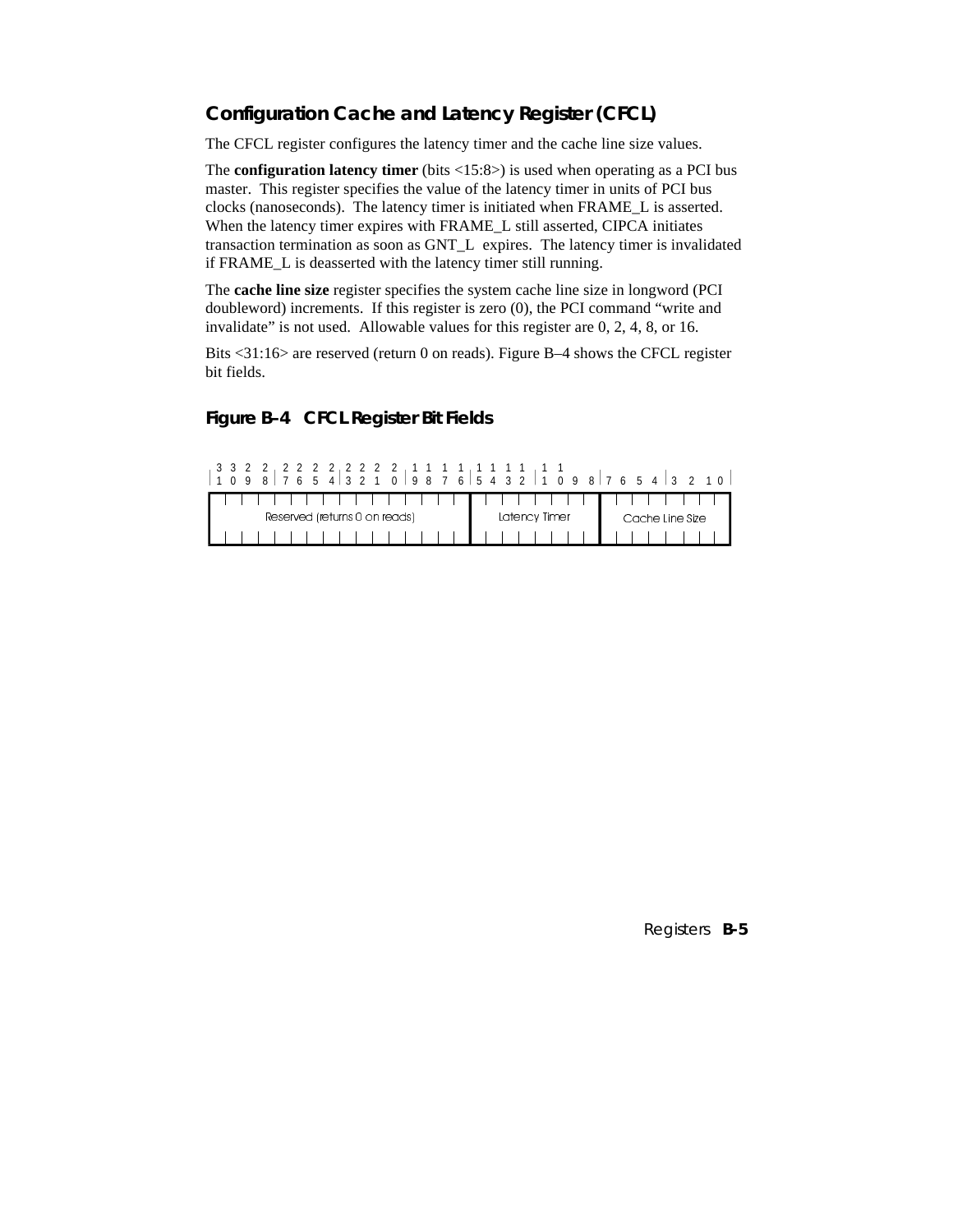## Configuration Cache and Latency Register (CFCL)

The CFCL register configures the latency timer and the cache line size values.

The **configuration latency timer** (bits <15:8>) is used when operating as a PCI bus master. This register specifies the value of the latency timer in units of PCI bus clocks (nanoseconds). The latency timer is initiated when FRAME_L is asserted. When the latency timer expires with FRAME_L still asserted, CIPCA initiates transaction termination as soon as GNT_L expires. The latency timer is invalidated if FRAME_L is deasserted with the latency timer still running.

The **cache line size** register specifies the system cache line size in longword (PCI doubleword) increments. If this register is zero (0), the PCI command "write and invalidate" is not used. Allowable values for this register are 0, 2, 4, 8, or 16.

Bits <31:16> are reserved (return 0 on reads). Figure B–4 shows the CFCL register bit fields.

### Figure B–4 CFCL Register Bit Fields

| 31–16 | 15–8 | 7–0 |
|---|---|---|
| Reserved (returns 0 on reads) | Latency Timer | Cache Line Size |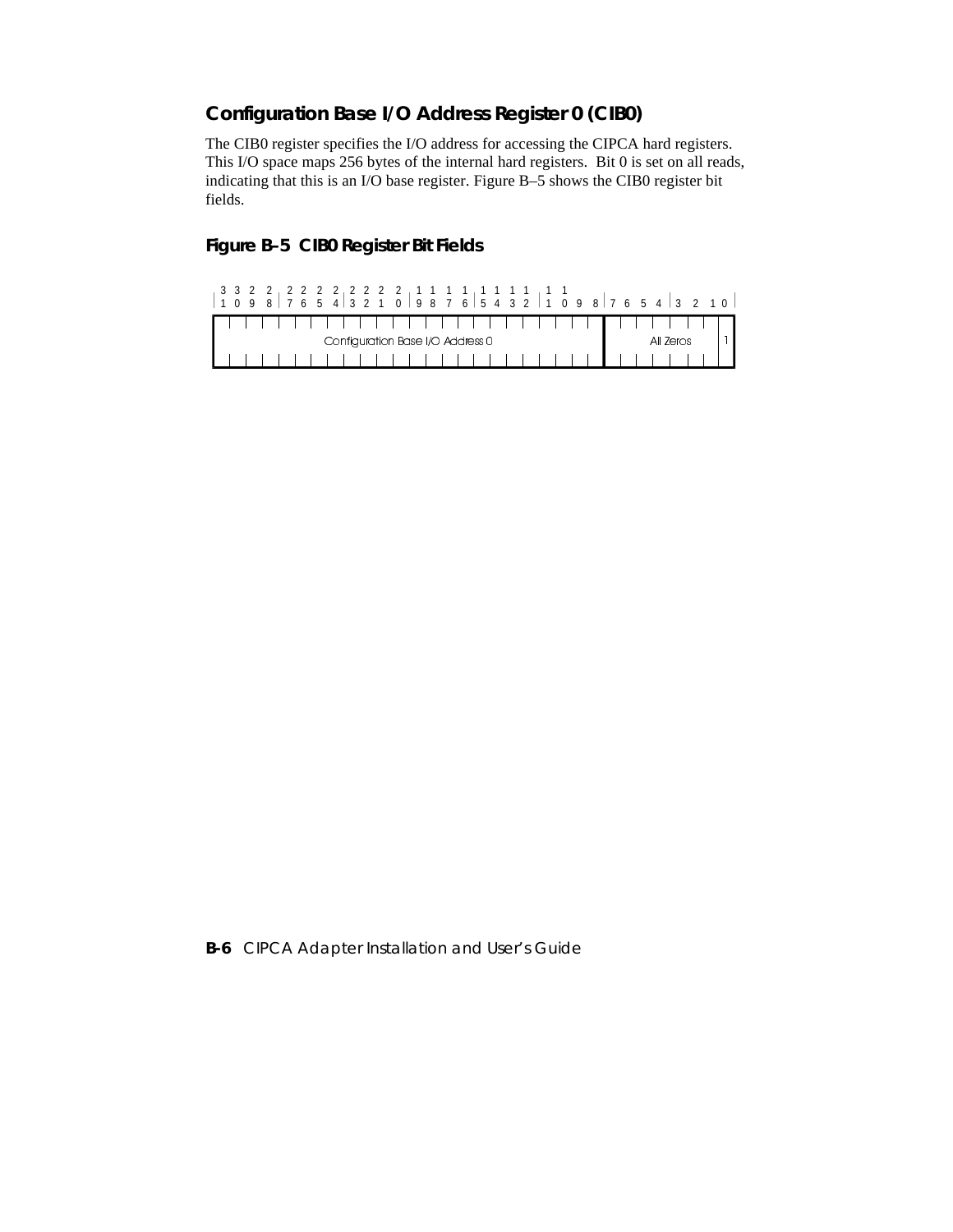### Configuration Base I/O Address Register 0 (CIB0)

The CIB0 register specifies the I/O address for accessing the CIPCA hard registers. This I/O space maps 256 bytes of the internal hard registers. Bit 0 is set on all reads, indicating that this is an I/O base register. Figure B–5 shows the CIB0 register bit fields.

**Figure B–5 CIB0 Register Bit Fields**

| 31–8 | 7–1 | 0 |
|---|---|---|
| Configuration Base I/O Address 0 | All Zeros | 1 |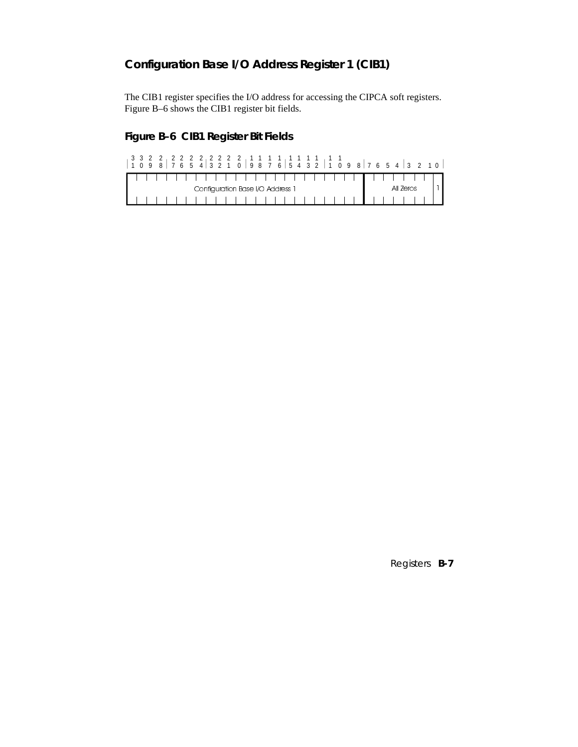### Configuration Base I/O Address Register 1 (CIB1)

The CIB1 register specifies the I/O address for accessing the CIPCA soft registers. Figure B–6 shows the CIB1 register bit fields.

#### Figure B–6 CIB1 Register Bit Fields

| 31–8 | 7–1 | 0 |
|---|---|---|
| Configuration Base I/O Address 1 | All Zeros | 1 |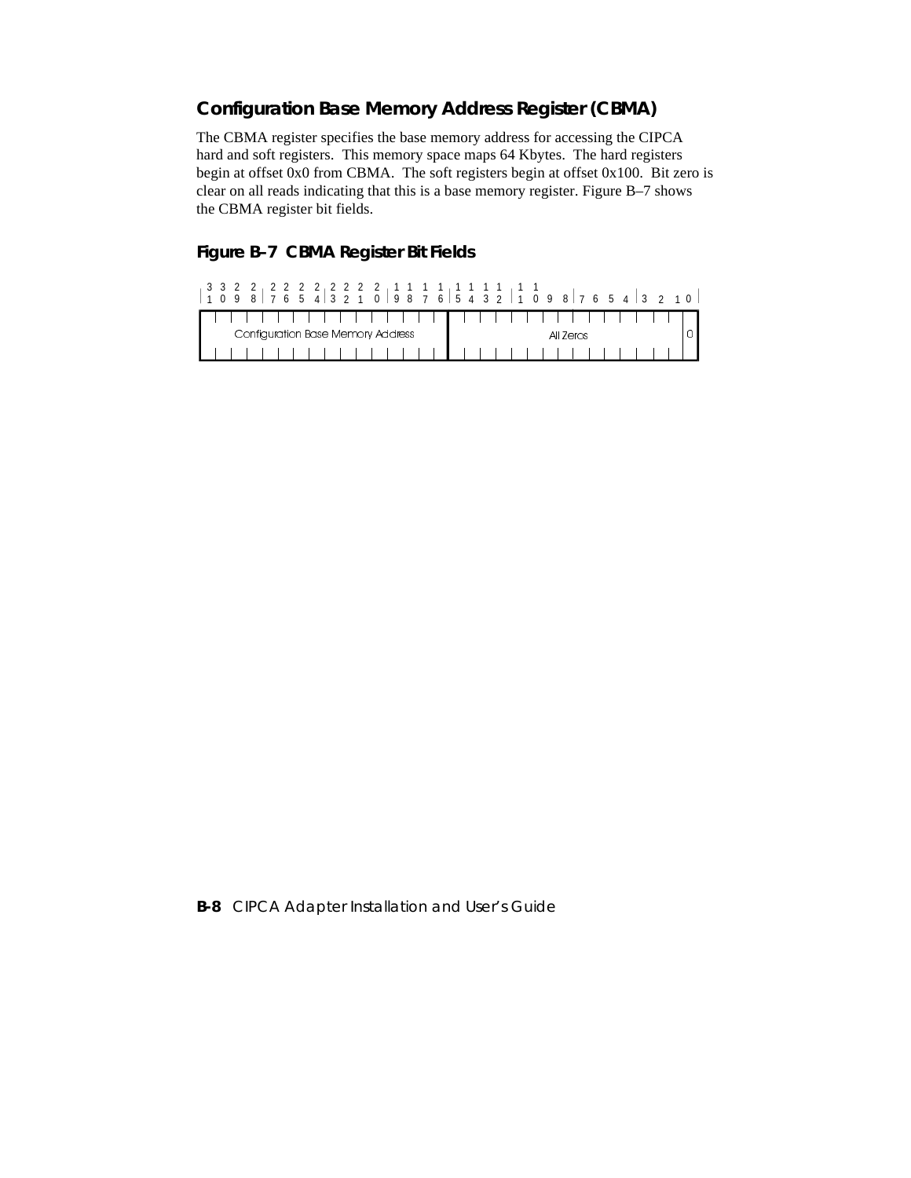## Configuration Base Memory Address Register (CBMA)

The CBMA register specifies the base memory address for accessing the CIPCA hard and soft registers. This memory space maps 64 Kbytes. The hard registers begin at offset 0x0 from CBMA. The soft registers begin at offset 0x100. Bit zero is clear on all reads indicating that this is a base memory register. Figure B–7 shows the CBMA register bit fields.

### Figure B–7 CBMA Register Bit Fields

| 31–16 | 15–1 | 0 |
|---|---|---|
| Configuration Base Memory Address | All Zeros | 0 |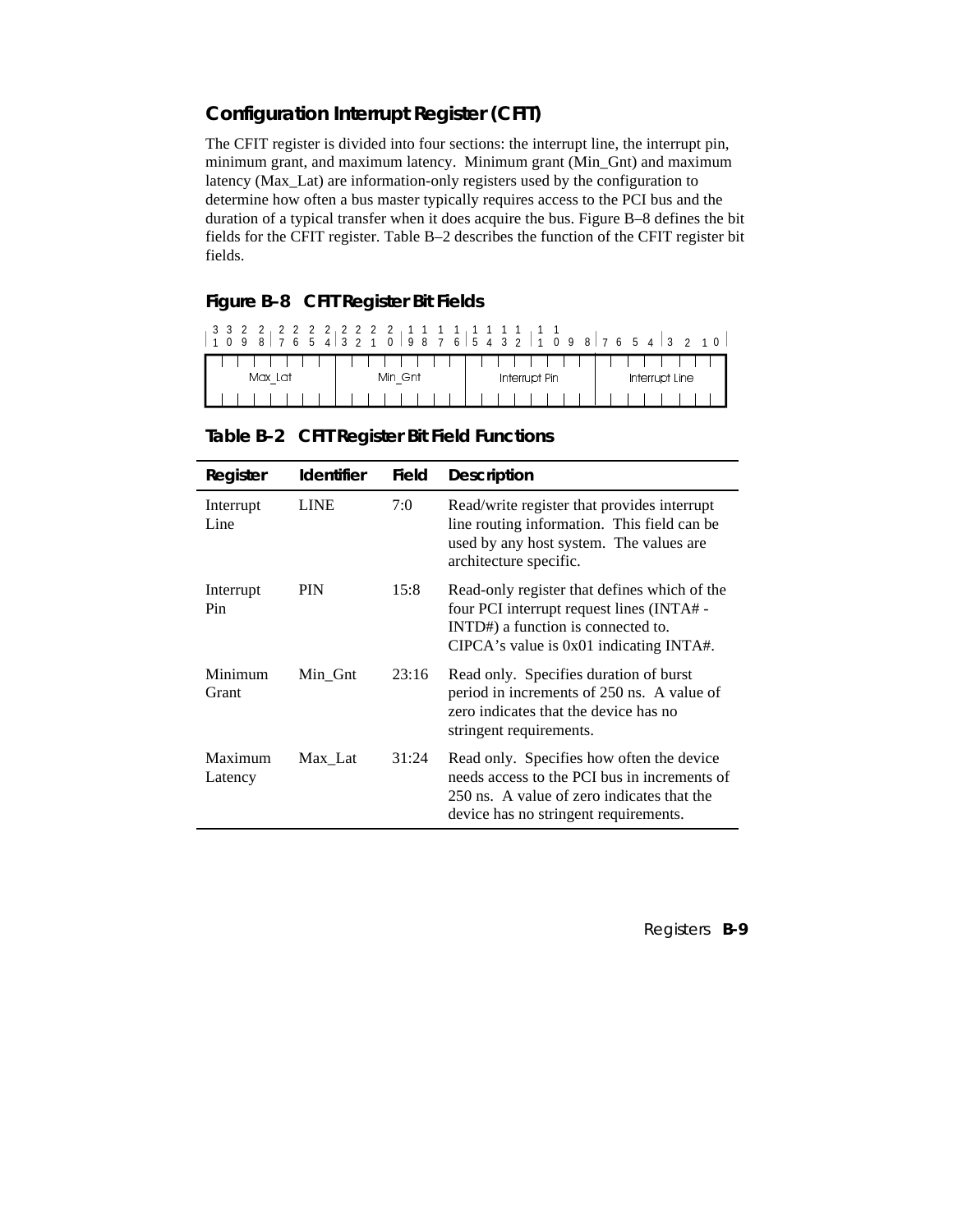## Configuration Interrupt Register (CFIT)

The CFIT register is divided into four sections: the interrupt line, the interrupt pin, minimum grant, and maximum latency. Minimum grant (Min_Gnt) and maximum latency (Max_Lat) are information-only registers used by the configuration to determine how often a bus master typically requires access to the PCI bus and the duration of a typical transfer when it does acquire the bus. Figure B–8 defines the bit fields for the CFIT register. Table B–2 describes the function of the CFIT register bit fields.

### Figure B–8 CFIT Register Bit Fields

| 31:24 | 23:16 | 15:8 | 7:0 |
|---|---|---|---|
| Max_Lat | Min_Gnt | Interrupt Pin | Interrupt Line |

### Table B–2 CFIT Register Bit Field Functions

| Register | Identifier | Field | Description |
|---|---|---|---|
| Interrupt Line | LINE | 7:0 | Read/write register that provides interrupt line routing information. This field can be used by any host system. The values are architecture specific. |
| Interrupt Pin | PIN | 15:8 | Read-only register that defines which of the four PCI interrupt request lines (INTA# - INTD#) a function is connected to. CIPCA's value is 0x01 indicating INTA#. |
| Minimum Grant | Min_Gnt | 23:16 | Read only. Specifies duration of burst period in increments of 250 ns. A value of zero indicates that the device has no stringent requirements. |
| Maximum Latency | Max_Lat | 31:24 | Read only. Specifies how often the device needs access to the PCI bus in increments of 250 ns. A value of zero indicates that the device has no stringent requirements. |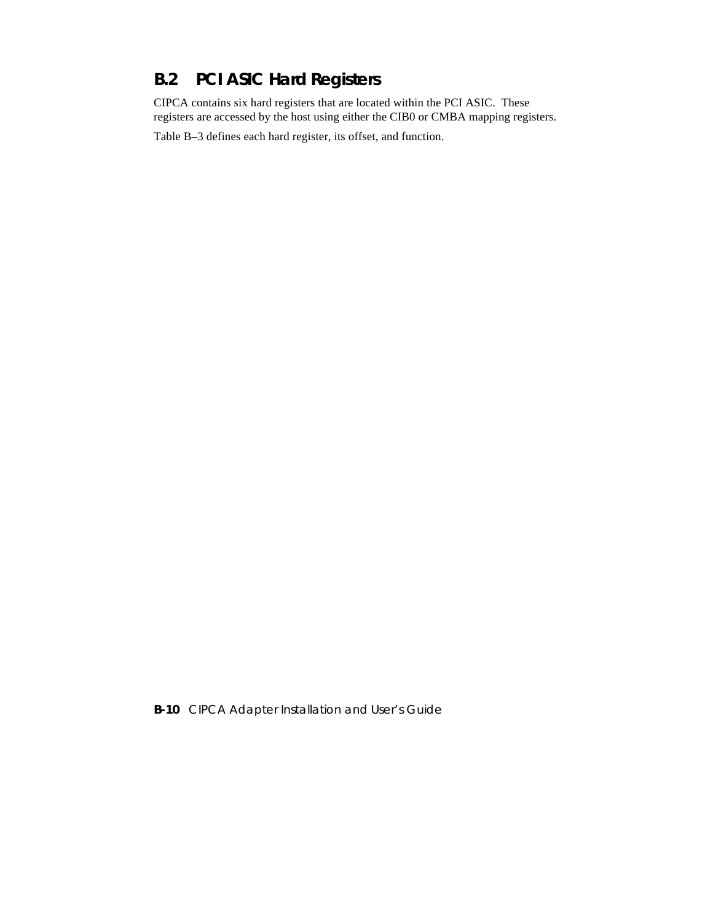## B.2 PCI ASIC Hard Registers

CIPCA contains six hard registers that are located within the PCI ASIC. These registers are accessed by the host using either the CIB0 or CMBA mapping registers.

Table B–3 defines each hard register, its offset, and function.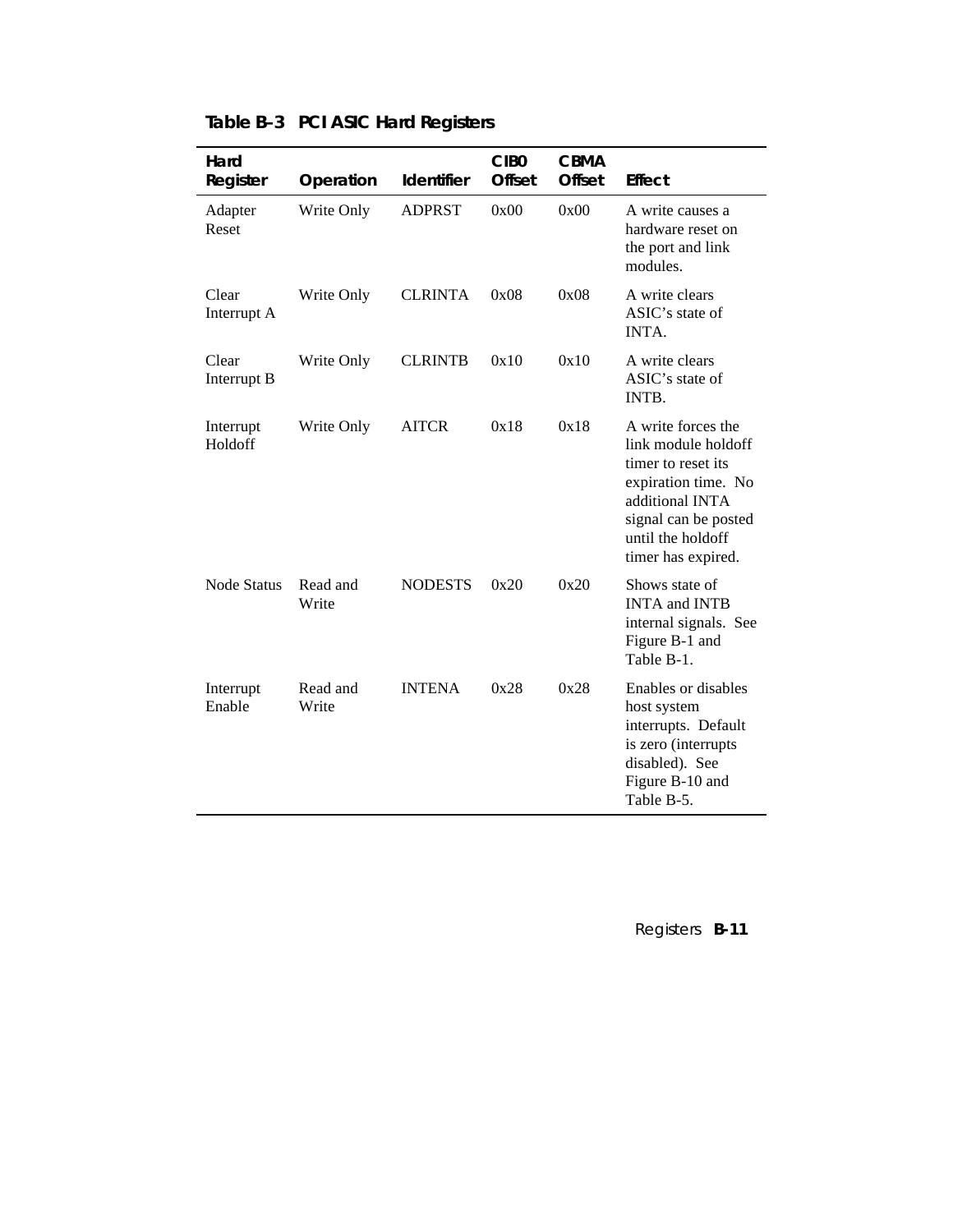**Table B–3 PCI ASIC Hard Registers**

| Hard Register | Operation | Identifier | CIB0 Offset | CBMA Offset | Effect |
|---|---|---|---|---|---|
| Adapter Reset | Write Only | ADPRST | 0x00 | 0x00 | A write causes a hardware reset on the port and link modules. |
| Clear Interrupt A | Write Only | CLRINTA | 0x08 | 0x08 | A write clears ASIC's state of INTA. |
| Clear Interrupt B | Write Only | CLRINTB | 0x10 | 0x10 | A write clears ASIC's state of INTB. |
| Interrupt Holdoff | Write Only | AITCR | 0x18 | 0x18 | A write forces the link module holdoff timer to reset its expiration time. No additional INTA signal can be posted until the holdoff timer has expired. |
| Node Status | Read and Write | NODESTS | 0x20 | 0x20 | Shows state of INTA and INTB internal signals. See Figure B-1 and Table B-1. |
| Interrupt Enable | Read and Write | INTENA | 0x28 | 0x28 | Enables or disables host system interrupts. Default is zero (interrupts disabled). See Figure B-10 and Table B-5. |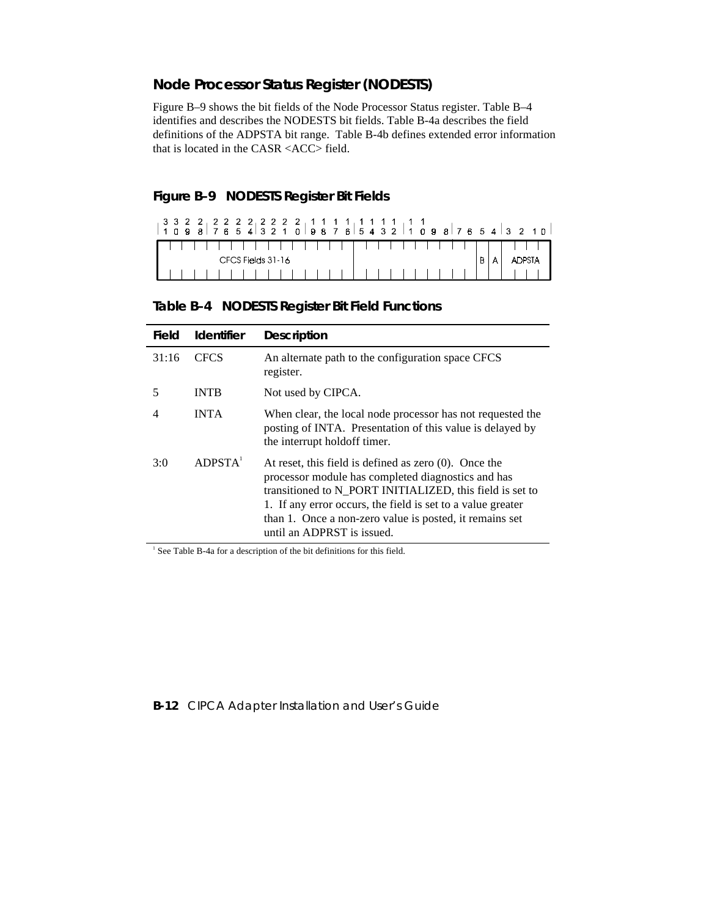## Node Processor Status Register (NODESTS)

Figure B–9 shows the bit fields of the Node Processor Status register. Table B–4 identifies and describes the NODESTS bit fields. Table B-4a describes the field definitions of the ADPSTA bit range. Table B-4b defines extended error information that is located in the CASR <ACC> field.

### Figure B–9 NODESTS Register Bit Fields

| 31–16 | 15–6 | 5 | 4 | 3–0 |
|---|---|---|---|---|
| CFCS Fields 31-16 | | B | A | ADPSTA |

### Table B–4 NODESTS Register Bit Field Functions

| Field | Identifier | Description |
|---|---|---|
| 31:16 | CFCS | An alternate path to the configuration space CFCS register. |
| 5 | INTB | Not used by CIPCA. |
| 4 | INTA | When clear, the local node processor has not requested the posting of INTA. Presentation of this value is delayed by the interrupt holdoff timer. |
| 3:0 | ADPSTA[1] | At reset, this field is defined as zero (0). Once the processor module has completed diagnostics and has transitioned to N_PORT INITIALIZED, this field is set to 1. If any error occurs, the field is set to a value greater than 1. Once a non-zero value is posted, it remains set until an ADPRST is issued. |

[1] See Table B-4a for a description of the bit definitions for this field.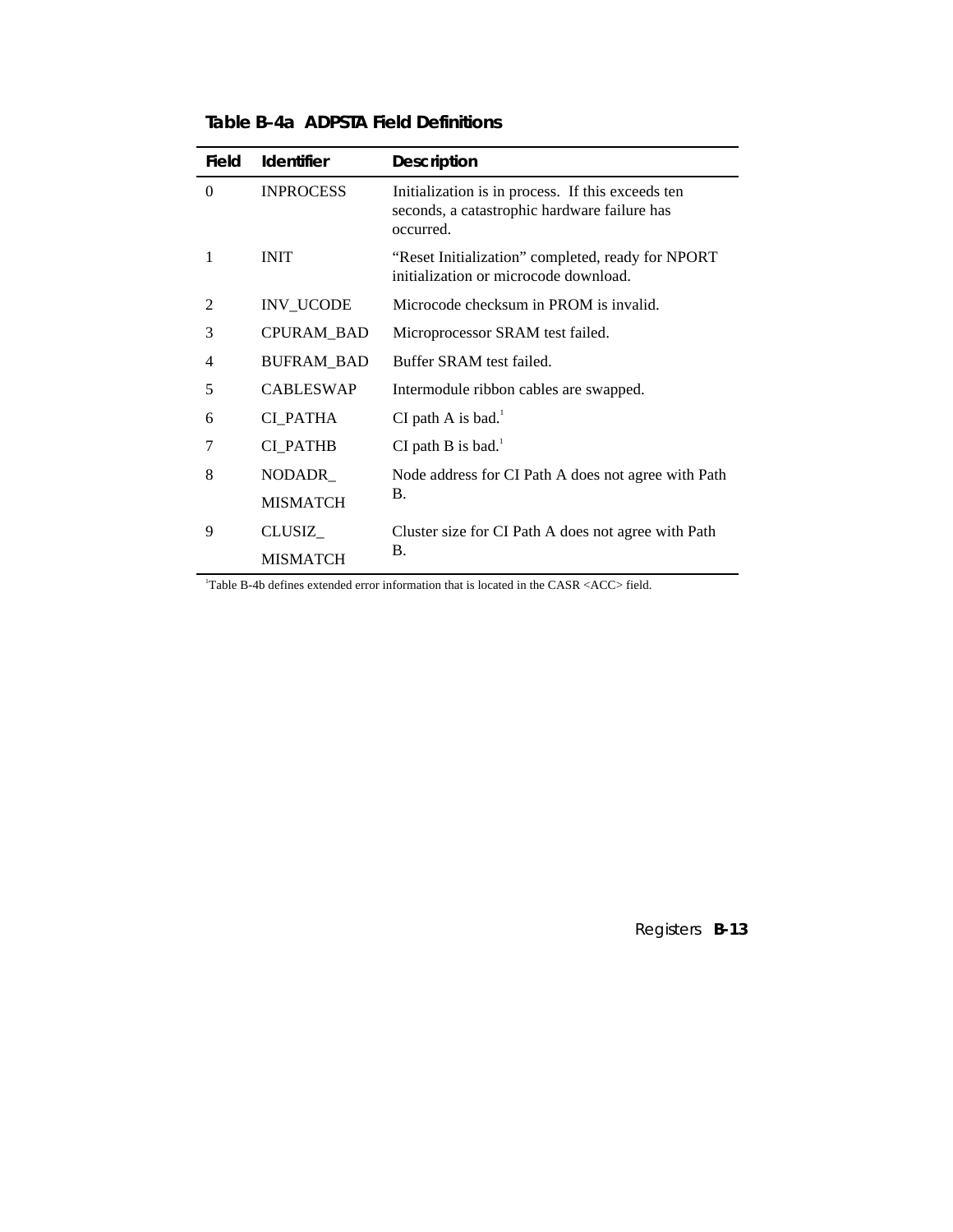**Table B-4a ADPSTA Field Definitions**

| Field | Identifier | Description |
|---|---|---|
| 0 | INPROCESS | Initialization is in process. If this exceeds ten seconds, a catastrophic hardware failure has occurred. |
| 1 | INIT | “Reset Initialization” completed, ready for NPORT initialization or microcode download. |
| 2 | INV_UCODE | Microcode checksum in PROM is invalid. |
| 3 | CPURAM_BAD | Microprocessor SRAM test failed. |
| 4 | BUFRAM_BAD | Buffer SRAM test failed. |
| 5 | CABLESWAP | Intermodule ribbon cables are swapped. |
| 6 | CI_PATHA | CI path A is bad.[1] |
| 7 | CI_PATHB | CI path B is bad.[1] |
| 8 | NODADR_ MISMATCH | Node address for CI Path A does not agree with Path B. |
| 9 | CLUSIZ_ MISMATCH | Cluster size for CI Path A does not agree with Path B. |

[1]Table B-4b defines extended error information that is located in the CASR <ACC> field.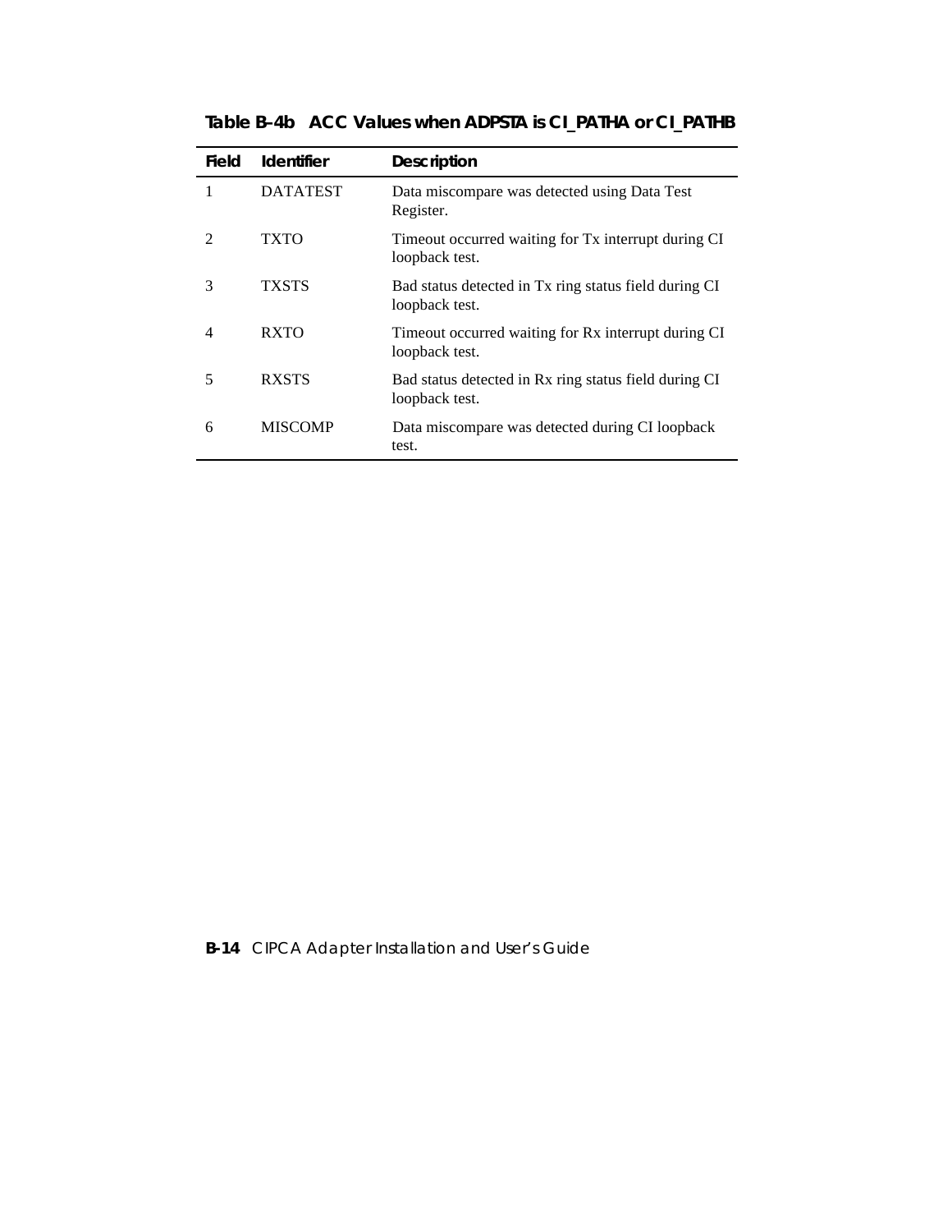**Table B–4b ACC Values when ADPSTA is CI_PATHA or CI_PATHB**

| Field | Identifier | Description |
|---|---|---|
| 1 | DATATEST | Data miscompare was detected using Data Test Register. |
| 2 | TXTO | Timeout occurred waiting for Tx interrupt during CI loopback test. |
| 3 | TXSTS | Bad status detected in Tx ring status field during CI loopback test. |
| 4 | RXTO | Timeout occurred waiting for Rx interrupt during CI loopback test. |
| 5 | RXSTS | Bad status detected in Rx ring status field during CI loopback test. |
| 6 | MISCOMP | Data miscompare was detected during CI loopback test. |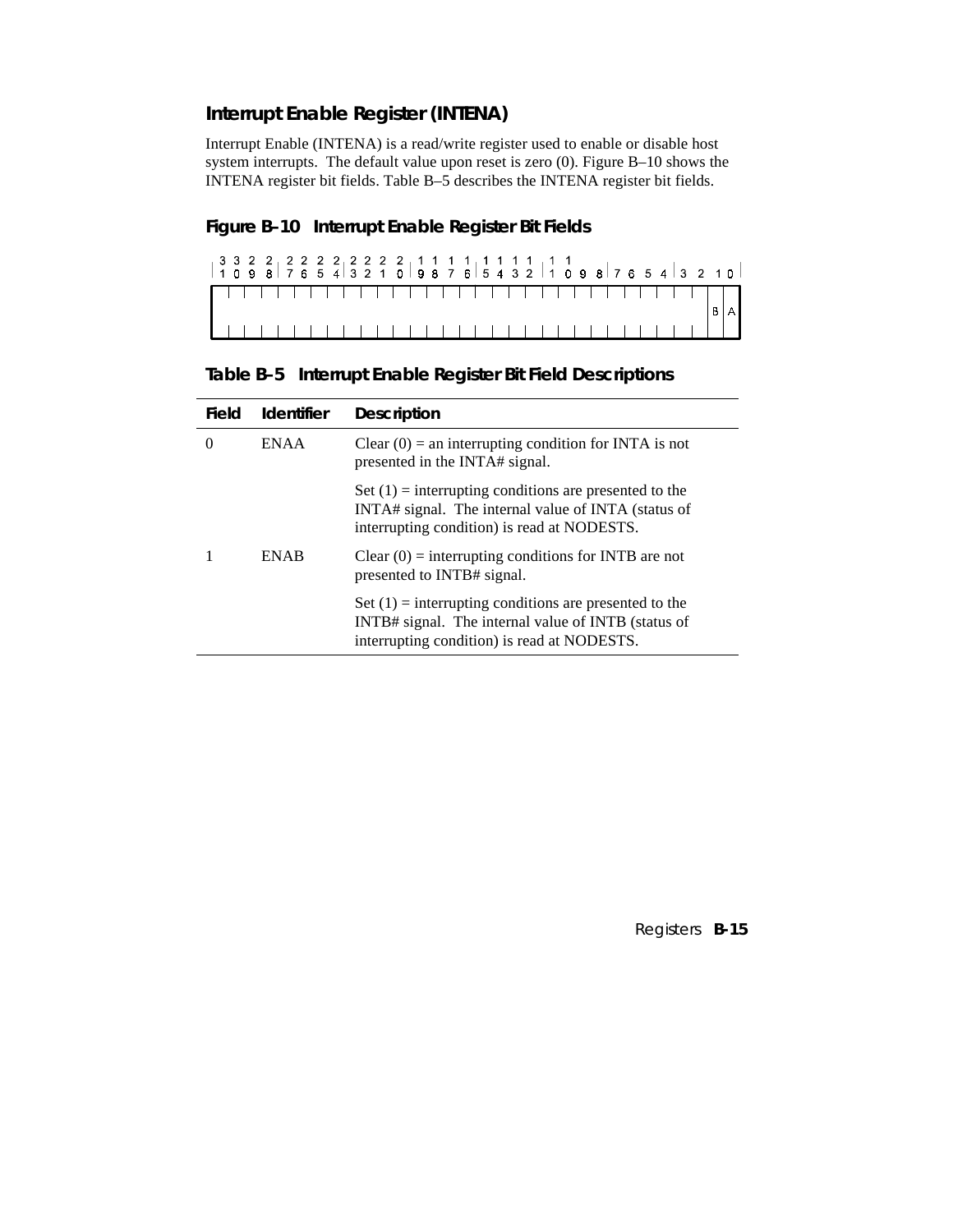## Interrupt Enable Register (INTENA)

Interrupt Enable (INTENA) is a read/write register used to enable or disable host system interrupts. The default value upon reset is zero (0). Figure B–10 shows the INTENA register bit fields. Table B–5 describes the INTENA register bit fields.

### Figure B–10 Interrupt Enable Register Bit Fields

| 31 | 30 | 29 | 28 | 27 | 26 | 25 | 24 | 23 | 22 | 21 | 20 | 19 | 18 | 17 | 16 | 15 | 14 | 13 | 12 | 11 | 10 | 9 | 8 | 7 | 6 | 5 | 4 | 3 | 2 | 1 | 0 |
|---|---|---|---|---|---|---|---|---|---|---|---|---|---|---|---|---|---|---|---|---|---|---|---|---|---|---|---|---|---|---|---|
| | | | | | | | | | | | | | | | | | | | | | | | | | | | | | | B | A |

### Table B–5 Interrupt Enable Register Bit Field Descriptions

| Field | Identifier | Description |
|---|---|---|
| 0 | ENAA | Clear (0) = an interrupting condition for INTA is not presented in the INTA# signal. |
| | | Set (1) = interrupting conditions are presented to the INTA# signal. The internal value of INTA (status of interrupting condition) is read at NODESTS. |
| 1 | ENAB | Clear (0) = interrupting conditions for INTB are not presented to INTB# signal. |
| | | Set (1) = interrupting conditions are presented to the INTB# signal. The internal value of INTB (status of interrupting condition) is read at NODESTS. |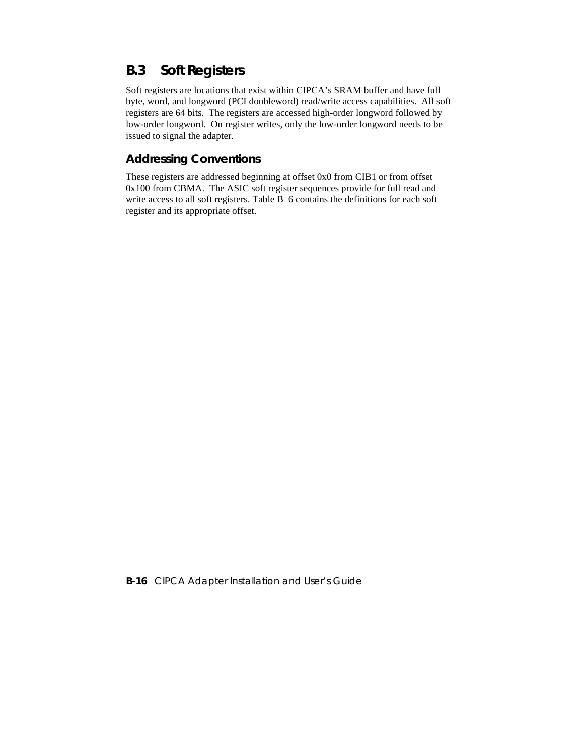## B.3 Soft Registers

Soft registers are locations that exist within CIPCA's SRAM buffer and have full byte, word, and longword (PCI doubleword) read/write access capabilities. All soft registers are 64 bits. The registers are accessed high-order longword followed by low-order longword. On register writes, only the low-order longword needs to be issued to signal the adapter.

### Addressing Conventions

These registers are addressed beginning at offset 0x0 from CIB1 or from offset 0x100 from CBMA. The ASIC soft register sequences provide for full read and write access to all soft registers. Table B–6 contains the definitions for each soft register and its appropriate offset.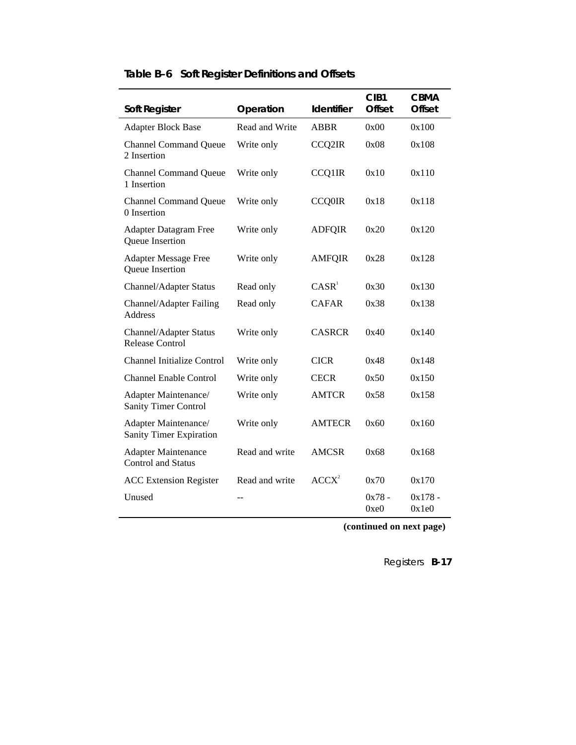**Table B–6 Soft Register Definitions and Offsets**

| Soft Register | Operation | Identifier | CIB1 Offset | CBMA Offset |
|---|---|---|---|---|
| Adapter Block Base | Read and Write | ABBR | 0x00 | 0x100 |
| Channel Command Queue 2 Insertion | Write only | CCQ2IR | 0x08 | 0x108 |
| Channel Command Queue 1 Insertion | Write only | CCQ1IR | 0x10 | 0x110 |
| Channel Command Queue 0 Insertion | Write only | CCQ0IR | 0x18 | 0x118 |
| Adapter Datagram Free Queue Insertion | Write only | ADFQIR | 0x20 | 0x120 |
| Adapter Message Free Queue Insertion | Write only | AMFQIR | 0x28 | 0x128 |
| Channel/Adapter Status | Read only | CASR[1] | 0x30 | 0x130 |
| Channel/Adapter Failing Address | Read only | CAFAR | 0x38 | 0x138 |
| Channel/Adapter Status Release Control | Write only | CASRCR | 0x40 | 0x140 |
| Channel Initialize Control | Write only | CICR | 0x48 | 0x148 |
| Channel Enable Control | Write only | CECR | 0x50 | 0x150 |
| Adapter Maintenance/ Sanity Timer Control | Write only | AMTCR | 0x58 | 0x158 |
| Adapter Maintenance/ Sanity Timer Expiration | Write only | AMTECR | 0x60 | 0x160 |
| Adapter Maintenance Control and Status | Read and write | AMCSR | 0x68 | 0x168 |
| ACC Extension Register | Read and write | ACCX[2] | 0x70 | 0x170 |
| Unused | -- | | 0x78 - 0xe0 | 0x178 - 0x1e0 |

**(continued on next page)**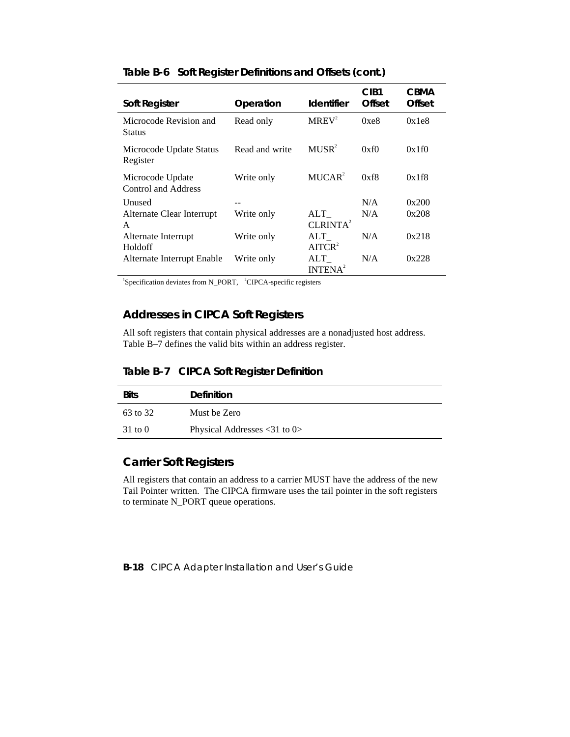**Table B-6 Soft Register Definitions and Offsets (cont.)**

| Soft Register | Operation | Identifier | CIB1 Offset | CBMA Offset |
|---|---|---|---|---|
| Microcode Revision and Status | Read only | MREV[2] | 0xe8 | 0x1e8 |
| Microcode Update Status Register | Read and write | MUSR[2] | 0xf0 | 0x1f0 |
| Microcode Update Control and Address | Write only | MUCAR[2] | 0xf8 | 0x1f8 |
| Unused | -- | | N/A | 0x200 |
| Alternate Clear Interrupt A | Write only | ALT_ CLRINTA[2] | N/A | 0x208 |
| Alternate Interrupt Holdoff | Write only | ALT_ AITCR[2] | N/A | 0x218 |
| Alternate Interrupt Enable | Write only | ALT_ INTENA[2] | N/A | 0x228 |

[1]Specification deviates from N_PORT, [2]CIPCA-specific registers

## Addresses in CIPCA Soft Registers

All soft registers that contain physical addresses are a nonadjusted host address. Table B–7 defines the valid bits within an address register.

**Table B–7 CIPCA Soft Register Definition**

| Bits | Definition |
|---|---|
| 63 to 32 | Must be Zero |
| 31 to 0 | Physical Addresses <31 to 0> |

## Carrier Soft Registers

All registers that contain an address to a carrier MUST have the address of the new Tail Pointer written. The CIPCA firmware uses the tail pointer in the soft registers to terminate N_PORT queue operations.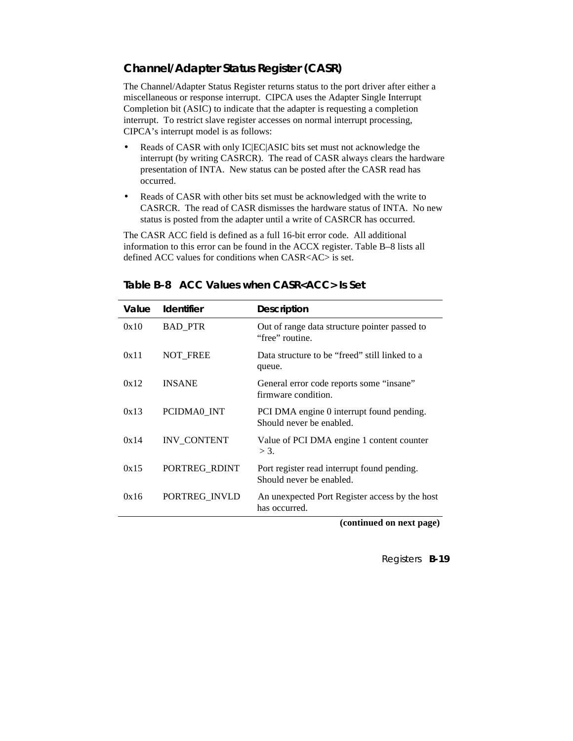## Channel/Adapter Status Register (CASR)

The Channel/Adapter Status Register returns status to the port driver after either a miscellaneous or response interrupt. CIPCA uses the Adapter Single Interrupt Completion bit (ASIC) to indicate that the adapter is requesting a completion interrupt. To restrict slave register accesses on normal interrupt processing, CIPCA's interrupt model is as follows:

- Reads of CASR with only IC|EC|ASIC bits set must not acknowledge the interrupt (by writing CASRCR). The read of CASR always clears the hardware presentation of INTA. New status can be posted after the CASR read has occurred.
- Reads of CASR with other bits set must be acknowledged with the write to CASRCR. The read of CASR dismisses the hardware status of INTA. No new status is posted from the adapter until a write of CASRCR has occurred.

The CASR ACC field is defined as a full 16-bit error code. All additional information to this error can be found in the ACCX register. Table B–8 lists all defined ACC values for conditions when CASR<AC> is set.

**Table B–8 ACC Values when CASR<ACC> Is Set**

| Value | Identifier | Description |
|---|---|---|
| 0x10 | BAD_PTR | Out of range data structure pointer passed to "free" routine. |
| 0x11 | NOT_FREE | Data structure to be "freed" still linked to a queue. |
| 0x12 | INSANE | General error code reports some "insane" firmware condition. |
| 0x13 | PCIDMA0_INT | PCI DMA engine 0 interrupt found pending. Should never be enabled. |
| 0x14 | INV_CONTENT | Value of PCI DMA engine 1 content counter > 3. |
| 0x15 | PORTREG_RDINT | Port register read interrupt found pending. Should never be enabled. |
| 0x16 | PORTREG_INVLD | An unexpected Port Register access by the host has occurred. |

**(continued on next page)**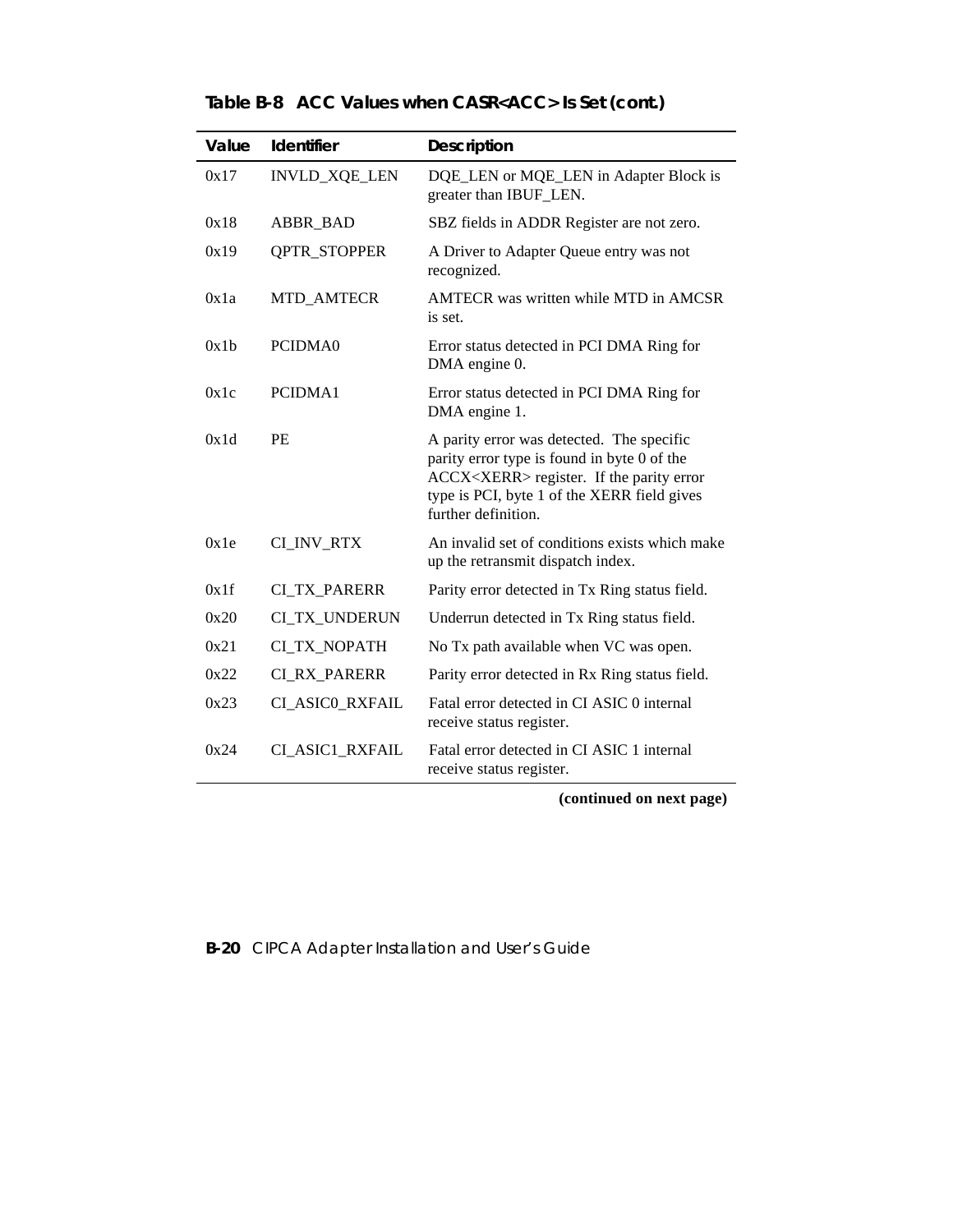**Table B-8 ACC Values when CASR<ACC> Is Set (cont.)**

| Value | Identifier | Description |
|---|---|---|
| 0x17 | INVLD_XQE_LEN | DQE_LEN or MQE_LEN in Adapter Block is greater than IBUF_LEN. |
| 0x18 | ABBR_BAD | SBZ fields in ADDR Register are not zero. |
| 0x19 | QPTR_STOPPER | A Driver to Adapter Queue entry was not recognized. |
| 0x1a | MTD_AMTECR | AMTECR was written while MTD in AMCSR is set. |
| 0x1b | PCIDMA0 | Error status detected in PCI DMA Ring for DMA engine 0. |
| 0x1c | PCIDMA1 | Error status detected in PCI DMA Ring for DMA engine 1. |
| 0x1d | PE | A parity error was detected. The specific parity error type is found in byte 0 of the ACCX<XERR> register. If the parity error type is PCI, byte 1 of the XERR field gives further definition. |
| 0x1e | CI_INV_RTX | An invalid set of conditions exists which make up the retransmit dispatch index. |
| 0x1f | CI_TX_PARERR | Parity error detected in Tx Ring status field. |
| 0x20 | CI_TX_UNDERUN | Underrun detected in Tx Ring status field. |
| 0x21 | CI_TX_NOPATH | No Tx path available when VC was open. |
| 0x22 | CI_RX_PARERR | Parity error detected in Rx Ring status field. |
| 0x23 | CI_ASIC0_RXFAIL | Fatal error detected in CI ASIC 0 internal receive status register. |
| 0x24 | CI_ASIC1_RXFAIL | Fatal error detected in CI ASIC 1 internal receive status register. |

**(continued on next page)**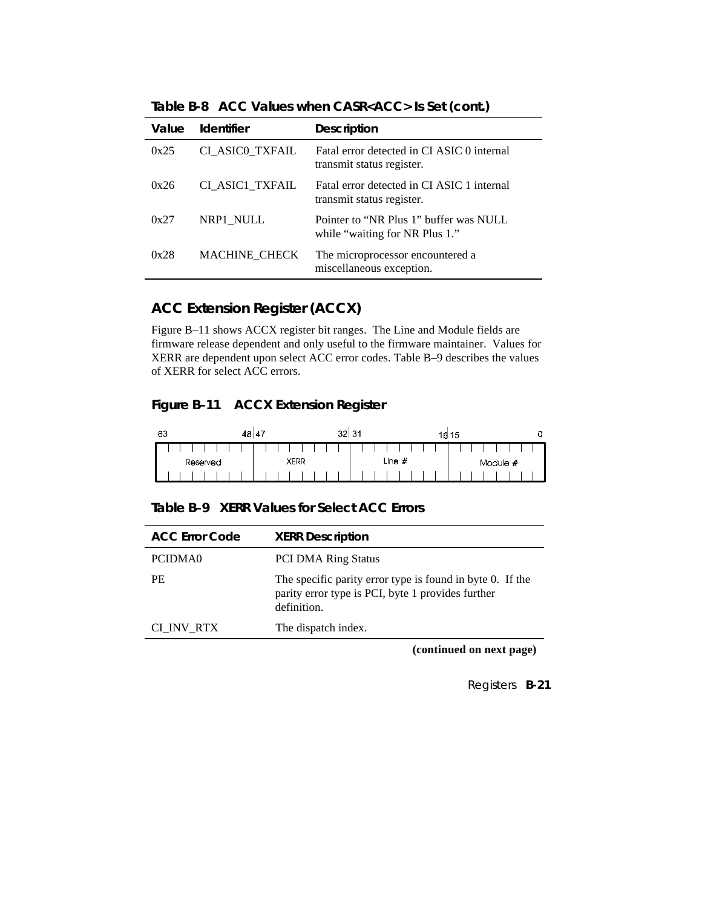**Table B-8 ACC Values when CASR<ACC> Is Set (cont.)**

| Value | Identifier | Description |
|---|---|---|
| 0x25 | CI_ASIC0_TXFAIL | Fatal error detected in CI ASIC 0 internal transmit status register. |
| 0x26 | CI_ASIC1_TXFAIL | Fatal error detected in CI ASIC 1 internal transmit status register. |
| 0x27 | NRP1_NULL | Pointer to "NR Plus 1" buffer was NULL while "waiting for NR Plus 1." |
| 0x28 | MACHINE_CHECK | The microprocessor encountered a miscellaneous exception. |

## ACC Extension Register (ACCX)

Figure B–11 shows ACCX register bit ranges. The Line and Module fields are firmware release dependent and only useful to the firmware maintainer. Values for XERR are dependent upon select ACC error codes. Table B–9 describes the values of XERR for select ACC errors.

**Figure B–11 ACCX Extension Register**

| 63–48 | 47–32 | 31–16 | 15–0 |
|---|---|---|---|
| Reserved | XERR | Line # | Module # |

**Table B–9 XERR Values for Select ACC Errors**

| ACC Error Code | XERR Description |
|---|---|
| PCIDMA0 | PCI DMA Ring Status |
| PE | The specific parity error type is found in byte 0. If the parity error type is PCI, byte 1 provides further definition. |
| CI_INV_RTX | The dispatch index. |

**(continued on next page)**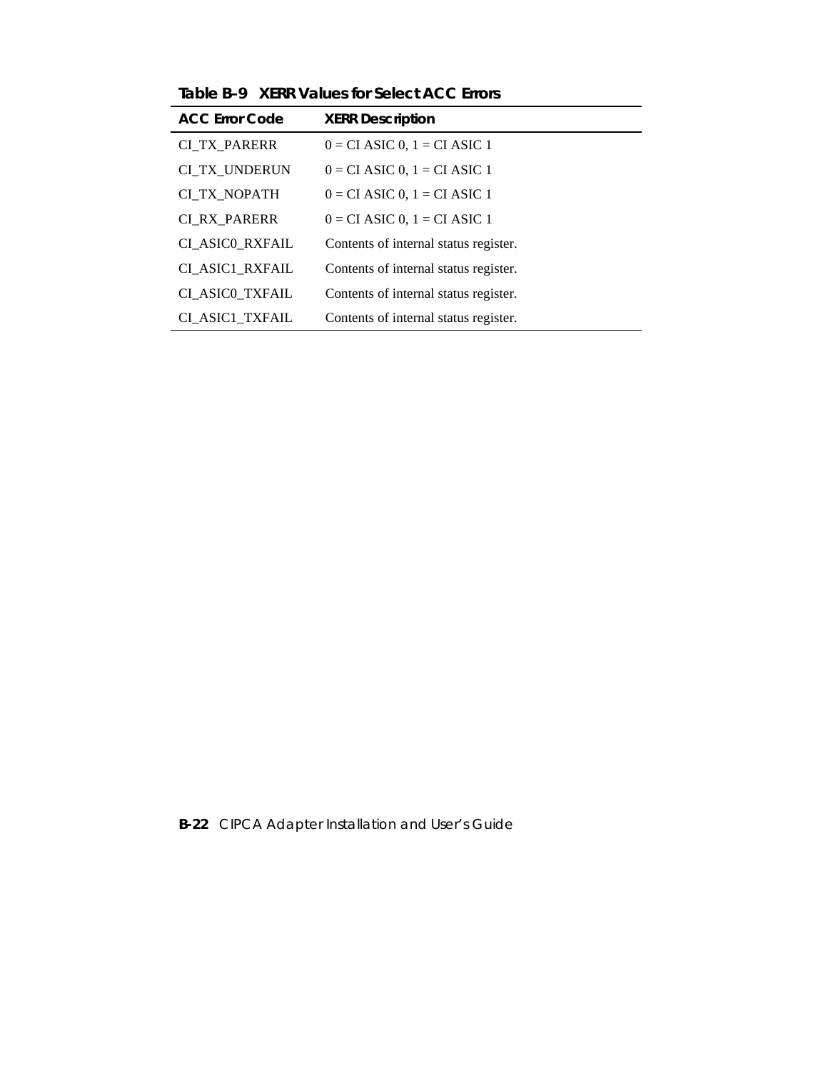**Table B–9 XERR Values for Select ACC Errors**

| ACC Error Code | XERR Description |
|---|---|
| CI_TX_PARERR | 0 = CI ASIC 0, 1 = CI ASIC 1 |
| CI_TX_UNDERUN | 0 = CI ASIC 0, 1 = CI ASIC 1 |
| CI_TX_NOPATH | 0 = CI ASIC 0, 1 = CI ASIC 1 |
| CI_RX_PARERR | 0 = CI ASIC 0, 1 = CI ASIC 1 |
| CI_ASIC0_RXFAIL | Contents of internal status register. |
| CI_ASIC1_RXFAIL | Contents of internal status register. |
| CI_ASIC0_TXFAIL | Contents of internal status register. |
| CI_ASIC1_TXFAIL | Contents of internal status register. |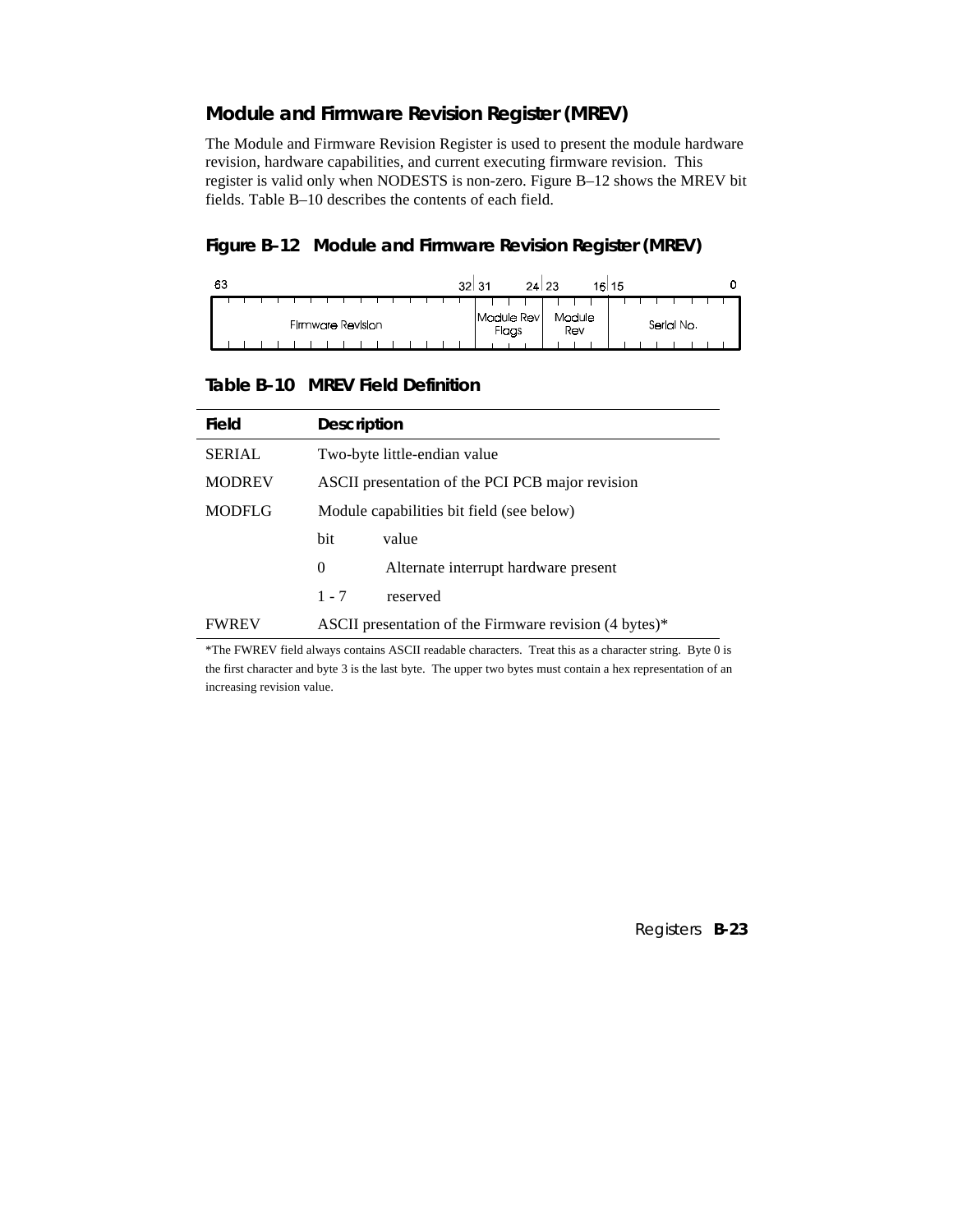## Module and Firmware Revision Register (MREV)

The Module and Firmware Revision Register is used to present the module hardware revision, hardware capabilities, and current executing firmware revision. This register is valid only when NODESTS is non-zero. Figure B–12 shows the MREV bit fields. Table B–10 describes the contents of each field.

### Figure B–12 Module and Firmware Revision Register (MREV)

| 63 — 32 | 31 — 24 | 23 — 16 | 15 — 0 |
|---|---|---|---|
| Firmware Revision | Module Rev Flags | Module Rev | Serial No. |

### Table B–10 MREV Field Definition

| Field | Description | |
|---|---|---|
| SERIAL | Two-byte little-endian value | |
| MODREV | ASCII presentation of the PCI PCB major revision | |
| MODFLG | Module capabilities bit field (see below) | |
| | bit | value |
| | 0 | Alternate interrupt hardware present |
| | 1 - 7 | reserved |
| FWREV | ASCII presentation of the Firmware revision (4 bytes)* | |

*The FWREV field always contains ASCII readable characters. Treat this as a character string. Byte 0 is the first character and byte 3 is the last byte. The upper two bytes must contain a hex representation of an increasing revision value.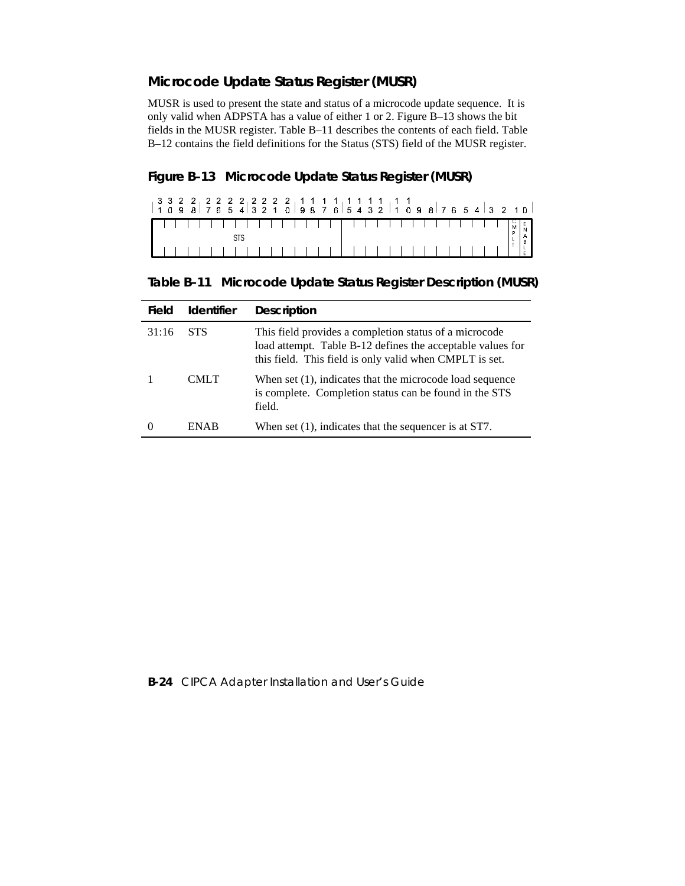## Microcode Update Status Register (MUSR)

MUSR is used to present the state and status of a microcode update sequence. It is only valid when ADPSTA has a value of either 1 or 2. Figure B–13 shows the bit fields in the MUSR register. Table B–11 describes the contents of each field. Table B–12 contains the field definitions for the Status (STS) field of the MUSR register.

### Figure B–13 Microcode Update Status Register (MUSR)

| 31:16 | 15:2 | 1 | 0 |
|---|---|---|---|
| STS | | CMPLT | ENABLE |

### Table B–11 Microcode Update Status Register Description (MUSR)

| Field | Identifier | Description |
|---|---|---|
| 31:16 | STS | This field provides a completion status of a microcode load attempt. Table B-12 defines the acceptable values for this field. This field is only valid when CMPLT is set. |
| 1 | CMLT | When set (1), indicates that the microcode load sequence is complete. Completion status can be found in the STS field. |
| 0 | ENAB | When set (1), indicates that the sequencer is at ST7. |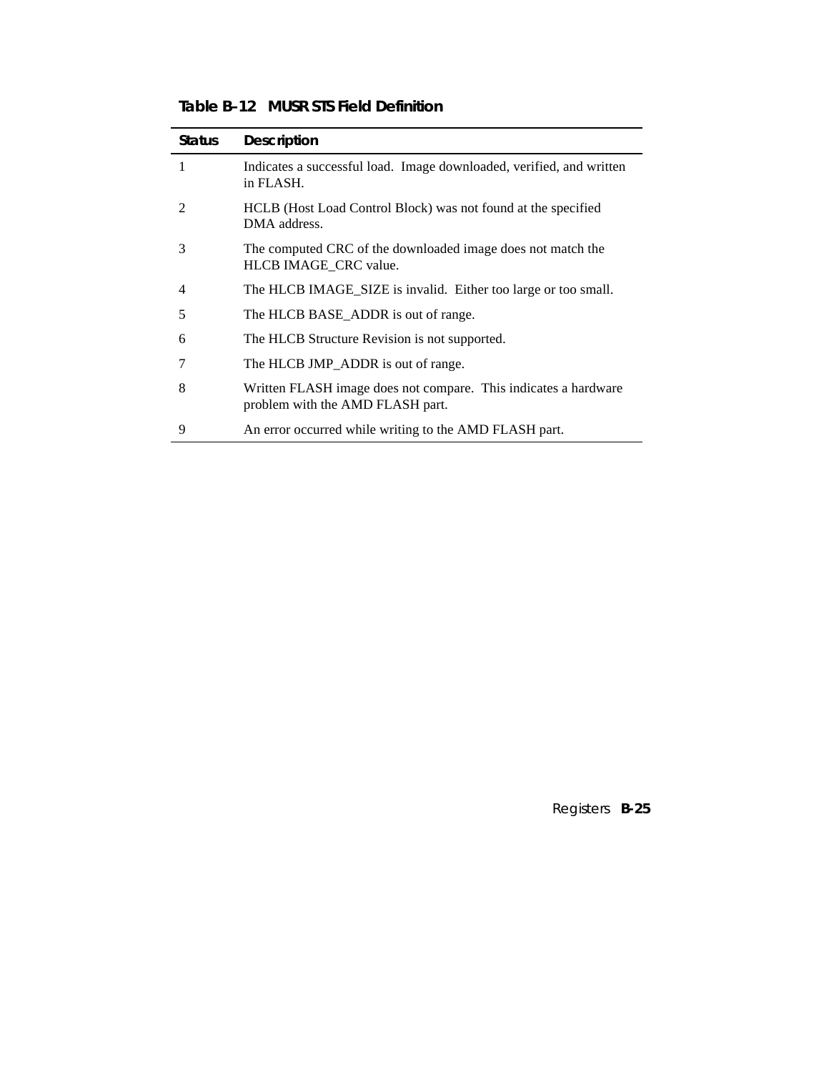**Table B–12 MUSR STS Field Definition**

| Status | Description |
|---|---|
| 1 | Indicates a successful load. Image downloaded, verified, and written in FLASH. |
| 2 | HCLB (Host Load Control Block) was not found at the specified DMA address. |
| 3 | The computed CRC of the downloaded image does not match the HLCB IMAGE_CRC value. |
| 4 | The HLCB IMAGE_SIZE is invalid. Either too large or too small. |
| 5 | The HLCB BASE_ADDR is out of range. |
| 6 | The HLCB Structure Revision is not supported. |
| 7 | The HLCB JMP_ADDR is out of range. |
| 8 | Written FLASH image does not compare. This indicates a hardware problem with the AMD FLASH part. |
| 9 | An error occurred while writing to the AMD FLASH part. |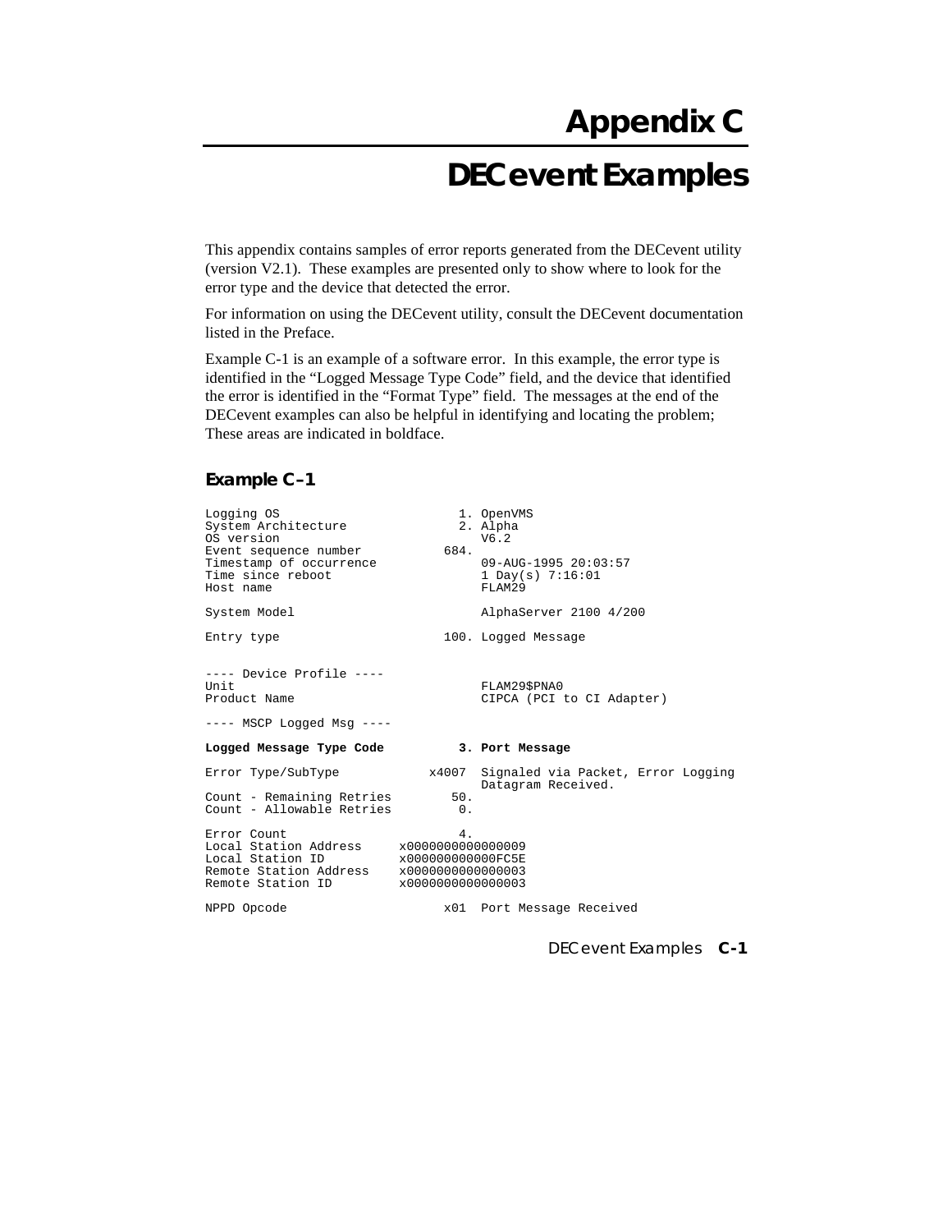# Appendix C

# DECevent Examples

This appendix contains samples of error reports generated from the DECevent utility (version V2.1). These examples are presented only to show where to look for the error type and the device that detected the error.

For information on using the DECevent utility, consult the DECevent documentation listed in the Preface.

Example C-1 is an example of a software error. In this example, the error type is identified in the "Logged Message Type Code" field, and the device that identified the error is identified in the "Format Type" field. The messages at the end of the DECevent examples can also be helpful in identifying and locating the problem; These areas are indicated in boldface.

### Example C–1

```
Logging OS                         1. OpenVMS
System Architecture                2. Alpha
OS version                            V6.2
Event sequence number            684.
Timestamp of occurrence               09-AUG-1995 20:03:57
Time since reboot                     1 Day(s) 7:16:01
Host name                             FLAM29

System Model                          AlphaServer 2100 4/200

Entry type                       100. Logged Message


---- Device Profile ----
Unit                                  FLAM29$PNA0
Product Name                          CIPCA (PCI to CI Adapter)

---- MSCP Logged Msg ----

Logged Message Type Code           3. Port Message

Error Type/SubType             x4007  Signaled via Packet, Error Logging
                                      Datagram Received.
Count - Remaining Retries        50.
Count - Allowable Retries         0.

Error Count                       4.
Local Station Address     x0000000000000009
Local Station ID          x000000000000FC5E
Remote Station Address    x0000000000000003
Remote Station ID         x0000000000000003

NPPD Opcode                      x01  Port Message Received
```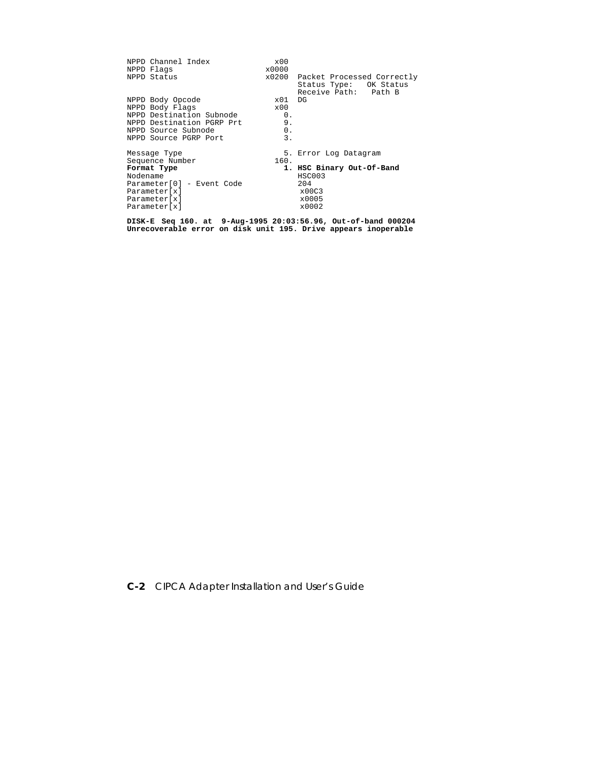```
NPPD Channel Index              x00
NPPD Flags                    x0000
NPPD Status                   x0200  Packet Processed Correctly
                                     Status Type:   OK Status
                                     Receive Path:   Path B
NPPD Body Opcode                x01  DG
NPPD Body Flags                 x00
NPPD Destination Subnode         0.
NPPD Destination PGRP Prt        9.
NPPD Source Subnode              0.
NPPD Source PGRP Port            3.

Message Type                     5. Error Log Datagram
Sequence Number                160.
Format Type                      1. HSC Binary Out-Of-Band
Nodename                             HSC003
Parameter[0] - Event Code            204
Parameter[x]                          x00C3
Parameter[x]                          x0005
Parameter[x]                          x0002

DISK-E Seq 160. at  9-Aug-1995 20:03:56.96, Out-of-band 000204
Unrecoverable error on disk unit 195. Drive appears inoperable
```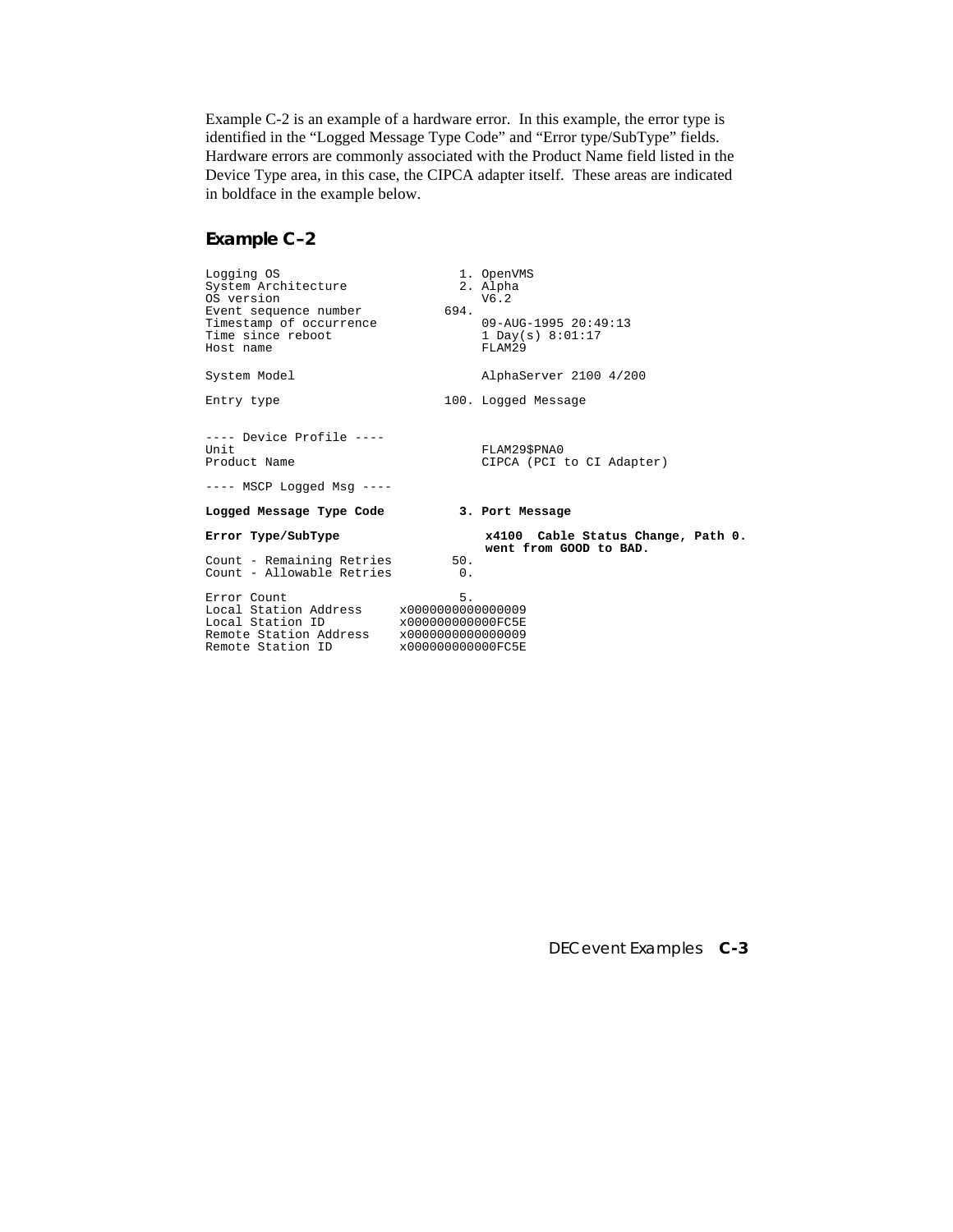Example C-2 is an example of a hardware error. In this example, the error type is identified in the "Logged Message Type Code" and "Error type/SubType" fields. Hardware errors are commonly associated with the Product Name field listed in the Device Type area, in this case, the CIPCA adapter itself. These areas are indicated in boldface in the example below.

### Example C–2

```
Logging OS                          1. OpenVMS
System Architecture                 2. Alpha
OS version                             V6.2
Event sequence number             694.
Timestamp of occurrence                09-AUG-1995 20:49:13
Time since reboot                      1 Day(s) 8:01:17
Host name                              FLAM29

System Model                           AlphaServer 2100 4/200

Entry type                        100. Logged Message


---- Device Profile ----
Unit                                   FLAM29$PNA0
Product Name                           CIPCA (PCI to CI Adapter)

---- MSCP Logged Msg ----

Logged Message Type Code            3. Port Message

Error Type/SubType                     x4100  Cable Status Change, Path 0.
                                       went from GOOD to BAD.
Count - Remaining Retries          50.
Count - Allowable Retries           0.

Error Count                         5.
Local Station Address     x0000000000000009
Local Station ID          x000000000000FC5E
Remote Station Address    x0000000000000009
Remote Station ID         x000000000000FC5E
```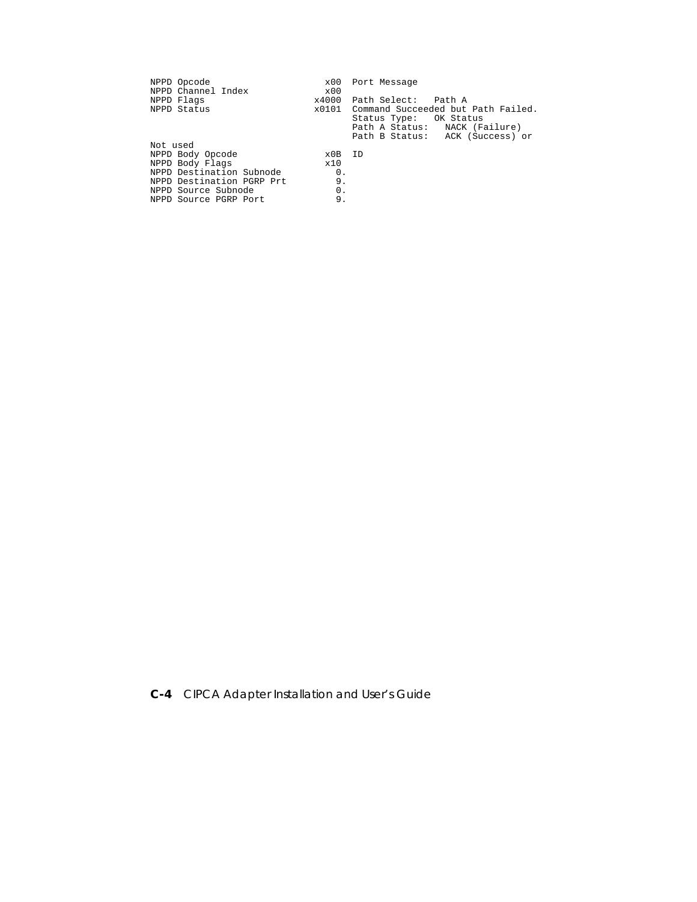```
NPPD Opcode                    x00  Port Message
NPPD Channel Index             x00
NPPD Flags                   x4000  Path Select:   Path A
NPPD Status                  x0101  Command Succeeded but Path Failed.
                                    Status Type:   OK Status
                                    Path A Status:   NACK (Failure)
                                    Path B Status:   ACK (Success) or
Not used
NPPD Body Opcode               x0B  ID
NPPD Body Flags                x10
NPPD Destination Subnode        0.
NPPD Destination PGRP Prt       9.
NPPD Source Subnode             0.
NPPD Source PGRP Port           9.
```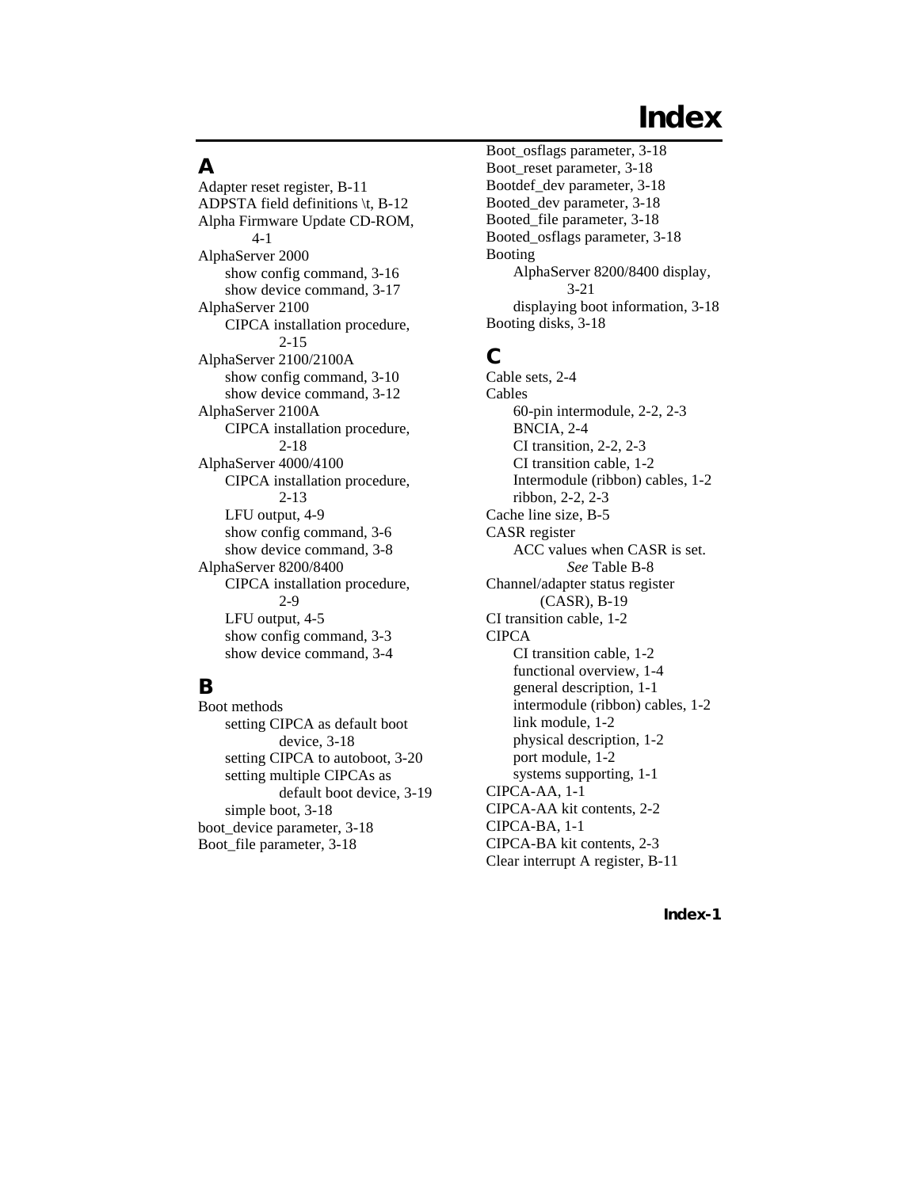# Index

## A

Adapter reset register, B-11
ADPSTA field definitions \t, B-12
Alpha Firmware Update CD-ROM, 4-1
AlphaServer 2000
- show config command, 3-16
- show device command, 3-17

AlphaServer 2100
- CIPCA installation procedure, 2-15

AlphaServer 2100/2100A
- show config command, 3-10
- show device command, 3-12

AlphaServer 2100A
- CIPCA installation procedure, 2-18

AlphaServer 4000/4100
- CIPCA installation procedure, 2-13
- LFU output, 4-9
- show config command, 3-6
- show device command, 3-8

AlphaServer 8200/8400
- CIPCA installation procedure, 2-9
- LFU output, 4-5
- show config command, 3-3
- show device command, 3-4

## B

Boot methods
- setting CIPCA as default boot device, 3-18
- setting CIPCA to autoboot, 3-20
- setting multiple CIPCAs as default boot device, 3-19
- simple boot, 3-18

boot_device parameter, 3-18
Boot_file parameter, 3-18
Boot_osflags parameter, 3-18
Boot_reset parameter, 3-18
Bootdef_dev parameter, 3-18
Booted_dev parameter, 3-18
Booted_file parameter, 3-18
Booted_osflags parameter, 3-18
Booting
- AlphaServer 8200/8400 display, 3-21
- displaying boot information, 3-18

Booting disks, 3-18

## C

Cable sets, 2-4
Cables
- 60-pin intermodule, 2-2, 2-3
- BNCIA, 2-4
- CI transition, 2-2, 2-3
- CI transition cable, 1-2
- Intermodule (ribbon) cables, 1-2
- ribbon, 2-2, 2-3

Cache line size, B-5
CASR register
- ACC values when CASR is set. *See* Table B-8

Channel/adapter status register (CASR), B-19
CI transition cable, 1-2
CIPCA
- CI transition cable, 1-2
- functional overview, 1-4
- general description, 1-1
- intermodule (ribbon) cables, 1-2
- link module, 1-2
- physical description, 1-2
- port module, 1-2
- systems supporting, 1-1

CIPCA-AA, 1-1
CIPCA-AA kit contents, 2-2
CIPCA-BA, 1-1
CIPCA-BA kit contents, 2-3
Clear interrupt A register, B-11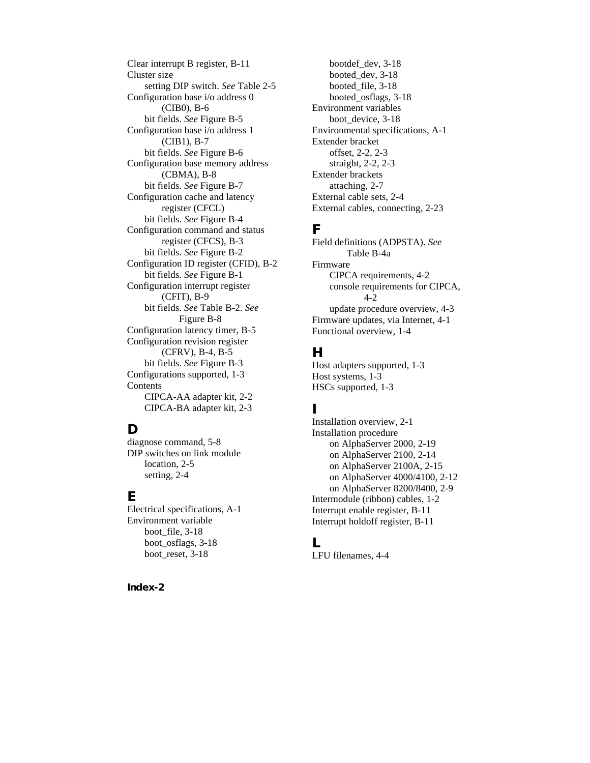Clear interrupt B register, B-11
Cluster size
  setting DIP switch. *See* Table 2-5
Configuration base i/o address 0 (CIB0), B-6
  bit fields. *See* Figure B-5
Configuration base i/o address 1 (CIB1), B-7
  bit fields. *See* Figure B-6
Configuration base memory address (CBMA), B-8
  bit fields. *See* Figure B-7
Configuration cache and latency register (CFCL)
  bit fields. *See* Figure B-4
Configuration command and status register (CFCS), B-3
  bit fields. *See* Figure B-2
Configuration ID register (CFID), B-2
  bit fields. *See* Figure B-1
Configuration interrupt register (CFIT), B-9
  bit fields. *See* Table B-2. *See* Figure B-8
Configuration latency timer, B-5
Configuration revision register (CFRV), B-4, B-5
  bit fields. *See* Figure B-3
Configurations supported, 1-3
Contents
  CIPCA-AA adapter kit, 2-2
  CIPCA-BA adapter kit, 2-3

## D

diagnose command, 5-8
DIP switches on link module
  location, 2-5
  setting, 2-4

## E

Electrical specifications, A-1
Environment variable
  boot_file, 3-18
  boot_osflags, 3-18
  boot_reset, 3-18
  bootdef_dev, 3-18
  booted_dev, 3-18
  booted_file, 3-18
  booted_osflags, 3-18
Environment variables
  boot_device, 3-18
Environmental specifications, A-1
Extender bracket
  offset, 2-2, 2-3
  straight, 2-2, 2-3
Extender brackets
  attaching, 2-7
External cable sets, 2-4
External cables, connecting, 2-23

## F

Field definitions (ADPSTA). *See* Table B-4a
Firmware
  CIPCA requirements, 4-2
  console requirements for CIPCA, 4-2
  update procedure overview, 4-3
Firmware updates, via Internet, 4-1
Functional overview, 1-4

## H

Host adapters supported, 1-3
Host systems, 1-3
HSCs supported, 1-3

## I

Installation overview, 2-1
Installation procedure
  on AlphaServer 2000, 2-19
  on AlphaServer 2100, 2-14
  on AlphaServer 2100A, 2-15
  on AlphaServer 4000/4100, 2-12
  on AlphaServer 8200/8400, 2-9
Intermodule (ribbon) cables, 1-2
Interrupt enable register, B-11
Interrupt holdoff register, B-11

## L

LFU filenames, 4-4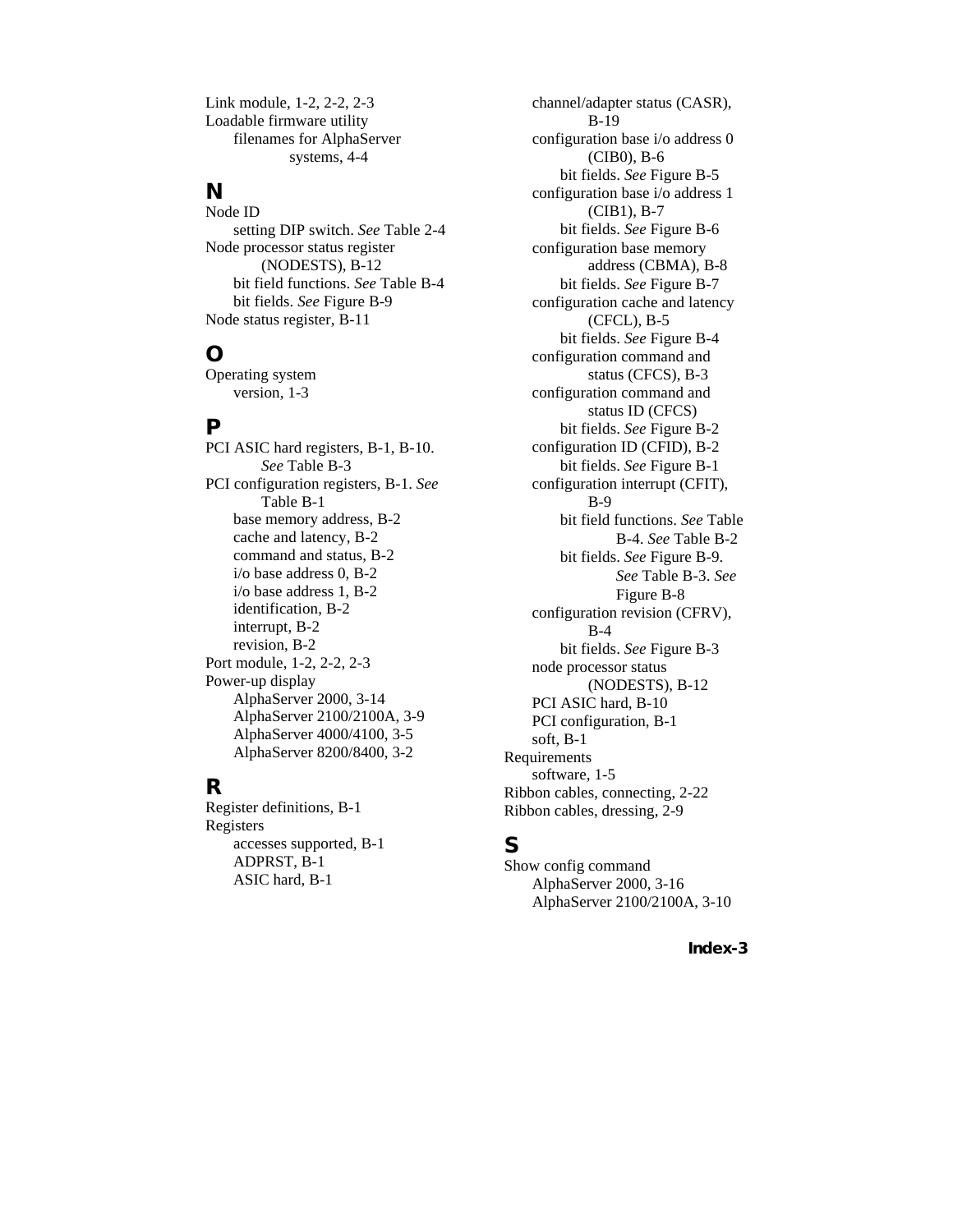Link module, 1-2, 2-2, 2-3
Loadable firmware utility
    filenames for AlphaServer systems, 4-4

## N

Node ID
    setting DIP switch. *See* Table 2-4
Node processor status register (NODESTS), B-12
    bit field functions. *See* Table B-4
    bit fields. *See* Figure B-9
Node status register, B-11

## O

Operating system
    version, 1-3

## P

PCI ASIC hard registers, B-1, B-10. *See* Table B-3
PCI configuration registers, B-1. *See* Table B-1
    base memory address, B-2
    cache and latency, B-2
    command and status, B-2
    i/o base address 0, B-2
    i/o base address 1, B-2
    identification, B-2
    interrupt, B-2
    revision, B-2
Port module, 1-2, 2-2, 2-3
Power-up display
    AlphaServer 2000, 3-14
    AlphaServer 2100/2100A, 3-9
    AlphaServer 4000/4100, 3-5
    AlphaServer 8200/8400, 3-2

## R

Register definitions, B-1
Registers
    accesses supported, B-1
    ADPRST, B-1
    ASIC hard, B-1
    channel/adapter status (CASR), B-19
    configuration base i/o address 0 (CIB0), B-6
        bit fields. *See* Figure B-5
    configuration base i/o address 1 (CIB1), B-7
        bit fields. *See* Figure B-6
    configuration base memory address (CBMA), B-8
        bit fields. *See* Figure B-7
    configuration cache and latency (CFCL), B-5
        bit fields. *See* Figure B-4
    configuration command and status (CFCS), B-3
    configuration command and status ID (CFCS)
        bit fields. *See* Figure B-2
    configuration ID (CFID), B-2
        bit fields. *See* Figure B-1
    configuration interrupt (CFIT), B-9
        bit field functions. *See* Table B-4. *See* Table B-2
        bit fields. *See* Figure B-9. *See* Table B-3. *See* Figure B-8
    configuration revision (CFRV), B-4
        bit fields. *See* Figure B-3
    node processor status (NODESTS), B-12
    PCI ASIC hard, B-10
    PCI configuration, B-1
    soft, B-1
Requirements
    software, 1-5
Ribbon cables, connecting, 2-22
Ribbon cables, dressing, 2-9

## S

Show config command
    AlphaServer 2000, 3-16
    AlphaServer 2100/2100A, 3-10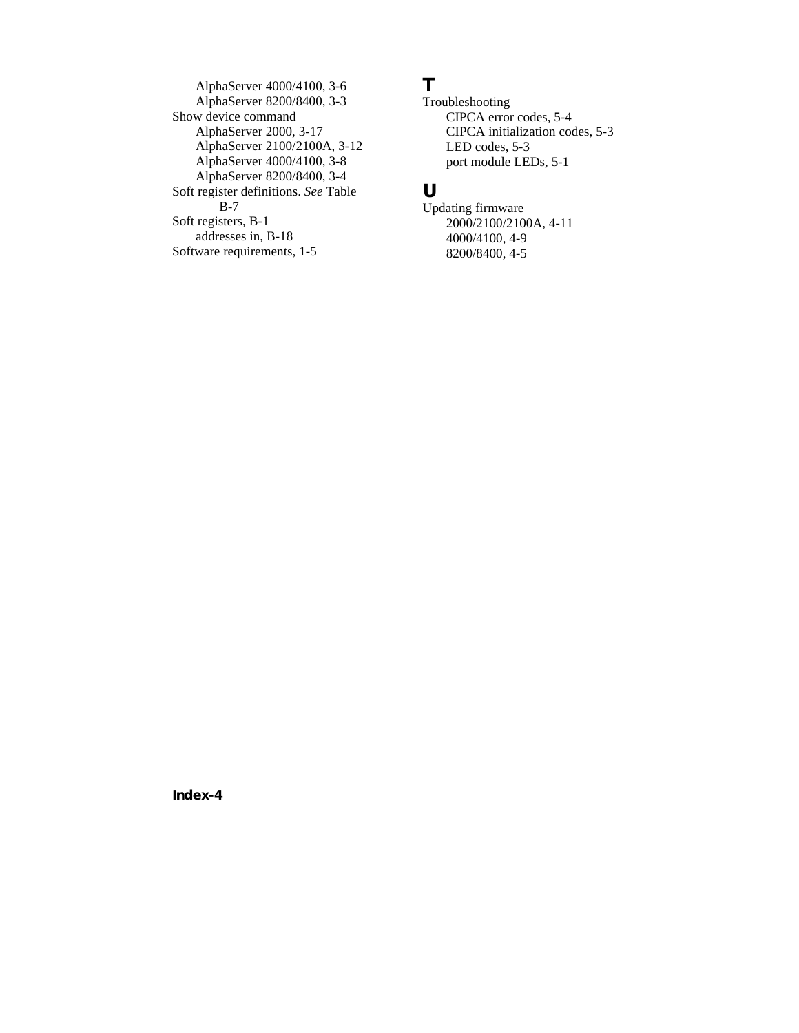AlphaServer 4000/4100, 3-6
AlphaServer 8200/8400, 3-3

Show device command
AlphaServer 2000, 3-17
AlphaServer 2100/2100A, 3-12
AlphaServer 4000/4100, 3-8
AlphaServer 8200/8400, 3-4

Soft register definitions. *See* Table B-7

Soft registers, B-1
addresses in, B-18

Software requirements, 1-5

## T

Troubleshooting
CIPCA error codes, 5-4
CIPCA initialization codes, 5-3
LED codes, 5-3
port module LEDs, 5-1

## U

Updating firmware
2000/2100/2100A, 4-11
4000/4100, 4-9
8200/8400, 4-5